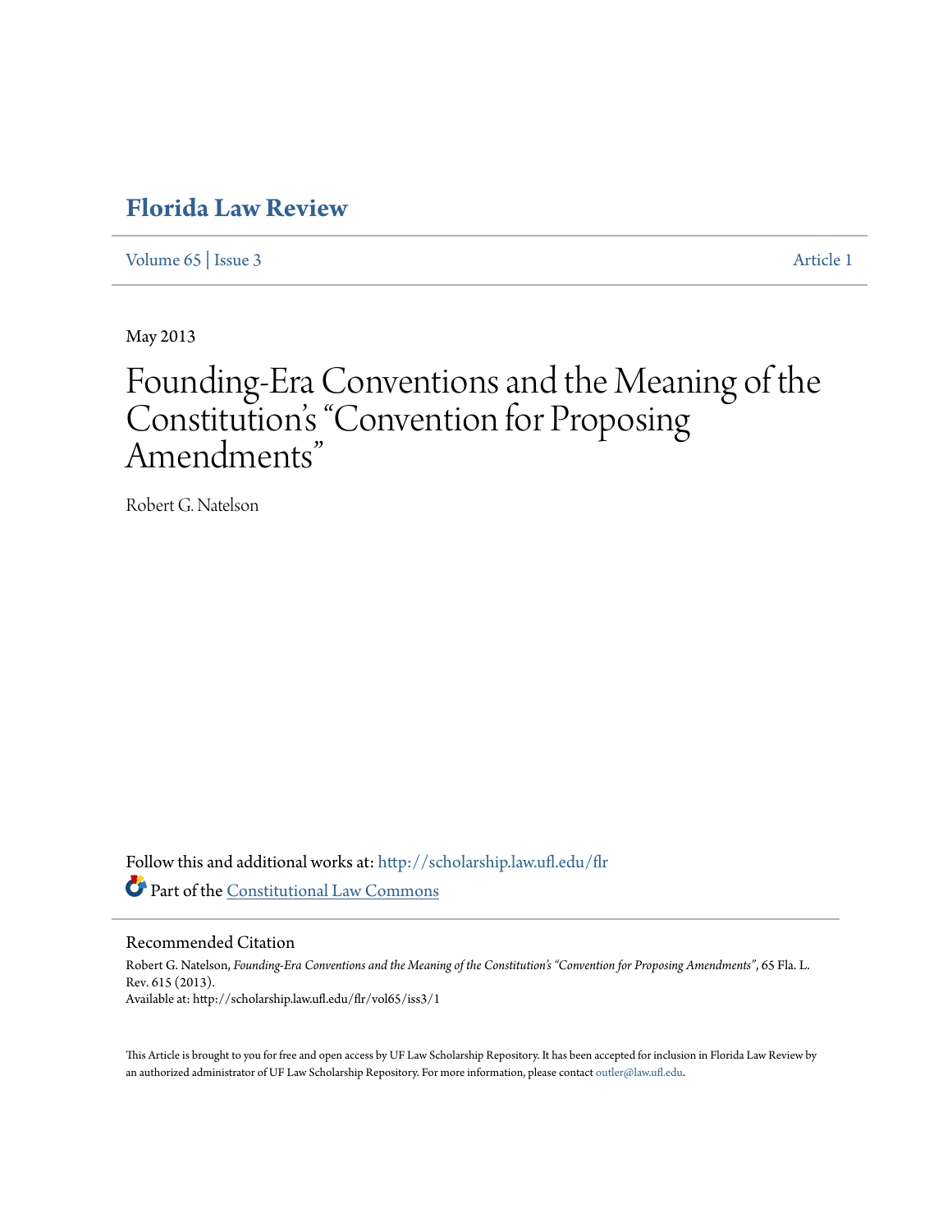# Florida Law Review

Volume 65 | Issue 3 Article 1

May 2013

# Founding-Era Conventions and the Meaning of the Constitution's "Convention for Proposing Amendments"

Robert G. Natelson

Follow this and additional works at: http://scholarship.law.ufl.edu/flr

Part of the Constitutional Law Commons

## Recommended Citation

Robert G. Natelson, *Founding-Era Conventions and the Meaning of the Constitution's "Convention for Proposing Amendments"*, 65 Fla. L. Rev. 615 (2013).
Available at: http://scholarship.law.ufl.edu/flr/vol65/iss3/1

This Article is brought to you for free and open access by UF Law Scholarship Repository. It has been accepted for inclusion in Florida Law Review by an authorized administrator of UF Law Scholarship Repository. For more information, please contact outler@law.ufl.edu.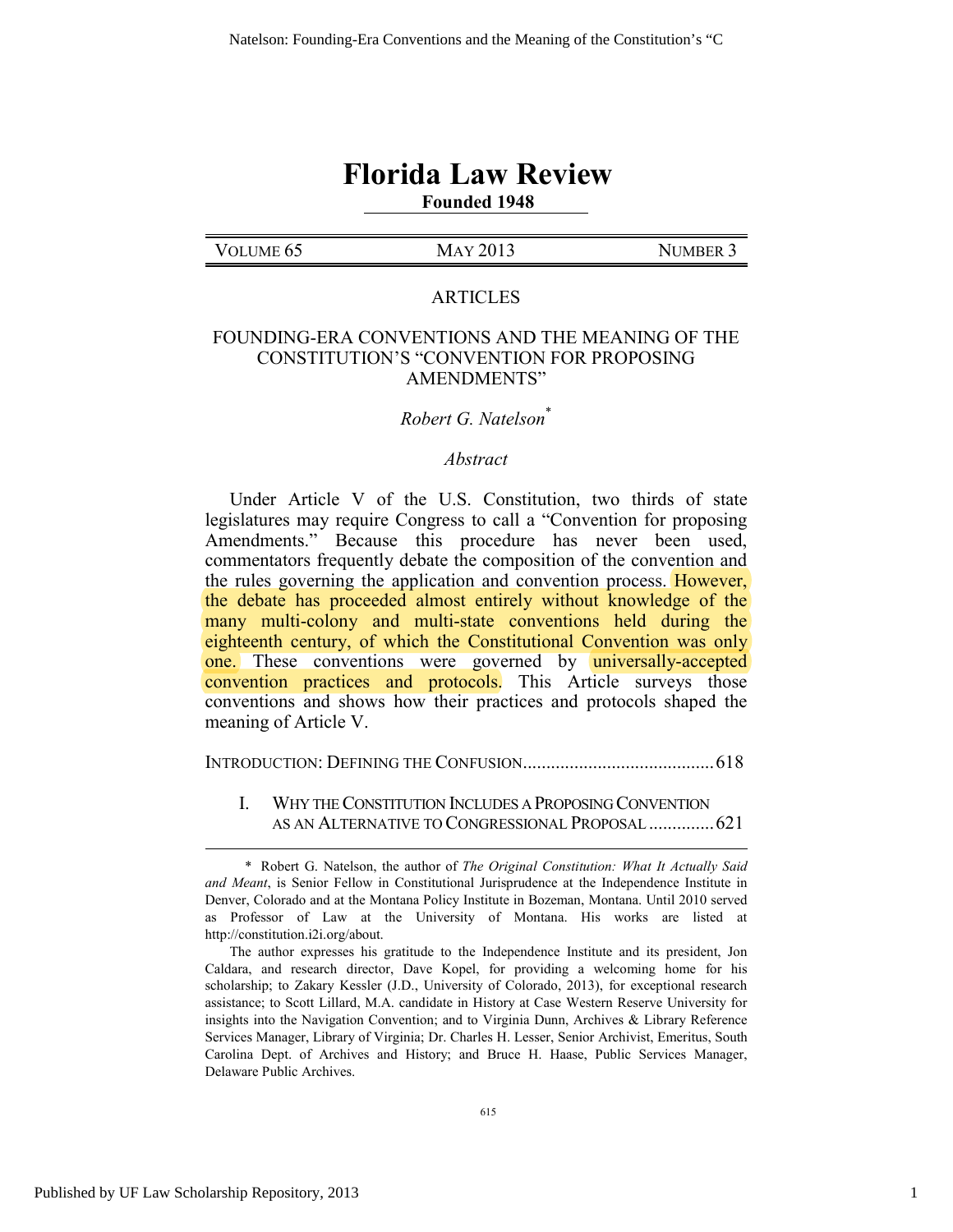# Florida Law Review

**Founded 1948**

| VOLUME 65 | MAY 2013 | NUMBER 3 |
|---|---|---|

## ARTICLES

## FOUNDING-ERA CONVENTIONS AND THE MEANING OF THE CONSTITUTION'S "CONVENTION FOR PROPOSING AMENDMENTS"

*Robert G. Natelson*[*]

### *Abstract*

Under Article V of the U.S. Constitution, two thirds of state legislatures may require Congress to call a "Convention for proposing Amendments." Because this procedure has never been used, commentators frequently debate the composition of the convention and the rules governing the application and convention process. However, the debate has proceeded almost entirely without knowledge of the many multi-colony and multi-state conventions held during the eighteenth century, of which the Constitutional Convention was only one. These conventions were governed by universally-accepted convention practices and protocols. This Article surveys those conventions and shows how their practices and protocols shaped the meaning of Article V.

INTRODUCTION: DEFINING THE CONFUSION ........................................ 618

I. WHY THE CONSTITUTION INCLUDES A PROPOSING CONVENTION AS AN ALTERNATIVE TO CONGRESSIONAL PROPOSAL ............. 621

---

[*] Robert G. Natelson, the author of *The Original Constitution: What It Actually Said and Meant*, is Senior Fellow in Constitutional Jurisprudence at the Independence Institute in Denver, Colorado and at the Montana Policy Institute in Bozeman, Montana. Until 2010 served as Professor of Law at the University of Montana. His works are listed at http://constitution.i2i.org/about.

The author expresses his gratitude to the Independence Institute and its president, Jon Caldara, and research director, Dave Kopel, for providing a welcoming home for his scholarship; to Zakary Kessler (J.D., University of Colorado, 2013), for exceptional research assistance; to Scott Lillard, M.A. candidate in History at Case Western Reserve University for insights into the Navigation Convention; and to Virginia Dunn, Archives & Library Reference Services Manager, Library of Virginia; Dr. Charles H. Lesser, Senior Archivist, Emeritus, South Carolina Dept. of Archives and History; and Bruce H. Haase, Public Services Manager, Delaware Public Archives.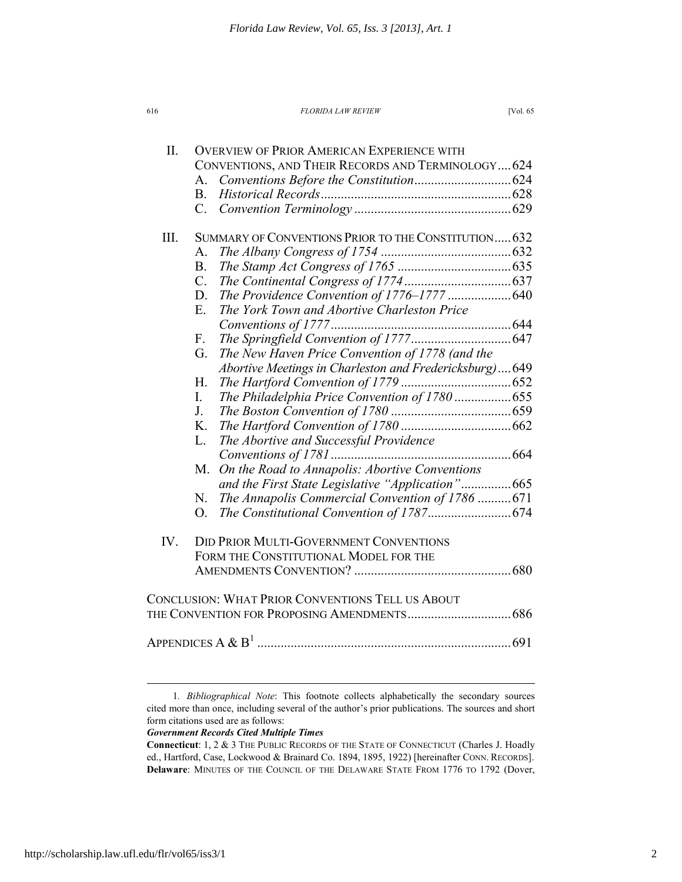II. OVERVIEW OF PRIOR AMERICAN EXPERIENCE WITH CONVENTIONS, AND THEIR RECORDS AND TERMINOLOGY .... 624
   A. *Conventions Before the Constitution* .... 624
   B. *Historical Records* .... 628
   C. *Convention Terminology* .... 629

III. SUMMARY OF CONVENTIONS PRIOR TO THE CONSTITUTION ..... 632
   A. *The Albany Congress of 1754* .... 632
   B. *The Stamp Act Congress of 1765* .... 635
   C. *The Continental Congress of 1774* .... 637
   D. *The Providence Convention of 1776–1777* .... 640
   E. *The York Town and Abortive Charleston Price Conventions of 1777* .... 644
   F. *The Springfield Convention of 1777* .... 647
   G. *The New Haven Price Convention of 1778 (and the Abortive Meetings in Charleston and Fredericksburg)* .... 649
   H. *The Hartford Convention of 1779* .... 652
   I. *The Philadelphia Price Convention of 1780* .... 655
   J. *The Boston Convention of 1780* .... 659
   K. *The Hartford Convention of 1780* .... 662
   L. *The Abortive and Successful Providence Conventions of 1781* .... 664
   M. *On the Road to Annapolis: Abortive Conventions and the First State Legislative "Application"* .... 665
   N. *The Annapolis Commercial Convention of 1786* .... 671
   O. *The Constitutional Convention of 1787* .... 674

IV. DID PRIOR MULTI-GOVERNMENT CONVENTIONS FORM THE CONSTITUTIONAL MODEL FOR THE AMENDMENTS CONVENTION? .... 680

CONCLUSION: WHAT PRIOR CONVENTIONS TELL US ABOUT THE CONVENTION FOR PROPOSING AMENDMENTS .... 686

APPENDICES A & B[1] .... 691

---

1. *Bibliographical Note*: This footnote collects alphabetically the secondary sources cited more than once, including several of the author's prior publications. The sources and short form citations used are as follows:

***Government Records Cited Multiple Times***

**Connecticut**: 1, 2 & 3 THE PUBLIC RECORDS OF THE STATE OF CONNECTICUT (Charles J. Hoadly ed., Hartford, Case, Lockwood & Brainard Co. 1894, 1895, 1922) [hereinafter CONN. RECORDS].
**Delaware**: MINUTES OF THE COUNCIL OF THE DELAWARE STATE FROM 1776 TO 1792 (Dover,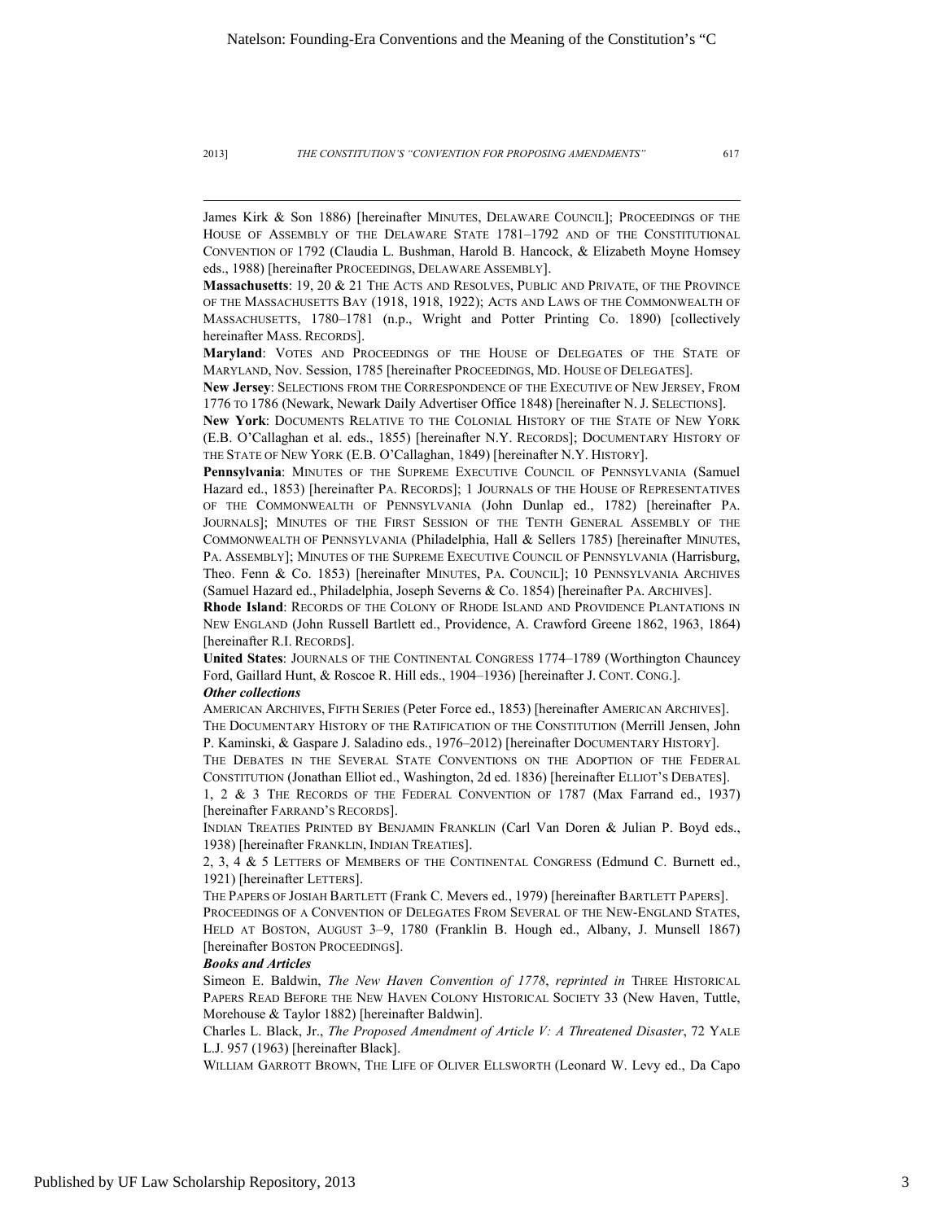James Kirk & Son 1886) [hereinafter MINUTES, DELAWARE COUNCIL]; PROCEEDINGS OF THE HOUSE OF ASSEMBLY OF THE DELAWARE STATE 1781–1792 AND OF THE CONSTITUTIONAL CONVENTION OF 1792 (Claudia L. Bushman, Harold B. Hancock, & Elizabeth Moyne Homsey eds., 1988) [hereinafter PROCEEDINGS, DELAWARE ASSEMBLY].

**Massachusetts**: 19, 20 & 21 THE ACTS AND RESOLVES, PUBLIC AND PRIVATE, OF THE PROVINCE OF THE MASSACHUSETTS BAY (1918, 1918, 1922); ACTS AND LAWS OF THE COMMONWEALTH OF MASSACHUSETTS, 1780–1781 (n.p., Wright and Potter Printing Co. 1890) [collectively hereinafter MASS. RECORDS].

**Maryland**: VOTES AND PROCEEDINGS OF THE HOUSE OF DELEGATES OF THE STATE OF MARYLAND, Nov. Session, 1785 [hereinafter PROCEEDINGS, MD. HOUSE OF DELEGATES].

**New Jersey**: SELECTIONS FROM THE CORRESPONDENCE OF THE EXECUTIVE OF NEW JERSEY, FROM 1776 TO 1786 (Newark, Newark Daily Advertiser Office 1848) [hereinafter N. J. SELECTIONS].

**New York**: DOCUMENTS RELATIVE TO THE COLONIAL HISTORY OF THE STATE OF NEW YORK (E.B. O'Callaghan et al. eds., 1855) [hereinafter N.Y. RECORDS]; DOCUMENTARY HISTORY OF THE STATE OF NEW YORK (E.B. O'Callaghan, 1849) [hereinafter N.Y. HISTORY].

**Pennsylvania**: MINUTES OF THE SUPREME EXECUTIVE COUNCIL OF PENNSYLVANIA (Samuel Hazard ed., 1853) [hereinafter PA. RECORDS]; 1 JOURNALS OF THE HOUSE OF REPRESENTATIVES OF THE COMMONWEALTH OF PENNSYLVANIA (John Dunlap ed., 1782) [hereinafter PA. JOURNALS]; MINUTES OF THE FIRST SESSION OF THE TENTH GENERAL ASSEMBLY OF THE COMMONWEALTH OF PENNSYLVANIA (Philadelphia, Hall & Sellers 1785) [hereinafter MINUTES, PA. ASSEMBLY]; MINUTES OF THE SUPREME EXECUTIVE COUNCIL OF PENNSYLVANIA (Harrisburg, Theo. Fenn & Co. 1853) [hereinafter MINUTES, PA. COUNCIL]; 10 PENNSYLVANIA ARCHIVES (Samuel Hazard ed., Philadelphia, Joseph Severns & Co. 1854) [hereinafter PA. ARCHIVES].

**Rhode Island**: RECORDS OF THE COLONY OF RHODE ISLAND AND PROVIDENCE PLANTATIONS IN NEW ENGLAND (John Russell Bartlett ed., Providence, A. Crawford Greene 1862, 1963, 1864) [hereinafter R.I. RECORDS].

**United States**: JOURNALS OF THE CONTINENTAL CONGRESS 1774–1789 (Worthington Chauncey Ford, Gaillard Hunt, & Roscoe R. Hill eds., 1904–1936) [hereinafter J. CONT. CONG.].

***Other collections***

AMERICAN ARCHIVES, FIFTH SERIES (Peter Force ed., 1853) [hereinafter AMERICAN ARCHIVES].

THE DOCUMENTARY HISTORY OF THE RATIFICATION OF THE CONSTITUTION (Merrill Jensen, John P. Kaminski, & Gaspare J. Saladino eds., 1976–2012) [hereinafter DOCUMENTARY HISTORY].

THE DEBATES IN THE SEVERAL STATE CONVENTIONS ON THE ADOPTION OF THE FEDERAL CONSTITUTION (Jonathan Elliot ed., Washington, 2d ed. 1836) [hereinafter ELLIOT'S DEBATES].

1, 2 & 3 THE RECORDS OF THE FEDERAL CONVENTION OF 1787 (Max Farrand ed., 1937) [hereinafter FARRAND'S RECORDS].

INDIAN TREATIES PRINTED BY BENJAMIN FRANKLIN (Carl Van Doren & Julian P. Boyd eds., 1938) [hereinafter FRANKLIN, INDIAN TREATIES].

2, 3, 4 & 5 LETTERS OF MEMBERS OF THE CONTINENTAL CONGRESS (Edmund C. Burnett ed., 1921) [hereinafter LETTERS].

THE PAPERS OF JOSIAH BARTLETT (Frank C. Mevers ed., 1979) [hereinafter BARTLETT PAPERS].

PROCEEDINGS OF A CONVENTION OF DELEGATES FROM SEVERAL OF THE NEW-ENGLAND STATES, HELD AT BOSTON, AUGUST 3–9, 1780 (Franklin B. Hough ed., Albany, J. Munsell 1867) [hereinafter BOSTON PROCEEDINGS].

***Books and Articles***

Simeon E. Baldwin, *The New Haven Convention of 1778*, *reprinted in* THREE HISTORICAL PAPERS READ BEFORE THE NEW HAVEN COLONY HISTORICAL SOCIETY 33 (New Haven, Tuttle, Morehouse & Taylor 1882) [hereinafter Baldwin].

Charles L. Black, Jr., *The Proposed Amendment of Article V: A Threatened Disaster*, 72 YALE L.J. 957 (1963) [hereinafter Black].

WILLIAM GARROTT BROWN, THE LIFE OF OLIVER ELLSWORTH (Leonard W. Levy ed., Da Capo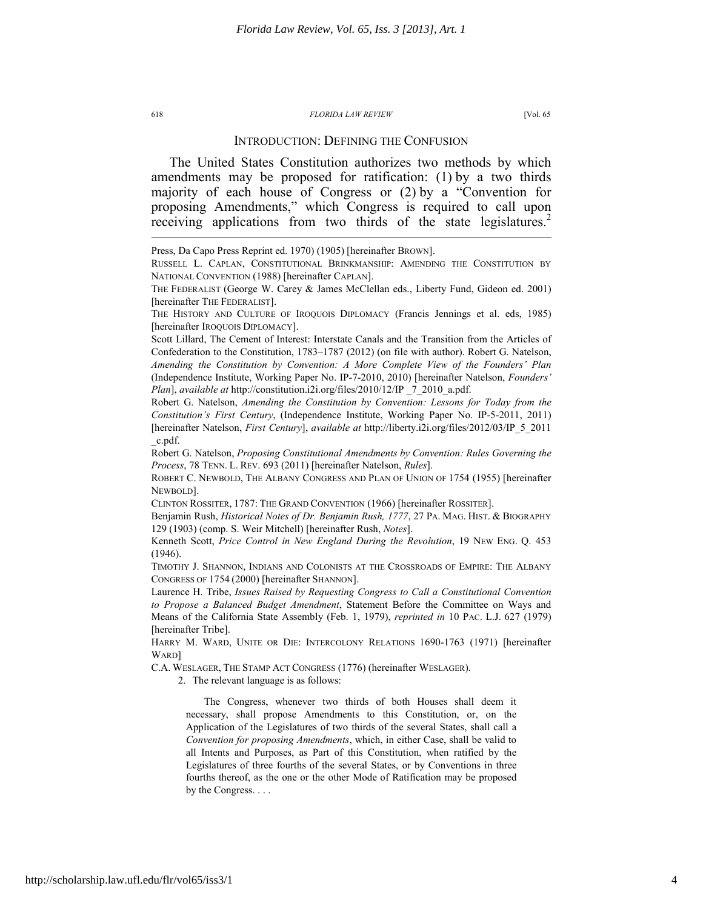## INTRODUCTION: DEFINING THE CONFUSION

The United States Constitution authorizes two methods by which amendments may be proposed for ratification: (1) by a two thirds majority of each house of Congress or (2) by a "Convention for proposing Amendments," which Congress is required to call upon receiving applications from two thirds of the state legislatures.[2]

---

Press, Da Capo Press Reprint ed. 1970) (1905) [hereinafter BROWN].

RUSSELL L. CAPLAN, CONSTITUTIONAL BRINKMANSHIP: AMENDING THE CONSTITUTION BY NATIONAL CONVENTION (1988) [hereinafter CAPLAN].

THE FEDERALIST (George W. Carey & James McClellan eds., Liberty Fund, Gideon ed. 2001) [hereinafter THE FEDERALIST].

THE HISTORY AND CULTURE OF IROQUOIS DIPLOMACY (Francis Jennings et al. eds, 1985) [hereinafter IROQUOIS DIPLOMACY].

Scott Lillard, The Cement of Interest: Interstate Canals and the Transition from the Articles of Confederation to the Constitution, 1783–1787 (2012) (on file with author). Robert G. Natelson, *Amending the Constitution by Convention: A More Complete View of the Founders' Plan* (Independence Institute, Working Paper No. IP-7-2010, 2010) [hereinafter Natelson, *Founders' Plan*], *available at* http://constitution.i2i.org/files/2010/12/IP _7_2010_a.pdf.

Robert G. Natelson, *Amending the Constitution by Convention: Lessons for Today from the Constitution's First Century*, (Independence Institute, Working Paper No. IP-5-2011, 2011) [hereinafter Natelson, *First Century*], *available at* http://liberty.i2i.org/files/2012/03/IP_5_2011_c.pdf.

Robert G. Natelson, *Proposing Constitutional Amendments by Convention: Rules Governing the Process*, 78 TENN. L. REV. 693 (2011) [hereinafter Natelson, *Rules*].

ROBERT C. NEWBOLD, THE ALBANY CONGRESS AND PLAN OF UNION OF 1754 (1955) [hereinafter NEWBOLD].

CLINTON ROSSITER, 1787: THE GRAND CONVENTION (1966) [hereinafter ROSSITER].

Benjamin Rush, *Historical Notes of Dr. Benjamin Rush, 1777*, 27 PA. MAG. HIST. & BIOGRAPHY 129 (1903) (comp. S. Weir Mitchell) [hereinafter Rush, *Notes*].

Kenneth Scott, *Price Control in New England During the Revolution*, 19 NEW ENG. Q. 453 (1946).

TIMOTHY J. SHANNON, INDIANS AND COLONISTS AT THE CROSSROADS OF EMPIRE: THE ALBANY CONGRESS OF 1754 (2000) [hereinafter SHANNON].

Laurence H. Tribe, *Issues Raised by Requesting Congress to Call a Constitutional Convention to Propose a Balanced Budget Amendment*, Statement Before the Committee on Ways and Means of the California State Assembly (Feb. 1, 1979), *reprinted in* 10 PAC. L.J. 627 (1979) [hereinafter Tribe].

HARRY M. WARD, UNITE OR DIE: INTERCOLONY RELATIONS 1690-1763 (1971) [hereinafter WARD]

C.A. WESLAGER, THE STAMP ACT CONGRESS (1776) (hereinafter WESLAGER).

2. The relevant language is as follows:

> The Congress, whenever two thirds of both Houses shall deem it necessary, shall propose Amendments to this Constitution, or, on the Application of the Legislatures of two thirds of the several States, shall call a *Convention for proposing Amendments*, which, in either Case, shall be valid to all Intents and Purposes, as Part of this Constitution, when ratified by the Legislatures of three fourths of the several States, or by Conventions in three fourths thereof, as the one or the other Mode of Ratification may be proposed by the Congress. . . .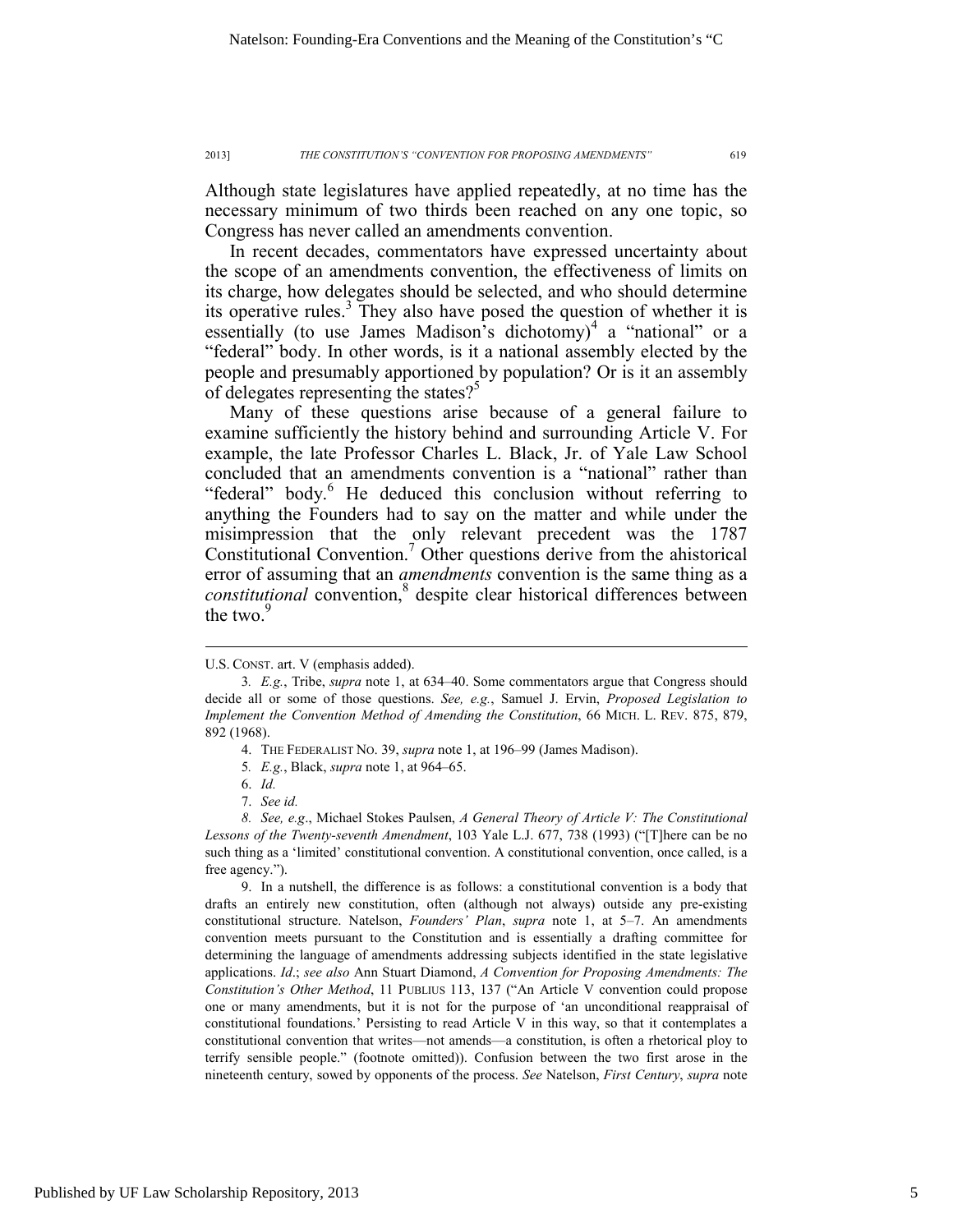Although state legislatures have applied repeatedly, at no time has the necessary minimum of two thirds been reached on any one topic, so Congress has never called an amendments convention.

In recent decades, commentators have expressed uncertainty about the scope of an amendments convention, the effectiveness of limits on its charge, how delegates should be selected, and who should determine its operative rules.[3] They also have posed the question of whether it is essentially (to use James Madison's dichotomy)[4] a "national" or a "federal" body. In other words, is it a national assembly elected by the people and presumably apportioned by population? Or is it an assembly of delegates representing the states?[5]

Many of these questions arise because of a general failure to examine sufficiently the history behind and surrounding Article V. For example, the late Professor Charles L. Black, Jr. of Yale Law School concluded that an amendments convention is a "national" rather than "federal" body.[6] He deduced this conclusion without referring to anything the Founders had to say on the matter and while under the misimpression that the only relevant precedent was the 1787 Constitutional Convention.[7] Other questions derive from the ahistorical error of assuming that an *amendments* convention is the same thing as a *constitutional* convention,[8] despite clear historical differences between the two.[9]

---

U.S. CONST. art. V (emphasis added).

3. *E.g.*, Tribe, *supra* note 1, at 634–40. Some commentators argue that Congress should decide all or some of those questions. *See, e.g.*, Samuel J. Ervin, *Proposed Legislation to Implement the Convention Method of Amending the Constitution*, 66 MICH. L. REV. 875, 879, 892 (1968).

4. THE FEDERALIST NO. 39, *supra* note 1, at 196–99 (James Madison).

5. *E.g.*, Black, *supra* note 1, at 964–65.

6. *Id.*

7. *See id.*

8. *See, e.g*., Michael Stokes Paulsen, *A General Theory of Article V: The Constitutional Lessons of the Twenty-seventh Amendment*, 103 Yale L.J. 677, 738 (1993) ("[T]here can be no such thing as a 'limited' constitutional convention. A constitutional convention, once called, is a free agency.").

9. In a nutshell, the difference is as follows: a constitutional convention is a body that drafts an entirely new constitution, often (although not always) outside any pre-existing constitutional structure. Natelson, *Founders' Plan*, *supra* note 1, at 5–7. An amendments convention meets pursuant to the Constitution and is essentially a drafting committee for determining the language of amendments addressing subjects identified in the state legislative applications. *Id.*; *see also* Ann Stuart Diamond, *A Convention for Proposing Amendments: The Constitution's Other Method*, 11 PUBLIUS 113, 137 ("An Article V convention could propose one or many amendments, but it is not for the purpose of 'an unconditional reappraisal of constitutional foundations.' Persisting to read Article V in this way, so that it contemplates a constitutional convention that writes—not amends—a constitution, is often a rhetorical ploy to terrify sensible people." (footnote omitted)). Confusion between the two first arose in the nineteenth century, sowed by opponents of the process. *See* Natelson, *First Century*, *supra* note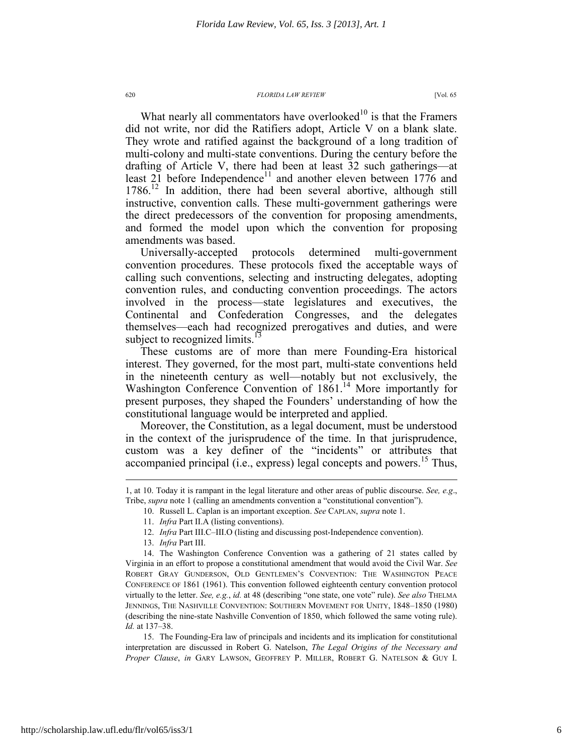What nearly all commentators have overlooked[10] is that the Framers did not write, nor did the Ratifiers adopt, Article V on a blank slate. They wrote and ratified against the background of a long tradition of multi-colony and multi-state conventions. During the century before the drafting of Article V, there had been at least 32 such gatherings—at least 21 before Independence[11] and another eleven between 1776 and 1786.[12] In addition, there had been several abortive, although still instructive, convention calls. These multi-government gatherings were the direct predecessors of the convention for proposing amendments, and formed the model upon which the convention for proposing amendments was based.

Universally-accepted protocols determined multi-government convention procedures. These protocols fixed the acceptable ways of calling such conventions, selecting and instructing delegates, adopting convention rules, and conducting convention proceedings. The actors involved in the process—state legislatures and executives, the Continental and Confederation Congresses, and the delegates themselves—each had recognized prerogatives and duties, and were subject to recognized limits.[13]

These customs are of more than mere Founding-Era historical interest. They governed, for the most part, multi-state conventions held in the nineteenth century as well—notably but not exclusively, the Washington Conference Convention of 1861.[14] More importantly for present purposes, they shaped the Founders' understanding of how the constitutional language would be interpreted and applied.

Moreover, the Constitution, as a legal document, must be understood in the context of the jurisprudence of the time. In that jurisprudence, custom was a key definer of the "incidents" or attributes that accompanied principal (i.e., express) legal concepts and powers.[15] Thus,

---

1, at 10. Today it is rampant in the legal literature and other areas of public discourse. *See, e.g*., Tribe, *supra* note 1 (calling an amendments convention a "constitutional convention").

10. Russell L. Caplan is an important exception. *See* CAPLAN, *supra* note 1.

11. *Infra* Part II.A (listing conventions).

12. *Infra* Part III.C–III.O (listing and discussing post-Independence convention).

13. *Infra* Part III.

14. The Washington Conference Convention was a gathering of 21 states called by Virginia in an effort to propose a constitutional amendment that would avoid the Civil War. *See* ROBERT GRAY GUNDERSON, OLD GENTLEMEN'S CONVENTION: THE WASHINGTON PEACE CONFERENCE OF 1861 (1961). This convention followed eighteenth century convention protocol virtually to the letter. *See, e.g.*, *id.* at 48 (describing "one state, one vote" rule). *See also* THELMA JENNINGS, THE NASHVILLE CONVENTION: SOUTHERN MOVEMENT FOR UNITY, 1848–1850 (1980) (describing the nine-state Nashville Convention of 1850, which followed the same voting rule). *Id.* at 137–38.

15. The Founding-Era law of principals and incidents and its implication for constitutional interpretation are discussed in Robert G. Natelson, *The Legal Origins of the Necessary and Proper Clause*, *in* GARY LAWSON, GEOFFREY P. MILLER, ROBERT G. NATELSON & GUY I.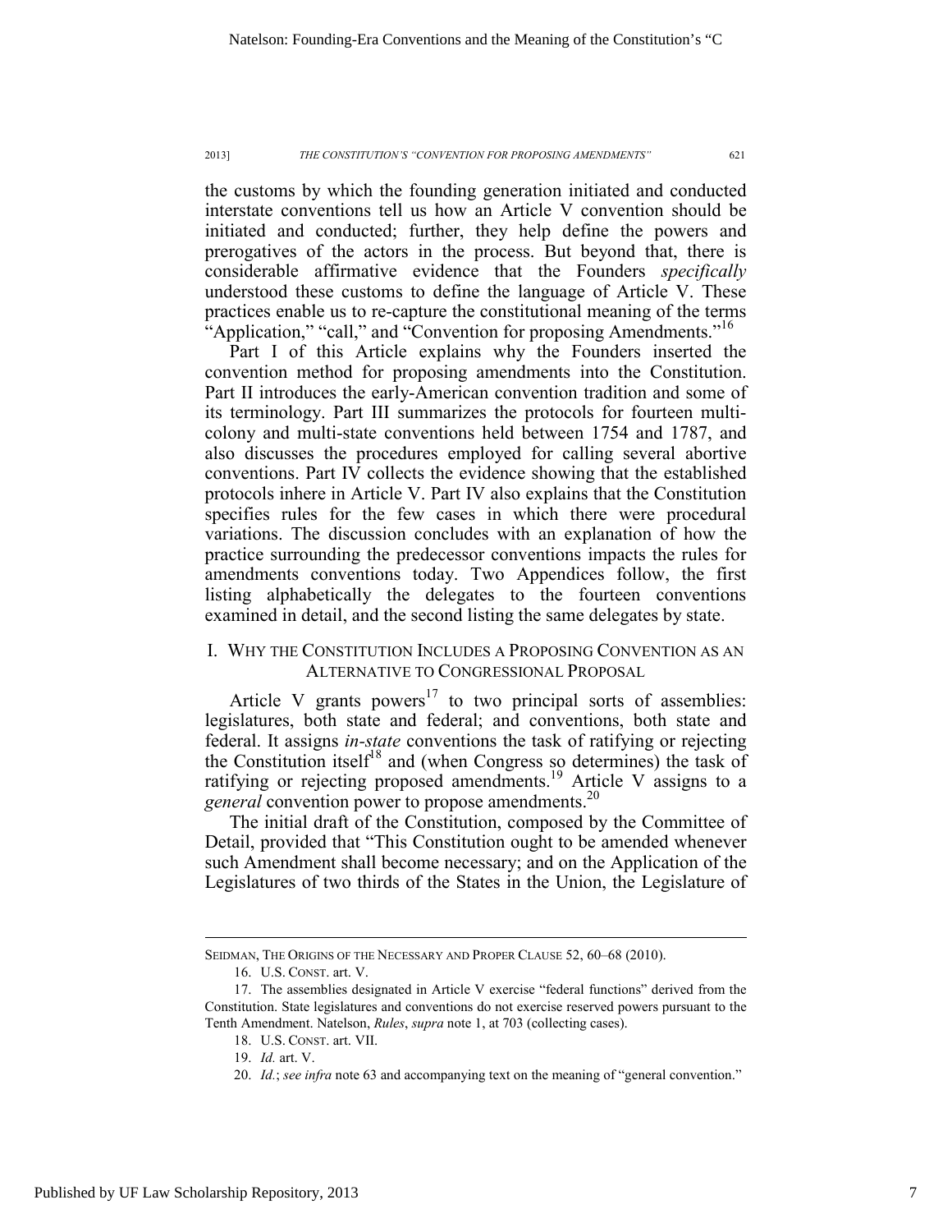the customs by which the founding generation initiated and conducted interstate conventions tell us how an Article V convention should be initiated and conducted; further, they help define the powers and prerogatives of the actors in the process. But beyond that, there is considerable affirmative evidence that the Founders *specifically* understood these customs to define the language of Article V. These practices enable us to re-capture the constitutional meaning of the terms "Application," "call," and "Convention for proposing Amendments."[16]

Part I of this Article explains why the Founders inserted the convention method for proposing amendments into the Constitution. Part II introduces the early-American convention tradition and some of its terminology. Part III summarizes the protocols for fourteen multi-colony and multi-state conventions held between 1754 and 1787, and also discusses the procedures employed for calling several abortive conventions. Part IV collects the evidence showing that the established protocols inhere in Article V. Part IV also explains that the Constitution specifies rules for the few cases in which there were procedural variations. The discussion concludes with an explanation of how the practice surrounding the predecessor conventions impacts the rules for amendments conventions today. Two Appendices follow, the first listing alphabetically the delegates to the fourteen conventions examined in detail, and the second listing the same delegates by state.

## I. Why the Constitution Includes a Proposing Convention as an Alternative to Congressional Proposal

Article V grants powers[17] to two principal sorts of assemblies: legislatures, both state and federal; and conventions, both state and federal. It assigns *in-state* conventions the task of ratifying or rejecting the Constitution itself[18] and (when Congress so determines) the task of ratifying or rejecting proposed amendments.[19] Article V assigns to a *general* convention power to propose amendments.[20]

The initial draft of the Constitution, composed by the Committee of Detail, provided that "This Constitution ought to be amended whenever such Amendment shall become necessary; and on the Application of the Legislatures of two thirds of the States in the Union, the Legislature of

---

SEIDMAN, THE ORIGINS OF THE NECESSARY AND PROPER CLAUSE 52, 60–68 (2010).

16. U.S. CONST. art. V.

17. The assemblies designated in Article V exercise "federal functions" derived from the Constitution. State legislatures and conventions do not exercise reserved powers pursuant to the Tenth Amendment. Natelson, *Rules*, *supra* note 1, at 703 (collecting cases).

18. U.S. CONST. art. VII.

19. *Id.* art. V.

20. *Id.*; *see infra* note 63 and accompanying text on the meaning of "general convention."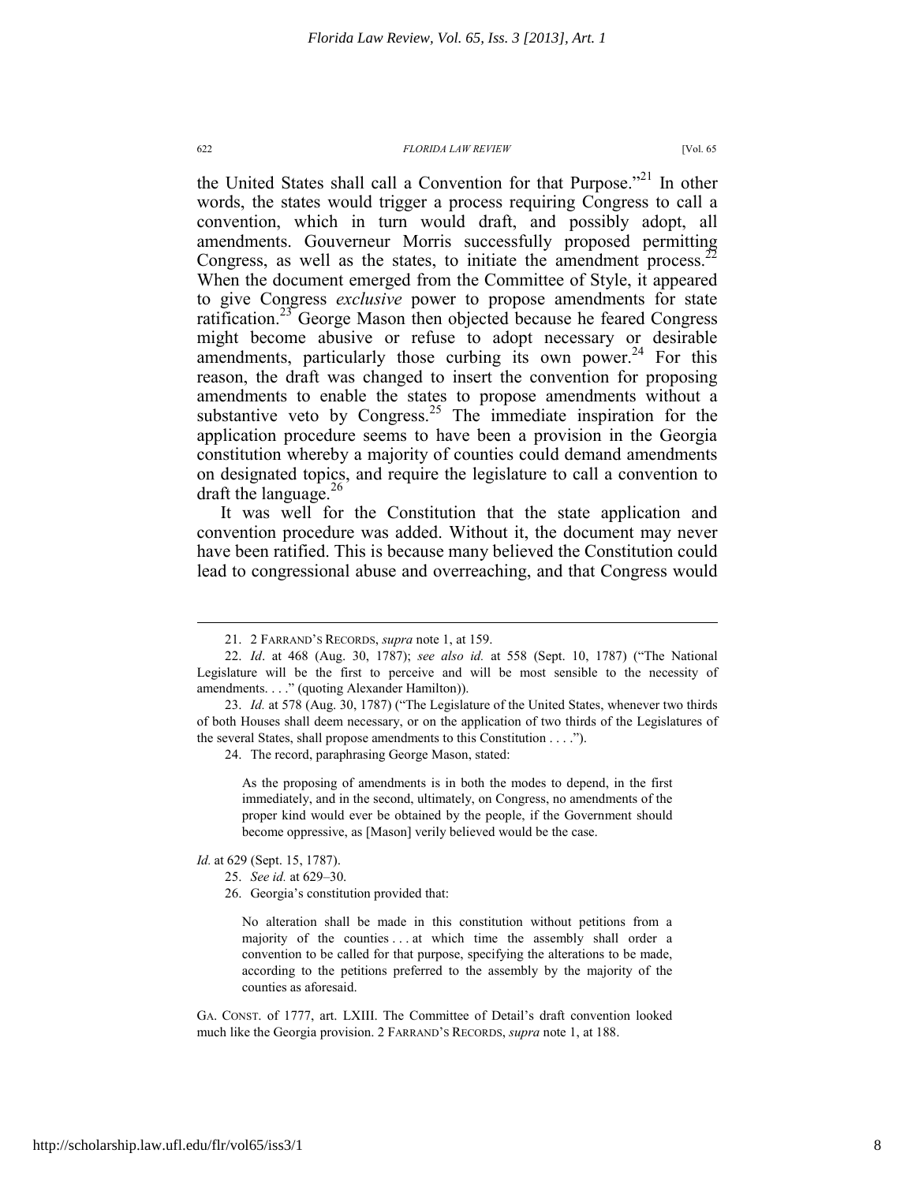the United States shall call a Convention for that Purpose."[21] In other words, the states would trigger a process requiring Congress to call a convention, which in turn would draft, and possibly adopt, all amendments. Gouverneur Morris successfully proposed permitting Congress, as well as the states, to initiate the amendment process.[22] When the document emerged from the Committee of Style, it appeared to give Congress *exclusive* power to propose amendments for state ratification.[23] George Mason then objected because he feared Congress might become abusive or refuse to adopt necessary or desirable amendments, particularly those curbing its own power.[24] For this reason, the draft was changed to insert the convention for proposing amendments to enable the states to propose amendments without a substantive veto by Congress.[25] The immediate inspiration for the application procedure seems to have been a provision in the Georgia constitution whereby a majority of counties could demand amendments on designated topics, and require the legislature to call a convention to draft the language.[26]

It was well for the Constitution that the state application and convention procedure was added. Without it, the document may never have been ratified. This is because many believed the Constitution could lead to congressional abuse and overreaching, and that Congress would

---

21. 2 FARRAND'S RECORDS, *supra* note 1, at 159.

22. *Id*. at 468 (Aug. 30, 1787); *see also id.* at 558 (Sept. 10, 1787) ("The National Legislature will be the first to perceive and will be most sensible to the necessity of amendments. . . ." (quoting Alexander Hamilton)).

23. *Id.* at 578 (Aug. 30, 1787) ("The Legislature of the United States, whenever two thirds of both Houses shall deem necessary, or on the application of two thirds of the Legislatures of the several States, shall propose amendments to this Constitution . . . .").

24. The record, paraphrasing George Mason, stated:

> As the proposing of amendments is in both the modes to depend, in the first immediately, and in the second, ultimately, on Congress, no amendments of the proper kind would ever be obtained by the people, if the Government should become oppressive, as [Mason] verily believed would be the case.

*Id.* at 629 (Sept. 15, 1787).

25. *See id.* at 629–30.

26. Georgia's constitution provided that:

> No alteration shall be made in this constitution without petitions from a majority of the counties . . . at which time the assembly shall order a convention to be called for that purpose, specifying the alterations to be made, according to the petitions preferred to the assembly by the majority of the counties as aforesaid.

GA. CONST. of 1777, art. LXIII. The Committee of Detail's draft convention looked much like the Georgia provision. 2 FARRAND'S RECORDS, *supra* note 1, at 188.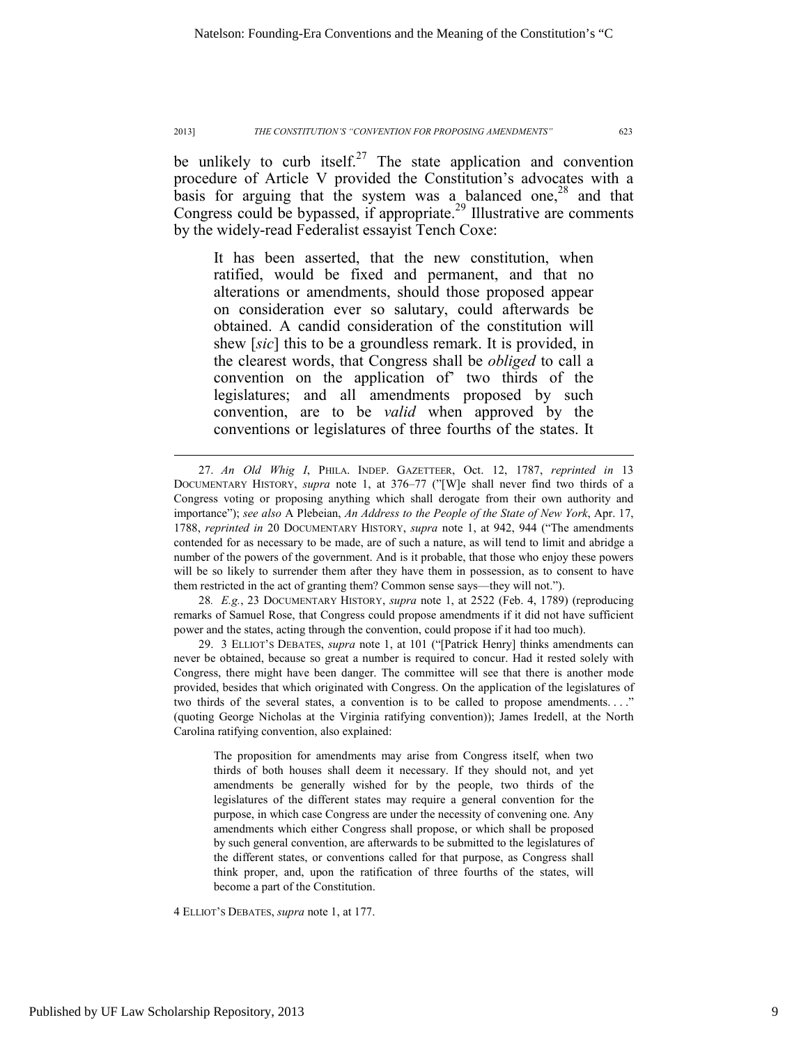be unlikely to curb itself.[27] The state application and convention procedure of Article V provided the Constitution's advocates with a basis for arguing that the system was a balanced one,[28] and that Congress could be bypassed, if appropriate.[29] Illustrative are comments by the widely-read Federalist essayist Tench Coxe:

> It has been asserted, that the new constitution, when ratified, would be fixed and permanent, and that no alterations or amendments, should those proposed appear on consideration ever so salutary, could afterwards be obtained. A candid consideration of the constitution will shew [*sic*] this to be a groundless remark. It is provided, in the clearest words, that Congress shall be *obliged* to call a convention on the application of' two thirds of the legislatures; and all amendments proposed by such convention, are to be *valid* when approved by the conventions or legislatures of three fourths of the states. It

---

27. *An Old Whig I*, PHILA. INDEP. GAZETTEER, Oct. 12, 1787, *reprinted in* 13 DOCUMENTARY HISTORY, *supra* note 1, at 376–77 ("[W]e shall never find two thirds of a Congress voting or proposing anything which shall derogate from their own authority and importance"); *see also* A Plebeian, *An Address to the People of the State of New York*, Apr. 17, 1788, *reprinted in* 20 DOCUMENTARY HISTORY, *supra* note 1, at 942, 944 ("The amendments contended for as necessary to be made, are of such a nature, as will tend to limit and abridge a number of the powers of the government. And is it probable, that those who enjoy these powers will be so likely to surrender them after they have them in possession, as to consent to have them restricted in the act of granting them? Common sense says—they will not.").

28. *E.g.*, 23 DOCUMENTARY HISTORY, *supra* note 1, at 2522 (Feb. 4, 1789) (reproducing remarks of Samuel Rose, that Congress could propose amendments if it did not have sufficient power and the states, acting through the convention, could propose if it had too much).

29. 3 ELLIOT'S DEBATES, *supra* note 1, at 101 ("[Patrick Henry] thinks amendments can never be obtained, because so great a number is required to concur. Had it rested solely with Congress, there might have been danger. The committee will see that there is another mode provided, besides that which originated with Congress. On the application of the legislatures of two thirds of the several states, a convention is to be called to propose amendments. . . ." (quoting George Nicholas at the Virginia ratifying convention)); James Iredell, at the North Carolina ratifying convention, also explained:

> The proposition for amendments may arise from Congress itself, when two thirds of both houses shall deem it necessary. If they should not, and yet amendments be generally wished for by the people, two thirds of the legislatures of the different states may require a general convention for the purpose, in which case Congress are under the necessity of convening one. Any amendments which either Congress shall propose, or which shall be proposed by such general convention, are afterwards to be submitted to the legislatures of the different states, or conventions called for that purpose, as Congress shall think proper, and, upon the ratification of three fourths of the states, will become a part of the Constitution.

4 ELLIOT'S DEBATES, *supra* note 1, at 177.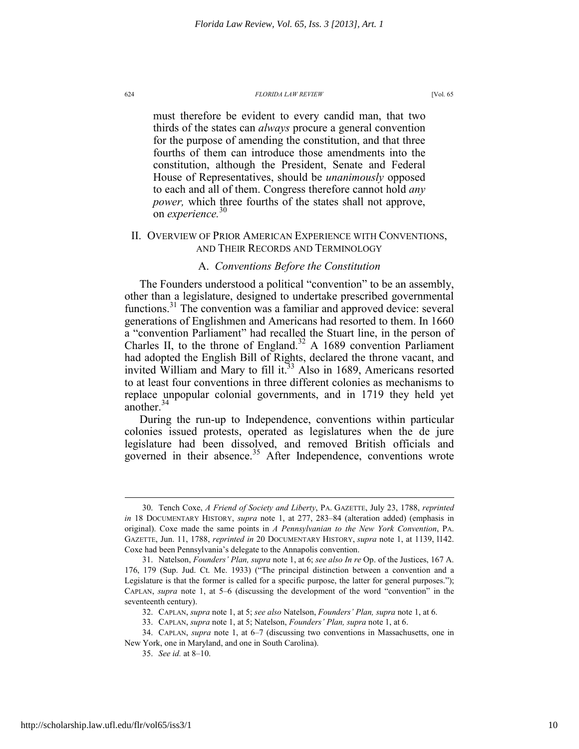must therefore be evident to every candid man, that two thirds of the states can *always* procure a general convention for the purpose of amending the constitution, and that three fourths of them can introduce those amendments into the constitution, although the President, Senate and Federal House of Representatives, should be *unanimously* opposed to each and all of them. Congress therefore cannot hold *any power,* which three fourths of the states shall not approve, on *experience.*[30]

## II. Overview of Prior American Experience with Conventions, and Their Records and Terminology

### A. *Conventions Before the Constitution*

The Founders understood a political "convention" to be an assembly, other than a legislature, designed to undertake prescribed governmental functions.[31] The convention was a familiar and approved device: several generations of Englishmen and Americans had resorted to them. In 1660 a "convention Parliament" had recalled the Stuart line, in the person of Charles II, to the throne of England.[32] A 1689 convention Parliament had adopted the English Bill of Rights, declared the throne vacant, and invited William and Mary to fill it.[33] Also in 1689, Americans resorted to at least four conventions in three different colonies as mechanisms to replace unpopular colonial governments, and in 1719 they held yet another.[34]

During the run-up to Independence, conventions within particular colonies issued protests, operated as legislatures when the de jure legislature had been dissolved, and removed British officials and governed in their absence.[35] After Independence, conventions wrote

---

30. Tench Coxe, *A Friend of Society and Liberty*, PA. GAZETTE, July 23, 1788, *reprinted in* 18 DOCUMENTARY HISTORY, *supra* note 1, at 277, 283–84 (alteration added) (emphasis in original). Coxe made the same points in *A Pennsylvanian to the New York Convention*, PA. GAZETTE, Jun. 11, 1788, *reprinted in* 20 DOCUMENTARY HISTORY, *supra* note 1, at 1139, 1142. Coxe had been Pennsylvania's delegate to the Annapolis convention.

31. Natelson, *Founders' Plan, supra* note 1, at 6; *see also In re* Op. of the Justices, 167 A. 176, 179 (Sup. Jud. Ct. Me. 1933) ("The principal distinction between a convention and a Legislature is that the former is called for a specific purpose, the latter for general purposes."); CAPLAN, *supra* note 1, at 5–6 (discussing the development of the word "convention" in the seventeenth century).

32. CAPLAN, *supra* note 1, at 5; *see also* Natelson, *Founders' Plan, supra* note 1, at 6.

33. CAPLAN, *supra* note 1, at 5; Natelson, *Founders' Plan, supra* note 1, at 6.

34. CAPLAN, *supra* note 1, at 6–7 (discussing two conventions in Massachusetts, one in New York, one in Maryland, and one in South Carolina).

35. *See id.* at 8–10.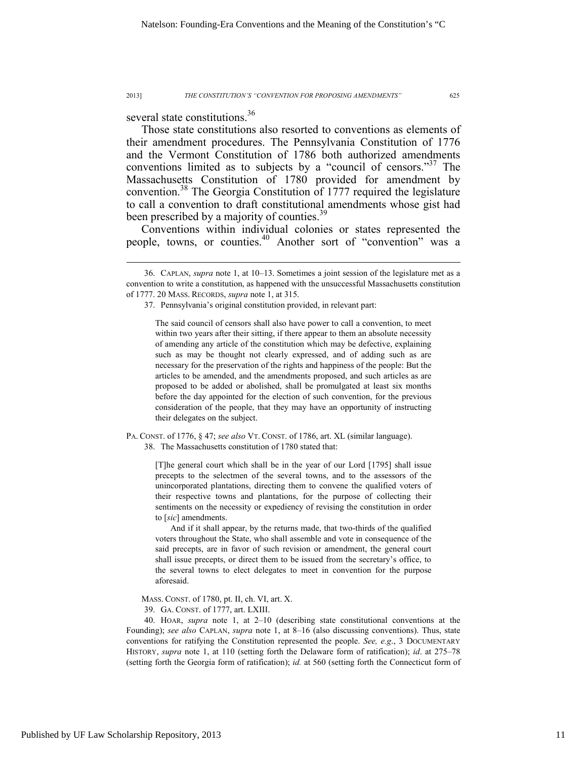several state constitutions.[36]

Those state constitutions also resorted to conventions as elements of their amendment procedures. The Pennsylvania Constitution of 1776 and the Vermont Constitution of 1786 both authorized amendments conventions limited as to subjects by a "council of censors."[37] The Massachusetts Constitution of 1780 provided for amendment by convention.[38] The Georgia Constitution of 1777 required the legislature to call a convention to draft constitutional amendments whose gist had been prescribed by a majority of counties.[39]

Conventions within individual colonies or states represented the people, towns, or counties.[40] Another sort of "convention" was a

---

36. CAPLAN, *supra* note 1, at 10–13. Sometimes a joint session of the legislature met as a convention to write a constitution, as happened with the unsuccessful Massachusetts constitution of 1777. 20 MASS. RECORDS, *supra* note 1, at 315.

37. Pennsylvania's original constitution provided, in relevant part:

> The said council of censors shall also have power to call a convention, to meet within two years after their sitting, if there appear to them an absolute necessity of amending any article of the constitution which may be defective, explaining such as may be thought not clearly expressed, and of adding such as are necessary for the preservation of the rights and happiness of the people: But the articles to be amended, and the amendments proposed, and such articles as are proposed to be added or abolished, shall be promulgated at least six months before the day appointed for the election of such convention, for the previous consideration of the people, that they may have an opportunity of instructing their delegates on the subject.

PA. CONST. of 1776, § 47; *see also* VT. CONST. of 1786, art. XL (similar language).

38. The Massachusetts constitution of 1780 stated that:

> [T]he general court which shall be in the year of our Lord [1795] shall issue precepts to the selectmen of the several towns, and to the assessors of the unincorporated plantations, directing them to convene the qualified voters of their respective towns and plantations, for the purpose of collecting their sentiments on the necessity or expediency of revising the constitution in order to [*sic*] amendments.
>
> And if it shall appear, by the returns made, that two-thirds of the qualified voters throughout the State, who shall assemble and vote in consequence of the said precepts, are in favor of such revision or amendment, the general court shall issue precepts, or direct them to be issued from the secretary's office, to the several towns to elect delegates to meet in convention for the purpose aforesaid.

MASS. CONST. of 1780, pt. II, ch. VI, art. X.

39. GA. CONST. of 1777, art. LXIII.

40. HOAR, *supra* note 1, at 2–10 (describing state constitutional conventions at the Founding); *see also* CAPLAN, *supra* note 1, at 8–16 (also discussing conventions). Thus, state conventions for ratifying the Constitution represented the people. *See, e.g.*, 3 DOCUMENTARY HISTORY, *supra* note 1, at 110 (setting forth the Delaware form of ratification); *id*. at 275–78 (setting forth the Georgia form of ratification); *id.* at 560 (setting forth the Connecticut form of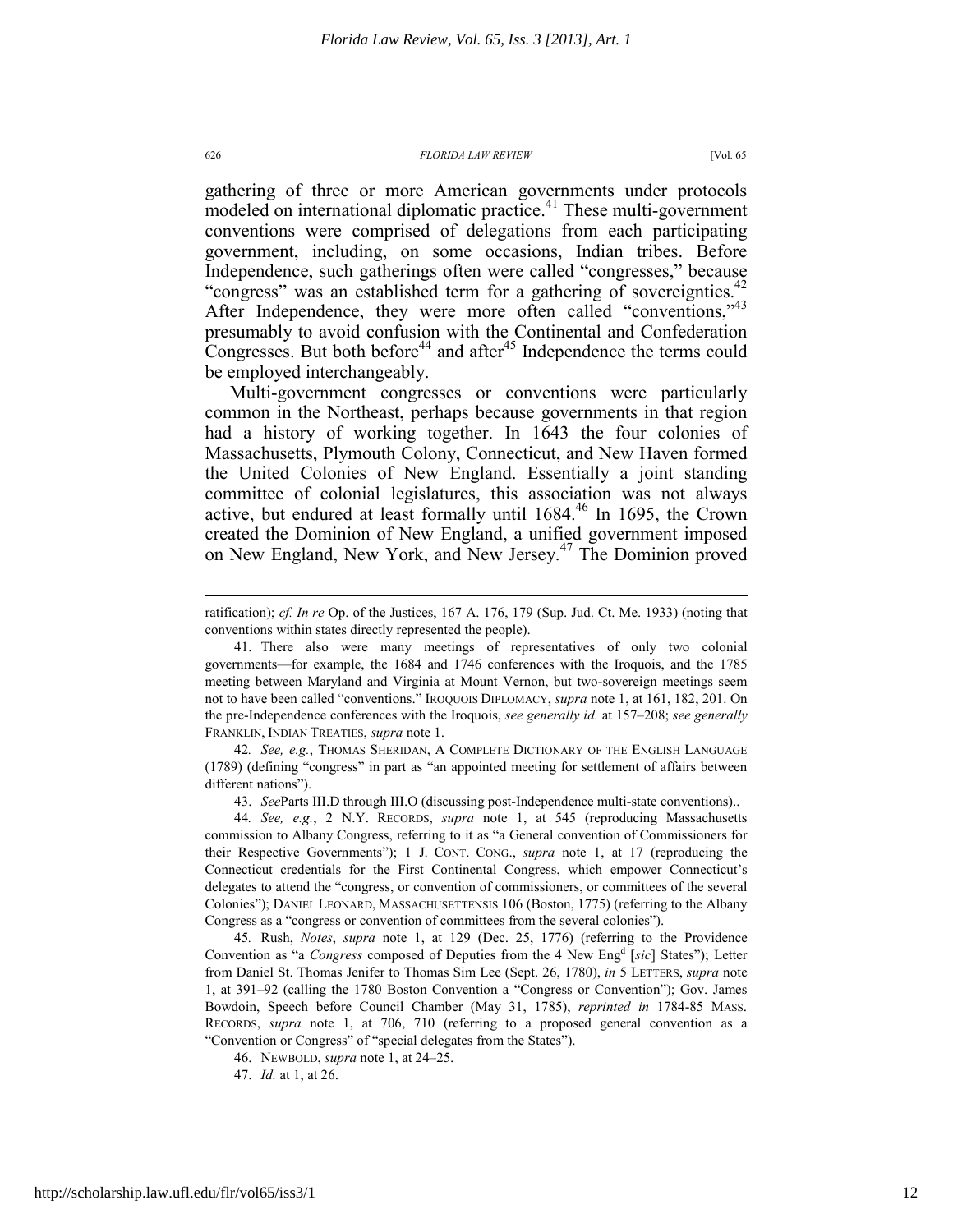gathering of three or more American governments under protocols modeled on international diplomatic practice.[41] These multi-government conventions were comprised of delegations from each participating government, including, on some occasions, Indian tribes. Before Independence, such gatherings often were called "congresses," because "congress" was an established term for a gathering of sovereignties.[42] After Independence, they were more often called "conventions,"[43] presumably to avoid confusion with the Continental and Confederation Congresses. But both before[44] and after[45] Independence the terms could be employed interchangeably.

Multi-government congresses or conventions were particularly common in the Northeast, perhaps because governments in that region had a history of working together. In 1643 the four colonies of Massachusetts, Plymouth Colony, Connecticut, and New Haven formed the United Colonies of New England. Essentially a joint standing committee of colonial legislatures, this association was not always active, but endured at least formally until 1684.[46] In 1695, the Crown created the Dominion of New England, a unified government imposed on New England, New York, and New Jersey.[47] The Dominion proved

---

ratification); *cf. In re* Op. of the Justices, 167 A. 176, 179 (Sup. Jud. Ct. Me. 1933) (noting that conventions within states directly represented the people).

41. There also were many meetings of representatives of only two colonial governments—for example, the 1684 and 1746 conferences with the Iroquois, and the 1785 meeting between Maryland and Virginia at Mount Vernon, but two-sovereign meetings seem not to have been called "conventions." IROQUOIS DIPLOMACY, *supra* note 1, at 161, 182, 201. On the pre-Independence conferences with the Iroquois, *see generally id.* at 157–208; *see generally* FRANKLIN, INDIAN TREATIES, *supra* note 1.

42. *See, e.g.*, THOMAS SHERIDAN, A COMPLETE DICTIONARY OF THE ENGLISH LANGUAGE (1789) (defining "congress" in part as "an appointed meeting for settlement of affairs between different nations").

43. *See*Parts III.D through III.O (discussing post-Independence multi-state conventions)..

44. *See, e.g.*, 2 N.Y. RECORDS, *supra* note 1, at 545 (reproducing Massachusetts commission to Albany Congress, referring to it as "a General convention of Commissioners for their Respective Governments"); 1 J. CONT. CONG., *supra* note 1, at 17 (reproducing the Connecticut credentials for the First Continental Congress, which empower Connecticut's delegates to attend the "congress, or convention of commissioners, or committees of the several Colonies"); DANIEL LEONARD, MASSACHUSETTENSIS 106 (Boston, 1775) (referring to the Albany Congress as a "congress or convention of committees from the several colonies").

45. Rush, *Notes*, *supra* note 1, at 129 (Dec. 25, 1776) (referring to the Providence Convention as "a *Congress* composed of Deputies from the 4 New Eng[d] [*sic*] States"); Letter from Daniel St. Thomas Jenifer to Thomas Sim Lee (Sept. 26, 1780), *in* 5 LETTERS, *supra* note 1, at 391–92 (calling the 1780 Boston Convention a "Congress or Convention"); Gov. James Bowdoin, Speech before Council Chamber (May 31, 1785), *reprinted in* 1784-85 MASS. RECORDS, *supra* note 1, at 706, 710 (referring to a proposed general convention as a "Convention or Congress" of "special delegates from the States").

46. NEWBOLD, *supra* note 1, at 24–25.

47. *Id.* at 1, at 26.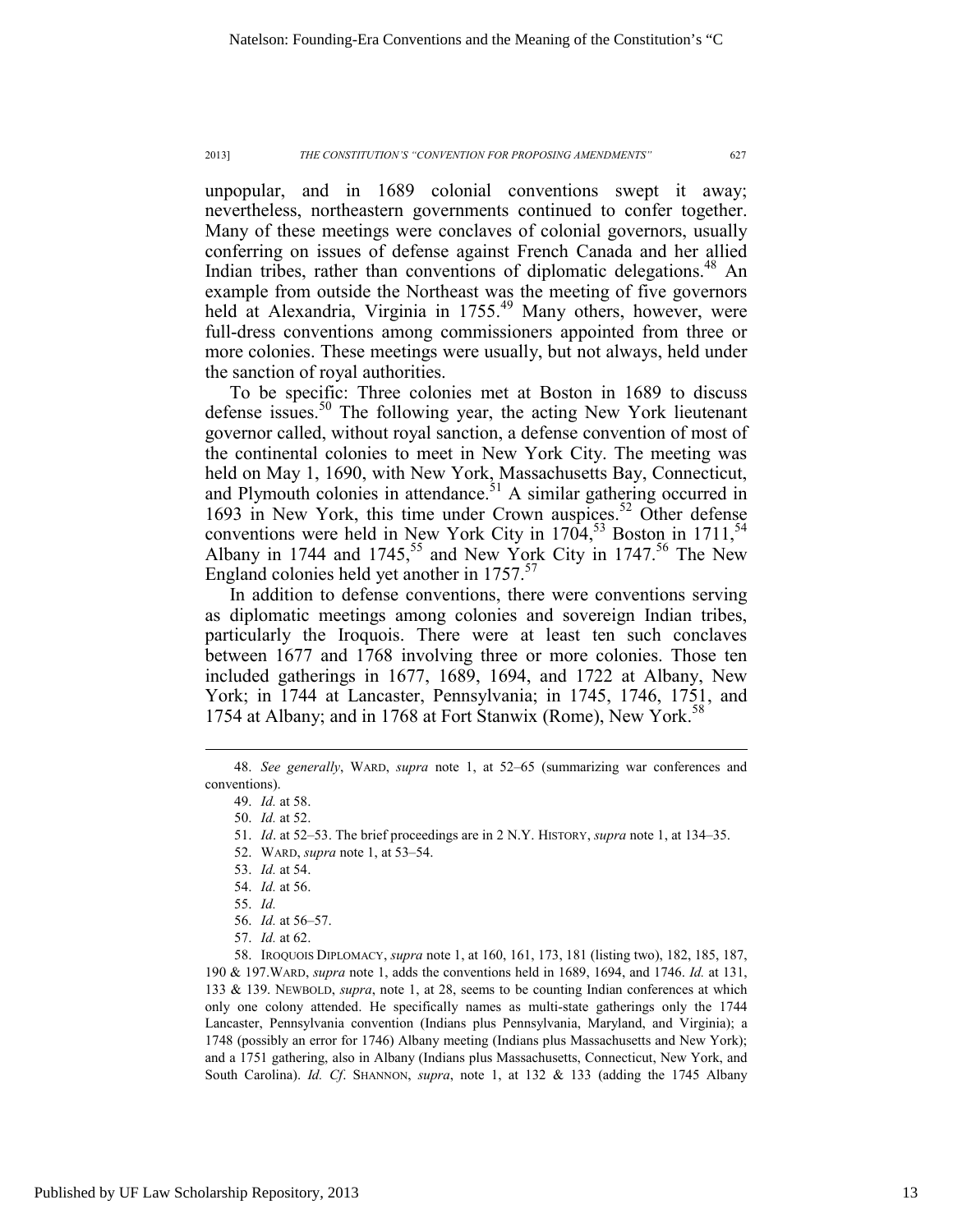unpopular, and in 1689 colonial conventions swept it away; nevertheless, northeastern governments continued to confer together. Many of these meetings were conclaves of colonial governors, usually conferring on issues of defense against French Canada and her allied Indian tribes, rather than conventions of diplomatic delegations.[48] An example from outside the Northeast was the meeting of five governors held at Alexandria, Virginia in 1755.[49] Many others, however, were full-dress conventions among commissioners appointed from three or more colonies. These meetings were usually, but not always, held under the sanction of royal authorities.

To be specific: Three colonies met at Boston in 1689 to discuss defense issues.[50] The following year, the acting New York lieutenant governor called, without royal sanction, a defense convention of most of the continental colonies to meet in New York City. The meeting was held on May 1, 1690, with New York, Massachusetts Bay, Connecticut, and Plymouth colonies in attendance.[51] A similar gathering occurred in 1693 in New York, this time under Crown auspices.[52] Other defense conventions were held in New York City in 1704,[53] Boston in 1711,[54] Albany in 1744 and 1745,[55] and New York City in 1747.[56] The New England colonies held yet another in 1757.[57]

In addition to defense conventions, there were conventions serving as diplomatic meetings among colonies and sovereign Indian tribes, particularly the Iroquois. There were at least ten such conclaves between 1677 and 1768 involving three or more colonies. Those ten included gatherings in 1677, 1689, 1694, and 1722 at Albany, New York; in 1744 at Lancaster, Pennsylvania; in 1745, 1746, 1751, and 1754 at Albany; and in 1768 at Fort Stanwix (Rome), New York.[58]

---

48. *See generally*, WARD, *supra* note 1, at 52–65 (summarizing war conferences and conventions).

49. *Id.* at 58.

50. *Id.* at 52.

51. *Id*. at 52–53. The brief proceedings are in 2 N.Y. HISTORY, *supra* note 1, at 134–35.

52. WARD, *supra* note 1, at 53–54.

53. *Id.* at 54.

54. *Id.* at 56.

55. *Id.*

56. *Id.* at 56–57.

57. *Id.* at 62.

58. IROQUOIS DIPLOMACY, *supra* note 1, at 160, 161, 173, 181 (listing two), 182, 185, 187, 190 & 197.WARD, *supra* note 1, adds the conventions held in 1689, 1694, and 1746. *Id.* at 131, 133 & 139. NEWBOLD, *supra*, note 1, at 28, seems to be counting Indian conferences at which only one colony attended. He specifically names as multi-state gatherings only the 1744 Lancaster, Pennsylvania convention (Indians plus Pennsylvania, Maryland, and Virginia); a 1748 (possibly an error for 1746) Albany meeting (Indians plus Massachusetts and New York); and a 1751 gathering, also in Albany (Indians plus Massachusetts, Connecticut, New York, and South Carolina). *Id. Cf*. SHANNON, *supra*, note 1, at 132 & 133 (adding the 1745 Albany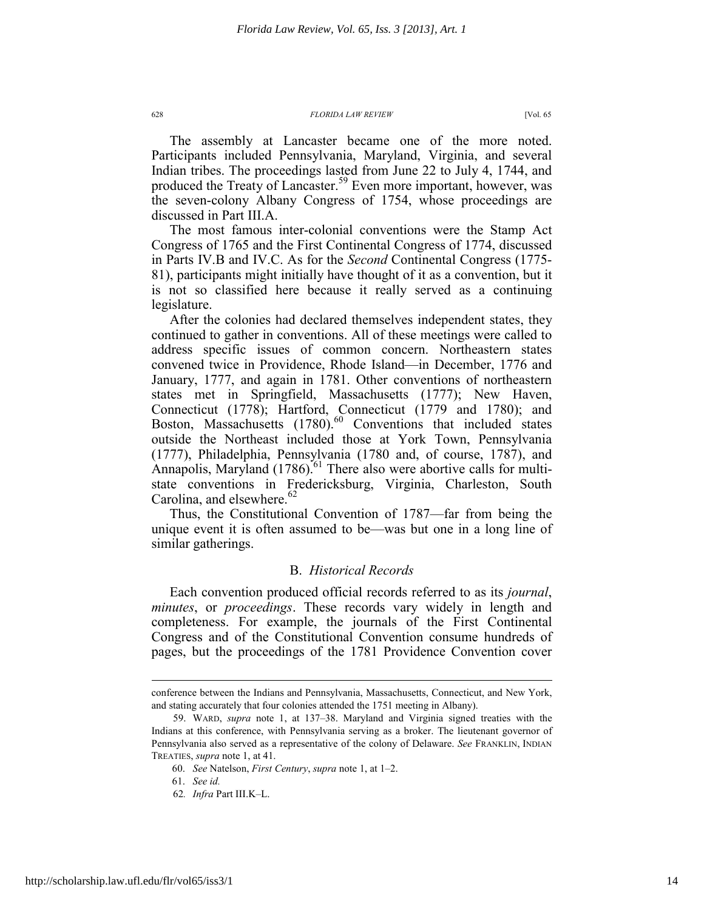The assembly at Lancaster became one of the more noted. Participants included Pennsylvania, Maryland, Virginia, and several Indian tribes. The proceedings lasted from June 22 to July 4, 1744, and produced the Treaty of Lancaster.[59] Even more important, however, was the seven-colony Albany Congress of 1754, whose proceedings are discussed in Part III.A.

The most famous inter-colonial conventions were the Stamp Act Congress of 1765 and the First Continental Congress of 1774, discussed in Parts IV.B and IV.C. As for the *Second* Continental Congress (1775-81), participants might initially have thought of it as a convention, but it is not so classified here because it really served as a continuing legislature.

After the colonies had declared themselves independent states, they continued to gather in conventions. All of these meetings were called to address specific issues of common concern. Northeastern states convened twice in Providence, Rhode Island—in December, 1776 and January, 1777, and again in 1781. Other conventions of northeastern states met in Springfield, Massachusetts (1777); New Haven, Connecticut (1778); Hartford, Connecticut (1779 and 1780); and Boston, Massachusetts (1780).[60] Conventions that included states outside the Northeast included those at York Town, Pennsylvania (1777), Philadelphia, Pennsylvania (1780 and, of course, 1787), and Annapolis, Maryland (1786).[61] There also were abortive calls for multi-state conventions in Fredericksburg, Virginia, Charleston, South Carolina, and elsewhere.[62]

Thus, the Constitutional Convention of 1787—far from being the unique event it is often assumed to be—was but one in a long line of similar gatherings.

## B. *Historical Records*

Each convention produced official records referred to as its *journal*, *minutes*, or *proceedings*. These records vary widely in length and completeness. For example, the journals of the First Continental Congress and of the Constitutional Convention consume hundreds of pages, but the proceedings of the 1781 Providence Convention cover

---

conference between the Indians and Pennsylvania, Massachusetts, Connecticut, and New York, and stating accurately that four colonies attended the 1751 meeting in Albany).

59. WARD, *supra* note 1, at 137–38. Maryland and Virginia signed treaties with the Indians at this conference, with Pennsylvania serving as a broker. The lieutenant governor of Pennsylvania also served as a representative of the colony of Delaware. *See* FRANKLIN, INDIAN TREATIES, *supra* note 1, at 41.

60. *See* Natelson, *First Century*, *supra* note 1, at 1–2.

61. *See id.*

62. *Infra* Part III.K–L.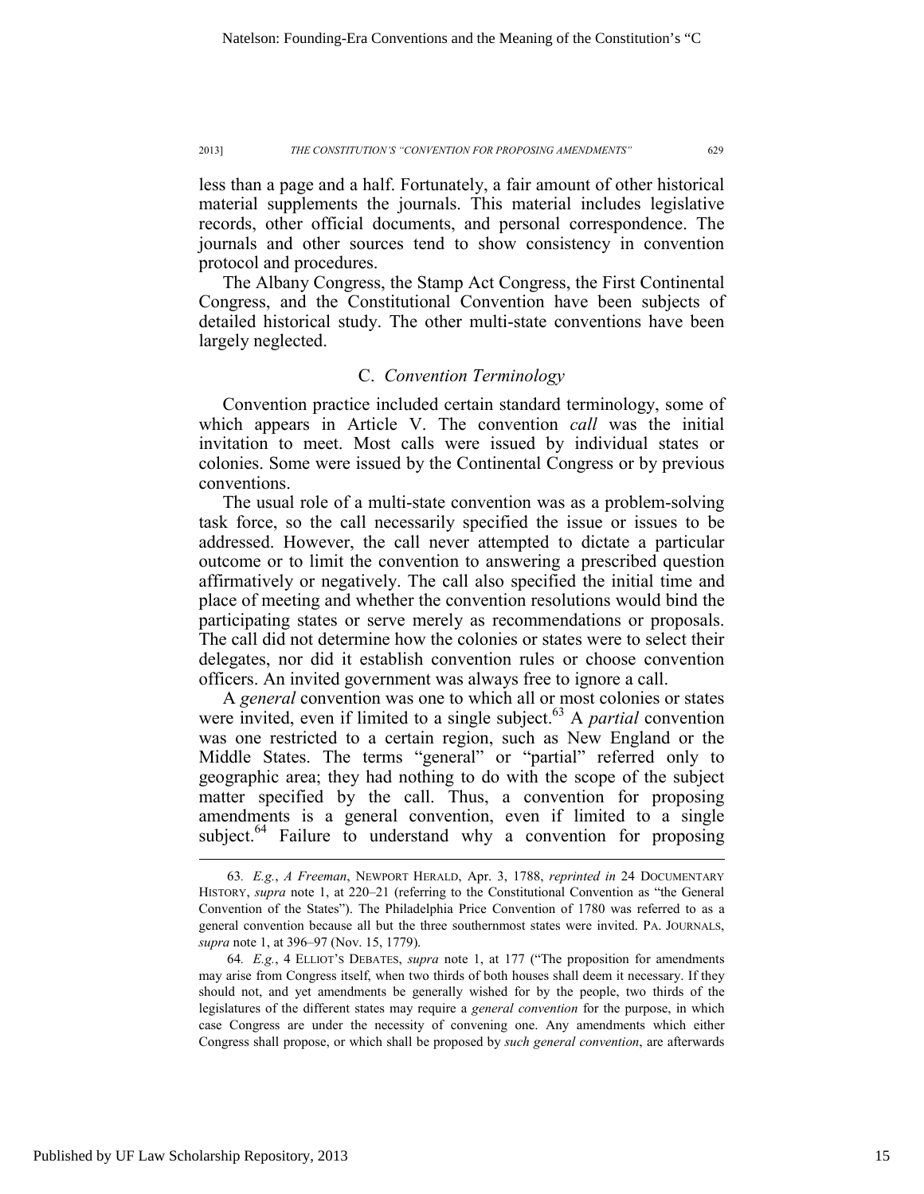less than a page and a half. Fortunately, a fair amount of other historical material supplements the journals. This material includes legislative records, other official documents, and personal correspondence. The journals and other sources tend to show consistency in convention protocol and procedures.

The Albany Congress, the Stamp Act Congress, the First Continental Congress, and the Constitutional Convention have been subjects of detailed historical study. The other multi-state conventions have been largely neglected.

### C. *Convention Terminology*

Convention practice included certain standard terminology, some of which appears in Article V. The convention *call* was the initial invitation to meet. Most calls were issued by individual states or colonies. Some were issued by the Continental Congress or by previous conventions.

The usual role of a multi-state convention was as a problem-solving task force, so the call necessarily specified the issue or issues to be addressed. However, the call never attempted to dictate a particular outcome or to limit the convention to answering a prescribed question affirmatively or negatively. The call also specified the initial time and place of meeting and whether the convention resolutions would bind the participating states or serve merely as recommendations or proposals. The call did not determine how the colonies or states were to select their delegates, nor did it establish convention rules or choose convention officers. An invited government was always free to ignore a call.

A *general* convention was one to which all or most colonies or states were invited, even if limited to a single subject.[63] A *partial* convention was one restricted to a certain region, such as New England or the Middle States. The terms "general" or "partial" referred only to geographic area; they had nothing to do with the scope of the subject matter specified by the call. Thus, a convention for proposing amendments is a general convention, even if limited to a single subject.[64] Failure to understand why a convention for proposing

---

63. *E.g.*, *A Freeman*, NEWPORT HERALD, Apr. 3, 1788, *reprinted in* 24 DOCUMENTARY HISTORY, *supra* note 1, at 220–21 (referring to the Constitutional Convention as "the General Convention of the States"). The Philadelphia Price Convention of 1780 was referred to as a general convention because all but the three southernmost states were invited. PA. JOURNALS, *supra* note 1, at 396–97 (Nov. 15, 1779).

64. *E.g.*, 4 ELLIOT'S DEBATES, *supra* note 1, at 177 ("The proposition for amendments may arise from Congress itself, when two thirds of both houses shall deem it necessary. If they should not, and yet amendments be generally wished for by the people, two thirds of the legislatures of the different states may require a *general convention* for the purpose, in which case Congress are under the necessity of convening one. Any amendments which either Congress shall propose, or which shall be proposed by *such general convention*, are afterwards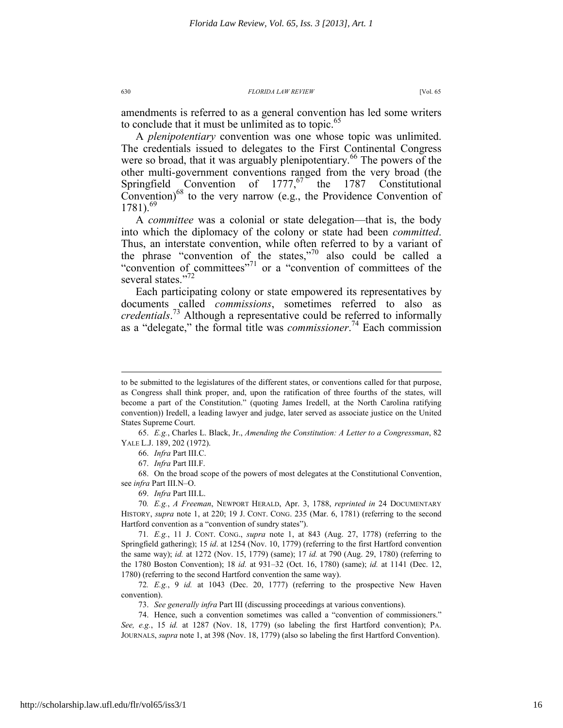amendments is referred to as a general convention has led some writers to conclude that it must be unlimited as to topic.[65]

A *plenipotentiary* convention was one whose topic was unlimited. The credentials issued to delegates to the First Continental Congress were so broad, that it was arguably plenipotentiary.[66] The powers of the other multi-government conventions ranged from the very broad (the Springfield Convention of 1777,[67] the 1787 Constitutional Convention)[68] to the very narrow (e.g., the Providence Convention of 1781).[69]

A *committee* was a colonial or state delegation—that is, the body into which the diplomacy of the colony or state had been *committed*. Thus, an interstate convention, while often referred to by a variant of the phrase "convention of the states,"[70] also could be called a "convention of committees"[71] or a "convention of committees of the several states."[72]

Each participating colony or state empowered its representatives by documents called *commissions*, sometimes referred to also as *credentials*.[73] Although a representative could be referred to informally as a "delegate," the formal title was *commissioner*.[74] Each commission

---

to be submitted to the legislatures of the different states, or conventions called for that purpose, as Congress shall think proper, and, upon the ratification of three fourths of the states, will become a part of the Constitution." (quoting James Iredell, at the North Carolina ratifying convention)) Iredell, a leading lawyer and judge, later served as associate justice on the United States Supreme Court.

65. *E.g.*, Charles L. Black, Jr., *Amending the Constitution: A Letter to a Congressman*, 82 YALE L.J. 189, 202 (1972).

66. *Infra* Part III.C.

67. *Infra* Part III.F.

68. On the broad scope of the powers of most delegates at the Constitutional Convention, see *infra* Part III.N–O.

69. *Infra* Part III.L.

70. *E.g.*, *A Freeman*, NEWPORT HERALD, Apr. 3, 1788, *reprinted in* 24 DOCUMENTARY HISTORY, *supra* note 1, at 220; 19 J. CONT. CONG. 235 (Mar. 6, 1781) (referring to the second Hartford convention as a "convention of sundry states").

71. *E.g.*, 11 J. CONT. CONG., *supra* note 1, at 843 (Aug. 27, 1778) (referring to the Springfield gathering); 15 *id*. at 1254 (Nov. 10, 1779) (referring to the first Hartford convention the same way); *id.* at 1272 (Nov. 15, 1779) (same); 17 *id.* at 790 (Aug. 29, 1780) (referring to the 1780 Boston Convention); 18 *id.* at 931–32 (Oct. 16, 1780) (same); *id.* at 1141 (Dec. 12, 1780) (referring to the second Hartford convention the same way).

72. *E.g.*, 9 *id.* at 1043 (Dec. 20, 1777) (referring to the prospective New Haven convention).

73. *See generally infra* Part III (discussing proceedings at various conventions).

74. Hence, such a convention sometimes was called a "convention of commissioners." *See, e.g.*, 15 *id.* at 1287 (Nov. 18, 1779) (so labeling the first Hartford convention); PA. JOURNALS, *supra* note 1, at 398 (Nov. 18, 1779) (also so labeling the first Hartford Convention).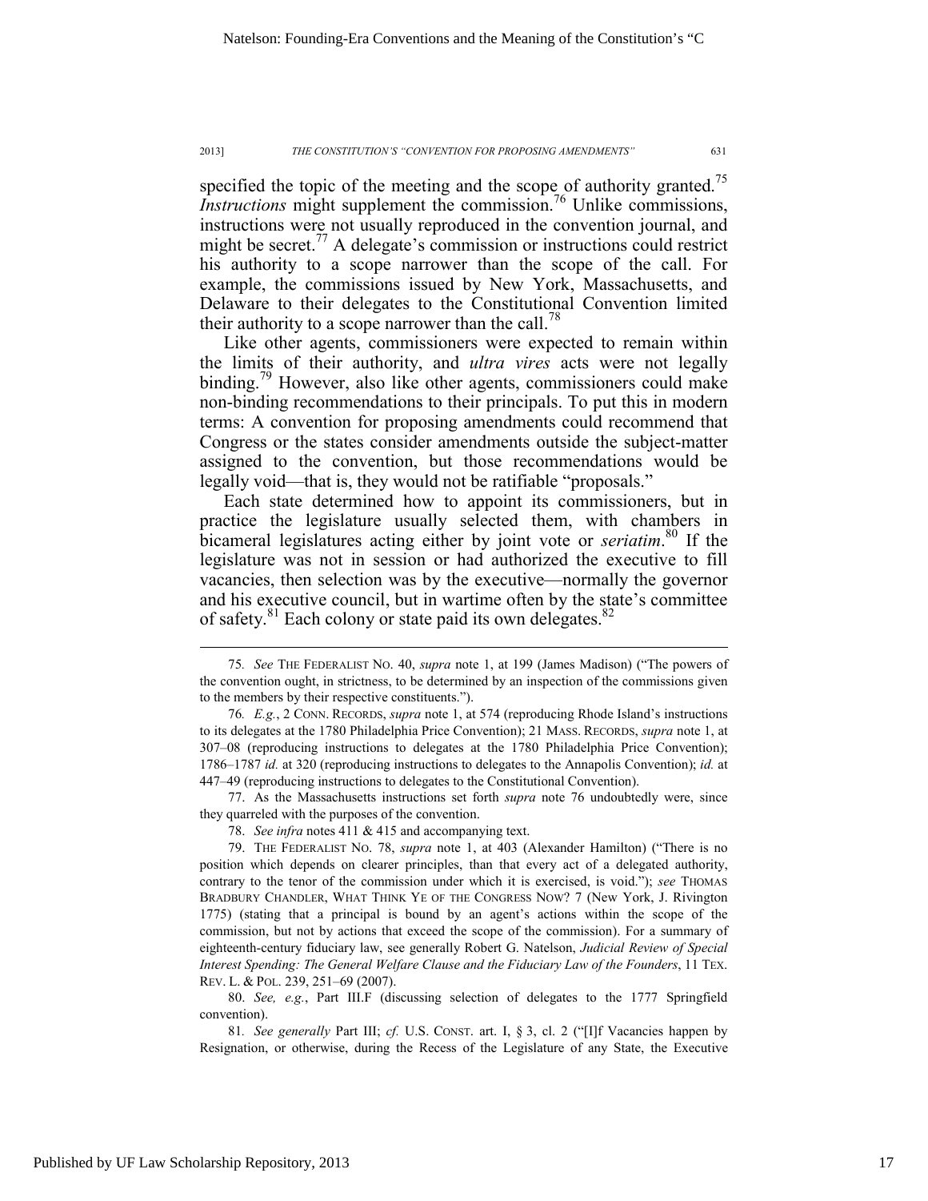specified the topic of the meeting and the scope of authority granted.[75] *Instructions* might supplement the commission.[76] Unlike commissions, instructions were not usually reproduced in the convention journal, and might be secret.[77] A delegate's commission or instructions could restrict his authority to a scope narrower than the scope of the call. For example, the commissions issued by New York, Massachusetts, and Delaware to their delegates to the Constitutional Convention limited their authority to a scope narrower than the call.[78]

Like other agents, commissioners were expected to remain within the limits of their authority, and *ultra vires* acts were not legally binding.[79] However, also like other agents, commissioners could make non-binding recommendations to their principals. To put this in modern terms: A convention for proposing amendments could recommend that Congress or the states consider amendments outside the subject-matter assigned to the convention, but those recommendations would be legally void—that is, they would not be ratifiable "proposals."

Each state determined how to appoint its commissioners, but in practice the legislature usually selected them, with chambers in bicameral legislatures acting either by joint vote or *seriatim*.[80] If the legislature was not in session or had authorized the executive to fill vacancies, then selection was by the executive—normally the governor and his executive council, but in wartime often by the state's committee of safety.[81] Each colony or state paid its own delegates.[82]

---

75. *See* THE FEDERALIST NO. 40, *supra* note 1, at 199 (James Madison) ("The powers of the convention ought, in strictness, to be determined by an inspection of the commissions given to the members by their respective constituents.").

76. *E.g.*, 2 CONN. RECORDS, *supra* note 1, at 574 (reproducing Rhode Island's instructions to its delegates at the 1780 Philadelphia Price Convention); 21 MASS. RECORDS, *supra* note 1, at 307–08 (reproducing instructions to delegates at the 1780 Philadelphia Price Convention); 1786–1787 *id.* at 320 (reproducing instructions to delegates to the Annapolis Convention); *id.* at 447–49 (reproducing instructions to delegates to the Constitutional Convention).

77. As the Massachusetts instructions set forth *supra* note 76 undoubtedly were, since they quarreled with the purposes of the convention.

78. *See infra* notes 411 & 415 and accompanying text.

79. THE FEDERALIST NO. 78, *supra* note 1, at 403 (Alexander Hamilton) ("There is no position which depends on clearer principles, than that every act of a delegated authority, contrary to the tenor of the commission under which it is exercised, is void."); *see* THOMAS BRADBURY CHANDLER, WHAT THINK YE OF THE CONGRESS NOW? 7 (New York, J. Rivington 1775) (stating that a principal is bound by an agent's actions within the scope of the commission, but not by actions that exceed the scope of the commission). For a summary of eighteenth-century fiduciary law, see generally Robert G. Natelson, *Judicial Review of Special Interest Spending: The General Welfare Clause and the Fiduciary Law of the Founders*, 11 TEX. REV. L. & POL. 239, 251–69 (2007).

80. *See, e.g.*, Part III.F (discussing selection of delegates to the 1777 Springfield convention).

81. *See generally* Part III; *cf.* U.S. CONST. art. I, § 3, cl. 2 ("[I]f Vacancies happen by Resignation, or otherwise, during the Recess of the Legislature of any State, the Executive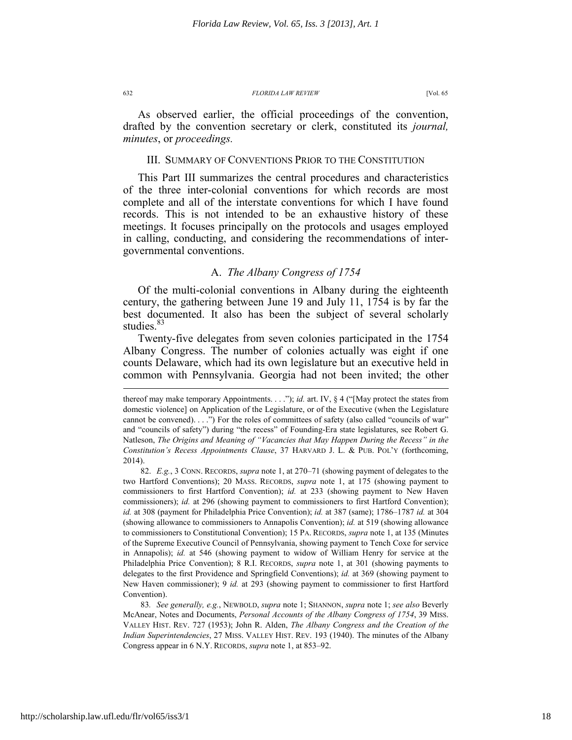As observed earlier, the official proceedings of the convention, drafted by the convention secretary or clerk, constituted its *journal, minutes*, or *proceedings.*

## III. SUMMARY OF CONVENTIONS PRIOR TO THE CONSTITUTION

This Part III summarizes the central procedures and characteristics of the three inter-colonial conventions for which records are most complete and all of the interstate conventions for which I have found records. This is not intended to be an exhaustive history of these meetings. It focuses principally on the protocols and usages employed in calling, conducting, and considering the recommendations of inter-governmental conventions.

### A. *The Albany Congress of 1754*

Of the multi-colonial conventions in Albany during the eighteenth century, the gathering between June 19 and July 11, 1754 is by far the best documented. It also has been the subject of several scholarly studies.[83]

Twenty-five delegates from seven colonies participated in the 1754 Albany Congress. The number of colonies actually was eight if one counts Delaware, which had its own legislature but an executive held in common with Pennsylvania. Georgia had not been invited; the other

---

thereof may make temporary Appointments. . . ."); *id.* art. IV, § 4 ("[May protect the states from domestic violence] on Application of the Legislature, or of the Executive (when the Legislature cannot be convened). . . .") For the roles of committees of safety (also called "councils of war" and "councils of safety") during "the recess" of Founding-Era state legislatures, see Robert G. Natleson, *The Origins and Meaning of "Vacancies that May Happen During the Recess" in the Constitution's Recess Appointments Clause*, 37 HARVARD J. L. & PUB. POL'Y (forthcoming, 2014).

82. *E.g.*, 3 CONN. RECORDS, *supra* note 1, at 270–71 (showing payment of delegates to the two Hartford Conventions); 20 MASS. RECORDS, *supra* note 1, at 175 (showing payment to commissioners to first Hartford Convention); *id.* at 233 (showing payment to New Haven commissioners); *id.* at 296 (showing payment to commissioners to first Hartford Convention); *id.* at 308 (payment for Philadelphia Price Convention); *id.* at 387 (same); 1786–1787 *id.* at 304 (showing allowance to commissioners to Annapolis Convention); *id.* at 519 (showing allowance to commissioners to Constitutional Convention); 15 PA. RECORDS, *supra* note 1, at 135 (Minutes of the Supreme Executive Council of Pennsylvania, showing payment to Tench Coxe for service in Annapolis); *id.* at 546 (showing payment to widow of William Henry for service at the Philadelphia Price Convention); 8 R.I. RECORDS, *supra* note 1, at 301 (showing payments to delegates to the first Providence and Springfield Conventions); *id.* at 369 (showing payment to New Haven commissioner); 9 *id.* at 293 (showing payment to commissioner to first Hartford Convention).

83. *See generally, e.g.*, NEWBOLD, *supra* note 1; SHANNON, *supra* note 1; *see also* Beverly McAnear, Notes and Documents, *Personal Accounts of the Albany Congress of 1754*, 39 MISS. VALLEY HIST. REV. 727 (1953); John R. Alden, *The Albany Congress and the Creation of the Indian Superintendencies*, 27 MISS. VALLEY HIST. REV. 193 (1940). The minutes of the Albany Congress appear in 6 N.Y. RECORDS, *supra* note 1, at 853–92.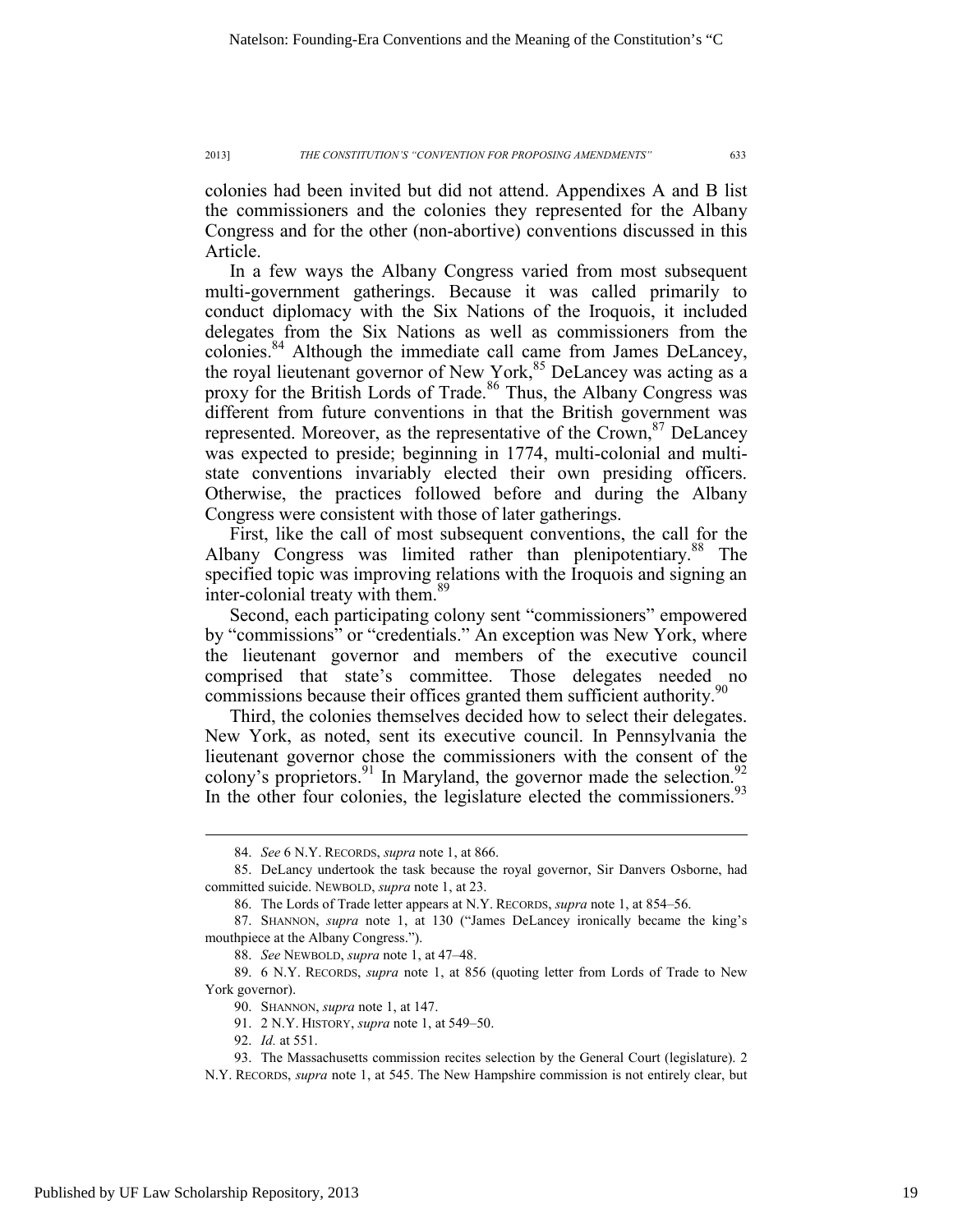colonies had been invited but did not attend. Appendixes A and B list the commissioners and the colonies they represented for the Albany Congress and for the other (non-abortive) conventions discussed in this Article.

In a few ways the Albany Congress varied from most subsequent multi-government gatherings. Because it was called primarily to conduct diplomacy with the Six Nations of the Iroquois, it included delegates from the Six Nations as well as commissioners from the colonies.[84] Although the immediate call came from James DeLancey, the royal lieutenant governor of New York,[85] DeLancey was acting as a proxy for the British Lords of Trade.[86] Thus, the Albany Congress was different from future conventions in that the British government was represented. Moreover, as the representative of the Crown,[87] DeLancey was expected to preside; beginning in 1774, multi-colonial and multi-state conventions invariably elected their own presiding officers. Otherwise, the practices followed before and during the Albany Congress were consistent with those of later gatherings.

First, like the call of most subsequent conventions, the call for the Albany Congress was limited rather than plenipotentiary.[88] The specified topic was improving relations with the Iroquois and signing an inter-colonial treaty with them.[89]

Second, each participating colony sent "commissioners" empowered by "commissions" or "credentials." An exception was New York, where the lieutenant governor and members of the executive council comprised that state's committee. Those delegates needed no commissions because their offices granted them sufficient authority.[90]

Third, the colonies themselves decided how to select their delegates. New York, as noted, sent its executive council. In Pennsylvania the lieutenant governor chose the commissioners with the consent of the colony's proprietors.[91] In Maryland, the governor made the selection.[92] In the other four colonies, the legislature elected the commissioners.[93]

---

84. *See* 6 N.Y. RECORDS, *supra* note 1, at 866.

85. DeLancy undertook the task because the royal governor, Sir Danvers Osborne, had committed suicide. NEWBOLD, *supra* note 1, at 23.

86. The Lords of Trade letter appears at N.Y. RECORDS, *supra* note 1, at 854–56.

87. SHANNON, *supra* note 1, at 130 ("James DeLancey ironically became the king's mouthpiece at the Albany Congress.").

88. *See* NEWBOLD, *supra* note 1, at 47–48.

89. 6 N.Y. RECORDS, *supra* note 1, at 856 (quoting letter from Lords of Trade to New York governor).

90. SHANNON, *supra* note 1, at 147.

91. 2 N.Y. HISTORY, *supra* note 1, at 549–50.

92. *Id.* at 551.

93. The Massachusetts commission recites selection by the General Court (legislature). 2 N.Y. RECORDS, *supra* note 1, at 545. The New Hampshire commission is not entirely clear, but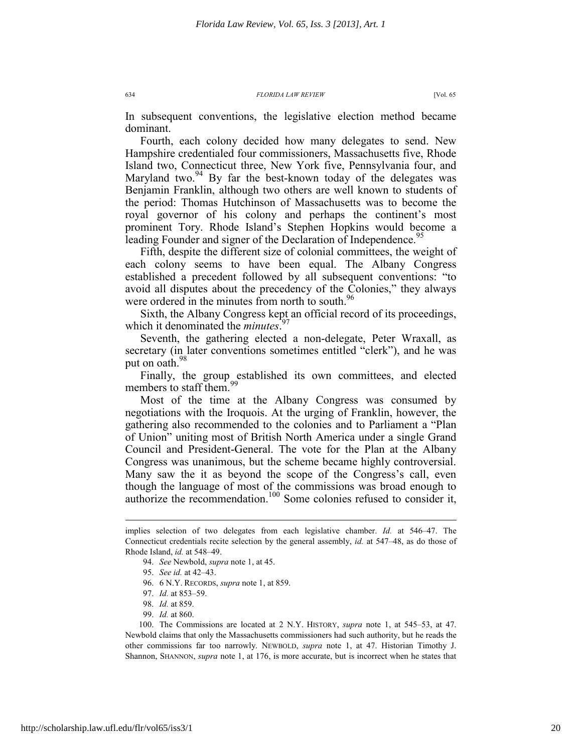In subsequent conventions, the legislative election method became dominant.

Fourth, each colony decided how many delegates to send. New Hampshire credentialed four commissioners, Massachusetts five, Rhode Island two, Connecticut three, New York five, Pennsylvania four, and Maryland two.[94] By far the best-known today of the delegates was Benjamin Franklin, although two others are well known to students of the period: Thomas Hutchinson of Massachusetts was to become the royal governor of his colony and perhaps the continent's most prominent Tory. Rhode Island's Stephen Hopkins would become a leading Founder and signer of the Declaration of Independence.[95]

Fifth, despite the different size of colonial committees, the weight of each colony seems to have been equal. The Albany Congress established a precedent followed by all subsequent conventions: "to avoid all disputes about the precedency of the Colonies," they always were ordered in the minutes from north to south.[96]

Sixth, the Albany Congress kept an official record of its proceedings, which it denominated the *minutes*.[97]

Seventh, the gathering elected a non-delegate, Peter Wraxall, as secretary (in later conventions sometimes entitled "clerk"), and he was put on oath.[98]

Finally, the group established its own committees, and elected members to staff them.[99]

Most of the time at the Albany Congress was consumed by negotiations with the Iroquois. At the urging of Franklin, however, the gathering also recommended to the colonies and to Parliament a "Plan of Union" uniting most of British North America under a single Grand Council and President-General. The vote for the Plan at the Albany Congress was unanimous, but the scheme became highly controversial. Many saw the it as beyond the scope of the Congress's call, even though the language of most of the commissions was broad enough to authorize the recommendation.[100] Some colonies refused to consider it,

---

implies selection of two delegates from each legislative chamber. *Id.* at 546–47. The Connecticut credentials recite selection by the general assembly, *id.* at 547–48, as do those of Rhode Island, *id.* at 548–49.

94. *See* Newbold, *supra* note 1, at 45.

95. *See id.* at 42–43.

96. 6 N.Y. RECORDS, *supra* note 1, at 859.

97. *Id.* at 853–59.

98. *Id.* at 859.

99. *Id.* at 860.

100. The Commissions are located at 2 N.Y. HISTORY, *supra* note 1, at 545–53, at 47. Newbold claims that only the Massachusetts commissioners had such authority, but he reads the other commissions far too narrowly. NEWBOLD, *supra* note 1, at 47. Historian Timothy J. Shannon, SHANNON, *supra* note 1, at 176, is more accurate, but is incorrect when he states that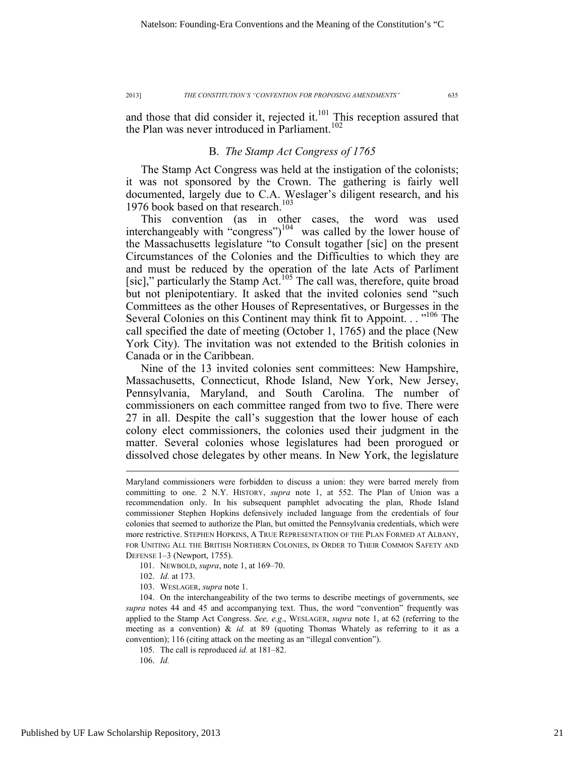and those that did consider it, rejected it.[101] This reception assured that the Plan was never introduced in Parliament.[102]

### B. *The Stamp Act Congress of 1765*

The Stamp Act Congress was held at the instigation of the colonists; it was not sponsored by the Crown. The gathering is fairly well documented, largely due to C.A. Weslager's diligent research, and his 1976 book based on that research.[103]

This convention (as in other cases, the word was used interchangeably with "congress")[104] was called by the lower house of the Massachusetts legislature "to Consult togather [sic] on the present Circumstances of the Colonies and the Difficulties to which they are and must be reduced by the operation of the late Acts of Parliment [sic]," particularly the Stamp Act.[105] The call was, therefore, quite broad but not plenipotentiary. It asked that the invited colonies send "such Committees as the other Houses of Representatives, or Burgesses in the Several Colonies on this Continent may think fit to Appoint. . ."[106] The call specified the date of meeting (October 1, 1765) and the place (New York City). The invitation was not extended to the British colonies in Canada or in the Caribbean.

Nine of the 13 invited colonies sent committees: New Hampshire, Massachusetts, Connecticut, Rhode Island, New York, New Jersey, Pennsylvania, Maryland, and South Carolina. The number of commissioners on each committee ranged from two to five. There were 27 in all. Despite the call's suggestion that the lower house of each colony elect commissioners, the colonies used their judgment in the matter. Several colonies whose legislatures had been prorogued or dissolved chose delegates by other means. In New York, the legislature

---

Maryland commissioners were forbidden to discuss a union: they were barred merely from committing to one. 2 N.Y. HISTORY, *supra* note 1, at 552. The Plan of Union was a recommendation only. In his subsequent pamphlet advocating the plan, Rhode Island commissioner Stephen Hopkins defensively included language from the credentials of four colonies that seemed to authorize the Plan, but omitted the Pennsylvania credentials, which were more restrictive. STEPHEN HOPKINS, A TRUE REPRESENTATION OF THE PLAN FORMED AT ALBANY, FOR UNITING ALL THE BRITISH NORTHERN COLONIES, IN ORDER TO THEIR COMMON SAFETY AND DEFENSE 1–3 (Newport, 1755).

101. NEWBOLD, *supra*, note 1, at 169–70.

102. *Id.* at 173.

103. WESLAGER, *supra* note 1.

104. On the interchangeability of the two terms to describe meetings of governments, see *supra* notes 44 and 45 and accompanying text. Thus, the word "convention" frequently was applied to the Stamp Act Congress. *See, e.g*., WESLAGER, *supra* note 1, at 62 (referring to the meeting as a convention) & *id.* at 89 (quoting Thomas Whately as referring to it as a convention); 116 (citing attack on the meeting as an "illegal convention").

105. The call is reproduced *id.* at 181–82.

106. *Id.*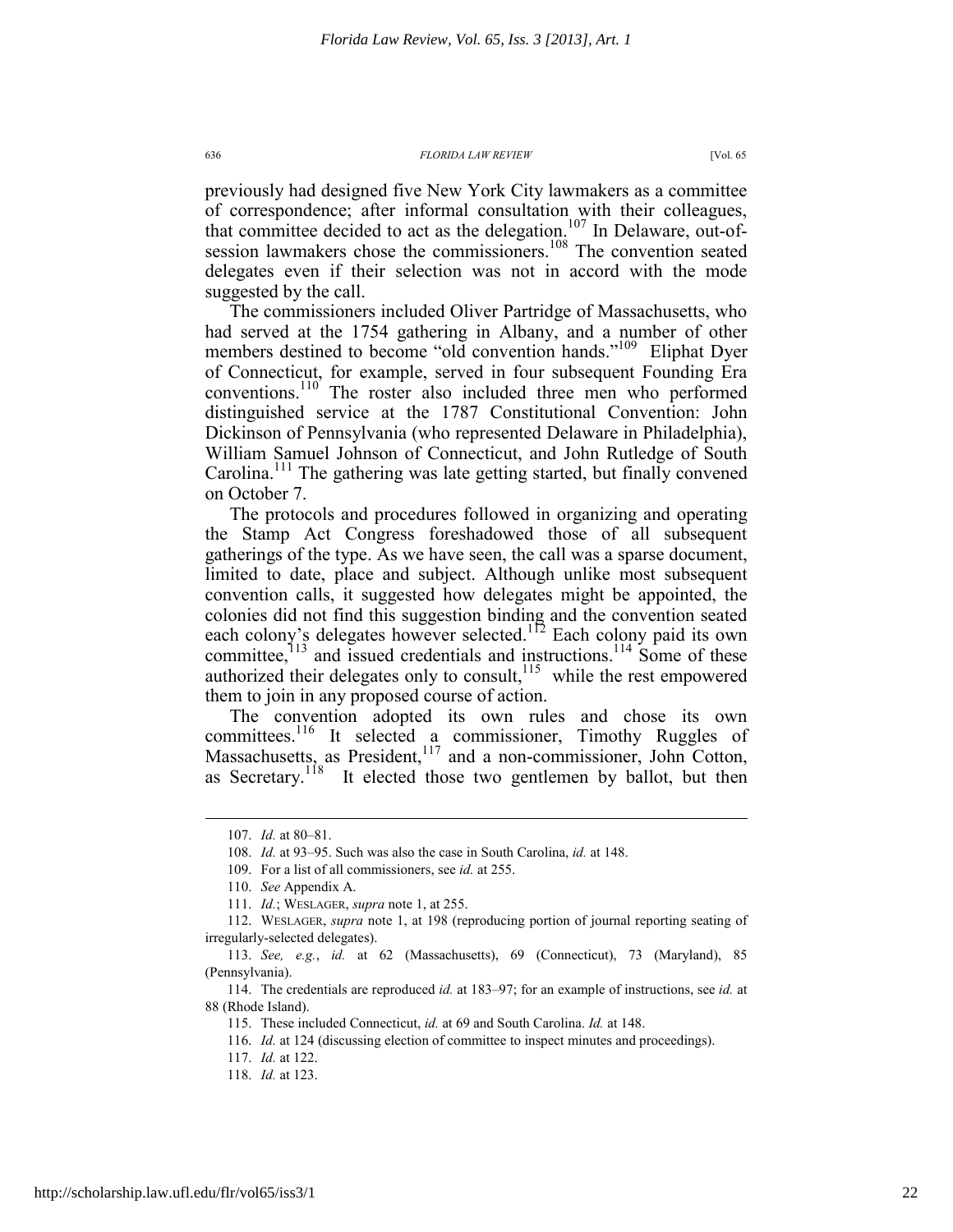previously had designed five New York City lawmakers as a committee of correspondence; after informal consultation with their colleagues, that committee decided to act as the delegation.[107] In Delaware, out-of-session lawmakers chose the commissioners.[108] The convention seated delegates even if their selection was not in accord with the mode suggested by the call.

The commissioners included Oliver Partridge of Massachusetts, who had served at the 1754 gathering in Albany, and a number of other members destined to become "old convention hands."[109] Eliphat Dyer of Connecticut, for example, served in four subsequent Founding Era conventions.[110] The roster also included three men who performed distinguished service at the 1787 Constitutional Convention: John Dickinson of Pennsylvania (who represented Delaware in Philadelphia), William Samuel Johnson of Connecticut, and John Rutledge of South Carolina.[111] The gathering was late getting started, but finally convened on October 7.

The protocols and procedures followed in organizing and operating the Stamp Act Congress foreshadowed those of all subsequent gatherings of the type. As we have seen, the call was a sparse document, limited to date, place and subject. Although unlike most subsequent convention calls, it suggested how delegates might be appointed, the colonies did not find this suggestion binding and the convention seated each colony's delegates however selected.[112] Each colony paid its own committee,[113] and issued credentials and instructions.[114] Some of these authorized their delegates only to consult,[115] while the rest empowered them to join in any proposed course of action.

The convention adopted its own rules and chose its own committees.[116] It selected a commissioner, Timothy Ruggles of Massachusetts, as President,[117] and a non-commissioner, John Cotton, as Secretary.[118] It elected those two gentlemen by ballot, but then

---

107. *Id.* at 80–81.

108. *Id.* at 93–95. Such was also the case in South Carolina, *id.* at 148.

109. For a list of all commissioners, see *id.* at 255.

110. *See* Appendix A.

111. *Id.*; WESLAGER, *supra* note 1, at 255.

112. WESLAGER, *supra* note 1, at 198 (reproducing portion of journal reporting seating of irregularly-selected delegates).

113. *See, e.g.*, *id.* at 62 (Massachusetts), 69 (Connecticut), 73 (Maryland), 85 (Pennsylvania).

114. The credentials are reproduced *id.* at 183–97; for an example of instructions, see *id.* at 88 (Rhode Island).

115. These included Connecticut, *id.* at 69 and South Carolina. *Id.* at 148.

116. *Id.* at 124 (discussing election of committee to inspect minutes and proceedings).

117. *Id.* at 122.

118. *Id.* at 123.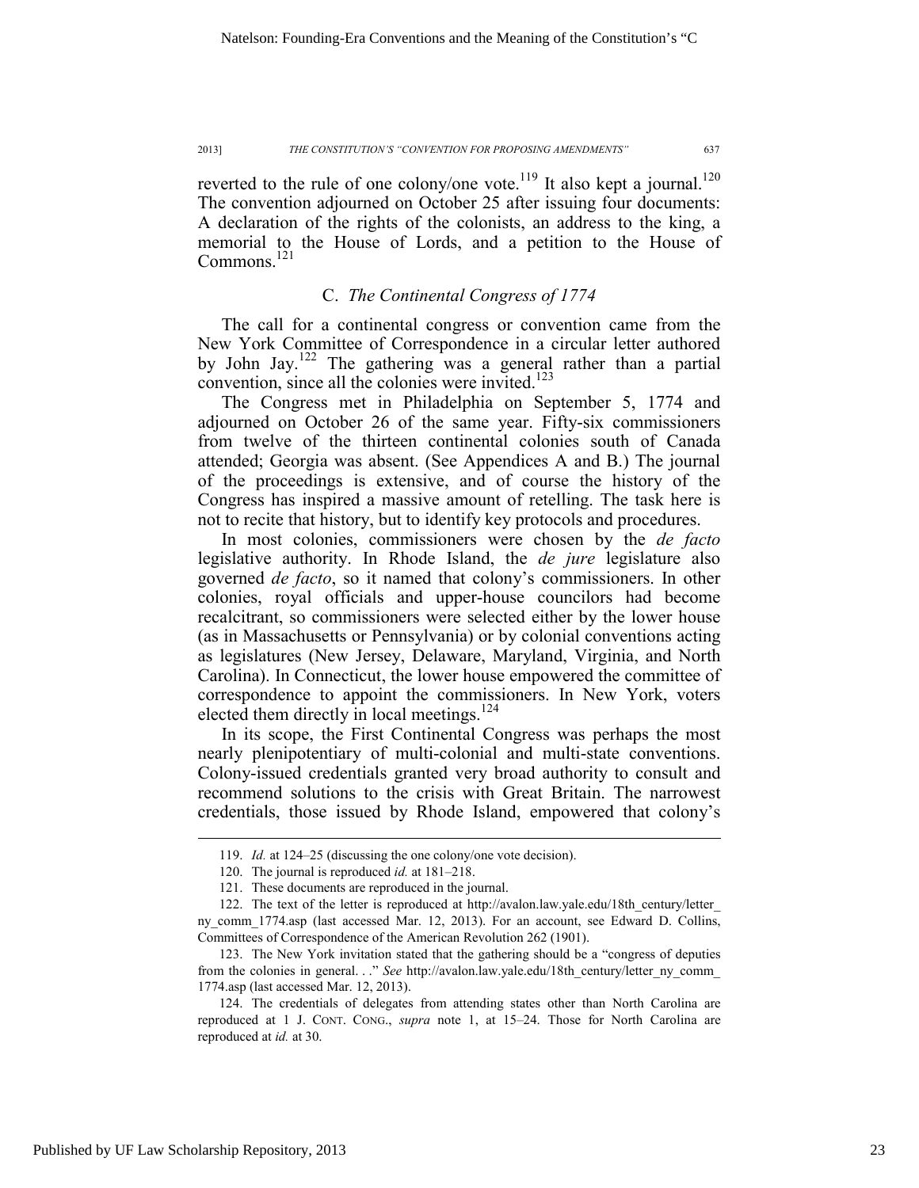reverted to the rule of one colony/one vote.[119] It also kept a journal.[120] The convention adjourned on October 25 after issuing four documents: A declaration of the rights of the colonists, an address to the king, a memorial to the House of Lords, and a petition to the House of Commons.[121]

### C. *The Continental Congress of 1774*

The call for a continental congress or convention came from the New York Committee of Correspondence in a circular letter authored by John Jay.[122] The gathering was a general rather than a partial convention, since all the colonies were invited.[123]

The Congress met in Philadelphia on September 5, 1774 and adjourned on October 26 of the same year. Fifty-six commissioners from twelve of the thirteen continental colonies south of Canada attended; Georgia was absent. (See Appendices A and B.) The journal of the proceedings is extensive, and of course the history of the Congress has inspired a massive amount of retelling. The task here is not to recite that history, but to identify key protocols and procedures.

In most colonies, commissioners were chosen by the *de facto* legislative authority. In Rhode Island, the *de jure* legislature also governed *de facto*, so it named that colony's commissioners. In other colonies, royal officials and upper-house councilors had become recalcitrant, so commissioners were selected either by the lower house (as in Massachusetts or Pennsylvania) or by colonial conventions acting as legislatures (New Jersey, Delaware, Maryland, Virginia, and North Carolina). In Connecticut, the lower house empowered the committee of correspondence to appoint the commissioners. In New York, voters elected them directly in local meetings.[124]

In its scope, the First Continental Congress was perhaps the most nearly plenipotentiary of multi-colonial and multi-state conventions. Colony-issued credentials granted very broad authority to consult and recommend solutions to the crisis with Great Britain. The narrowest credentials, those issued by Rhode Island, empowered that colony's

---

119. *Id.* at 124–25 (discussing the one colony/one vote decision).

120. The journal is reproduced *id.* at 181–218.

121. These documents are reproduced in the journal.

122. The text of the letter is reproduced at http://avalon.law.yale.edu/18th_century/letter_ny_comm_1774.asp (last accessed Mar. 12, 2013). For an account, see Edward D. Collins, Committees of Correspondence of the American Revolution 262 (1901).

123. The New York invitation stated that the gathering should be a "congress of deputies from the colonies in general. . ." *See* http://avalon.law.yale.edu/18th_century/letter_ny_comm_1774.asp (last accessed Mar. 12, 2013).

124. The credentials of delegates from attending states other than North Carolina are reproduced at 1 J. CONT. CONG., *supra* note 1, at 15–24. Those for North Carolina are reproduced at *id.* at 30.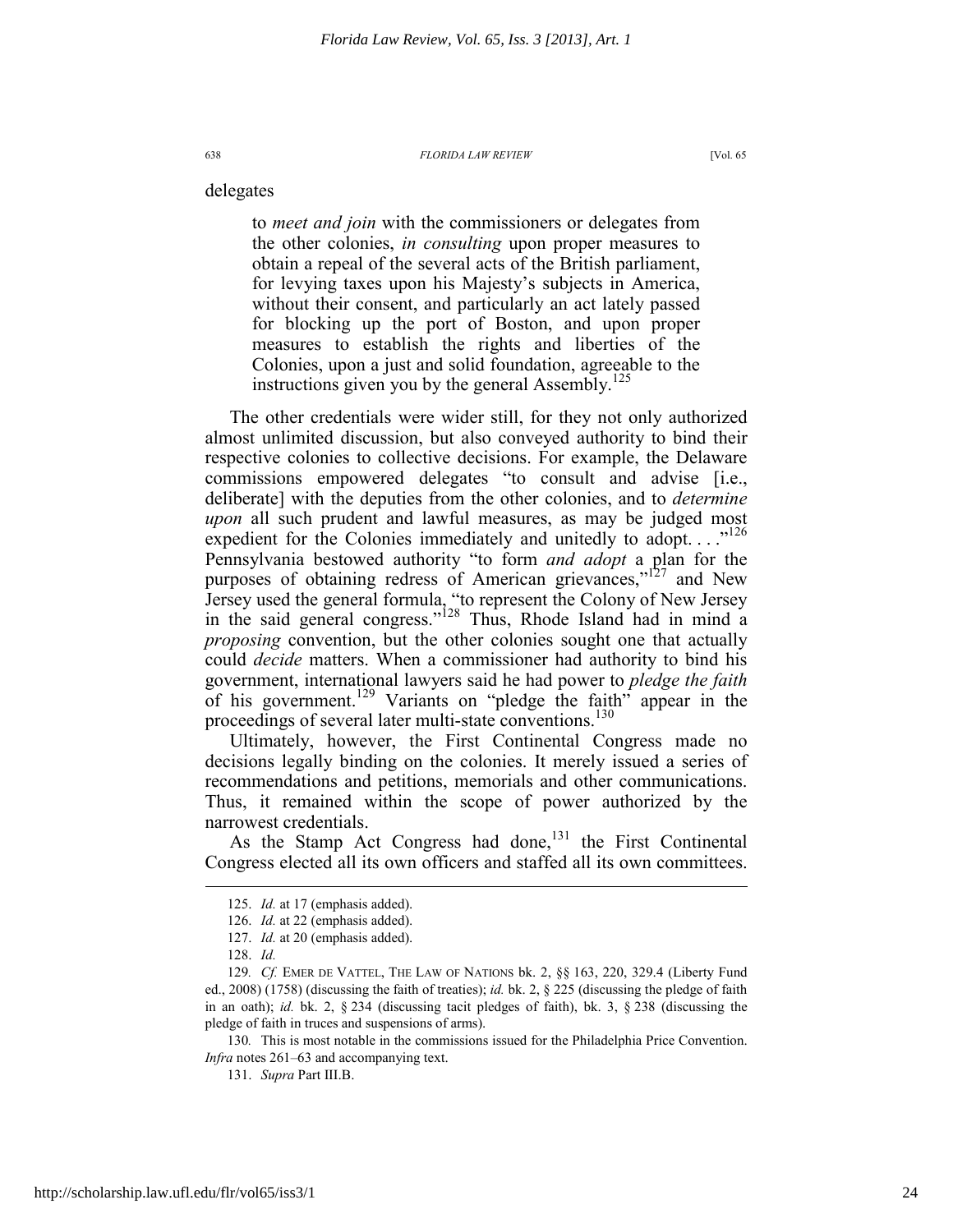delegates

> to *meet and join* with the commissioners or delegates from the other colonies, *in consulting* upon proper measures to obtain a repeal of the several acts of the British parliament, for levying taxes upon his Majesty's subjects in America, without their consent, and particularly an act lately passed for blocking up the port of Boston, and upon proper measures to establish the rights and liberties of the Colonies, upon a just and solid foundation, agreeable to the instructions given you by the general Assembly.[125]

The other credentials were wider still, for they not only authorized almost unlimited discussion, but also conveyed authority to bind their respective colonies to collective decisions. For example, the Delaware commissions empowered delegates "to consult and advise [i.e., deliberate] with the deputies from the other colonies, and to *determine upon* all such prudent and lawful measures, as may be judged most expedient for the Colonies immediately and unitedly to adopt. . . ."[126] Pennsylvania bestowed authority "to form *and adopt* a plan for the purposes of obtaining redress of American grievances,"[127] and New Jersey used the general formula, "to represent the Colony of New Jersey in the said general congress."[128] Thus, Rhode Island had in mind a *proposing* convention, but the other colonies sought one that actually could *decide* matters. When a commissioner had authority to bind his government, international lawyers said he had power to *pledge the faith* of his government.[129] Variants on "pledge the faith" appear in the proceedings of several later multi-state conventions.[130]

Ultimately, however, the First Continental Congress made no decisions legally binding on the colonies. It merely issued a series of recommendations and petitions, memorials and other communications. Thus, it remained within the scope of power authorized by the narrowest credentials.

As the Stamp Act Congress had done,[131] the First Continental Congress elected all its own officers and staffed all its own committees.

---

125. *Id.* at 17 (emphasis added).

126. *Id.* at 22 (emphasis added).

127. *Id.* at 20 (emphasis added).

128. *Id.*

129. *Cf.* EMER DE VATTEL, THE LAW OF NATIONS bk. 2, §§ 163, 220, 329.4 (Liberty Fund ed., 2008) (1758) (discussing the faith of treaties); *id.* bk. 2, § 225 (discussing the pledge of faith in an oath); *id.* bk. 2, § 234 (discussing tacit pledges of faith), bk. 3, § 238 (discussing the pledge of faith in truces and suspensions of arms).

130. This is most notable in the commissions issued for the Philadelphia Price Convention. *Infra* notes 261–63 and accompanying text.

131. *Supra* Part III.B.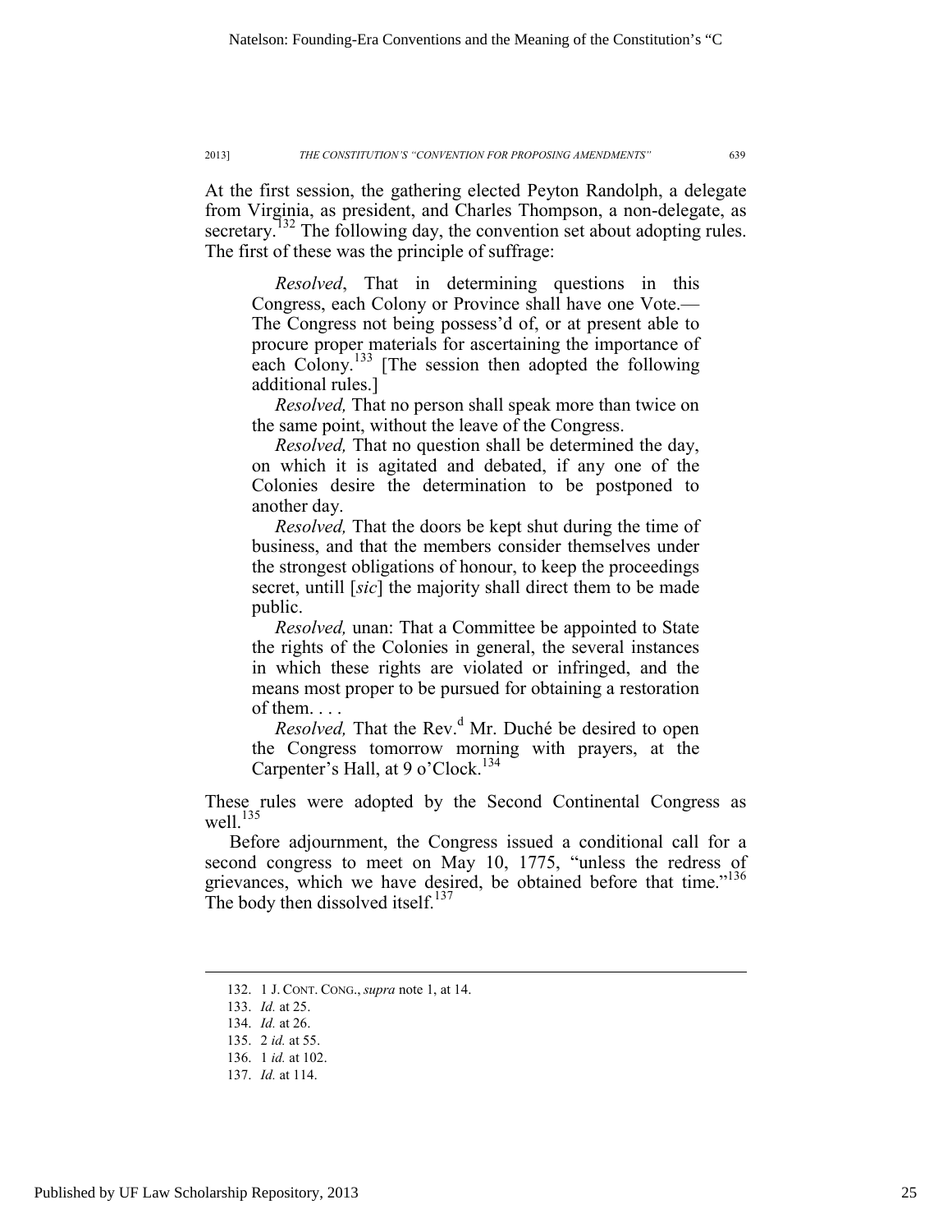At the first session, the gathering elected Peyton Randolph, a delegate from Virginia, as president, and Charles Thompson, a non-delegate, as secretary.[132] The following day, the convention set about adopting rules. The first of these was the principle of suffrage:

> *Resolved*, That in determining questions in this Congress, each Colony or Province shall have one Vote.— The Congress not being possess'd of, or at present able to procure proper materials for ascertaining the importance of each Colony.[133] [The session then adopted the following additional rules.]
>
> *Resolved,* That no person shall speak more than twice on the same point, without the leave of the Congress.
>
> *Resolved,* That no question shall be determined the day, on which it is agitated and debated, if any one of the Colonies desire the determination to be postponed to another day.
>
> *Resolved,* That the doors be kept shut during the time of business, and that the members consider themselves under the strongest obligations of honour, to keep the proceedings secret, untill [*sic*] the majority shall direct them to be made public.
>
> *Resolved,* unan: That a Committee be appointed to State the rights of the Colonies in general, the several instances in which these rights are violated or infringed, and the means most proper to be pursued for obtaining a restoration of them. . . .
>
> *Resolved,* That the Rev.[d] Mr. Duché be desired to open the Congress tomorrow morning with prayers, at the Carpenter's Hall, at 9 o'Clock.[134]

These rules were adopted by the Second Continental Congress as well.[135]

Before adjournment, the Congress issued a conditional call for a second congress to meet on May 10, 1775, "unless the redress of grievances, which we have desired, be obtained before that time."[136] The body then dissolved itself.[137]

---

132. 1 J. CONT. CONG., *supra* note 1, at 14.

133. *Id.* at 25.

134. *Id.* at 26.

135. 2 *id.* at 55.

136. 1 *id.* at 102.

137. *Id.* at 114.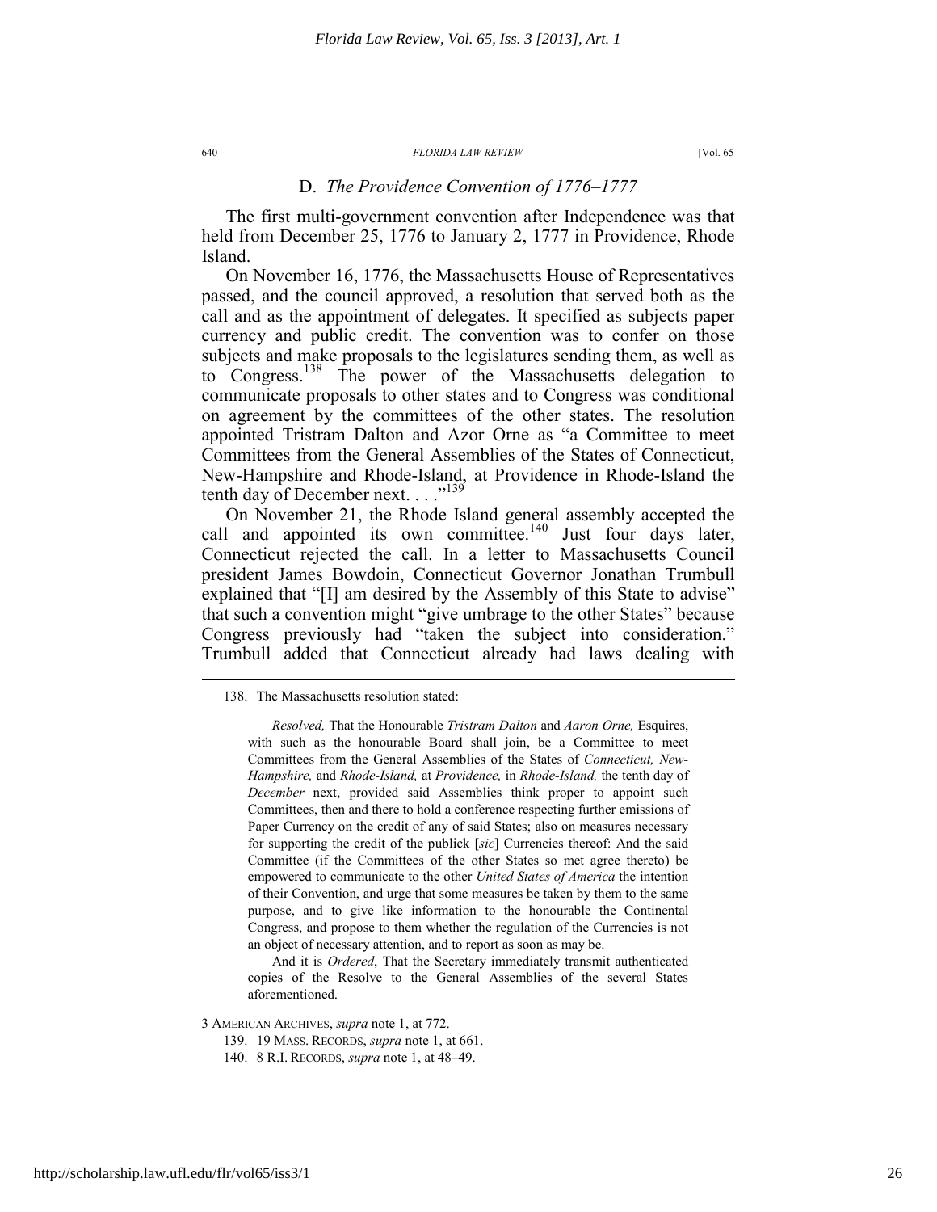### D. *The Providence Convention of 1776–1777*

The first multi-government convention after Independence was that held from December 25, 1776 to January 2, 1777 in Providence, Rhode Island.

On November 16, 1776, the Massachusetts House of Representatives passed, and the council approved, a resolution that served both as the call and as the appointment of delegates. It specified as subjects paper currency and public credit. The convention was to confer on those subjects and make proposals to the legislatures sending them, as well as to Congress.[138] The power of the Massachusetts delegation to communicate proposals to other states and to Congress was conditional on agreement by the committees of the other states. The resolution appointed Tristram Dalton and Azor Orne as "a Committee to meet Committees from the General Assemblies of the States of Connecticut, New-Hampshire and Rhode-Island, at Providence in Rhode-Island the tenth day of December next. . . ."[139]

On November 21, the Rhode Island general assembly accepted the call and appointed its own committee.[140] Just four days later, Connecticut rejected the call. In a letter to Massachusetts Council president James Bowdoin, Connecticut Governor Jonathan Trumbull explained that "[I] am desired by the Assembly of this State to advise" that such a convention might "give umbrage to the other States" because Congress previously had "taken the subject into consideration." Trumbull added that Connecticut already had laws dealing with

---

138. The Massachusetts resolution stated:

> *Resolved,* That the Honourable *Tristram Dalton* and *Aaron Orne,* Esquires, with such as the honourable Board shall join, be a Committee to meet Committees from the General Assemblies of the States of *Connecticut, New-Hampshire,* and *Rhode-Island,* at *Providence,* in *Rhode-Island,* the tenth day of *December* next, provided said Assemblies think proper to appoint such Committees, then and there to hold a conference respecting further emissions of Paper Currency on the credit of any of said States; also on measures necessary for supporting the credit of the publick [*sic*] Currencies thereof: And the said Committee (if the Committees of the other States so met agree thereto) be empowered to communicate to the other *United States of America* the intention of their Convention, and urge that some measures be taken by them to the same purpose, and to give like information to the honourable the Continental Congress, and propose to them whether the regulation of the Currencies is not an object of necessary attention, and to report as soon as may be.
>
> And it is *Ordered*, That the Secretary immediately transmit authenticated copies of the Resolve to the General Assemblies of the several States aforementioned.

3 AMERICAN ARCHIVES, *supra* note 1, at 772.

139. 19 MASS. RECORDS, *supra* note 1, at 661.

140. 8 R.I. RECORDS, *supra* note 1, at 48–49.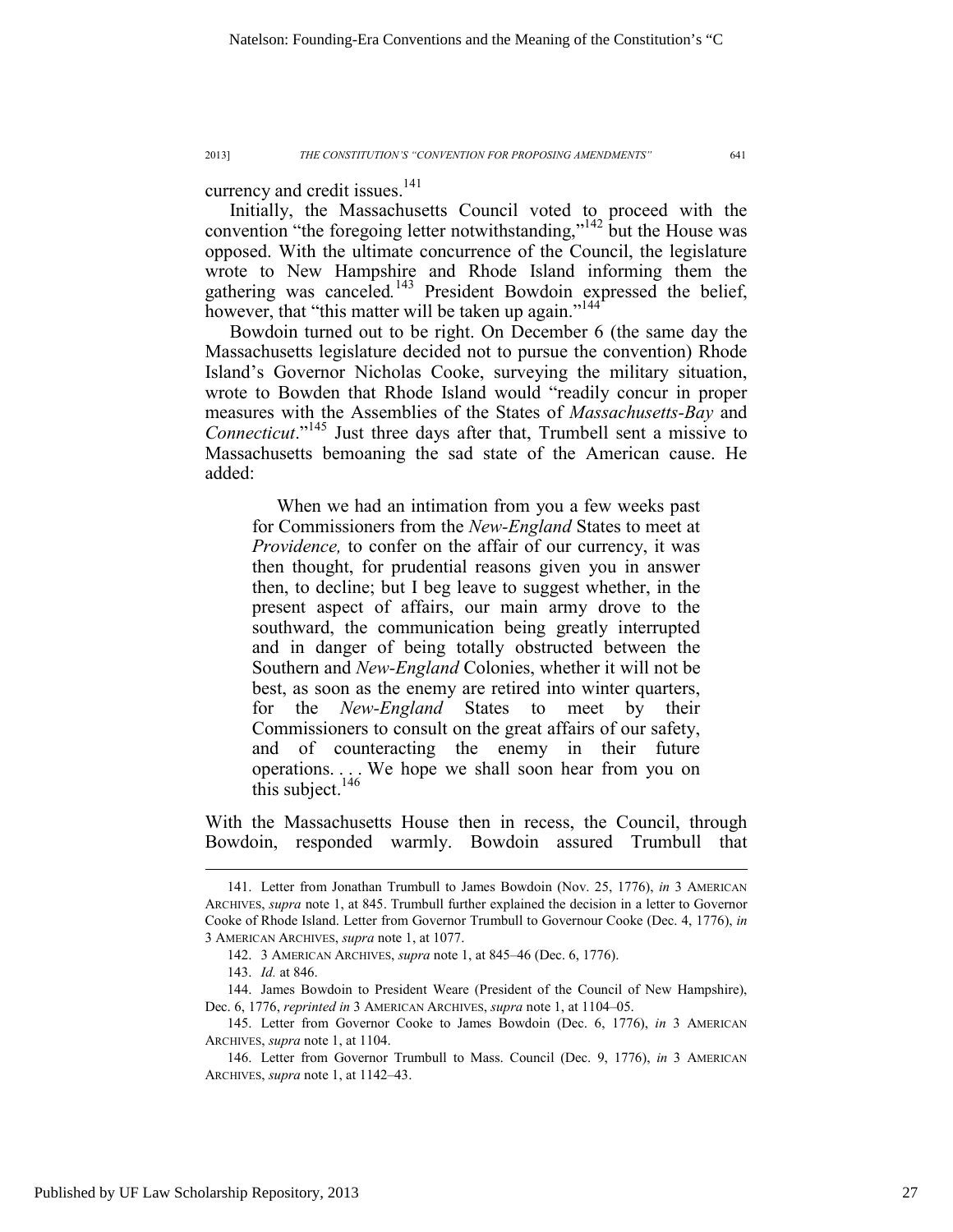currency and credit issues.[141]

Initially, the Massachusetts Council voted to proceed with the convention "the foregoing letter notwithstanding,"[142] but the House was opposed. With the ultimate concurrence of the Council, the legislature wrote to New Hampshire and Rhode Island informing them the gathering was canceled.[143] President Bowdoin expressed the belief, however, that "this matter will be taken up again."[144]

Bowdoin turned out to be right. On December 6 (the same day the Massachusetts legislature decided not to pursue the convention) Rhode Island's Governor Nicholas Cooke, surveying the military situation, wrote to Bowden that Rhode Island would "readily concur in proper measures with the Assemblies of the States of *Massachusetts-Bay* and *Connecticut*."[145] Just three days after that, Trumbell sent a missive to Massachusetts bemoaning the sad state of the American cause. He added:

> When we had an intimation from you a few weeks past for Commissioners from the *New-England* States to meet at *Providence,* to confer on the affair of our currency, it was then thought, for prudential reasons given you in answer then, to decline; but I beg leave to suggest whether, in the present aspect of affairs, our main army drove to the southward, the communication being greatly interrupted and in danger of being totally obstructed between the Southern and *New-England* Colonies, whether it will not be best, as soon as the enemy are retired into winter quarters, for the *New-England* States to meet by their Commissioners to consult on the great affairs of our safety, and of counteracting the enemy in their future operations. . . . We hope we shall soon hear from you on this subject.[146]

With the Massachusetts House then in recess, the Council, through Bowdoin, responded warmly. Bowdoin assured Trumbull that

---

141. Letter from Jonathan Trumbull to James Bowdoin (Nov. 25, 1776), *in* 3 AMERICAN ARCHIVES, *supra* note 1, at 845. Trumbull further explained the decision in a letter to Governor Cooke of Rhode Island. Letter from Governor Trumbull to Governour Cooke (Dec. 4, 1776), *in* 3 AMERICAN ARCHIVES, *supra* note 1, at 1077.

142. 3 AMERICAN ARCHIVES, *supra* note 1, at 845–46 (Dec. 6, 1776).

143. *Id.* at 846.

144. James Bowdoin to President Weare (President of the Council of New Hampshire), Dec. 6, 1776, *reprinted in* 3 AMERICAN ARCHIVES, *supra* note 1, at 1104–05.

145. Letter from Governor Cooke to James Bowdoin (Dec. 6, 1776), *in* 3 AMERICAN ARCHIVES, *supra* note 1, at 1104.

146. Letter from Governor Trumbull to Mass. Council (Dec. 9, 1776), *in* 3 AMERICAN ARCHIVES, *supra* note 1, at 1142–43.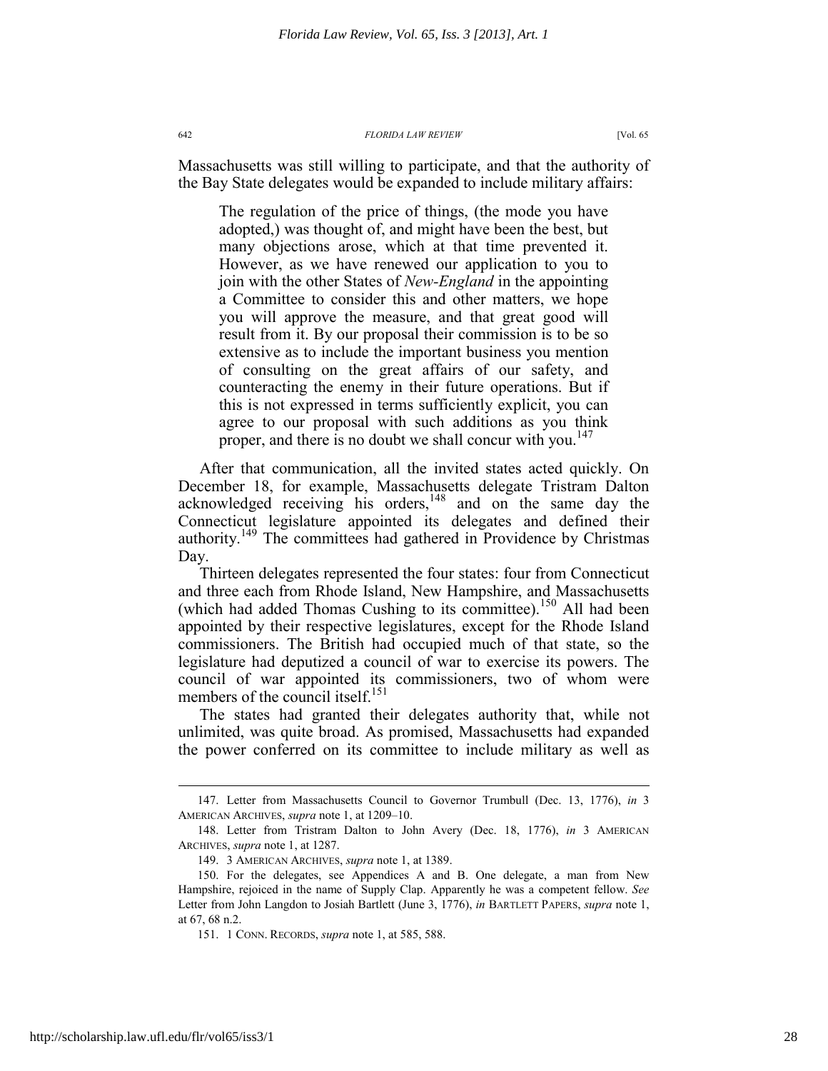Massachusetts was still willing to participate, and that the authority of the Bay State delegates would be expanded to include military affairs:

> The regulation of the price of things, (the mode you have adopted,) was thought of, and might have been the best, but many objections arose, which at that time prevented it. However, as we have renewed our application to you to join with the other States of *New-England* in the appointing a Committee to consider this and other matters, we hope you will approve the measure, and that great good will result from it. By our proposal their commission is to be so extensive as to include the important business you mention of consulting on the great affairs of our safety, and counteracting the enemy in their future operations. But if this is not expressed in terms sufficiently explicit, you can agree to our proposal with such additions as you think proper, and there is no doubt we shall concur with you.[147]

After that communication, all the invited states acted quickly. On December 18, for example, Massachusetts delegate Tristram Dalton acknowledged receiving his orders,[148] and on the same day the Connecticut legislature appointed its delegates and defined their authority.[149] The committees had gathered in Providence by Christmas Day.

Thirteen delegates represented the four states: four from Connecticut and three each from Rhode Island, New Hampshire, and Massachusetts (which had added Thomas Cushing to its committee).[150] All had been appointed by their respective legislatures, except for the Rhode Island commissioners. The British had occupied much of that state, so the legislature had deputized a council of war to exercise its powers. The council of war appointed its commissioners, two of whom were members of the council itself.[151]

The states had granted their delegates authority that, while not unlimited, was quite broad. As promised, Massachusetts had expanded the power conferred on its committee to include military as well as

---

147. Letter from Massachusetts Council to Governor Trumbull (Dec. 13, 1776), *in* 3 AMERICAN ARCHIVES, *supra* note 1, at 1209–10.

148. Letter from Tristram Dalton to John Avery (Dec. 18, 1776), *in* 3 AMERICAN ARCHIVES, *supra* note 1, at 1287.

149. 3 AMERICAN ARCHIVES, *supra* note 1, at 1389.

150. For the delegates, see Appendices A and B. One delegate, a man from New Hampshire, rejoiced in the name of Supply Clap. Apparently he was a competent fellow. *See* Letter from John Langdon to Josiah Bartlett (June 3, 1776), *in* BARTLETT PAPERS, *supra* note 1, at 67, 68 n.2.

151. 1 CONN. RECORDS, *supra* note 1, at 585, 588.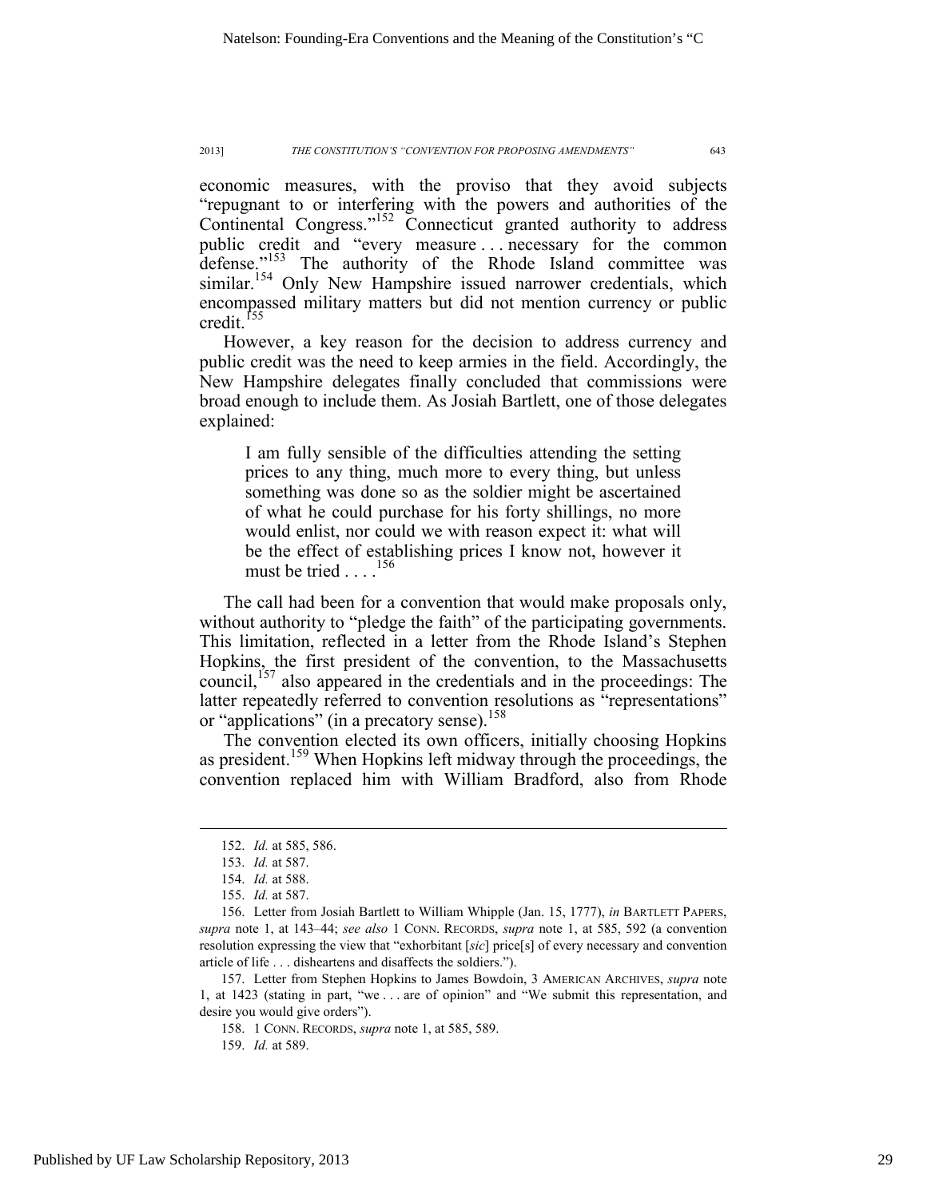economic measures, with the proviso that they avoid subjects "repugnant to or interfering with the powers and authorities of the Continental Congress."[152] Connecticut granted authority to address public credit and "every measure . . . necessary for the common defense."[153] The authority of the Rhode Island committee was similar.[154] Only New Hampshire issued narrower credentials, which encompassed military matters but did not mention currency or public credit.[155]

However, a key reason for the decision to address currency and public credit was the need to keep armies in the field. Accordingly, the New Hampshire delegates finally concluded that commissions were broad enough to include them. As Josiah Bartlett, one of those delegates explained:

> I am fully sensible of the difficulties attending the setting prices to any thing, much more to every thing, but unless something was done so as the soldier might be ascertained of what he could purchase for his forty shillings, no more would enlist, nor could we with reason expect it: what will be the effect of establishing prices I know not, however it must be tried . . . .[156]

The call had been for a convention that would make proposals only, without authority to "pledge the faith" of the participating governments. This limitation, reflected in a letter from the Rhode Island's Stephen Hopkins, the first president of the convention, to the Massachusetts council,[157] also appeared in the credentials and in the proceedings: The latter repeatedly referred to convention resolutions as "representations" or "applications" (in a precatory sense).[158]

The convention elected its own officers, initially choosing Hopkins as president.[159] When Hopkins left midway through the proceedings, the convention replaced him with William Bradford, also from Rhode

---

152. *Id.* at 585, 586.

153. *Id.* at 587.

154. *Id.* at 588.

155. *Id.* at 587.

156. Letter from Josiah Bartlett to William Whipple (Jan. 15, 1777), *in* BARTLETT PAPERS, *supra* note 1, at 143–44; *see also* 1 CONN. RECORDS, *supra* note 1, at 585, 592 (a convention resolution expressing the view that "exhorbitant [*sic*] price[s] of every necessary and convention article of life . . . disheartens and disaffects the soldiers.").

157. Letter from Stephen Hopkins to James Bowdoin, 3 AMERICAN ARCHIVES, *supra* note 1, at 1423 (stating in part, "we . . . are of opinion" and "We submit this representation, and desire you would give orders").

158. 1 CONN. RECORDS, *supra* note 1, at 585, 589.

159. *Id.* at 589.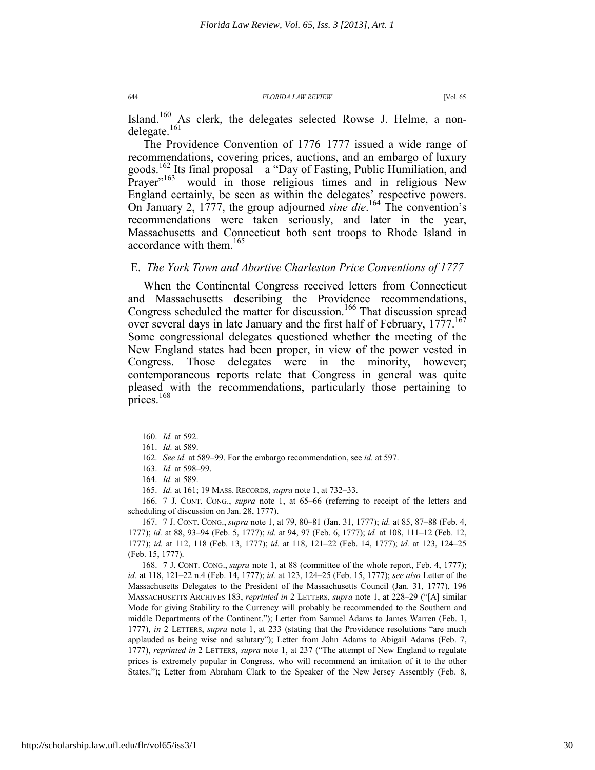Island.[160] As clerk, the delegates selected Rowse J. Helme, a non-delegate.[161]

The Providence Convention of 1776–1777 issued a wide range of recommendations, covering prices, auctions, and an embargo of luxury goods.[162] Its final proposal—a "Day of Fasting, Public Humiliation, and Prayer"[163]—would in those religious times and in religious New England certainly, be seen as within the delegates' respective powers. On January 2, 1777, the group adjourned *sine die*.[164] The convention's recommendations were taken seriously, and later in the year, Massachusetts and Connecticut both sent troops to Rhode Island in accordance with them.[165]

### E. *The York Town and Abortive Charleston Price Conventions of 1777*

When the Continental Congress received letters from Connecticut and Massachusetts describing the Providence recommendations, Congress scheduled the matter for discussion.[166] That discussion spread over several days in late January and the first half of February, 1777.[167] Some congressional delegates questioned whether the meeting of the New England states had been proper, in view of the power vested in Congress. Those delegates were in the minority, however; contemporaneous reports relate that Congress in general was quite pleased with the recommendations, particularly those pertaining to prices.[168]

---

160. *Id.* at 592.

161. *Id.* at 589.

162. *See id.* at 589–99. For the embargo recommendation, see *id.* at 597.

163. *Id.* at 598–99.

164. *Id.* at 589.

165. *Id.* at 161; 19 MASS. RECORDS, *supra* note 1, at 732–33.

166. 7 J. CONT. CONG., *supra* note 1, at 65–66 (referring to receipt of the letters and scheduling of discussion on Jan. 28, 1777).

167. 7 J. CONT. CONG., *supra* note 1, at 79, 80–81 (Jan. 31, 1777); *id.* at 85, 87–88 (Feb. 4, 1777); *id.* at 88, 93–94 (Feb. 5, 1777); *id.* at 94, 97 (Feb. 6, 1777); *id.* at 108, 111–12 (Feb. 12, 1777); *id.* at 112, 118 (Feb. 13, 1777); *id.* at 118, 121–22 (Feb. 14, 1777); *id.* at 123, 124–25 (Feb. 15, 1777).

168. 7 J. CONT. CONG., *supra* note 1, at 88 (committee of the whole report, Feb. 4, 1777); *id.* at 118, 121–22 n.4 (Feb. 14, 1777); *id.* at 123, 124–25 (Feb. 15, 1777); *see also* Letter of the Massachusetts Delegates to the President of the Massachusetts Council (Jan. 31, 1777), 196 MASSACHUSETTS ARCHIVES 183, *reprinted in* 2 LETTERS, *supra* note 1, at 228–29 ("[A] similar Mode for giving Stability to the Currency will probably be recommended to the Southern and middle Departments of the Continent."); Letter from Samuel Adams to James Warren (Feb. 1, 1777), *in* 2 LETTERS, *supra* note 1, at 233 (stating that the Providence resolutions "are much applauded as being wise and salutary"); Letter from John Adams to Abigail Adams (Feb. 7, 1777), *reprinted in* 2 LETTERS, *supra* note 1, at 237 ("The attempt of New England to regulate prices is extremely popular in Congress, who will recommend an imitation of it to the other States."); Letter from Abraham Clark to the Speaker of the New Jersey Assembly (Feb. 8,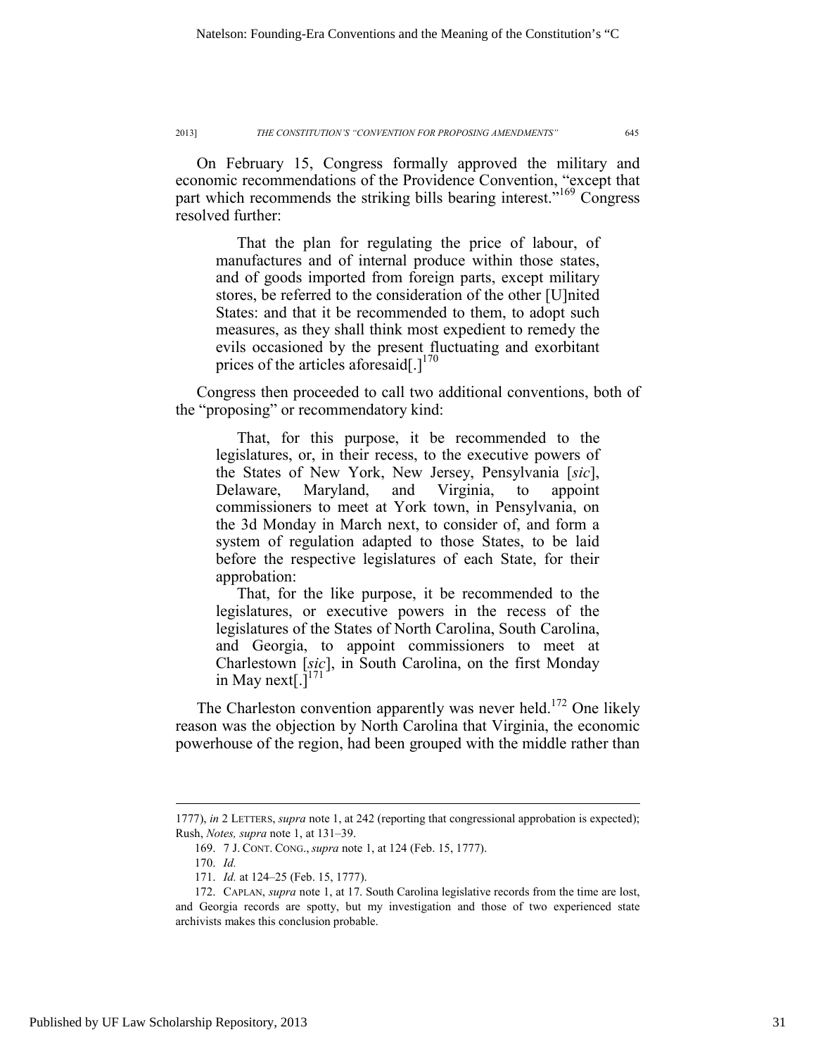On February 15, Congress formally approved the military and economic recommendations of the Providence Convention, "except that part which recommends the striking bills bearing interest."[169] Congress resolved further:

> That the plan for regulating the price of labour, of manufactures and of internal produce within those states, and of goods imported from foreign parts, except military stores, be referred to the consideration of the other [U]nited States: and that it be recommended to them, to adopt such measures, as they shall think most expedient to remedy the evils occasioned by the present fluctuating and exorbitant prices of the articles aforesaid[.][170]

Congress then proceeded to call two additional conventions, both of the "proposing" or recommendatory kind:

> That, for this purpose, it be recommended to the legislatures, or, in their recess, to the executive powers of the States of New York, New Jersey, Pensylvania [*sic*], Delaware, Maryland, and Virginia, to appoint commissioners to meet at York town, in Pensylvania, on the 3d Monday in March next, to consider of, and form a system of regulation adapted to those States, to be laid before the respective legislatures of each State, for their approbation:
>
> That, for the like purpose, it be recommended to the legislatures, or executive powers in the recess of the legislatures of the States of North Carolina, South Carolina, and Georgia, to appoint commissioners to meet at Charlestown [*sic*], in South Carolina, on the first Monday in May next[.][171]

The Charleston convention apparently was never held.[172] One likely reason was the objection by North Carolina that Virginia, the economic powerhouse of the region, had been grouped with the middle rather than

---

1777), *in* 2 LETTERS, *supra* note 1, at 242 (reporting that congressional approbation is expected); Rush, *Notes, supra* note 1, at 131–39.

169. 7 J. CONT. CONG., *supra* note 1, at 124 (Feb. 15, 1777).

170. *Id.*

171. *Id.* at 124–25 (Feb. 15, 1777).

172. CAPLAN, *supra* note 1, at 17. South Carolina legislative records from the time are lost, and Georgia records are spotty, but my investigation and those of two experienced state archivists makes this conclusion probable.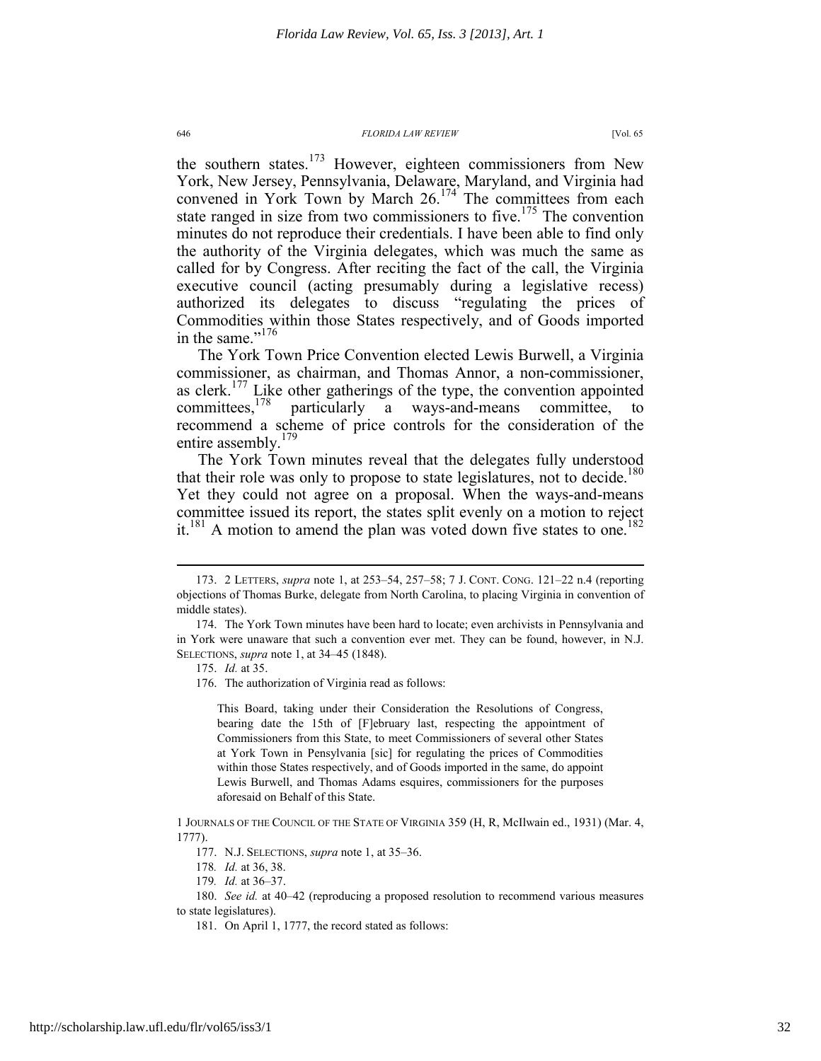the southern states.[173] However, eighteen commissioners from New York, New Jersey, Pennsylvania, Delaware, Maryland, and Virginia had convened in York Town by March 26.[174] The committees from each state ranged in size from two commissioners to five.[175] The convention minutes do not reproduce their credentials. I have been able to find only the authority of the Virginia delegates, which was much the same as called for by Congress. After reciting the fact of the call, the Virginia executive council (acting presumably during a legislative recess) authorized its delegates to discuss "regulating the prices of Commodities within those States respectively, and of Goods imported in the same."[176]

The York Town Price Convention elected Lewis Burwell, a Virginia commissioner, as chairman, and Thomas Annor, a non-commissioner, as clerk.[177] Like other gatherings of the type, the convention appointed committees,[178] particularly a ways-and-means committee, to recommend a scheme of price controls for the consideration of the entire assembly.[179]

The York Town minutes reveal that the delegates fully understood that their role was only to propose to state legislatures, not to decide.[180] Yet they could not agree on a proposal. When the ways-and-means committee issued its report, the states split evenly on a motion to reject it.[181] A motion to amend the plan was voted down five states to one.[182]

---

173. 2 LETTERS, *supra* note 1, at 253–54, 257–58; 7 J. CONT. CONG. 121–22 n.4 (reporting objections of Thomas Burke, delegate from North Carolina, to placing Virginia in convention of middle states).

174. The York Town minutes have been hard to locate; even archivists in Pennsylvania and in York were unaware that such a convention ever met. They can be found, however, in N.J. SELECTIONS, *supra* note 1, at 34–45 (1848).

175. *Id.* at 35.

176. The authorization of Virginia read as follows:

> This Board, taking under their Consideration the Resolutions of Congress, bearing date the 15th of [F]ebruary last, respecting the appointment of Commissioners from this State, to meet Commissioners of several other States at York Town in Pensylvania [sic] for regulating the prices of Commodities within those States respectively, and of Goods imported in the same, do appoint Lewis Burwell, and Thomas Adams esquires, commissioners for the purposes aforesaid on Behalf of this State.

1 JOURNALS OF THE COUNCIL OF THE STATE OF VIRGINIA 359 (H, R, McIlwain ed., 1931) (Mar. 4, 1777).

177. N.J. SELECTIONS, *supra* note 1, at 35–36.

178. *Id.* at 36, 38.

179. *Id.* at 36–37.

180. *See id.* at 40–42 (reproducing a proposed resolution to recommend various measures to state legislatures).

181. On April 1, 1777, the record stated as follows: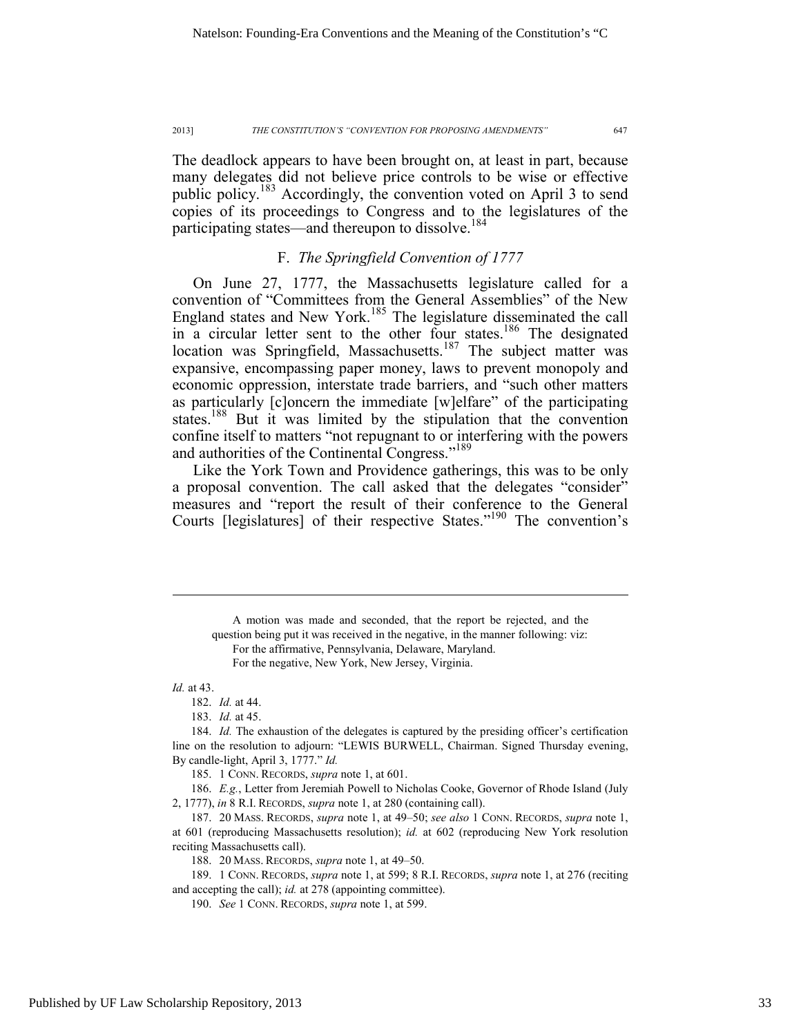The deadlock appears to have been brought on, at least in part, because many delegates did not believe price controls to be wise or effective public policy.[183] Accordingly, the convention voted on April 3 to send copies of its proceedings to Congress and to the legislatures of the participating states—and thereupon to dissolve.[184]

### F. *The Springfield Convention of 1777*

On June 27, 1777, the Massachusetts legislature called for a convention of "Committees from the General Assemblies" of the New England states and New York.[185] The legislature disseminated the call in a circular letter sent to the other four states.[186] The designated location was Springfield, Massachusetts.[187] The subject matter was expansive, encompassing paper money, laws to prevent monopoly and economic oppression, interstate trade barriers, and "such other matters as particularly [c]oncern the immediate [w]elfare" of the participating states.[188] But it was limited by the stipulation that the convention confine itself to matters "not repugnant to or interfering with the powers and authorities of the Continental Congress."[189]

Like the York Town and Providence gatherings, this was to be only a proposal convention. The call asked that the delegates "consider" measures and "report the result of their conference to the General Courts [legislatures] of their respective States."[190] The convention's

---

> A motion was made and seconded, that the report be rejected, and the question being put it was received in the negative, in the manner following: viz:
>
> For the affirmative, Pennsylvania, Delaware, Maryland.
>
> For the negative, New York, New Jersey, Virginia.

*Id.* at 43.

182. *Id.* at 44.

183. *Id.* at 45.

184. *Id.* The exhaustion of the delegates is captured by the presiding officer's certification line on the resolution to adjourn: "LEWIS BURWELL, Chairman. Signed Thursday evening, By candle-light, April 3, 1777." *Id.*

185. 1 CONN. RECORDS, *supra* note 1, at 601.

186. *E.g.*, Letter from Jeremiah Powell to Nicholas Cooke, Governor of Rhode Island (July 2, 1777), *in* 8 R.I. RECORDS, *supra* note 1, at 280 (containing call).

187. 20 MASS. RECORDS, *supra* note 1, at 49–50; *see also* 1 CONN. RECORDS, *supra* note 1, at 601 (reproducing Massachusetts resolution); *id.* at 602 (reproducing New York resolution reciting Massachusetts call).

188. 20 MASS. RECORDS, *supra* note 1, at 49–50.

189. 1 CONN. RECORDS, *supra* note 1, at 599; 8 R.I. RECORDS, *supra* note 1, at 276 (reciting and accepting the call); *id.* at 278 (appointing committee).

190. *See* 1 CONN. RECORDS, *supra* note 1, at 599.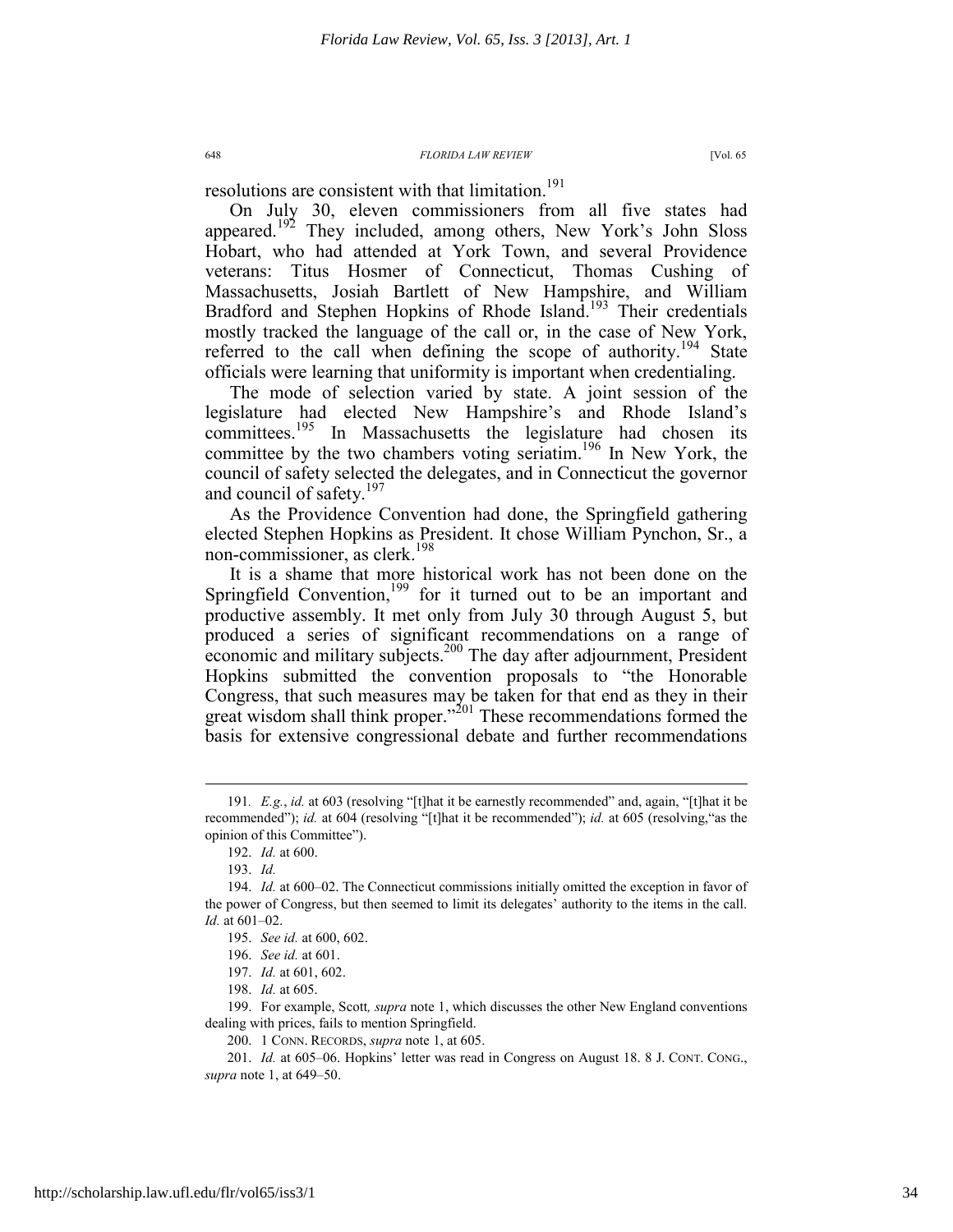resolutions are consistent with that limitation.[191]

On July 30, eleven commissioners from all five states had appeared.[192] They included, among others, New York's John Sloss Hobart, who had attended at York Town, and several Providence veterans: Titus Hosmer of Connecticut, Thomas Cushing of Massachusetts, Josiah Bartlett of New Hampshire, and William Bradford and Stephen Hopkins of Rhode Island.[193] Their credentials mostly tracked the language of the call or, in the case of New York, referred to the call when defining the scope of authority.[194] State officials were learning that uniformity is important when credentialing.

The mode of selection varied by state. A joint session of the legislature had elected New Hampshire's and Rhode Island's committees.[195] In Massachusetts the legislature had chosen its committee by the two chambers voting seriatim.[196] In New York, the council of safety selected the delegates, and in Connecticut the governor and council of safety.[197]

As the Providence Convention had done, the Springfield gathering elected Stephen Hopkins as President. It chose William Pynchon, Sr., a non-commissioner, as clerk.[198]

It is a shame that more historical work has not been done on the Springfield Convention,[199] for it turned out to be an important and productive assembly. It met only from July 30 through August 5, but produced a series of significant recommendations on a range of economic and military subjects.[200] The day after adjournment, President Hopkins submitted the convention proposals to "the Honorable Congress, that such measures may be taken for that end as they in their great wisdom shall think proper."[201] These recommendations formed the basis for extensive congressional debate and further recommendations

---

191. *E.g.*, *id.* at 603 (resolving "[t]hat it be earnestly recommended" and, again, "[t]hat it be recommended"); *id.* at 604 (resolving "[t]hat it be recommended"); *id.* at 605 (resolving,"as the opinion of this Committee").

192. *Id.* at 600.

193. *Id.*

194. *Id.* at 600–02. The Connecticut commissions initially omitted the exception in favor of the power of Congress, but then seemed to limit its delegates' authority to the items in the call. *Id.* at 601–02.

195. *See id.* at 600, 602.

196. *See id.* at 601.

197. *Id.* at 601, 602.

198. *Id.* at 605.

199. For example, Scott*, supra* note 1, which discusses the other New England conventions dealing with prices, fails to mention Springfield.

200. 1 CONN. RECORDS, *supra* note 1, at 605.

201. *Id.* at 605–06. Hopkins' letter was read in Congress on August 18. 8 J. CONT. CONG., *supra* note 1, at 649–50.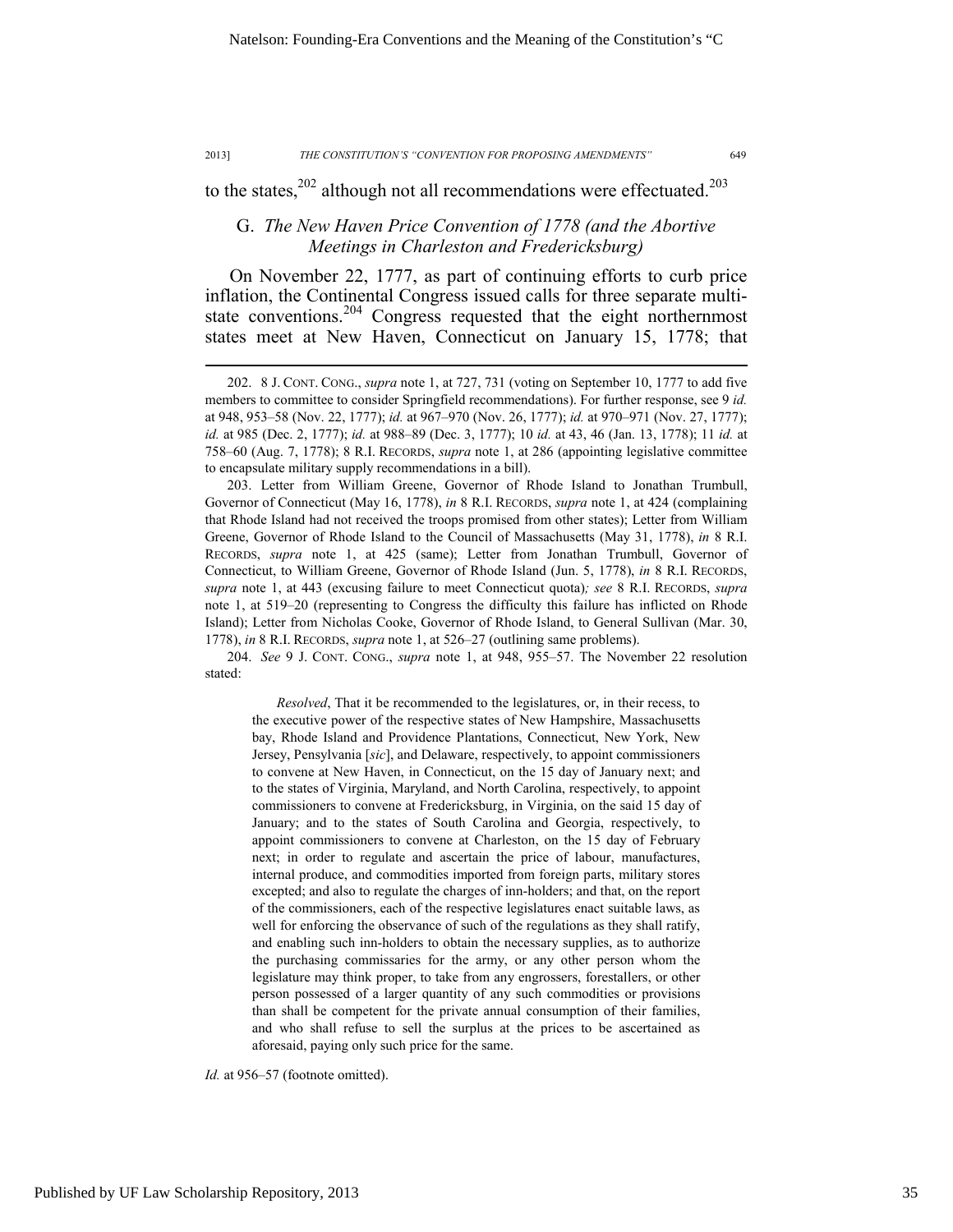to the states,[202] although not all recommendations were effectuated.[203]

## G. *The New Haven Price Convention of 1778 (and the Abortive Meetings in Charleston and Fredericksburg)*

On November 22, 1777, as part of continuing efforts to curb price inflation, the Continental Congress issued calls for three separate multi-state conventions.[204] Congress requested that the eight northernmost states meet at New Haven, Connecticut on January 15, 1778; that

---

202. 8 J. CONT. CONG., *supra* note 1, at 727, 731 (voting on September 10, 1777 to add five members to committee to consider Springfield recommendations). For further response, see 9 *id.* at 948, 953–58 (Nov. 22, 1777); *id.* at 967–970 (Nov. 26, 1777); *id.* at 970–971 (Nov. 27, 1777); *id.* at 985 (Dec. 2, 1777); *id.* at 988–89 (Dec. 3, 1777); 10 *id.* at 43, 46 (Jan. 13, 1778); 11 *id.* at 758–60 (Aug. 7, 1778); 8 R.I. RECORDS, *supra* note 1, at 286 (appointing legislative committee to encapsulate military supply recommendations in a bill).

203. Letter from William Greene, Governor of Rhode Island to Jonathan Trumbull, Governor of Connecticut (May 16, 1778), *in* 8 R.I. RECORDS, *supra* note 1, at 424 (complaining that Rhode Island had not received the troops promised from other states); Letter from William Greene, Governor of Rhode Island to the Council of Massachusetts (May 31, 1778), *in* 8 R.I. RECORDS, *supra* note 1, at 425 (same); Letter from Jonathan Trumbull, Governor of Connecticut, to William Greene, Governor of Rhode Island (Jun. 5, 1778), *in* 8 R.I. RECORDS, *supra* note 1, at 443 (excusing failure to meet Connecticut quota)*; see* 8 R.I. RECORDS, *supra* note 1, at 519–20 (representing to Congress the difficulty this failure has inflicted on Rhode Island); Letter from Nicholas Cooke, Governor of Rhode Island, to General Sullivan (Mar. 30, 1778), *in* 8 R.I. RECORDS, *supra* note 1, at 526–27 (outlining same problems).

204. *See* 9 J. CONT. CONG., *supra* note 1, at 948, 955–57. The November 22 resolution stated:

> *Resolved*, That it be recommended to the legislatures, or, in their recess, to the executive power of the respective states of New Hampshire, Massachusetts bay, Rhode Island and Providence Plantations, Connecticut, New York, New Jersey, Pensylvania [*sic*], and Delaware, respectively, to appoint commissioners to convene at New Haven, in Connecticut, on the 15 day of January next; and to the states of Virginia, Maryland, and North Carolina, respectively, to appoint commissioners to convene at Fredericksburg, in Virginia, on the said 15 day of January; and to the states of South Carolina and Georgia, respectively, to appoint commissioners to convene at Charleston, on the 15 day of February next; in order to regulate and ascertain the price of labour, manufactures, internal produce, and commodities imported from foreign parts, military stores excepted; and also to regulate the charges of inn-holders; and that, on the report of the commissioners, each of the respective legislatures enact suitable laws, as well for enforcing the observance of such of the regulations as they shall ratify, and enabling such inn-holders to obtain the necessary supplies, as to authorize the purchasing commissaries for the army, or any other person whom the legislature may think proper, to take from any engrossers, forestallers, or other person possessed of a larger quantity of any such commodities or provisions than shall be competent for the private annual consumption of their families, and who shall refuse to sell the surplus at the prices to be ascertained as aforesaid, paying only such price for the same.

*Id.* at 956–57 (footnote omitted).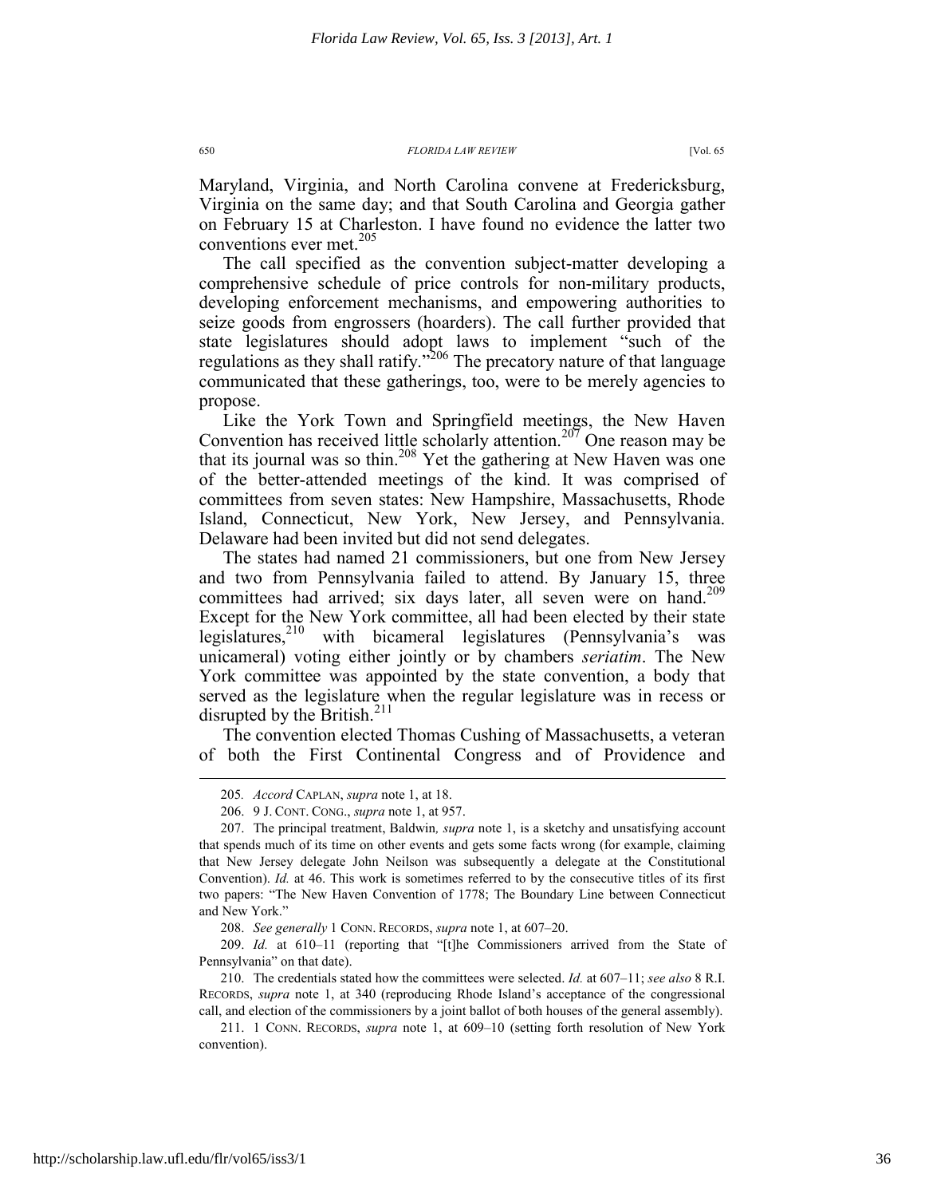Maryland, Virginia, and North Carolina convene at Fredericksburg, Virginia on the same day; and that South Carolina and Georgia gather on February 15 at Charleston. I have found no evidence the latter two conventions ever met.[205]

The call specified as the convention subject-matter developing a comprehensive schedule of price controls for non-military products, developing enforcement mechanisms, and empowering authorities to seize goods from engrossers (hoarders). The call further provided that state legislatures should adopt laws to implement "such of the regulations as they shall ratify."[206] The precatory nature of that language communicated that these gatherings, too, were to be merely agencies to propose.

Like the York Town and Springfield meetings, the New Haven Convention has received little scholarly attention.[207] One reason may be that its journal was so thin.[208] Yet the gathering at New Haven was one of the better-attended meetings of the kind. It was comprised of committees from seven states: New Hampshire, Massachusetts, Rhode Island, Connecticut, New York, New Jersey, and Pennsylvania. Delaware had been invited but did not send delegates.

The states had named 21 commissioners, but one from New Jersey and two from Pennsylvania failed to attend. By January 15, three committees had arrived; six days later, all seven were on hand.[209] Except for the New York committee, all had been elected by their state legislatures,[210] with bicameral legislatures (Pennsylvania's was unicameral) voting either jointly or by chambers *seriatim*. The New York committee was appointed by the state convention, a body that served as the legislature when the regular legislature was in recess or disrupted by the British.[211]

The convention elected Thomas Cushing of Massachusetts, a veteran of both the First Continental Congress and of Providence and

---

205. *Accord* CAPLAN, *supra* note 1, at 18.

206. 9 J. CONT. CONG., *supra* note 1, at 957.

207. The principal treatment, Baldwin*, supra* note 1, is a sketchy and unsatisfying account that spends much of its time on other events and gets some facts wrong (for example, claiming that New Jersey delegate John Neilson was subsequently a delegate at the Constitutional Convention). *Id.* at 46. This work is sometimes referred to by the consecutive titles of its first two papers: "The New Haven Convention of 1778; The Boundary Line between Connecticut and New York."

208. *See generally* 1 CONN. RECORDS, *supra* note 1, at 607–20.

209. *Id.* at 610–11 (reporting that "[t]he Commissioners arrived from the State of Pennsylvania" on that date).

210. The credentials stated how the committees were selected. *Id.* at 607–11; *see also* 8 R.I. RECORDS, *supra* note 1, at 340 (reproducing Rhode Island's acceptance of the congressional call, and election of the commissioners by a joint ballot of both houses of the general assembly).

211. 1 CONN. RECORDS, *supra* note 1, at 609–10 (setting forth resolution of New York convention).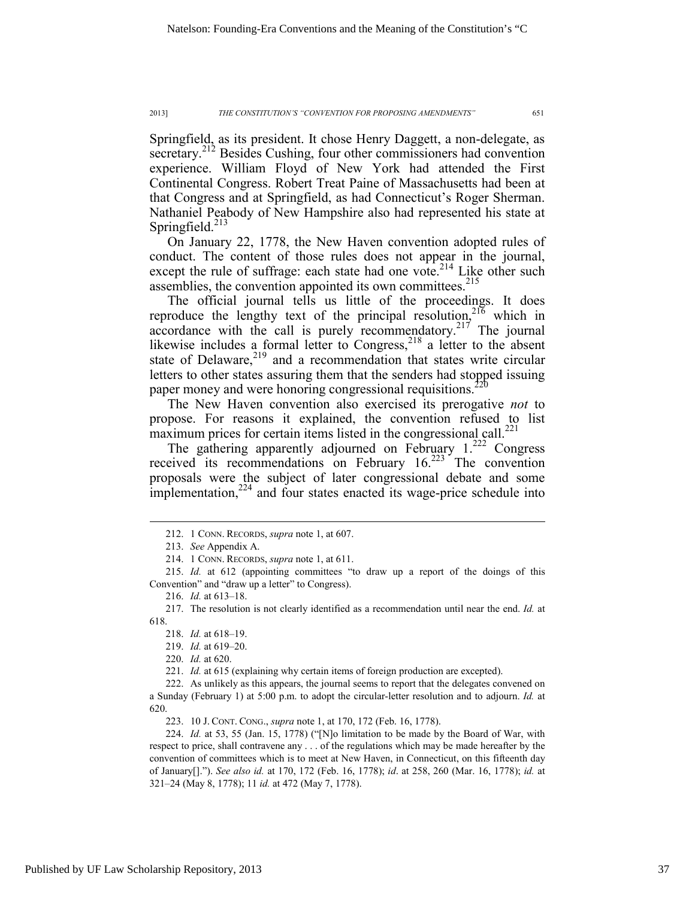Springfield, as its president. It chose Henry Daggett, a non-delegate, as secretary.[212] Besides Cushing, four other commissioners had convention experience. William Floyd of New York had attended the First Continental Congress. Robert Treat Paine of Massachusetts had been at that Congress and at Springfield, as had Connecticut's Roger Sherman. Nathaniel Peabody of New Hampshire also had represented his state at Springfield.[213]

On January 22, 1778, the New Haven convention adopted rules of conduct. The content of those rules does not appear in the journal, except the rule of suffrage: each state had one vote.[214] Like other such assemblies, the convention appointed its own committees.[215]

The official journal tells us little of the proceedings. It does reproduce the lengthy text of the principal resolution,[216] which in accordance with the call is purely recommendatory.[217] The journal likewise includes a formal letter to Congress,[218] a letter to the absent state of Delaware,[219] and a recommendation that states write circular letters to other states assuring them that the senders had stopped issuing paper money and were honoring congressional requisitions.[220]

The New Haven convention also exercised its prerogative *not* to propose. For reasons it explained, the convention refused to list maximum prices for certain items listed in the congressional call.[221]

The gathering apparently adjourned on February 1.[222] Congress received its recommendations on February 16.[223] The convention proposals were the subject of later congressional debate and some implementation,[224] and four states enacted its wage-price schedule into

---

212. 1 CONN. RECORDS, *supra* note 1, at 607.

213. *See* Appendix A.

214. 1 CONN. RECORDS, *supra* note 1, at 611.

215. *Id.* at 612 (appointing committees "to draw up a report of the doings of this Convention" and "draw up a letter" to Congress).

216. *Id.* at 613–18.

217. The resolution is not clearly identified as a recommendation until near the end. *Id.* at 618.

218. *Id.* at 618–19.

219. *Id.* at 619–20.

220. *Id.* at 620.

221. *Id.* at 615 (explaining why certain items of foreign production are excepted).

222. As unlikely as this appears, the journal seems to report that the delegates convened on a Sunday (February 1) at 5:00 p.m. to adopt the circular-letter resolution and to adjourn. *Id.* at 620.

223. 10 J. CONT. CONG., *supra* note 1, at 170, 172 (Feb. 16, 1778).

224. *Id.* at 53, 55 (Jan. 15, 1778) ("[N]o limitation to be made by the Board of War, with respect to price, shall contravene any . . . of the regulations which may be made hereafter by the convention of committees which is to meet at New Haven, in Connecticut, on this fifteenth day of January[]."). *See also id.* at 170, 172 (Feb. 16, 1778); *id*. at 258, 260 (Mar. 16, 1778); *id.* at 321–24 (May 8, 1778); 11 *id.* at 472 (May 7, 1778).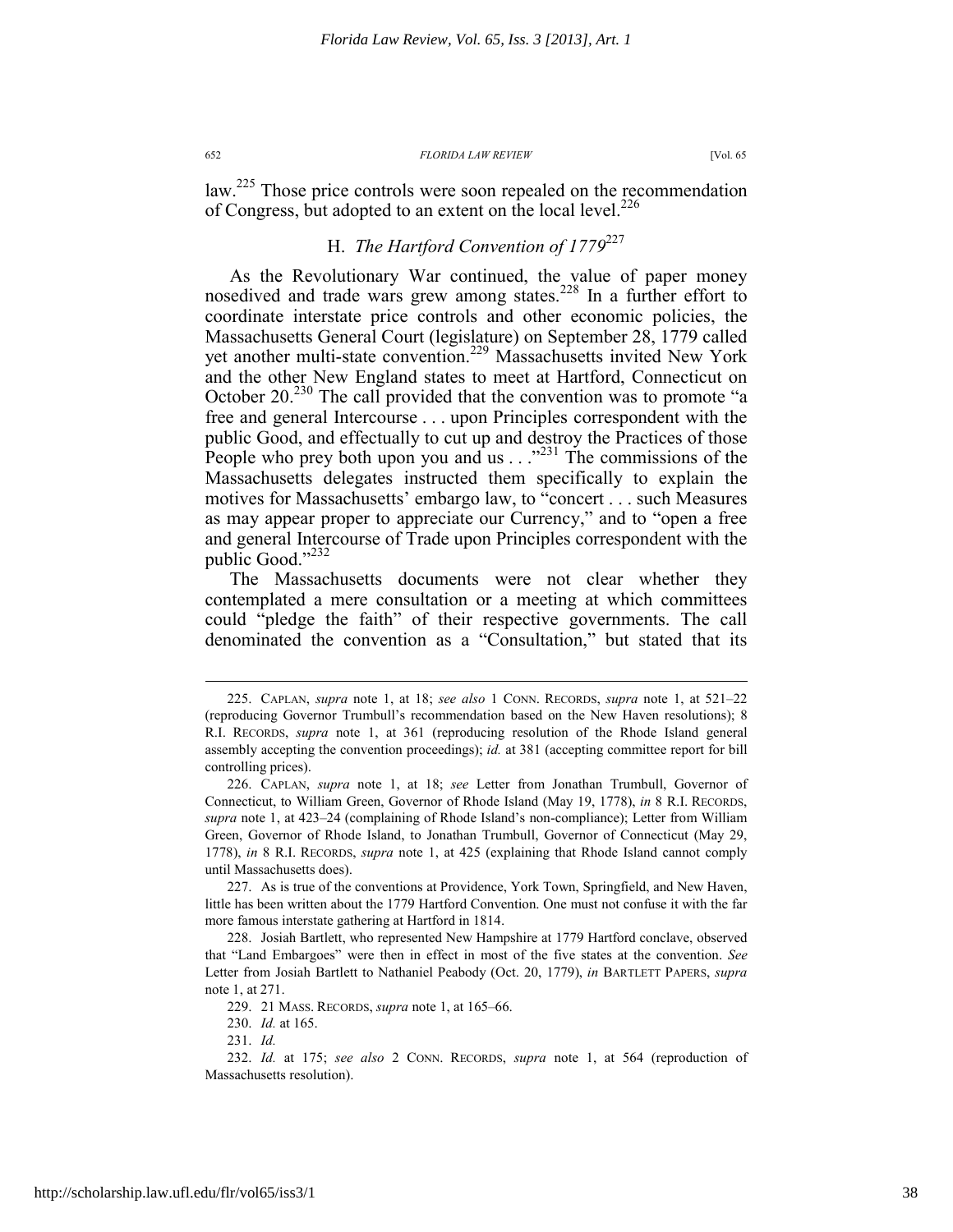law.[225] Those price controls were soon repealed on the recommendation of Congress, but adopted to an extent on the local level.[226]

### H. *The Hartford Convention of 1779*[227]

As the Revolutionary War continued, the value of paper money nosedived and trade wars grew among states.[228] In a further effort to coordinate interstate price controls and other economic policies, the Massachusetts General Court (legislature) on September 28, 1779 called yet another multi-state convention.[229] Massachusetts invited New York and the other New England states to meet at Hartford, Connecticut on October 20.[230] The call provided that the convention was to promote "a free and general Intercourse . . . upon Principles correspondent with the public Good, and effectually to cut up and destroy the Practices of those People who prey both upon you and us . . ."[231] The commissions of the Massachusetts delegates instructed them specifically to explain the motives for Massachusetts' embargo law, to "concert . . . such Measures as may appear proper to appreciate our Currency," and to "open a free and general Intercourse of Trade upon Principles correspondent with the public Good."[232]

The Massachusetts documents were not clear whether they contemplated a mere consultation or a meeting at which committees could "pledge the faith" of their respective governments. The call denominated the convention as a "Consultation," but stated that its

---

225. CAPLAN, *supra* note 1, at 18; *see also* 1 CONN. RECORDS, *supra* note 1, at 521–22 (reproducing Governor Trumbull's recommendation based on the New Haven resolutions); 8 R.I. RECORDS, *supra* note 1, at 361 (reproducing resolution of the Rhode Island general assembly accepting the convention proceedings); *id.* at 381 (accepting committee report for bill controlling prices).

226. CAPLAN, *supra* note 1, at 18; *see* Letter from Jonathan Trumbull, Governor of Connecticut, to William Green, Governor of Rhode Island (May 19, 1778), *in* 8 R.I. RECORDS, *supra* note 1, at 423–24 (complaining of Rhode Island's non-compliance); Letter from William Green, Governor of Rhode Island, to Jonathan Trumbull, Governor of Connecticut (May 29, 1778), *in* 8 R.I. RECORDS, *supra* note 1, at 425 (explaining that Rhode Island cannot comply until Massachusetts does).

227. As is true of the conventions at Providence, York Town, Springfield, and New Haven, little has been written about the 1779 Hartford Convention. One must not confuse it with the far more famous interstate gathering at Hartford in 1814.

228. Josiah Bartlett, who represented New Hampshire at 1779 Hartford conclave, observed that "Land Embargoes" were then in effect in most of the five states at the convention. *See* Letter from Josiah Bartlett to Nathaniel Peabody (Oct. 20, 1779), *in* BARTLETT PAPERS, *supra* note 1, at 271.

229. 21 MASS. RECORDS, *supra* note 1, at 165–66.

230. *Id.* at 165.

231. *Id.*

232. *Id.* at 175; *see also* 2 CONN. RECORDS, *supra* note 1, at 564 (reproduction of Massachusetts resolution).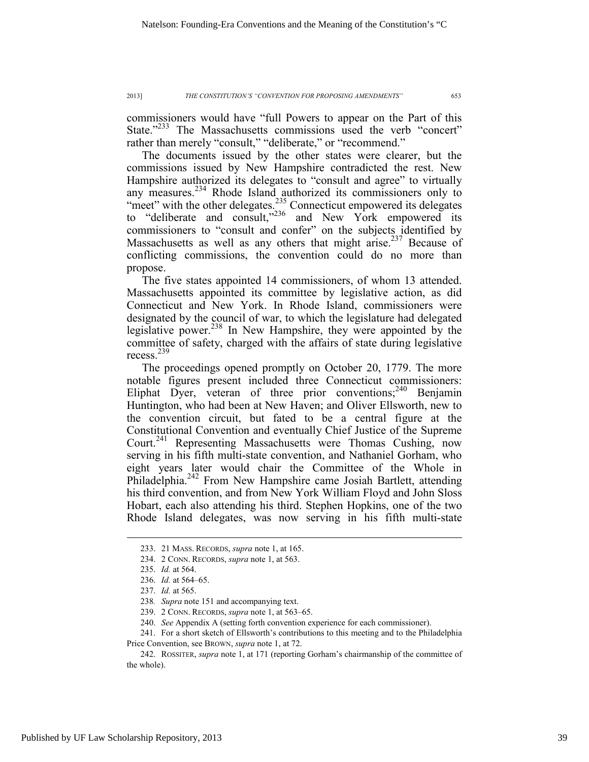commissioners would have "full Powers to appear on the Part of this State."[233] The Massachusetts commissions used the verb "concert" rather than merely "consult," "deliberate," or "recommend."

The documents issued by the other states were clearer, but the commissions issued by New Hampshire contradicted the rest. New Hampshire authorized its delegates to "consult and agree" to virtually any measures.[234] Rhode Island authorized its commissioners only to "meet" with the other delegates.[235] Connecticut empowered its delegates to "deliberate and consult,"[236] and New York empowered its commissioners to "consult and confer" on the subjects identified by Massachusetts as well as any others that might arise.[237] Because of conflicting commissions, the convention could do no more than propose.

The five states appointed 14 commissioners, of whom 13 attended. Massachusetts appointed its committee by legislative action, as did Connecticut and New York. In Rhode Island, commissioners were designated by the council of war, to which the legislature had delegated legislative power.[238] In New Hampshire, they were appointed by the committee of safety, charged with the affairs of state during legislative recess.[239]

The proceedings opened promptly on October 20, 1779. The more notable figures present included three Connecticut commissioners: Eliphat Dyer, veteran of three prior conventions;[240] Benjamin Huntington, who had been at New Haven; and Oliver Ellsworth, new to the convention circuit, but fated to be a central figure at the Constitutional Convention and eventually Chief Justice of the Supreme Court.[241] Representing Massachusetts were Thomas Cushing, now serving in his fifth multi-state convention, and Nathaniel Gorham, who eight years later would chair the Committee of the Whole in Philadelphia.[242] From New Hampshire came Josiah Bartlett, attending his third convention, and from New York William Floyd and John Sloss Hobart, each also attending his third. Stephen Hopkins, one of the two Rhode Island delegates, was now serving in his fifth multi-state

---

233. 21 MASS. RECORDS, *supra* note 1, at 165.

234. 2 CONN. RECORDS, *supra* note 1, at 563.

235. *Id.* at 564.

236. *Id.* at 564–65.

237. *Id.* at 565.

238. *Supra* note 151 and accompanying text.

239. 2 CONN. RECORDS, *supra* note 1, at 563–65.

240. *See* Appendix A (setting forth convention experience for each commissioner).

241. For a short sketch of Ellsworth's contributions to this meeting and to the Philadelphia Price Convention, see BROWN, *supra* note 1, at 72.

242. ROSSITER, *supra* note 1, at 171 (reporting Gorham's chairmanship of the committee of the whole).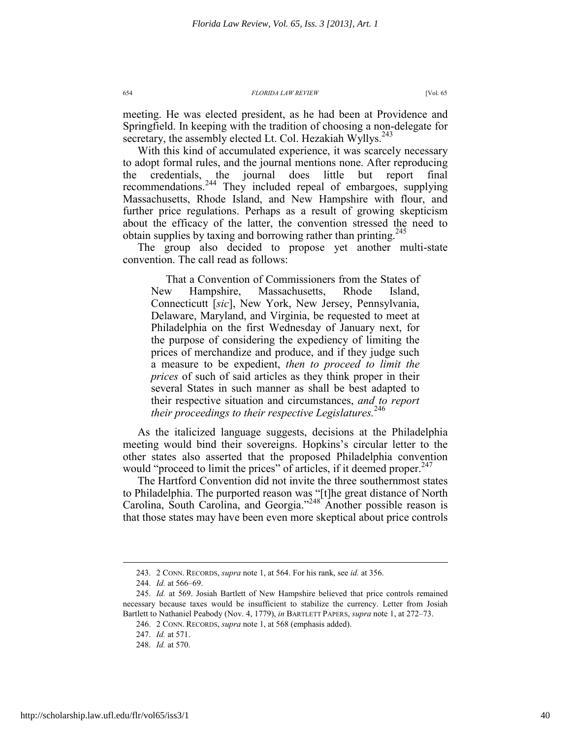meeting. He was elected president, as he had been at Providence and Springfield. In keeping with the tradition of choosing a non-delegate for secretary, the assembly elected Lt. Col. Hezakiah Wyllys.[243]

With this kind of accumulated experience, it was scarcely necessary to adopt formal rules, and the journal mentions none. After reproducing the credentials, the journal does little but report final recommendations.[244] They included repeal of embargoes, supplying Massachusetts, Rhode Island, and New Hampshire with flour, and further price regulations. Perhaps as a result of growing skepticism about the efficacy of the latter, the convention stressed the need to obtain supplies by taxing and borrowing rather than printing.[245]

The group also decided to propose yet another multi-state convention. The call read as follows:

> That a Convention of Commissioners from the States of New Hampshire, Massachusetts, Rhode Island, Connecticutt [*sic*], New York, New Jersey, Pennsylvania, Delaware, Maryland, and Virginia, be requested to meet at Philadelphia on the first Wednesday of January next, for the purpose of considering the expediency of limiting the prices of merchandize and produce, and if they judge such a measure to be expedient, *then to proceed to limit the prices* of such of said articles as they think proper in their several States in such manner as shall be best adapted to their respective situation and circumstances, *and to report their proceedings to their respective Legislatures.*[246]

As the italicized language suggests, decisions at the Philadelphia meeting would bind their sovereigns. Hopkins's circular letter to the other states also asserted that the proposed Philadelphia convention would "proceed to limit the prices" of articles, if it deemed proper.[247]

The Hartford Convention did not invite the three southernmost states to Philadelphia. The purported reason was "[t]he great distance of North Carolina, South Carolina, and Georgia."[248] Another possible reason is that those states may have been even more skeptical about price controls

---

243. 2 CONN. RECORDS, *supra* note 1, at 564. For his rank, see *id.* at 356.

244. *Id.* at 566–69.

245. *Id.* at 569. Josiah Bartlett of New Hampshire believed that price controls remained necessary because taxes would be insufficient to stabilize the currency. Letter from Josiah Bartlett to Nathaniel Peabody (Nov. 4, 1779), *in* BARTLETT PAPERS, *supra* note 1, at 272–73.

246. 2 CONN. RECORDS, *supra* note 1, at 568 (emphasis added).

247. *Id.* at 571.

248. *Id.* at 570.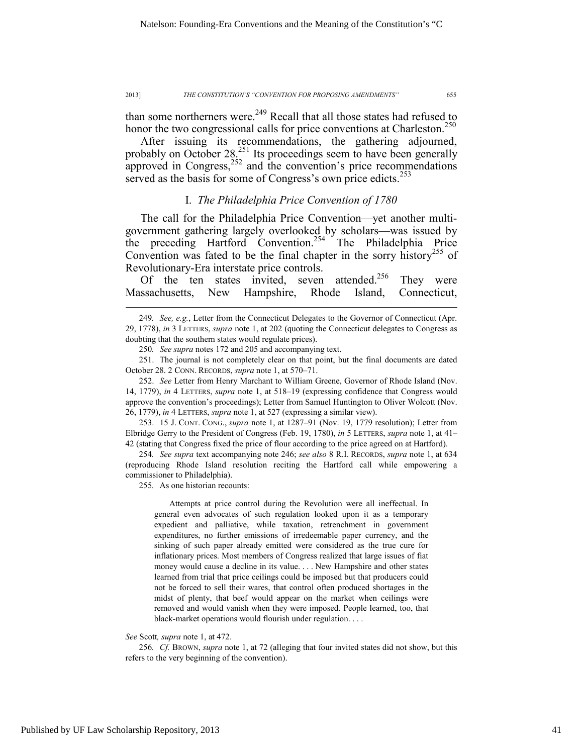than some northerners were.[249] Recall that all those states had refused to honor the two congressional calls for price conventions at Charleston.[250]

After issuing its recommendations, the gathering adjourned, probably on October 28.[251] Its proceedings seem to have been generally approved in Congress,[252] and the convention's price recommendations served as the basis for some of Congress's own price edicts.[253]

### I. *The Philadelphia Price Convention of 1780*

The call for the Philadelphia Price Convention—yet another multi-government gathering largely overlooked by scholars—was issued by the preceding Hartford Convention.[254] The Philadelphia Price Convention was fated to be the final chapter in the sorry history[255] of Revolutionary-Era interstate price controls.

Of the ten states invited, seven attended.[256] They were Massachusetts, New Hampshire, Rhode Island, Connecticut,

---

249. *See, e.g.*, Letter from the Connecticut Delegates to the Governor of Connecticut (Apr. 29, 1778), *in* 3 LETTERS, *supra* note 1, at 202 (quoting the Connecticut delegates to Congress as doubting that the southern states would regulate prices).

250. *See supra* notes 172 and 205 and accompanying text.

251. The journal is not completely clear on that point, but the final documents are dated October 28. 2 CONN. RECORDS, *supra* note 1, at 570–71.

252. *See* Letter from Henry Marchant to William Greene, Governor of Rhode Island (Nov. 14, 1779), *in* 4 LETTERS, *supra* note 1, at 518–19 (expressing confidence that Congress would approve the convention's proceedings); Letter from Samuel Huntington to Oliver Wolcott (Nov. 26, 1779), *in* 4 LETTERS, *supra* note 1, at 527 (expressing a similar view).

253. 15 J. CONT. CONG., *supra* note 1, at 1287–91 (Nov. 19, 1779 resolution); Letter from Elbridge Gerry to the President of Congress (Feb. 19, 1780), *in* 5 LETTERS, *supra* note 1, at 41–42 (stating that Congress fixed the price of flour according to the price agreed on at Hartford).

254. *See supra* text accompanying note 246; *see also* 8 R.I. RECORDS, *supra* note 1, at 634 (reproducing Rhode Island resolution reciting the Hartford call while empowering a commissioner to Philadelphia).

255. As one historian recounts:

> Attempts at price control during the Revolution were all ineffectual. In general even advocates of such regulation looked upon it as a temporary expedient and palliative, while taxation, retrenchment in government expenditures, no further emissions of irredeemable paper currency, and the sinking of such paper already emitted were considered as the true cure for inflationary prices. Most members of Congress realized that large issues of fiat money would cause a decline in its value. . . . New Hampshire and other states learned from trial that price ceilings could be imposed but that producers could not be forced to sell their wares, that control often produced shortages in the midst of plenty, that beef would appear on the market when ceilings were removed and would vanish when they were imposed. People learned, too, that black-market operations would flourish under regulation. . . .

*See* Scott*, supra* note 1, at 472.

256. *Cf.* BROWN, *supra* note 1, at 72 (alleging that four invited states did not show, but this refers to the very beginning of the convention).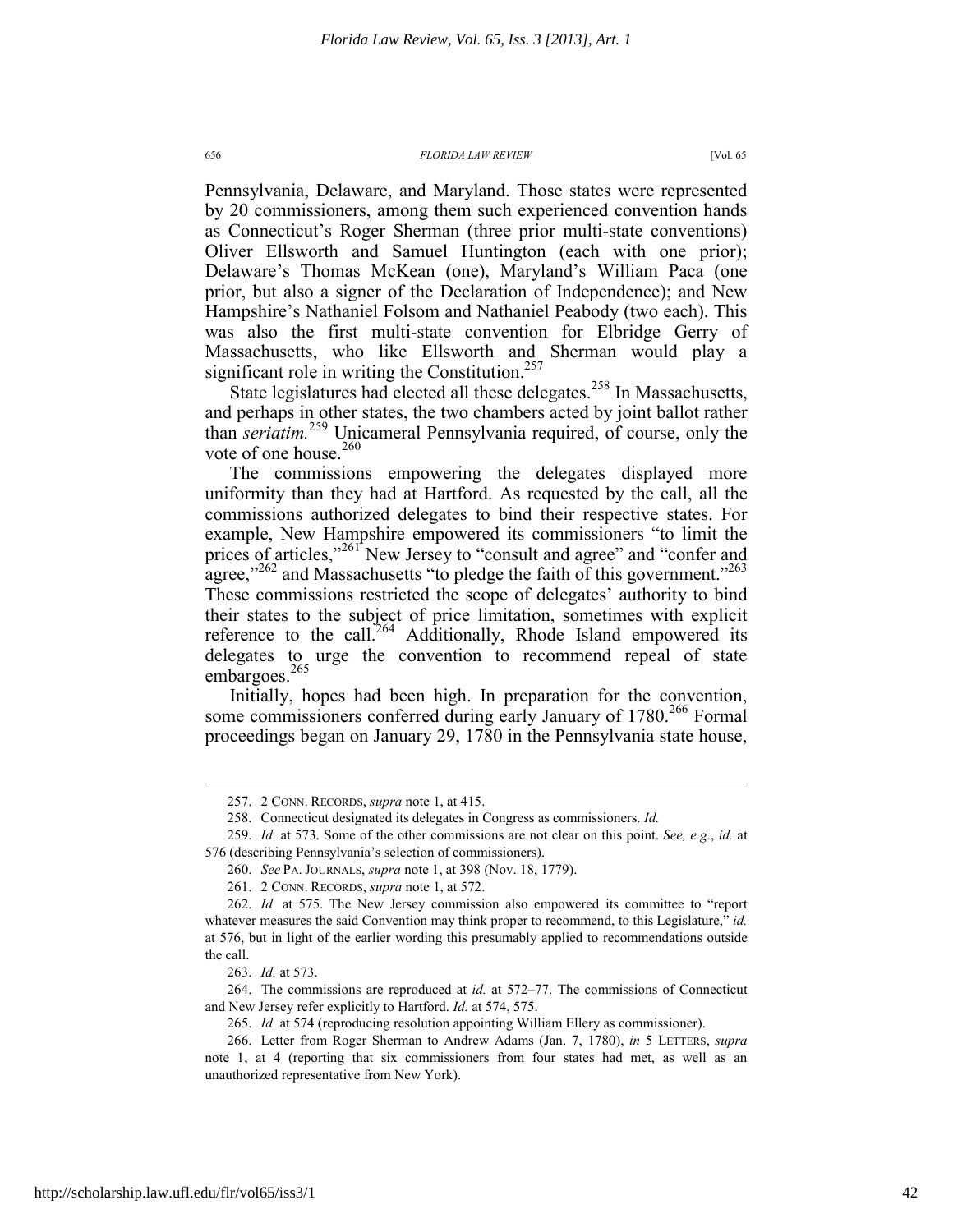Pennsylvania, Delaware, and Maryland. Those states were represented by 20 commissioners, among them such experienced convention hands as Connecticut's Roger Sherman (three prior multi-state conventions) Oliver Ellsworth and Samuel Huntington (each with one prior); Delaware's Thomas McKean (one), Maryland's William Paca (one prior, but also a signer of the Declaration of Independence); and New Hampshire's Nathaniel Folsom and Nathaniel Peabody (two each). This was also the first multi-state convention for Elbridge Gerry of Massachusetts, who like Ellsworth and Sherman would play a significant role in writing the Constitution.[257]

State legislatures had elected all these delegates.[258] In Massachusetts, and perhaps in other states, the two chambers acted by joint ballot rather than *seriatim.*[259] Unicameral Pennsylvania required, of course, only the vote of one house.[260]

The commissions empowering the delegates displayed more uniformity than they had at Hartford. As requested by the call, all the commissions authorized delegates to bind their respective states. For example, New Hampshire empowered its commissioners "to limit the prices of articles,"[261] New Jersey to "consult and agree" and "confer and agree,"[262] and Massachusetts "to pledge the faith of this government."[263] These commissions restricted the scope of delegates' authority to bind their states to the subject of price limitation, sometimes with explicit reference to the call.[264] Additionally, Rhode Island empowered its delegates to urge the convention to recommend repeal of state embargoes.[265]

Initially, hopes had been high. In preparation for the convention, some commissioners conferred during early January of 1780.[266] Formal proceedings began on January 29, 1780 in the Pennsylvania state house,

---

257. 2 CONN. RECORDS, *supra* note 1, at 415.

258. Connecticut designated its delegates in Congress as commissioners. *Id.*

259. *Id.* at 573. Some of the other commissions are not clear on this point. *See, e.g.*, *id.* at 576 (describing Pennsylvania's selection of commissioners).

260. *See* PA. JOURNALS, *supra* note 1, at 398 (Nov. 18, 1779).

261. 2 CONN. RECORDS, *supra* note 1, at 572.

262. *Id.* at 575. The New Jersey commission also empowered its committee to "report whatever measures the said Convention may think proper to recommend, to this Legislature," *id.* at 576, but in light of the earlier wording this presumably applied to recommendations outside the call.

263. *Id.* at 573.

264. The commissions are reproduced at *id.* at 572–77. The commissions of Connecticut and New Jersey refer explicitly to Hartford. *Id.* at 574, 575.

265. *Id.* at 574 (reproducing resolution appointing William Ellery as commissioner).

266. Letter from Roger Sherman to Andrew Adams (Jan. 7, 1780), *in* 5 LETTERS, *supra* note 1, at 4 (reporting that six commissioners from four states had met, as well as an unauthorized representative from New York).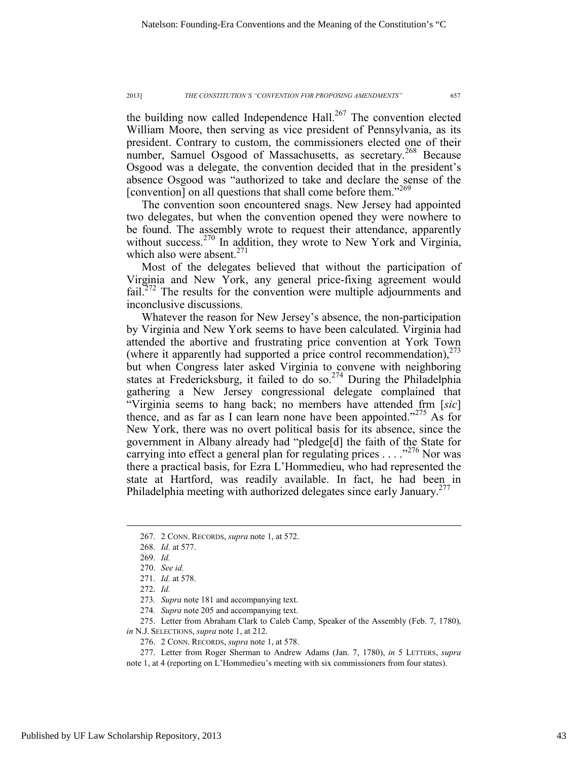the building now called Independence Hall.[267] The convention elected William Moore, then serving as vice president of Pennsylvania, as its president. Contrary to custom, the commissioners elected one of their number, Samuel Osgood of Massachusetts, as secretary.[268] Because Osgood was a delegate, the convention decided that in the president's absence Osgood was "authorized to take and declare the sense of the [convention] on all questions that shall come before them."[269]

The convention soon encountered snags. New Jersey had appointed two delegates, but when the convention opened they were nowhere to be found. The assembly wrote to request their attendance, apparently without success.[270] In addition, they wrote to New York and Virginia, which also were absent.[271]

Most of the delegates believed that without the participation of Virginia and New York, any general price-fixing agreement would fail.[272] The results for the convention were multiple adjournments and inconclusive discussions.

Whatever the reason for New Jersey's absence, the non-participation by Virginia and New York seems to have been calculated. Virginia had attended the abortive and frustrating price convention at York Town (where it apparently had supported a price control recommendation),[273] but when Congress later asked Virginia to convene with neighboring states at Fredericksburg, it failed to do so.[274] During the Philadelphia gathering a New Jersey congressional delegate complained that "Virginia seems to hang back; no members have attended frm [*sic*] thence, and as far as I can learn none have been appointed."[275] As for New York, there was no overt political basis for its absence, since the government in Albany already had "pledge[d] the faith of the State for carrying into effect a general plan for regulating prices . . . ."[276] Nor was there a practical basis, for Ezra L'Hommedieu, who had represented the state at Hartford, was readily available. In fact, he had been in Philadelphia meeting with authorized delegates since early January.[277]

---

267. 2 CONN. RECORDS, *supra* note 1, at 572.

268. *Id.* at 577.

269. *Id.*

270. *See id.*

271. *Id.* at 578.

272. *Id.*

273. *Supra* note 181 and accompanying text.

274. *Supra* note 205 and accompanying text.

275. Letter from Abraham Clark to Caleb Camp, Speaker of the Assembly (Feb. 7, 1780), *in* N.J. SELECTIONS, *supra* note 1, at 212.

276. 2 CONN. RECORDS, *supra* note 1, at 578.

277. Letter from Roger Sherman to Andrew Adams (Jan. 7, 1780), *in* 5 LETTERS, *supra* note 1, at 4 (reporting on L'Hommedieu's meeting with six commissioners from four states).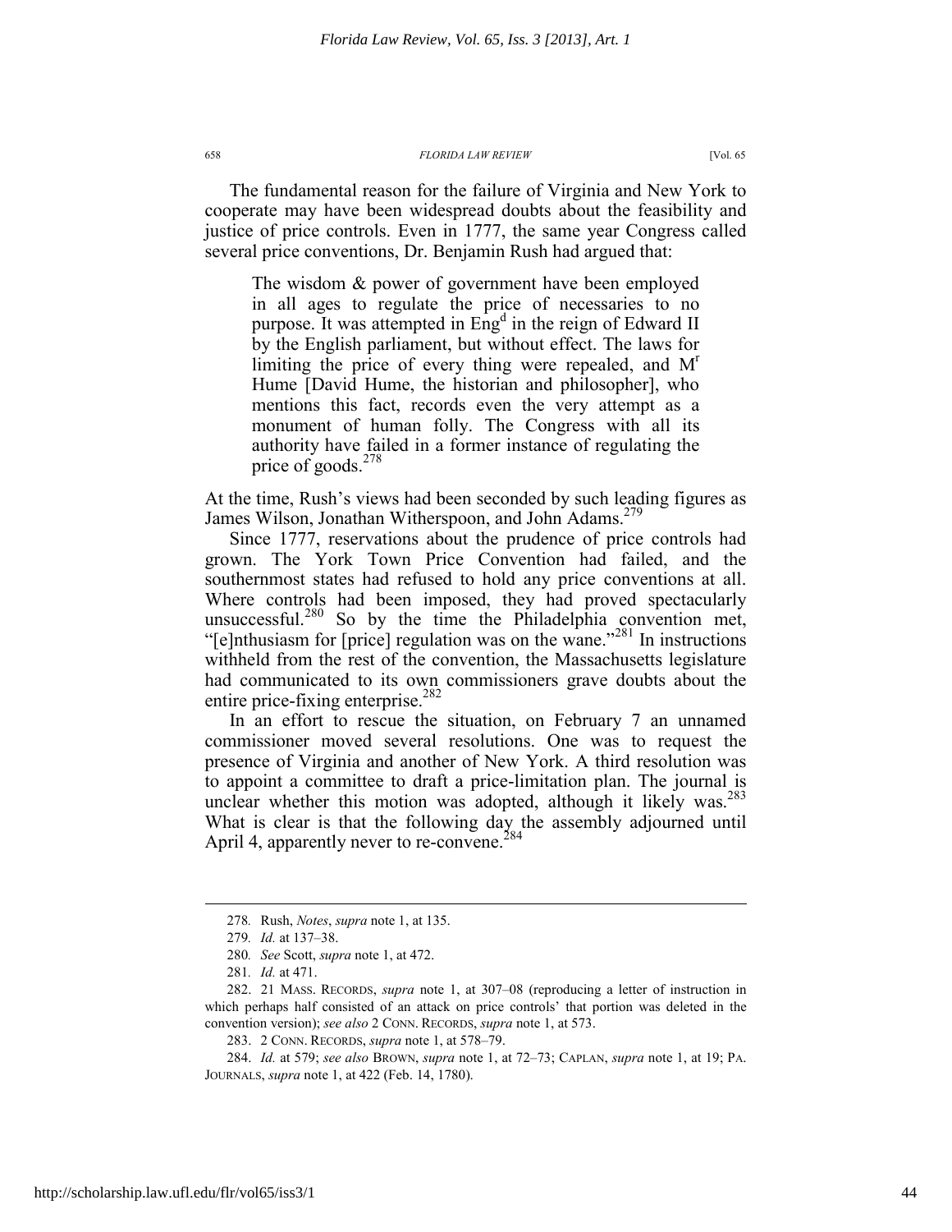The fundamental reason for the failure of Virginia and New York to cooperate may have been widespread doubts about the feasibility and justice of price controls. Even in 1777, the same year Congress called several price conventions, Dr. Benjamin Rush had argued that:

> The wisdom & power of government have been employed in all ages to regulate the price of necessaries to no purpose. It was attempted in Eng[d] in the reign of Edward II by the English parliament, but without effect. The laws for limiting the price of every thing were repealed, and M[r] Hume [David Hume, the historian and philosopher], who mentions this fact, records even the very attempt as a monument of human folly. The Congress with all its authority have failed in a former instance of regulating the price of goods.[278]

At the time, Rush's views had been seconded by such leading figures as James Wilson, Jonathan Witherspoon, and John Adams.[279]

Since 1777, reservations about the prudence of price controls had grown. The York Town Price Convention had failed, and the southernmost states had refused to hold any price conventions at all. Where controls had been imposed, they had proved spectacularly unsuccessful.[280] So by the time the Philadelphia convention met, "[e]nthusiasm for [price] regulation was on the wane."[281] In instructions withheld from the rest of the convention, the Massachusetts legislature had communicated to its own commissioners grave doubts about the entire price-fixing enterprise.[282]

In an effort to rescue the situation, on February 7 an unnamed commissioner moved several resolutions. One was to request the presence of Virginia and another of New York. A third resolution was to appoint a committee to draft a price-limitation plan. The journal is unclear whether this motion was adopted, although it likely was.[283] What is clear is that the following day the assembly adjourned until April 4, apparently never to re-convene.[284]

---

278. Rush, *Notes*, *supra* note 1, at 135.

279. *Id.* at 137–38.

280. *See* Scott, *supra* note 1, at 472.

281. *Id.* at 471.

282. 21 MASS. RECORDS, *supra* note 1, at 307–08 (reproducing a letter of instruction in which perhaps half consisted of an attack on price controls' that portion was deleted in the convention version); *see also* 2 CONN. RECORDS, *supra* note 1, at 573.

283. 2 CONN. RECORDS, *supra* note 1, at 578–79.

284. *Id.* at 579; *see also* BROWN, *supra* note 1, at 72–73; CAPLAN, *supra* note 1, at 19; PA. JOURNALS, *supra* note 1, at 422 (Feb. 14, 1780).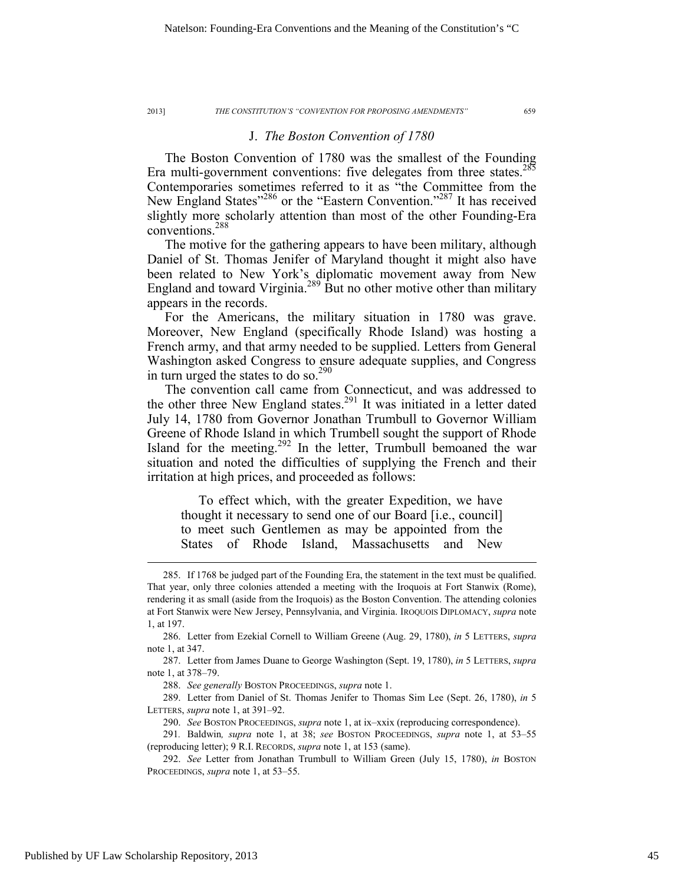### J. *The Boston Convention of 1780*

The Boston Convention of 1780 was the smallest of the Founding Era multi-government conventions: five delegates from three states.[285] Contemporaries sometimes referred to it as "the Committee from the New England States"[286] or the "Eastern Convention."[287] It has received slightly more scholarly attention than most of the other Founding-Era conventions.[288]

The motive for the gathering appears to have been military, although Daniel of St. Thomas Jenifer of Maryland thought it might also have been related to New York's diplomatic movement away from New England and toward Virginia.[289] But no other motive other than military appears in the records.

For the Americans, the military situation in 1780 was grave. Moreover, New England (specifically Rhode Island) was hosting a French army, and that army needed to be supplied. Letters from General Washington asked Congress to ensure adequate supplies, and Congress in turn urged the states to do so.[290]

The convention call came from Connecticut, and was addressed to the other three New England states.[291] It was initiated in a letter dated July 14, 1780 from Governor Jonathan Trumbull to Governor William Greene of Rhode Island in which Trumbull sought the support of Rhode Island for the meeting.[292] In the letter, Trumbull bemoaned the war situation and noted the difficulties of supplying the French and their irritation at high prices, and proceeded as follows:

> To effect which, with the greater Expedition, we have thought it necessary to send one of our Board [i.e., council] to meet such Gentlemen as may be appointed from the States of Rhode Island, Massachusetts and New

---

285. If 1768 be judged part of the Founding Era, the statement in the text must be qualified. That year, only three colonies attended a meeting with the Iroquois at Fort Stanwix (Rome), rendering it as small (aside from the Iroquois) as the Boston Convention. The attending colonies at Fort Stanwix were New Jersey, Pennsylvania, and Virginia. IROQUOIS DIPLOMACY, *supra* note 1, at 197.

286. Letter from Ezekial Cornell to William Greene (Aug. 29, 1780), *in* 5 LETTERS, *supra* note 1, at 347.

287. Letter from James Duane to George Washington (Sept. 19, 1780), *in* 5 LETTERS, *supra* note 1, at 378–79.

288. *See generally* BOSTON PROCEEDINGS, *supra* note 1.

289. Letter from Daniel of St. Thomas Jenifer to Thomas Sim Lee (Sept. 26, 1780), *in* 5 LETTERS, *supra* note 1, at 391–92.

290. *See* BOSTON PROCEEDINGS, *supra* note 1, at ix–xxix (reproducing correspondence).

291. Baldwin*, supra* note 1, at 38; *see* BOSTON PROCEEDINGS, *supra* note 1, at 53–55 (reproducing letter); 9 R.I. RECORDS, *supra* note 1, at 153 (same).

292. *See* Letter from Jonathan Trumbull to William Green (July 15, 1780), *in* BOSTON PROCEEDINGS, *supra* note 1, at 53–55.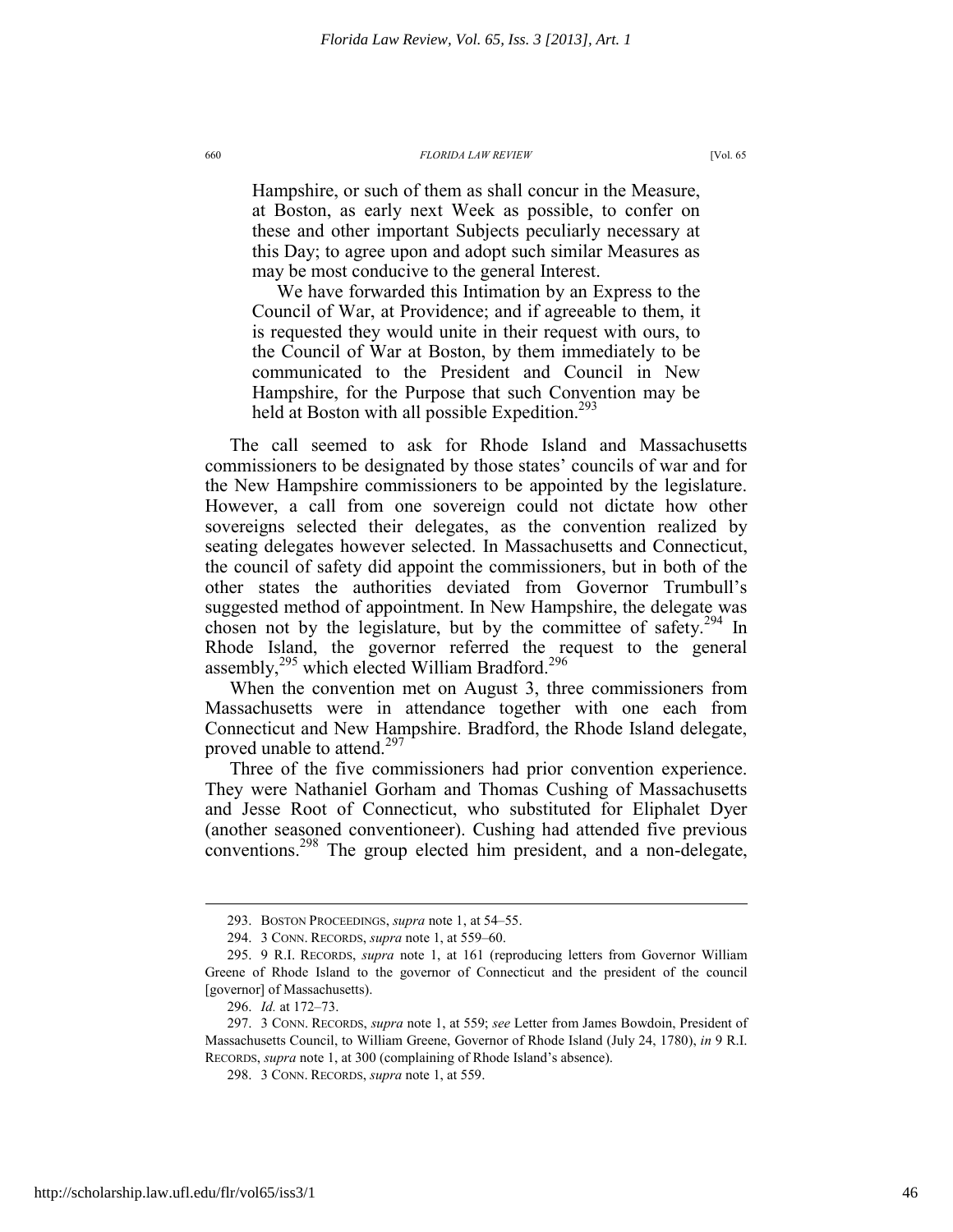> Hampshire, or such of them as shall concur in the Measure, at Boston, as early next Week as possible, to confer on these and other important Subjects peculiarly necessary at this Day; to agree upon and adopt such similar Measures as may be most conducive to the general Interest.
>
> We have forwarded this Intimation by an Express to the Council of War, at Providence; and if agreeable to them, it is requested they would unite in their request with ours, to the Council of War at Boston, by them immediately to be communicated to the President and Council in New Hampshire, for the Purpose that such Convention may be held at Boston with all possible Expedition.[293]

The call seemed to ask for Rhode Island and Massachusetts commissioners to be designated by those states' councils of war and for the New Hampshire commissioners to be appointed by the legislature. However, a call from one sovereign could not dictate how other sovereigns selected their delegates, as the convention realized by seating delegates however selected. In Massachusetts and Connecticut, the council of safety did appoint the commissioners, but in both of the other states the authorities deviated from Governor Trumbull's suggested method of appointment. In New Hampshire, the delegate was chosen not by the legislature, but by the committee of safety.[294] In Rhode Island, the governor referred the request to the general assembly,[295] which elected William Bradford.[296]

When the convention met on August 3, three commissioners from Massachusetts were in attendance together with one each from Connecticut and New Hampshire. Bradford, the Rhode Island delegate, proved unable to attend.[297]

Three of the five commissioners had prior convention experience. They were Nathaniel Gorham and Thomas Cushing of Massachusetts and Jesse Root of Connecticut, who substituted for Eliphalet Dyer (another seasoned conventioneer). Cushing had attended five previous conventions.[298] The group elected him president, and a non-delegate,

---

293. BOSTON PROCEEDINGS, *supra* note 1, at 54–55.

294. 3 CONN. RECORDS, *supra* note 1, at 559–60.

295. 9 R.I. RECORDS, *supra* note 1, at 161 (reproducing letters from Governor William Greene of Rhode Island to the governor of Connecticut and the president of the council [governor] of Massachusetts).

296. *Id.* at 172–73.

297. 3 CONN. RECORDS, *supra* note 1, at 559; *see* Letter from James Bowdoin, President of Massachusetts Council, to William Greene, Governor of Rhode Island (July 24, 1780), *in* 9 R.I. RECORDS, *supra* note 1, at 300 (complaining of Rhode Island's absence).

298. 3 CONN. RECORDS, *supra* note 1, at 559.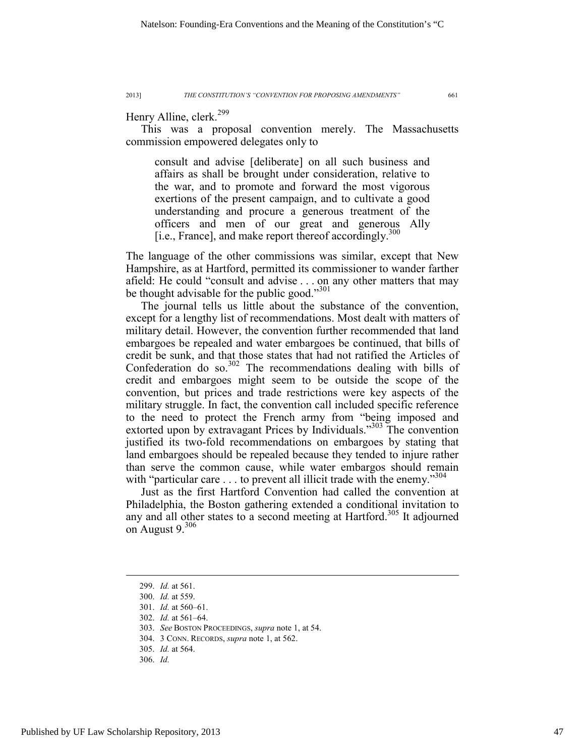Henry Alline, clerk.[299]

This was a proposal convention merely. The Massachusetts commission empowered delegates only to

> consult and advise [deliberate] on all such business and affairs as shall be brought under consideration, relative to the war, and to promote and forward the most vigorous exertions of the present campaign, and to cultivate a good understanding and procure a generous treatment of the officers and men of our great and generous Ally [i.e., France], and make report thereof accordingly.[300]

The language of the other commissions was similar, except that New Hampshire, as at Hartford, permitted its commissioner to wander farther afield: He could "consult and advise . . . on any other matters that may be thought advisable for the public good."[301]

The journal tells us little about the substance of the convention, except for a lengthy list of recommendations. Most dealt with matters of military detail. However, the convention further recommended that land embargoes be repealed and water embargoes be continued, that bills of credit be sunk, and that those states that had not ratified the Articles of Confederation do so.[302] The recommendations dealing with bills of credit and embargoes might seem to be outside the scope of the convention, but prices and trade restrictions were key aspects of the military struggle. In fact, the convention call included specific reference to the need to protect the French army from "being imposed and extorted upon by extravagant Prices by Individuals."[303] The convention justified its two-fold recommendations on embargoes by stating that land embargoes should be repealed because they tended to injure rather than serve the common cause, while water embargos should remain with "particular care . . . to prevent all illicit trade with the enemy."[304]

Just as the first Hartford Convention had called the convention at Philadelphia, the Boston gathering extended a conditional invitation to any and all other states to a second meeting at Hartford.[305] It adjourned on August 9.[306]

---

299. *Id.* at 561.
300. *Id.* at 559.
301. *Id.* at 560–61.
302. *Id.* at 561–64.
303. *See* BOSTON PROCEEDINGS, *supra* note 1, at 54.
304. 3 CONN. RECORDS, *supra* note 1, at 562.
305. *Id.* at 564.
306. *Id.*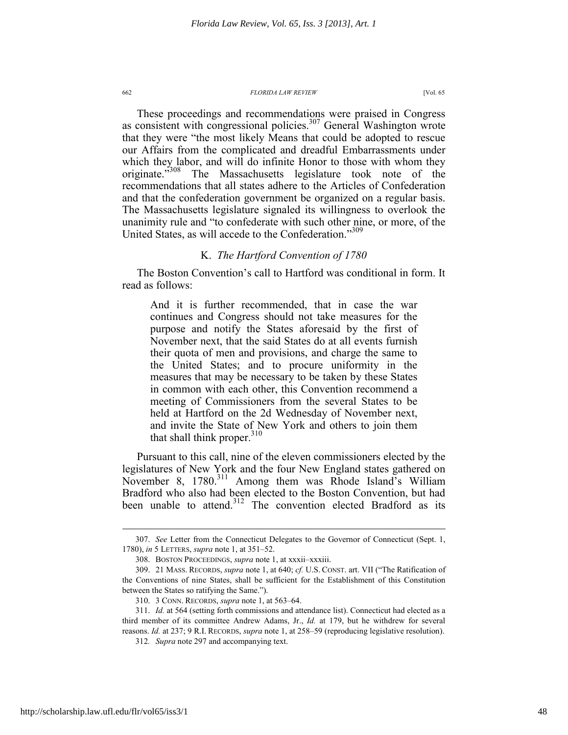These proceedings and recommendations were praised in Congress as consistent with congressional policies.[307] General Washington wrote that they were "the most likely Means that could be adopted to rescue our Affairs from the complicated and dreadful Embarrassments under which they labor, and will do infinite Honor to those with whom they originate."[308] The Massachusetts legislature took note of the recommendations that all states adhere to the Articles of Confederation and that the confederation government be organized on a regular basis. The Massachusetts legislature signaled its willingness to overlook the unanimity rule and "to confederate with such other nine, or more, of the United States, as will accede to the Confederation."[309]

### K. *The Hartford Convention of 1780*

The Boston Convention's call to Hartford was conditional in form. It read as follows:

> And it is further recommended, that in case the war continues and Congress should not take measures for the purpose and notify the States aforesaid by the first of November next, that the said States do at all events furnish their quota of men and provisions, and charge the same to the United States; and to procure uniformity in the measures that may be necessary to be taken by these States in common with each other, this Convention recommend a meeting of Commissioners from the several States to be held at Hartford on the 2d Wednesday of November next, and invite the State of New York and others to join them that shall think proper.[310]

Pursuant to this call, nine of the eleven commissioners elected by the legislatures of New York and the four New England states gathered on November 8, 1780.[311] Among them was Rhode Island's William Bradford who also had been elected to the Boston Convention, but had been unable to attend.[312] The convention elected Bradford as its

---

307. *See* Letter from the Connecticut Delegates to the Governor of Connecticut (Sept. 1, 1780), *in* 5 LETTERS, *supra* note 1, at 351–52.

308. BOSTON PROCEEDINGS, *supra* note 1, at xxxii–xxxiii.

309. 21 MASS. RECORDS, *supra* note 1, at 640; *cf.* U.S. CONST. art. VII ("The Ratification of the Conventions of nine States, shall be sufficient for the Establishment of this Constitution between the States so ratifying the Same.").

310. 3 CONN. RECORDS, *supra* note 1, at 563–64.

311. *Id.* at 564 (setting forth commissions and attendance list). Connecticut had elected as a third member of its committee Andrew Adams, Jr., *Id.* at 179, but he withdrew for several reasons. *Id.* at 237; 9 R.I. RECORDS, *supra* note 1, at 258–59 (reproducing legislative resolution).

312. *Supra* note 297 and accompanying text.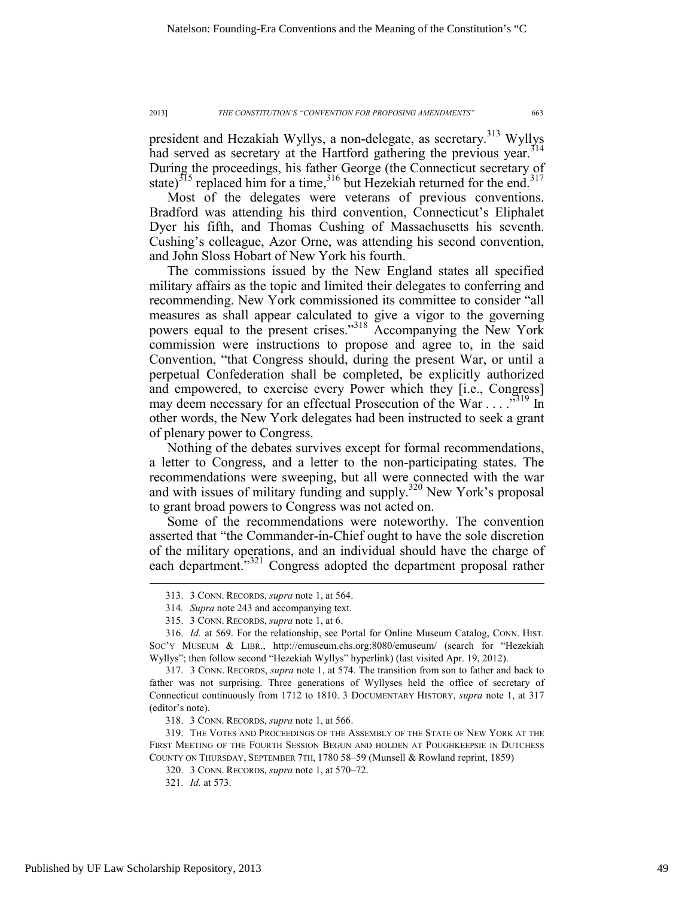president and Hezakiah Wyllys, a non-delegate, as secretary.[313] Wyllys had served as secretary at the Hartford gathering the previous year.[314] During the proceedings, his father George (the Connecticut secretary of state)[315] replaced him for a time,[316] but Hezekiah returned for the end.[317]

Most of the delegates were veterans of previous conventions. Bradford was attending his third convention, Connecticut's Eliphalet Dyer his fifth, and Thomas Cushing of Massachusetts his seventh. Cushing's colleague, Azor Orne, was attending his second convention, and John Sloss Hobart of New York his fourth.

The commissions issued by the New England states all specified military affairs as the topic and limited their delegates to conferring and recommending. New York commissioned its committee to consider "all measures as shall appear calculated to give a vigor to the governing powers equal to the present crises."[318] Accompanying the New York commission were instructions to propose and agree to, in the said Convention, "that Congress should, during the present War, or until a perpetual Confederation shall be completed, be explicitly authorized and empowered, to exercise every Power which they [i.e., Congress] may deem necessary for an effectual Prosecution of the War . . . ."[319] In other words, the New York delegates had been instructed to seek a grant of plenary power to Congress.

Nothing of the debates survives except for formal recommendations, a letter to Congress, and a letter to the non-participating states. The recommendations were sweeping, but all were connected with the war and with issues of military funding and supply.[320] New York's proposal to grant broad powers to Congress was not acted on.

Some of the recommendations were noteworthy. The convention asserted that "the Commander-in-Chief ought to have the sole discretion of the military operations, and an individual should have the charge of each department."[321] Congress adopted the department proposal rather

---

313. 3 CONN. RECORDS, *supra* note 1, at 564.

314. *Supra* note 243 and accompanying text.

315. 3 CONN. RECORDS, *supra* note 1, at 6.

316. *Id.* at 569. For the relationship, see Portal for Online Museum Catalog, CONN. HIST. SOC'Y MUSEUM & LIBR., http://emuseum.chs.org:8080/emuseum/ (search for "Hezekiah Wyllys"; then follow second "Hezekiah Wyllys" hyperlink) (last visited Apr. 19, 2012).

317. 3 CONN. RECORDS, *supra* note 1, at 574. The transition from son to father and back to father was not surprising. Three generations of Wyllyses held the office of secretary of Connecticut continuously from 1712 to 1810. 3 DOCUMENTARY HISTORY, *supra* note 1, at 317 (editor's note).

318. 3 CONN. RECORDS, *supra* note 1, at 566.

319. THE VOTES AND PROCEEDINGS OF THE ASSEMBLY OF THE STATE OF NEW YORK AT THE FIRST MEETING OF THE FOURTH SESSION BEGUN AND HOLDEN AT POUGHKEEPSIE IN DUTCHESS COUNTY ON THURSDAY, SEPTEMBER 7TH, 1780 58–59 (Munsell & Rowland reprint, 1859)

320. 3 CONN. RECORDS, *supra* note 1, at 570–72.

321. *Id.* at 573.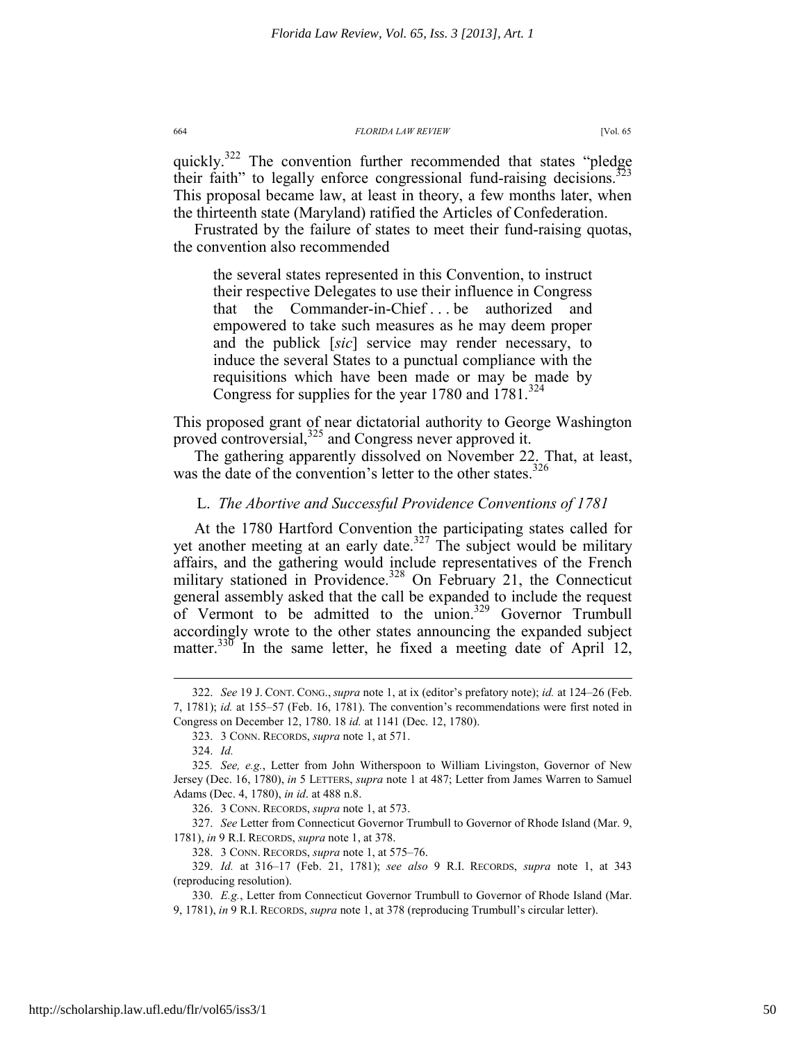quickly.[322] The convention further recommended that states "pledge their faith" to legally enforce congressional fund-raising decisions.[323] This proposal became law, at least in theory, a few months later, when the thirteenth state (Maryland) ratified the Articles of Confederation.

Frustrated by the failure of states to meet their fund-raising quotas, the convention also recommended

> the several states represented in this Convention, to instruct their respective Delegates to use their influence in Congress that the Commander-in-Chief . . . be authorized and empowered to take such measures as he may deem proper and the publick [*sic*] service may render necessary, to induce the several States to a punctual compliance with the requisitions which have been made or may be made by Congress for supplies for the year 1780 and 1781.[324]

This proposed grant of near dictatorial authority to George Washington proved controversial,[325] and Congress never approved it.

The gathering apparently dissolved on November 22. That, at least, was the date of the convention's letter to the other states.[326]

### L. *The Abortive and Successful Providence Conventions of 1781*

At the 1780 Hartford Convention the participating states called for yet another meeting at an early date.[327] The subject would be military affairs, and the gathering would include representatives of the French military stationed in Providence.[328] On February 21, the Connecticut general assembly asked that the call be expanded to include the request of Vermont to be admitted to the union.[329] Governor Trumbull accordingly wrote to the other states announcing the expanded subject matter.[330] In the same letter, he fixed a meeting date of April 12,

---

322. *See* 19 J. CONT. CONG., *supra* note 1, at ix (editor's prefatory note); *id.* at 124–26 (Feb. 7, 1781); *id.* at 155–57 (Feb. 16, 1781). The convention's recommendations were first noted in Congress on December 12, 1780. 18 *id.* at 1141 (Dec. 12, 1780).

323. 3 CONN. RECORDS, *supra* note 1, at 571.

324. *Id.*

325. *See, e.g.*, Letter from John Witherspoon to William Livingston, Governor of New Jersey (Dec. 16, 1780), *in* 5 LETTERS, *supra* note 1 at 487; Letter from James Warren to Samuel Adams (Dec. 4, 1780), *in id*. at 488 n.8.

326. 3 CONN. RECORDS, *supra* note 1, at 573.

327. *See* Letter from Connecticut Governor Trumbull to Governor of Rhode Island (Mar. 9, 1781), *in* 9 R.I. RECORDS, *supra* note 1, at 378.

328. 3 CONN. RECORDS, *supra* note 1, at 575–76.

329. *Id.* at 316–17 (Feb. 21, 1781); *see also* 9 R.I. RECORDS, *supra* note 1, at 343 (reproducing resolution).

330. *E.g.*, Letter from Connecticut Governor Trumbull to Governor of Rhode Island (Mar. 9, 1781), *in* 9 R.I. RECORDS, *supra* note 1, at 378 (reproducing Trumbull's circular letter).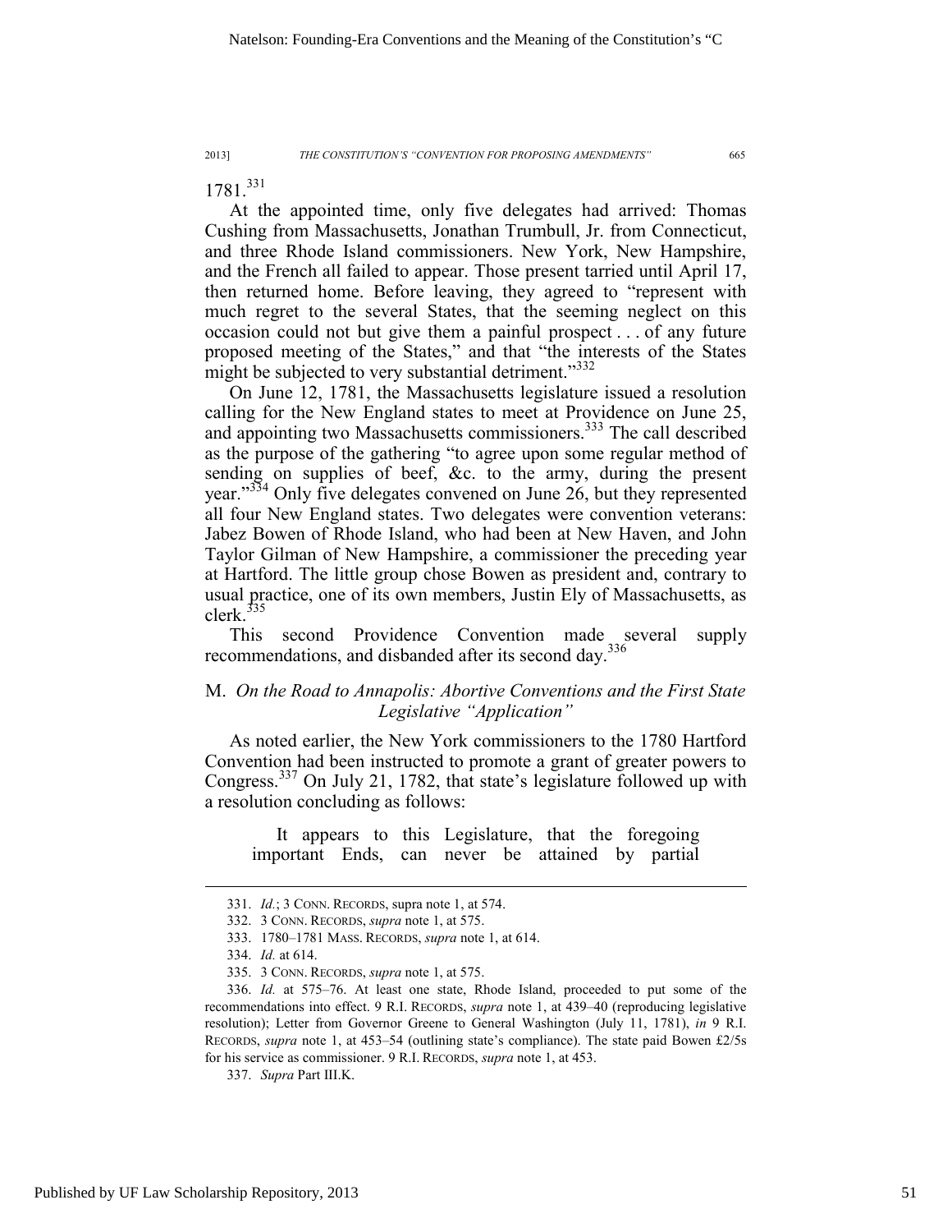1781.[331]

At the appointed time, only five delegates had arrived: Thomas Cushing from Massachusetts, Jonathan Trumbull, Jr. from Connecticut, and three Rhode Island commissioners. New York, New Hampshire, and the French all failed to appear. Those present tarried until April 17, then returned home. Before leaving, they agreed to "represent with much regret to the several States, that the seeming neglect on this occasion could not but give them a painful prospect . . . of any future proposed meeting of the States," and that "the interests of the States might be subjected to very substantial detriment."[332]

On June 12, 1781, the Massachusetts legislature issued a resolution calling for the New England states to meet at Providence on June 25, and appointing two Massachusetts commissioners.[333] The call described as the purpose of the gathering "to agree upon some regular method of sending on supplies of beef, &c. to the army, during the present year."[334] Only five delegates convened on June 26, but they represented all four New England states. Two delegates were convention veterans: Jabez Bowen of Rhode Island, who had been at New Haven, and John Taylor Gilman of New Hampshire, a commissioner the preceding year at Hartford. The little group chose Bowen as president and, contrary to usual practice, one of its own members, Justin Ely of Massachusetts, as clerk.[335]

This second Providence Convention made several supply recommendations, and disbanded after its second day.[336]

### M. *On the Road to Annapolis: Abortive Conventions and the First State Legislative "Application"*

As noted earlier, the New York commissioners to the 1780 Hartford Convention had been instructed to promote a grant of greater powers to Congress.[337] On July 21, 1782, that state's legislature followed up with a resolution concluding as follows:

> It appears to this Legislature, that the foregoing important Ends, can never be attained by partial

---

331. *Id.*; 3 CONN. RECORDS, supra note 1, at 574.

332. 3 CONN. RECORDS, *supra* note 1, at 575.

333. 1780–1781 MASS. RECORDS, *supra* note 1, at 614.

334. *Id.* at 614.

335. 3 CONN. RECORDS, *supra* note 1, at 575.

336. *Id.* at 575–76. At least one state, Rhode Island, proceeded to put some of the recommendations into effect. 9 R.I. RECORDS, *supra* note 1, at 439–40 (reproducing legislative resolution); Letter from Governor Greene to General Washington (July 11, 1781), *in* 9 R.I. RECORDS, *supra* note 1, at 453–54 (outlining state's compliance). The state paid Bowen £2/5s for his service as commissioner. 9 R.I. RECORDS, *supra* note 1, at 453.

337. *Supra* Part III.K.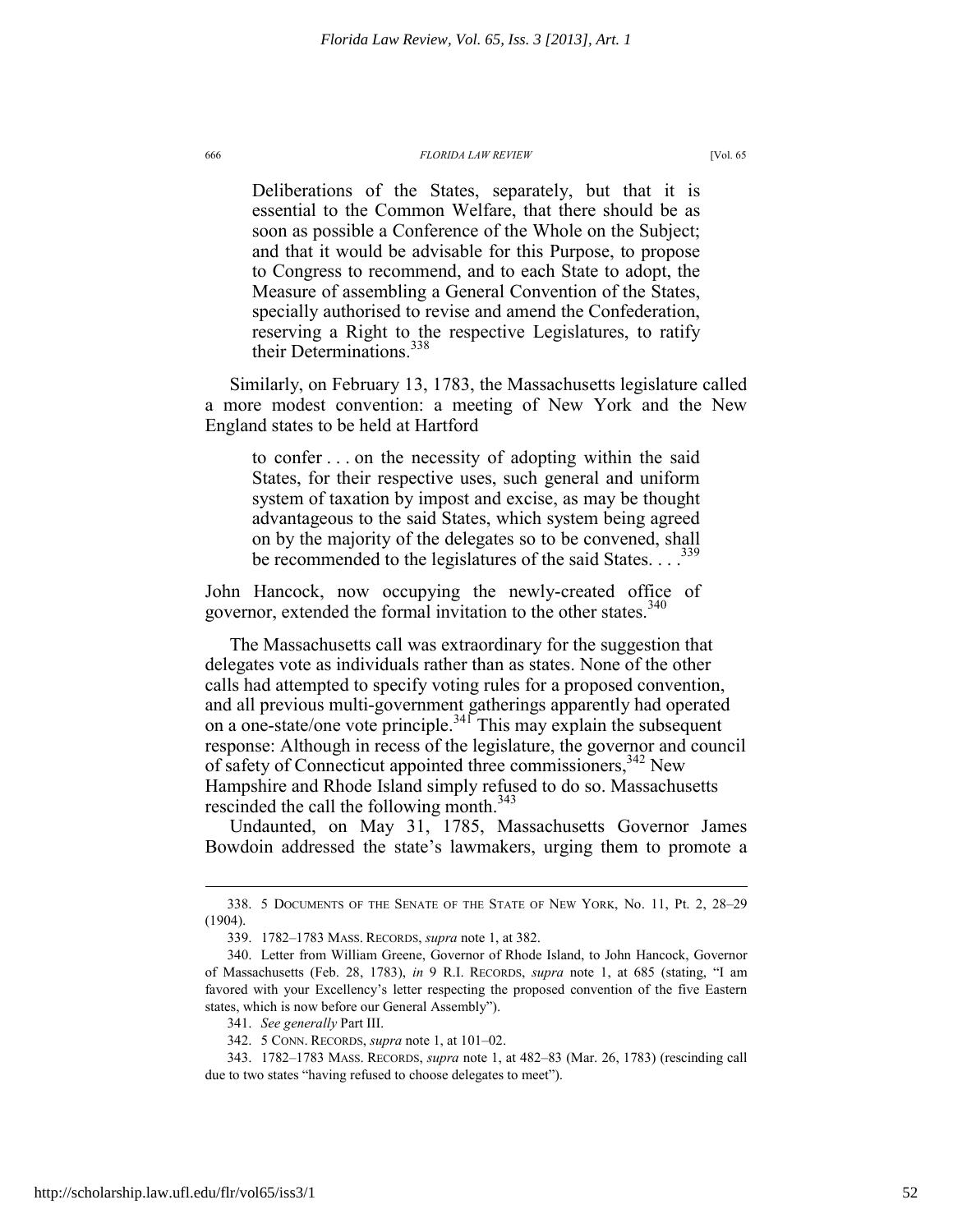> Deliberations of the States, separately, but that it is essential to the Common Welfare, that there should be as soon as possible a Conference of the Whole on the Subject; and that it would be advisable for this Purpose, to propose to Congress to recommend, and to each State to adopt, the Measure of assembling a General Convention of the States, specially authorised to revise and amend the Confederation, reserving a Right to the respective Legislatures, to ratify their Determinations.[338]

Similarly, on February 13, 1783, the Massachusetts legislature called a more modest convention: a meeting of New York and the New England states to be held at Hartford

> to confer . . . on the necessity of adopting within the said States, for their respective uses, such general and uniform system of taxation by impost and excise, as may be thought advantageous to the said States, which system being agreed on by the majority of the delegates so to be convened, shall be recommended to the legislatures of the said States. . . .[339]

John Hancock, now occupying the newly-created office of governor, extended the formal invitation to the other states.[340]

The Massachusetts call was extraordinary for the suggestion that delegates vote as individuals rather than as states. None of the other calls had attempted to specify voting rules for a proposed convention, and all previous multi-government gatherings apparently had operated on a one-state/one vote principle.[341] This may explain the subsequent response: Although in recess of the legislature, the governor and council of safety of Connecticut appointed three commissioners,[342] New Hampshire and Rhode Island simply refused to do so. Massachusetts rescinded the call the following month.[343]

Undaunted, on May 31, 1785, Massachusetts Governor James Bowdoin addressed the state's lawmakers, urging them to promote a

---

338. 5 DOCUMENTS OF THE SENATE OF THE STATE OF NEW YORK, No. 11, Pt. 2, 28–29 (1904).

339. 1782–1783 MASS. RECORDS, *supra* note 1, at 382.

340. Letter from William Greene, Governor of Rhode Island, to John Hancock, Governor of Massachusetts (Feb. 28, 1783), *in* 9 R.I. RECORDS, *supra* note 1, at 685 (stating, "I am favored with your Excellency's letter respecting the proposed convention of the five Eastern states, which is now before our General Assembly").

341. *See generally* Part III.

342. 5 CONN. RECORDS, *supra* note 1, at 101–02.

343. 1782–1783 MASS. RECORDS, *supra* note 1, at 482–83 (Mar. 26, 1783) (rescinding call due to two states "having refused to choose delegates to meet").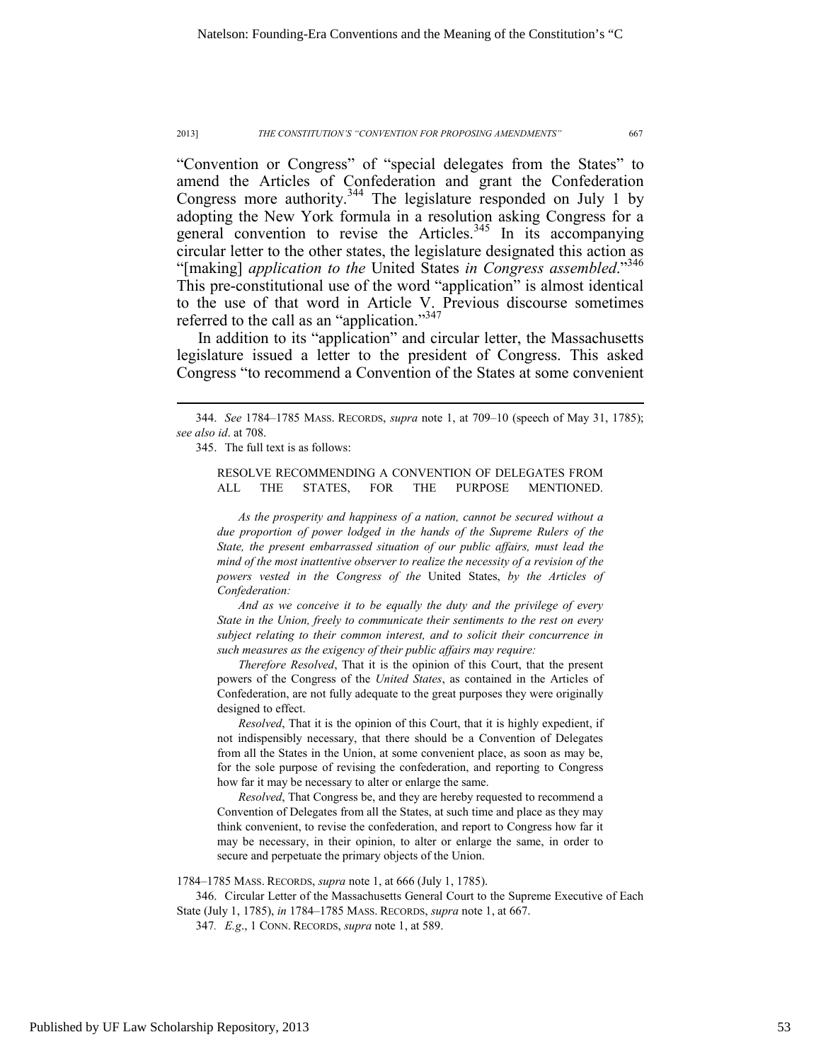"Convention or Congress" of "special delegates from the States" to amend the Articles of Confederation and grant the Confederation Congress more authority.[344] The legislature responded on July 1 by adopting the New York formula in a resolution asking Congress for a general convention to revise the Articles.[345] In its accompanying circular letter to the other states, the legislature designated this action as "[making] *application to the* United States *in Congress assembled*."[346] This pre-constitutional use of the word "application" is almost identical to the use of that word in Article V. Previous discourse sometimes referred to the call as an "application."[347]

In addition to its "application" and circular letter, the Massachusetts legislature issued a letter to the president of Congress. This asked Congress "to recommend a Convention of the States at some convenient

---

344. *See* 1784–1785 MASS. RECORDS, *supra* note 1, at 709–10 (speech of May 31, 1785); *see also id*. at 708.

345. The full text is as follows:

> RESOLVE RECOMMENDING A CONVENTION OF DELEGATES FROM ALL THE STATES, FOR THE PURPOSE MENTIONED.
>
> *As the prosperity and happiness of a nation, cannot be secured without a due proportion of power lodged in the hands of the Supreme Rulers of the State, the present embarrassed situation of our public affairs, must lead the mind of the most inattentive observer to realize the necessity of a revision of the powers vested in the Congress of the* United States, *by the Articles of Confederation:*
>
> *And as we conceive it to be equally the duty and the privilege of every State in the Union, freely to communicate their sentiments to the rest on every subject relating to their common interest, and to solicit their concurrence in such measures as the exigency of their public affairs may require:*
>
> *Therefore Resolved*, That it is the opinion of this Court, that the present powers of the Congress of the *United States*, as contained in the Articles of Confederation, are not fully adequate to the great purposes they were originally designed to effect.
>
> *Resolved*, That it is the opinion of this Court, that it is highly expedient, if not indispensibly necessary, that there should be a Convention of Delegates from all the States in the Union, at some convenient place, as soon as may be, for the sole purpose of revising the confederation, and reporting to Congress how far it may be necessary to alter or enlarge the same.
>
> *Resolved*, That Congress be, and they are hereby requested to recommend a Convention of Delegates from all the States, at such time and place as they may think convenient, to revise the confederation, and report to Congress how far it may be necessary, in their opinion, to alter or enlarge the same, in order to secure and perpetuate the primary objects of the Union.

1784–1785 MASS. RECORDS, *supra* note 1, at 666 (July 1, 1785).

346. Circular Letter of the Massachusetts General Court to the Supreme Executive of Each State (July 1, 1785), *in* 1784–1785 MASS. RECORDS, *supra* note 1, at 667.

347. *E.g*., 1 CONN. RECORDS, *supra* note 1, at 589.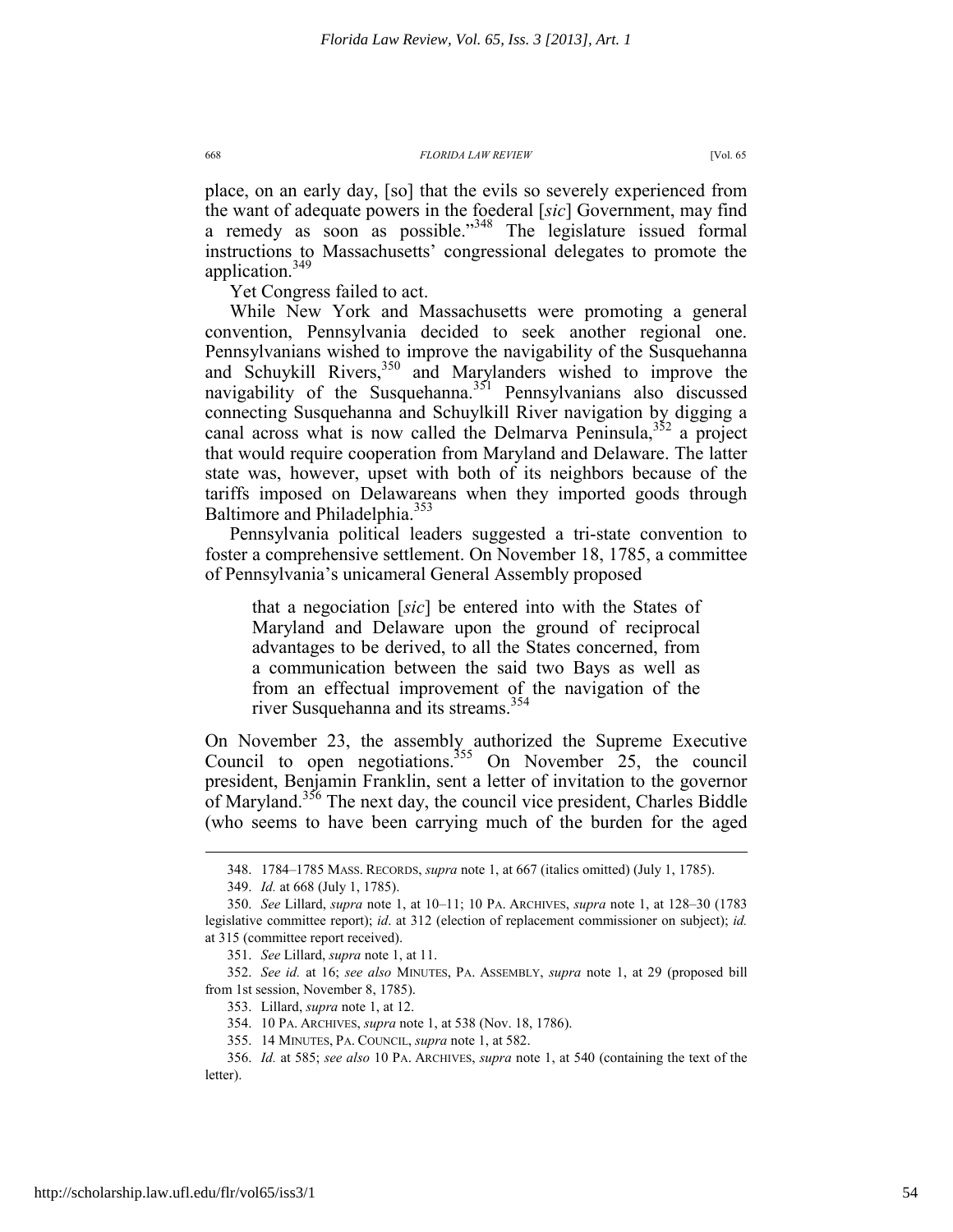place, on an early day, [so] that the evils so severely experienced from the want of adequate powers in the foederal [*sic*] Government, may find a remedy as soon as possible."[348] The legislature issued formal instructions to Massachusetts' congressional delegates to promote the application.[349]

Yet Congress failed to act.

While New York and Massachusetts were promoting a general convention, Pennsylvania decided to seek another regional one. Pennsylvanians wished to improve the navigability of the Susquehanna and Schuykill Rivers,[350] and Marylanders wished to improve the navigability of the Susquehanna.[351] Pennsylvanians also discussed connecting Susquehanna and Schuylkill River navigation by digging a canal across what is now called the Delmarva Peninsula,[352] a project that would require cooperation from Maryland and Delaware. The latter state was, however, upset with both of its neighbors because of the tariffs imposed on Delawareans when they imported goods through Baltimore and Philadelphia.[353]

Pennsylvania political leaders suggested a tri-state convention to foster a comprehensive settlement. On November 18, 1785, a committee of Pennsylvania's unicameral General Assembly proposed

> that a negociation [*sic*] be entered into with the States of Maryland and Delaware upon the ground of reciprocal advantages to be derived, to all the States concerned, from a communication between the said two Bays as well as from an effectual improvement of the navigation of the river Susquehanna and its streams.[354]

On November 23, the assembly authorized the Supreme Executive Council to open negotiations.[355] On November 25, the council president, Benjamin Franklin, sent a letter of invitation to the governor of Maryland.[356] The next day, the council vice president, Charles Biddle (who seems to have been carrying much of the burden for the aged

---

348. 1784–1785 MASS. RECORDS, *supra* note 1, at 667 (italics omitted) (July 1, 1785).

349. *Id.* at 668 (July 1, 1785).

350. *See* Lillard, *supra* note 1, at 10–11; 10 PA. ARCHIVES, *supra* note 1, at 128–30 (1783 legislative committee report); *id*. at 312 (election of replacement commissioner on subject); *id.* at 315 (committee report received).

351. *See* Lillard, *supra* note 1, at 11.

352. *See id.* at 16; *see also* MINUTES, PA. ASSEMBLY, *supra* note 1, at 29 (proposed bill from 1st session, November 8, 1785).

353. Lillard, *supra* note 1, at 12.

354. 10 PA. ARCHIVES, *supra* note 1, at 538 (Nov. 18, 1786).

355. 14 MINUTES, PA. COUNCIL, *supra* note 1, at 582.

356. *Id.* at 585; *see also* 10 PA. ARCHIVES, *supra* note 1, at 540 (containing the text of the letter).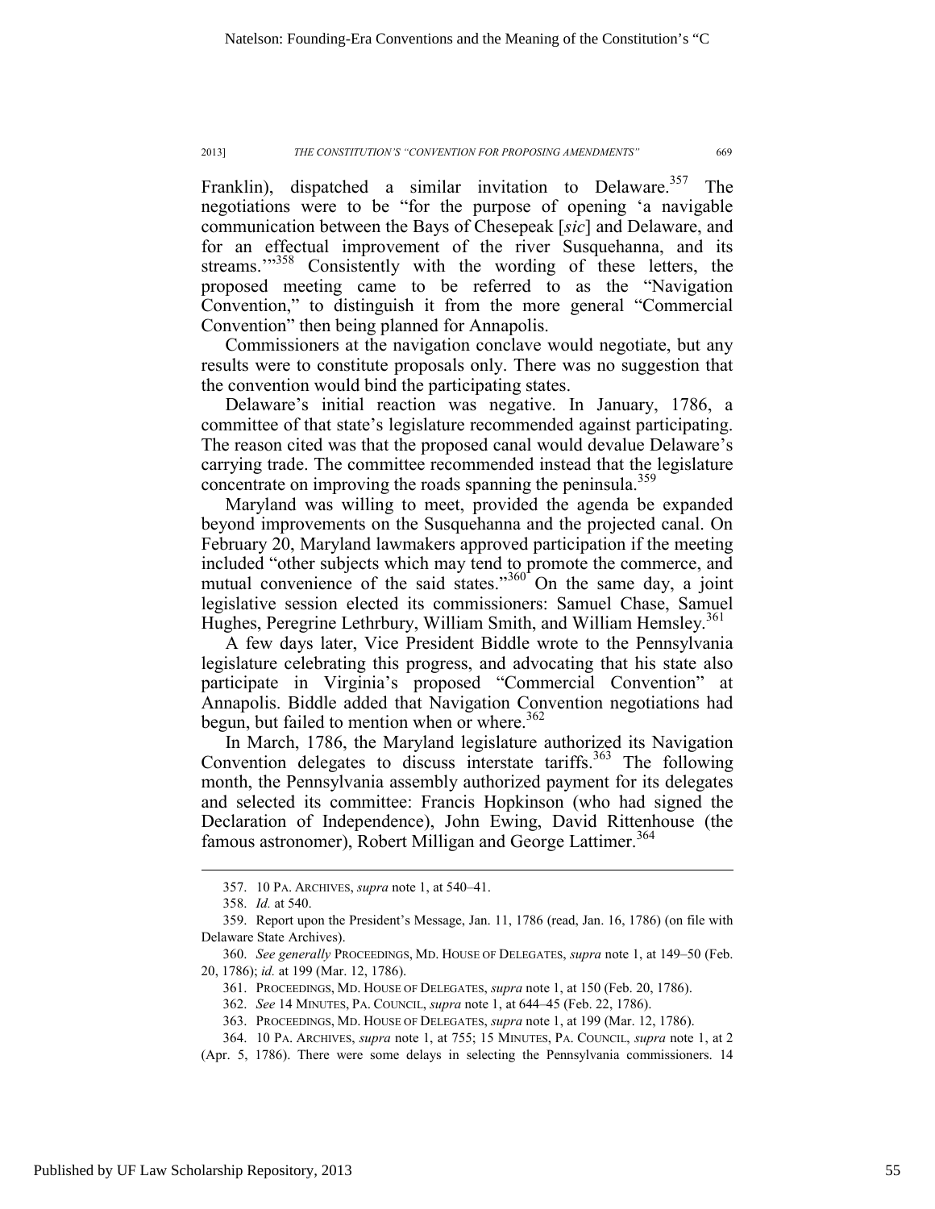Franklin), dispatched a similar invitation to Delaware.[357] The negotiations were to be "for the purpose of opening 'a navigable communication between the Bays of Chesepeak [*sic*] and Delaware, and for an effectual improvement of the river Susquehanna, and its streams.'"[358] Consistently with the wording of these letters, the proposed meeting came to be referred to as the "Navigation Convention," to distinguish it from the more general "Commercial Convention" then being planned for Annapolis.

Commissioners at the navigation conclave would negotiate, but any results were to constitute proposals only. There was no suggestion that the convention would bind the participating states.

Delaware's initial reaction was negative. In January, 1786, a committee of that state's legislature recommended against participating. The reason cited was that the proposed canal would devalue Delaware's carrying trade. The committee recommended instead that the legislature concentrate on improving the roads spanning the peninsula.[359]

Maryland was willing to meet, provided the agenda be expanded beyond improvements on the Susquehanna and the projected canal. On February 20, Maryland lawmakers approved participation if the meeting included "other subjects which may tend to promote the commerce, and mutual convenience of the said states."[360] On the same day, a joint legislative session elected its commissioners: Samuel Chase, Samuel Hughes, Peregrine Lethrbury, William Smith, and William Hemsley.[361]

A few days later, Vice President Biddle wrote to the Pennsylvania legislature celebrating this progress, and advocating that his state also participate in Virginia's proposed "Commercial Convention" at Annapolis. Biddle added that Navigation Convention negotiations had begun, but failed to mention when or where.[362]

In March, 1786, the Maryland legislature authorized its Navigation Convention delegates to discuss interstate tariffs.[363] The following month, the Pennsylvania assembly authorized payment for its delegates and selected its committee: Francis Hopkinson (who had signed the Declaration of Independence), John Ewing, David Rittenhouse (the famous astronomer), Robert Milligan and George Lattimer.[364]

---

357. 10 PA. ARCHIVES, *supra* note 1, at 540–41.

358. *Id.* at 540.

359. Report upon the President's Message, Jan. 11, 1786 (read, Jan. 16, 1786) (on file with Delaware State Archives).

360. *See generally* PROCEEDINGS, MD. HOUSE OF DELEGATES, *supra* note 1, at 149–50 (Feb. 20, 1786); *id.* at 199 (Mar. 12, 1786).

361. PROCEEDINGS, MD. HOUSE OF DELEGATES, *supra* note 1, at 150 (Feb. 20, 1786).

362. *See* 14 MINUTES, PA. COUNCIL, *supra* note 1, at 644–45 (Feb. 22, 1786).

363. PROCEEDINGS, MD. HOUSE OF DELEGATES, *supra* note 1, at 199 (Mar. 12, 1786).

364. 10 PA. ARCHIVES, *supra* note 1, at 755; 15 MINUTES, PA. COUNCIL, *supra* note 1, at 2 (Apr. 5, 1786). There were some delays in selecting the Pennsylvania commissioners. 14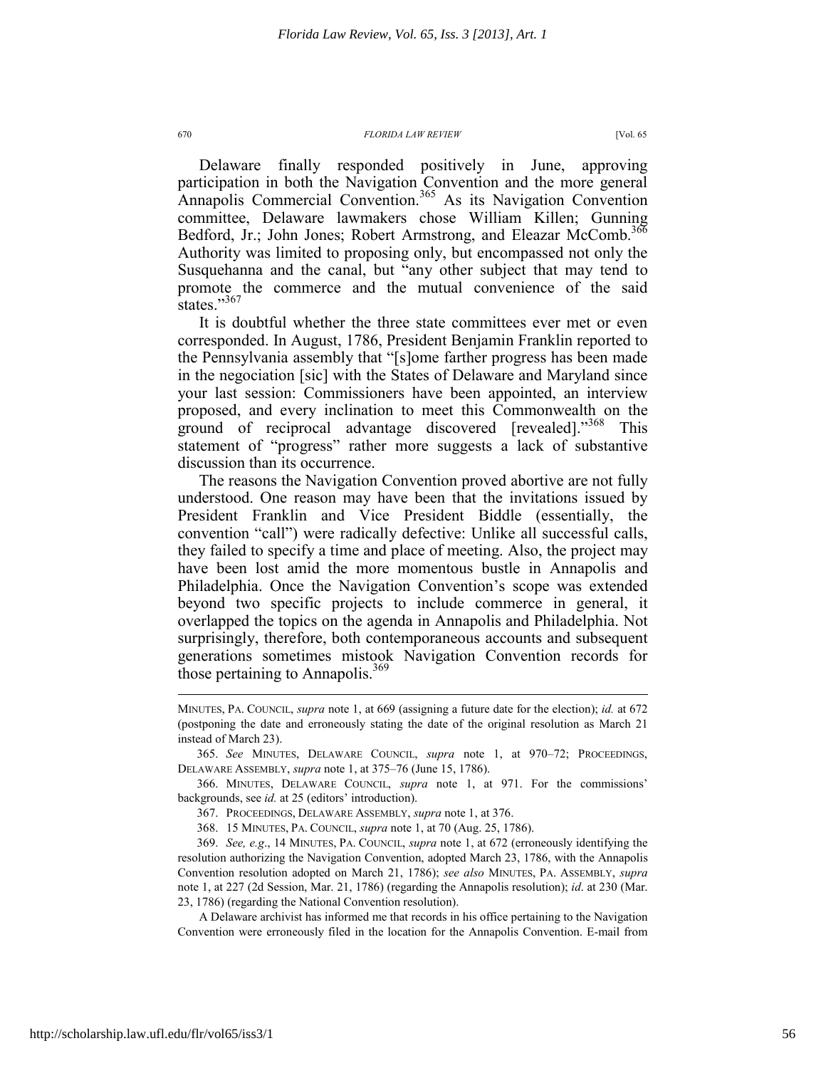Delaware finally responded positively in June, approving participation in both the Navigation Convention and the more general Annapolis Commercial Convention.[365] As its Navigation Convention committee, Delaware lawmakers chose William Killen; Gunning Bedford, Jr.; John Jones; Robert Armstrong, and Eleazar McComb.[366] Authority was limited to proposing only, but encompassed not only the Susquehanna and the canal, but "any other subject that may tend to promote the commerce and the mutual convenience of the said states."[367]

It is doubtful whether the three state committees ever met or even corresponded. In August, 1786, President Benjamin Franklin reported to the Pennsylvania assembly that "[s]ome farther progress has been made in the negociation [sic] with the States of Delaware and Maryland since your last session: Commissioners have been appointed, an interview proposed, and every inclination to meet this Commonwealth on the ground of reciprocal advantage discovered [revealed]."[368] This statement of "progress" rather more suggests a lack of substantive discussion than its occurrence.

The reasons the Navigation Convention proved abortive are not fully understood. One reason may have been that the invitations issued by President Franklin and Vice President Biddle (essentially, the convention "call") were radically defective: Unlike all successful calls, they failed to specify a time and place of meeting. Also, the project may have been lost amid the more momentous bustle in Annapolis and Philadelphia. Once the Navigation Convention's scope was extended beyond two specific projects to include commerce in general, it overlapped the topics on the agenda in Annapolis and Philadelphia. Not surprisingly, therefore, both contemporaneous accounts and subsequent generations sometimes mistook Navigation Convention records for those pertaining to Annapolis.[369]

---

MINUTES, PA. COUNCIL, *supra* note 1, at 669 (assigning a future date for the election); *id.* at 672 (postponing the date and erroneously stating the date of the original resolution as March 21 instead of March 23).

365. *See* MINUTES, DELAWARE COUNCIL, *supra* note 1, at 970–72; PROCEEDINGS, DELAWARE ASSEMBLY, *supra* note 1, at 375–76 (June 15, 1786).

366. MINUTES, DELAWARE COUNCIL, *supra* note 1, at 971. For the commissions' backgrounds, see *id.* at 25 (editors' introduction).

367. PROCEEDINGS, DELAWARE ASSEMBLY, *supra* note 1, at 376.

368. 15 MINUTES, PA. COUNCIL, *supra* note 1, at 70 (Aug. 25, 1786).

369. *See, e.g*., 14 MINUTES, PA. COUNCIL, *supra* note 1, at 672 (erroneously identifying the resolution authorizing the Navigation Convention, adopted March 23, 1786, with the Annapolis Convention resolution adopted on March 21, 1786); *see also* MINUTES, PA. ASSEMBLY, *supra* note 1, at 227 (2d Session, Mar. 21, 1786) (regarding the Annapolis resolution); *id*. at 230 (Mar. 23, 1786) (regarding the National Convention resolution).

A Delaware archivist has informed me that records in his office pertaining to the Navigation Convention were erroneously filed in the location for the Annapolis Convention. E-mail from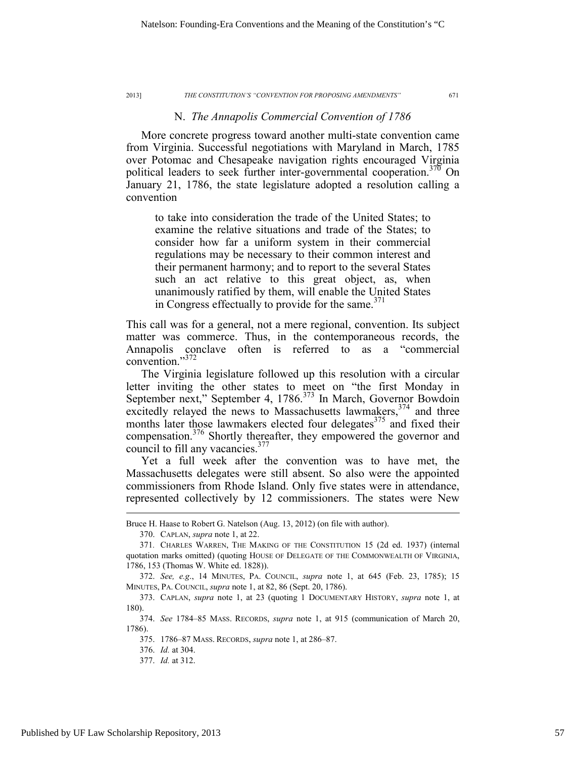## N. *The Annapolis Commercial Convention of 1786*

More concrete progress toward another multi-state convention came from Virginia. Successful negotiations with Maryland in March, 1785 over Potomac and Chesapeake navigation rights encouraged Virginia political leaders to seek further inter-governmental cooperation.[370] On January 21, 1786, the state legislature adopted a resolution calling a convention

> to take into consideration the trade of the United States; to examine the relative situations and trade of the States; to consider how far a uniform system in their commercial regulations may be necessary to their common interest and their permanent harmony; and to report to the several States such an act relative to this great object, as, when unanimously ratified by them, will enable the United States in Congress effectually to provide for the same.[371]

This call was for a general, not a mere regional, convention. Its subject matter was commerce. Thus, in the contemporaneous records, the Annapolis conclave often is referred to as a "commercial convention."[372]

The Virginia legislature followed up this resolution with a circular letter inviting the other states to meet on "the first Monday in September next," September 4, 1786.[373] In March, Governor Bowdoin excitedly relayed the news to Massachusetts lawmakers,[374] and three months later those lawmakers elected four delegates[375] and fixed their compensation.[376] Shortly thereafter, they empowered the governor and council to fill any vacancies.[377]

Yet a full week after the convention was to have met, the Massachusetts delegates were still absent. So also were the appointed commissioners from Rhode Island. Only five states were in attendance, represented collectively by 12 commissioners. The states were New

---

Bruce H. Haase to Robert G. Natelson (Aug. 13, 2012) (on file with author).

370. CAPLAN, *supra* note 1, at 22.

371. CHARLES WARREN, THE MAKING OF THE CONSTITUTION 15 (2d ed. 1937) (internal quotation marks omitted) (quoting HOUSE OF DELEGATE OF THE COMMONWEALTH OF VIRGINIA, 1786, 153 (Thomas W. White ed. 1828)).

372. *See, e.g.*, 14 MINUTES, PA. COUNCIL, *supra* note 1, at 645 (Feb. 23, 1785); 15 MINUTES, PA. COUNCIL, *supra* note 1, at 82, 86 (Sept. 20, 1786).

373. CAPLAN, *supra* note 1, at 23 (quoting 1 DOCUMENTARY HISTORY, *supra* note 1, at 180).

374. *See* 1784–85 MASS. RECORDS, *supra* note 1, at 915 (communication of March 20, 1786).

375. 1786–87 MASS. RECORDS, *supra* note 1, at 286–87.

376. *Id.* at 304.

377. *Id.* at 312.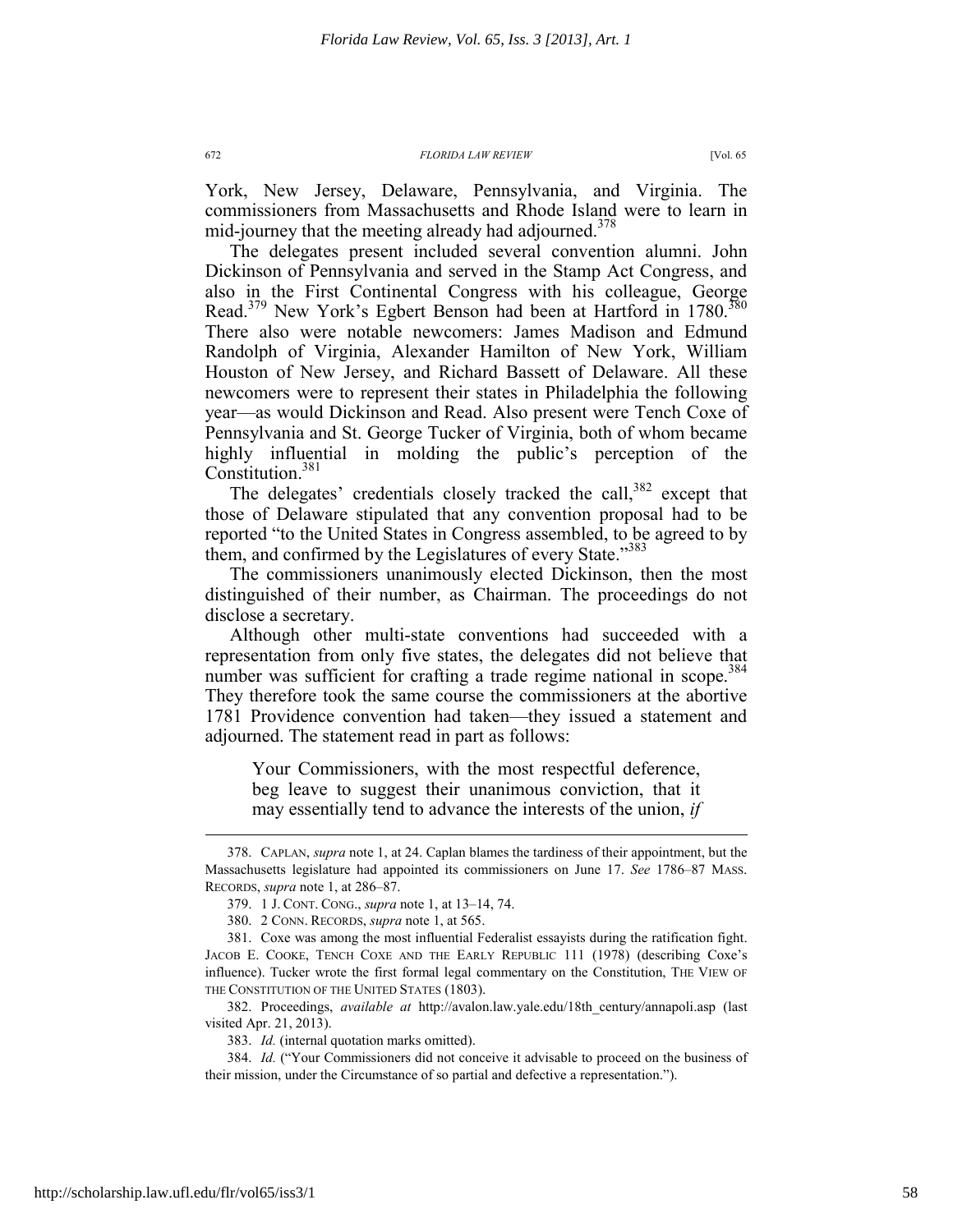York, New Jersey, Delaware, Pennsylvania, and Virginia. The commissioners from Massachusetts and Rhode Island were to learn in mid-journey that the meeting already had adjourned.[378]

The delegates present included several convention alumni. John Dickinson of Pennsylvania and served in the Stamp Act Congress, and also in the First Continental Congress with his colleague, George Read.[379] New York's Egbert Benson had been at Hartford in 1780.[380] There also were notable newcomers: James Madison and Edmund Randolph of Virginia, Alexander Hamilton of New York, William Houston of New Jersey, and Richard Bassett of Delaware. All these newcomers were to represent their states in Philadelphia the following year—as would Dickinson and Read. Also present were Tench Coxe of Pennsylvania and St. George Tucker of Virginia, both of whom became highly influential in molding the public's perception of the Constitution.[381]

The delegates' credentials closely tracked the call,[382] except that those of Delaware stipulated that any convention proposal had to be reported "to the United States in Congress assembled, to be agreed to by them, and confirmed by the Legislatures of every State."[383]

The commissioners unanimously elected Dickinson, then the most distinguished of their number, as Chairman. The proceedings do not disclose a secretary.

Although other multi-state conventions had succeeded with a representation from only five states, the delegates did not believe that number was sufficient for crafting a trade regime national in scope.[384] They therefore took the same course the commissioners at the abortive 1781 Providence convention had taken—they issued a statement and adjourned. The statement read in part as follows:

> Your Commissioners, with the most respectful deference, beg leave to suggest their unanimous conviction, that it may essentially tend to advance the interests of the union, *if*

---

378. CAPLAN, *supra* note 1, at 24. Caplan blames the tardiness of their appointment, but the Massachusetts legislature had appointed its commissioners on June 17. *See* 1786–87 MASS. RECORDS, *supra* note 1, at 286–87.

379. 1 J. CONT. CONG., *supra* note 1, at 13–14, 74.

380. 2 CONN. RECORDS, *supra* note 1, at 565.

381. Coxe was among the most influential Federalist essayists during the ratification fight. JACOB E. COOKE, TENCH COXE AND THE EARLY REPUBLIC 111 (1978) (describing Coxe's influence). Tucker wrote the first formal legal commentary on the Constitution, THE VIEW OF THE CONSTITUTION OF THE UNITED STATES (1803).

382. Proceedings, *available at* http://avalon.law.yale.edu/18th_century/annapoli.asp (last visited Apr. 21, 2013).

383. *Id.* (internal quotation marks omitted).

384. *Id.* ("Your Commissioners did not conceive it advisable to proceed on the business of their mission, under the Circumstance of so partial and defective a representation.").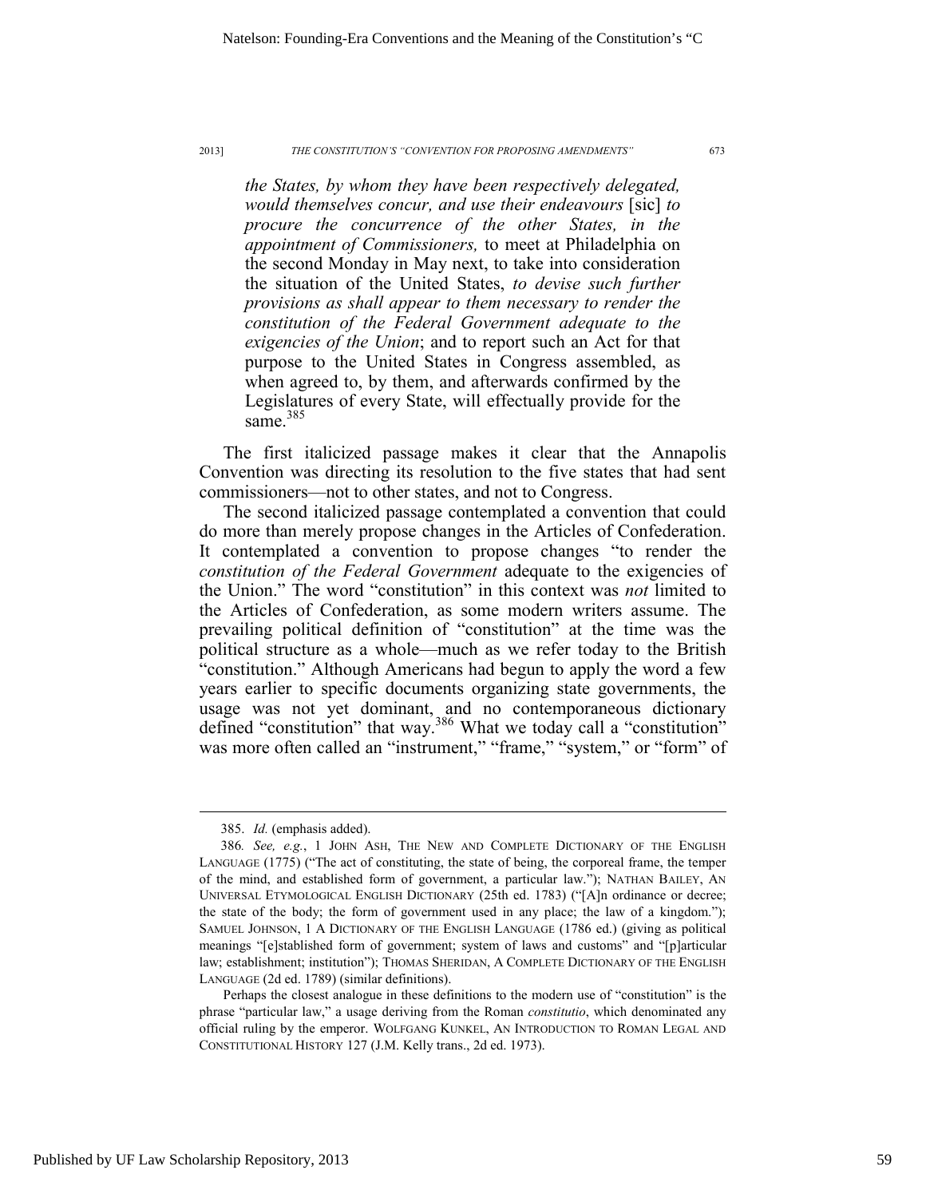> *the States, by whom they have been respectively delegated, would themselves concur, and use their endeavours* [sic] *to procure the concurrence of the other States, in the appointment of Commissioners,* to meet at Philadelphia on the second Monday in May next, to take into consideration the situation of the United States, *to devise such further provisions as shall appear to them necessary to render the constitution of the Federal Government adequate to the exigencies of the Union*; and to report such an Act for that purpose to the United States in Congress assembled, as when agreed to, by them, and afterwards confirmed by the Legislatures of every State, will effectually provide for the same.[385]

The first italicized passage makes it clear that the Annapolis Convention was directing its resolution to the five states that had sent commissioners—not to other states, and not to Congress.

The second italicized passage contemplated a convention that could do more than merely propose changes in the Articles of Confederation. It contemplated a convention to propose changes "to render the *constitution of the Federal Government* adequate to the exigencies of the Union." The word "constitution" in this context was *not* limited to the Articles of Confederation, as some modern writers assume. The prevailing political definition of "constitution" at the time was the political structure as a whole—much as we refer today to the British "constitution." Although Americans had begun to apply the word a few years earlier to specific documents organizing state governments, the usage was not yet dominant, and no contemporaneous dictionary defined "constitution" that way.[386] What we today call a "constitution" was more often called an "instrument," "frame," "system," or "form" of

---

385. *Id.* (emphasis added).

386. *See, e.g.*, 1 JOHN ASH, THE NEW AND COMPLETE DICTIONARY OF THE ENGLISH LANGUAGE (1775) ("The act of constituting, the state of being, the corporeal frame, the temper of the mind, and established form of government, a particular law."); NATHAN BAILEY, AN UNIVERSAL ETYMOLOGICAL ENGLISH DICTIONARY (25th ed. 1783) ("[A]n ordinance or decree; the state of the body; the form of government used in any place; the law of a kingdom."); SAMUEL JOHNSON, 1 A DICTIONARY OF THE ENGLISH LANGUAGE (1786 ed.) (giving as political meanings "[e]stablished form of government; system of laws and customs" and "[p]articular law; establishment; institution"); THOMAS SHERIDAN, A COMPLETE DICTIONARY OF THE ENGLISH LANGUAGE (2d ed. 1789) (similar definitions).

Perhaps the closest analogue in these definitions to the modern use of "constitution" is the phrase "particular law," a usage deriving from the Roman *constitutio*, which denominated any official ruling by the emperor. WOLFGANG KUNKEL, AN INTRODUCTION TO ROMAN LEGAL AND CONSTITUTIONAL HISTORY 127 (J.M. Kelly trans., 2d ed. 1973).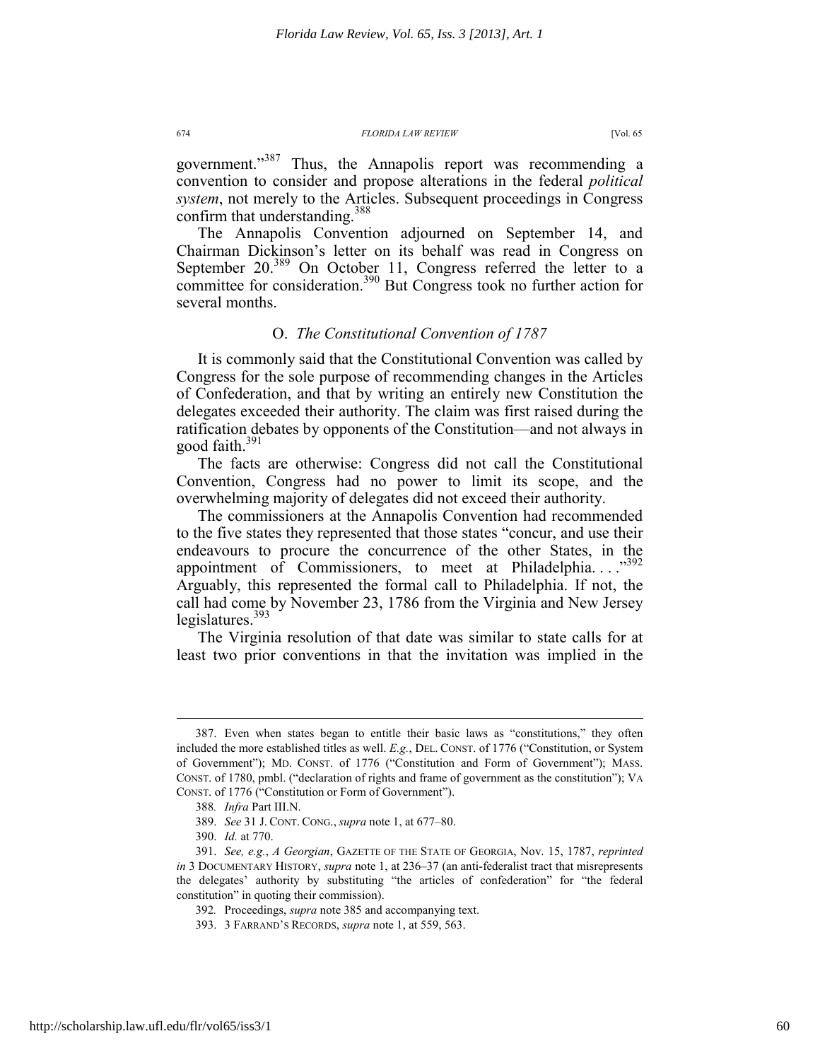government."[387] Thus, the Annapolis report was recommending a convention to consider and propose alterations in the federal *political system*, not merely to the Articles. Subsequent proceedings in Congress confirm that understanding.[388]

The Annapolis Convention adjourned on September 14, and Chairman Dickinson's letter on its behalf was read in Congress on September 20.[389] On October 11, Congress referred the letter to a committee for consideration.[390] But Congress took no further action for several months.

### O. *The Constitutional Convention of 1787*

It is commonly said that the Constitutional Convention was called by Congress for the sole purpose of recommending changes in the Articles of Confederation, and that by writing an entirely new Constitution the delegates exceeded their authority. The claim was first raised during the ratification debates by opponents of the Constitution—and not always in good faith.[391]

The facts are otherwise: Congress did not call the Constitutional Convention, Congress had no power to limit its scope, and the overwhelming majority of delegates did not exceed their authority.

The commissioners at the Annapolis Convention had recommended to the five states they represented that those states "concur, and use their endeavours to procure the concurrence of the other States, in the appointment of Commissioners, to meet at Philadelphia. . . ."[392] Arguably, this represented the formal call to Philadelphia. If not, the call had come by November 23, 1786 from the Virginia and New Jersey legislatures.[393]

The Virginia resolution of that date was similar to state calls for at least two prior conventions in that the invitation was implied in the

---

387. Even when states began to entitle their basic laws as "constitutions," they often included the more established titles as well. *E.g.*, DEL. CONST. of 1776 ("Constitution, or System of Government"); MD. CONST. of 1776 ("Constitution and Form of Government"); MASS. CONST. of 1780, pmbl. ("declaration of rights and frame of government as the constitution"); VA CONST. of 1776 ("Constitution or Form of Government").

388. *Infra* Part III.N.

389. *See* 31 J. CONT. CONG., *supra* note 1, at 677–80.

390. *Id.* at 770.

391. *See, e.g.*, *A Georgian*, GAZETTE OF THE STATE OF GEORGIA, Nov. 15, 1787, *reprinted in* 3 DOCUMENTARY HISTORY, *supra* note 1, at 236–37 (an anti-federalist tract that misrepresents the delegates' authority by substituting "the articles of confederation" for "the federal constitution" in quoting their commission).

392. Proceedings, *supra* note 385 and accompanying text.

393. 3 FARRAND'S RECORDS, *supra* note 1, at 559, 563.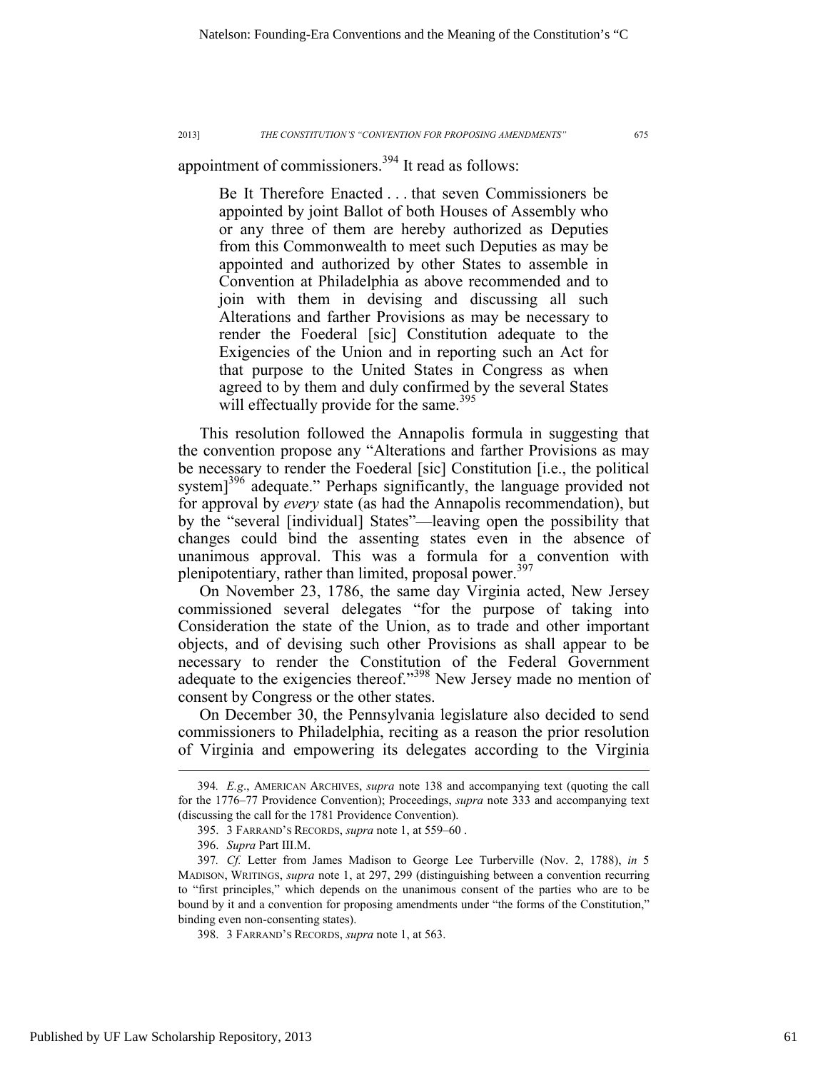appointment of commissioners.[394] It read as follows:

> Be It Therefore Enacted . . . that seven Commissioners be appointed by joint Ballot of both Houses of Assembly who or any three of them are hereby authorized as Deputies from this Commonwealth to meet such Deputies as may be appointed and authorized by other States to assemble in Convention at Philadelphia as above recommended and to join with them in devising and discussing all such Alterations and farther Provisions as may be necessary to render the Foederal [sic] Constitution adequate to the Exigencies of the Union and in reporting such an Act for that purpose to the United States in Congress as when agreed to by them and duly confirmed by the several States will effectually provide for the same.[395]

This resolution followed the Annapolis formula in suggesting that the convention propose any "Alterations and farther Provisions as may be necessary to render the Foederal [sic] Constitution [i.e., the political system][396] adequate." Perhaps significantly, the language provided not for approval by *every* state (as had the Annapolis recommendation), but by the "several [individual] States"—leaving open the possibility that changes could bind the assenting states even in the absence of unanimous approval. This was a formula for a convention with plenipotentiary, rather than limited, proposal power.[397]

On November 23, 1786, the same day Virginia acted, New Jersey commissioned several delegates "for the purpose of taking into Consideration the state of the Union, as to trade and other important objects, and of devising such other Provisions as shall appear to be necessary to render the Constitution of the Federal Government adequate to the exigencies thereof."[398] New Jersey made no mention of consent by Congress or the other states.

On December 30, the Pennsylvania legislature also decided to send commissioners to Philadelphia, reciting as a reason the prior resolution of Virginia and empowering its delegates according to the Virginia

---

394. *E.g.*, AMERICAN ARCHIVES, *supra* note 138 and accompanying text (quoting the call for the 1776–77 Providence Convention); Proceedings, *supra* note 333 and accompanying text (discussing the call for the 1781 Providence Convention).

395. 3 FARRAND'S RECORDS, *supra* note 1, at 559–60 .

396. *Supra* Part III.M.

397. *Cf.* Letter from James Madison to George Lee Turberville (Nov. 2, 1788), *in* 5 MADISON, WRITINGS, *supra* note 1, at 297, 299 (distinguishing between a convention recurring to "first principles," which depends on the unanimous consent of the parties who are to be bound by it and a convention for proposing amendments under "the forms of the Constitution," binding even non-consenting states).

398. 3 FARRAND'S RECORDS, *supra* note 1, at 563.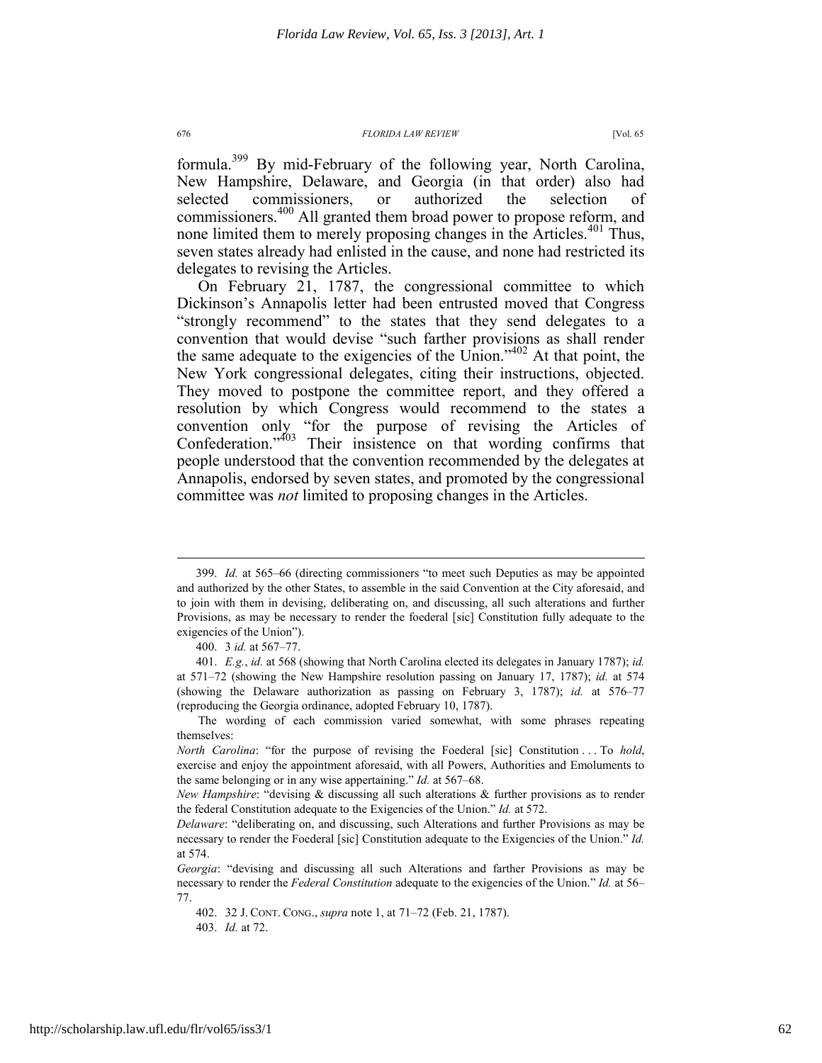formula.[399] By mid-February of the following year, North Carolina, New Hampshire, Delaware, and Georgia (in that order) also had selected commissioners, or authorized the selection of commissioners.[400] All granted them broad power to propose reform, and none limited them to merely proposing changes in the Articles.[401] Thus, seven states already had enlisted in the cause, and none had restricted its delegates to revising the Articles.

On February 21, 1787, the congressional committee to which Dickinson's Annapolis letter had been entrusted moved that Congress "strongly recommend" to the states that they send delegates to a convention that would devise "such farther provisions as shall render the same adequate to the exigencies of the Union."[402] At that point, the New York congressional delegates, citing their instructions, objected. They moved to postpone the committee report, and they offered a resolution by which Congress would recommend to the states a convention only "for the purpose of revising the Articles of Confederation."[403] Their insistence on that wording confirms that people understood that the convention recommended by the delegates at Annapolis, endorsed by seven states, and promoted by the congressional committee was *not* limited to proposing changes in the Articles.

---

399. *Id.* at 565–66 (directing commissioners "to meet such Deputies as may be appointed and authorized by the other States, to assemble in the said Convention at the City aforesaid, and to join with them in devising, deliberating on, and discussing, all such alterations and further Provisions, as may be necessary to render the foederal [sic] Constitution fully adequate to the exigencies of the Union").

400. 3 *id.* at 567–77.

401. *E.g.*, *id.* at 568 (showing that North Carolina elected its delegates in January 1787); *id.* at 571–72 (showing the New Hampshire resolution passing on January 17, 1787); *id.* at 574 (showing the Delaware authorization as passing on February 3, 1787); *id.* at 576–77 (reproducing the Georgia ordinance, adopted February 10, 1787).

The wording of each commission varied somewhat, with some phrases repeating themselves:

*North Carolina*: "for the purpose of revising the Foederal [sic] Constitution . . . To *hold*, exercise and enjoy the appointment aforesaid, with all Powers, Authorities and Emoluments to the same belonging or in any wise appertaining." *Id.* at 567–68.

*New Hampshire*: "devising & discussing all such alterations & further provisions as to render the federal Constitution adequate to the Exigencies of the Union." *Id.* at 572.

*Delaware*: "deliberating on, and discussing, such Alterations and further Provisions as may be necessary to render the Foederal [sic] Constitution adequate to the Exigencies of the Union." *Id.* at 574.

*Georgia*: "devising and discussing all such Alterations and farther Provisions as may be necessary to render the *Federal Constitution* adequate to the exigencies of the Union." *Id.* at 56–77.

402. 32 J. CONT. CONG., *supra* note 1, at 71–72 (Feb. 21, 1787).

403. *Id.* at 72.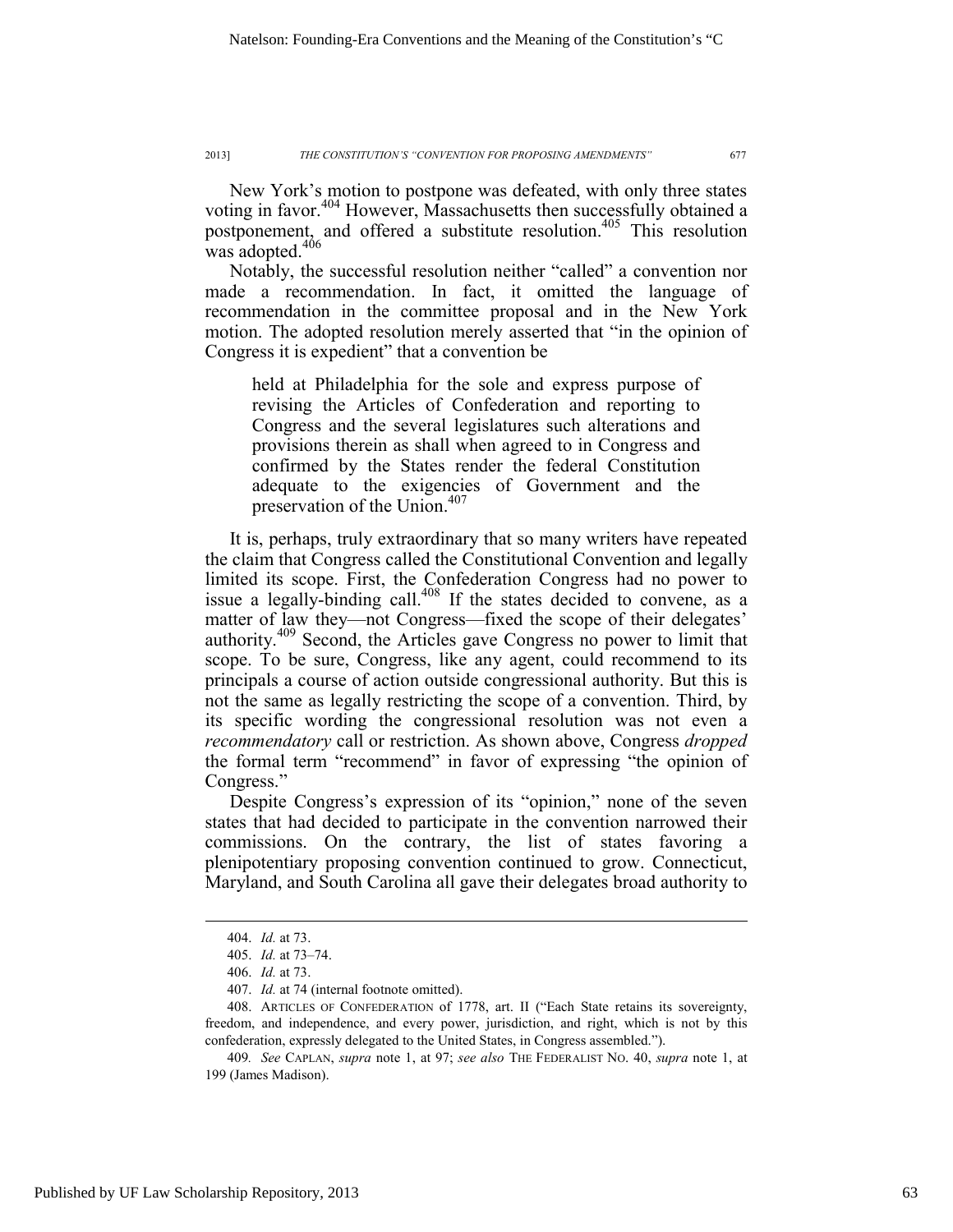New York's motion to postpone was defeated, with only three states voting in favor.[404] However, Massachusetts then successfully obtained a postponement, and offered a substitute resolution.[405] This resolution was adopted.[406]

Notably, the successful resolution neither "called" a convention nor made a recommendation. In fact, it omitted the language of recommendation in the committee proposal and in the New York motion. The adopted resolution merely asserted that "in the opinion of Congress it is expedient" that a convention be

> held at Philadelphia for the sole and express purpose of revising the Articles of Confederation and reporting to Congress and the several legislatures such alterations and provisions therein as shall when agreed to in Congress and confirmed by the States render the federal Constitution adequate to the exigencies of Government and the preservation of the Union.[407]

It is, perhaps, truly extraordinary that so many writers have repeated the claim that Congress called the Constitutional Convention and legally limited its scope. First, the Confederation Congress had no power to issue a legally-binding call.[408] If the states decided to convene, as a matter of law they—not Congress—fixed the scope of their delegates' authority.[409] Second, the Articles gave Congress no power to limit that scope. To be sure, Congress, like any agent, could recommend to its principals a course of action outside congressional authority. But this is not the same as legally restricting the scope of a convention. Third, by its specific wording the congressional resolution was not even a *recommendatory* call or restriction. As shown above, Congress *dropped* the formal term "recommend" in favor of expressing "the opinion of Congress."

Despite Congress's expression of its "opinion," none of the seven states that had decided to participate in the convention narrowed their commissions. On the contrary, the list of states favoring a plenipotentiary proposing convention continued to grow. Connecticut, Maryland, and South Carolina all gave their delegates broad authority to

---

404. *Id.* at 73.

405. *Id.* at 73–74.

406. *Id.* at 73.

407. *Id.* at 74 (internal footnote omitted).

408. ARTICLES OF CONFEDERATION of 1778, art. II ("Each State retains its sovereignty, freedom, and independence, and every power, jurisdiction, and right, which is not by this confederation, expressly delegated to the United States, in Congress assembled.").

409. *See* CAPLAN, *supra* note 1, at 97; *see also* THE FEDERALIST NO. 40, *supra* note 1, at 199 (James Madison).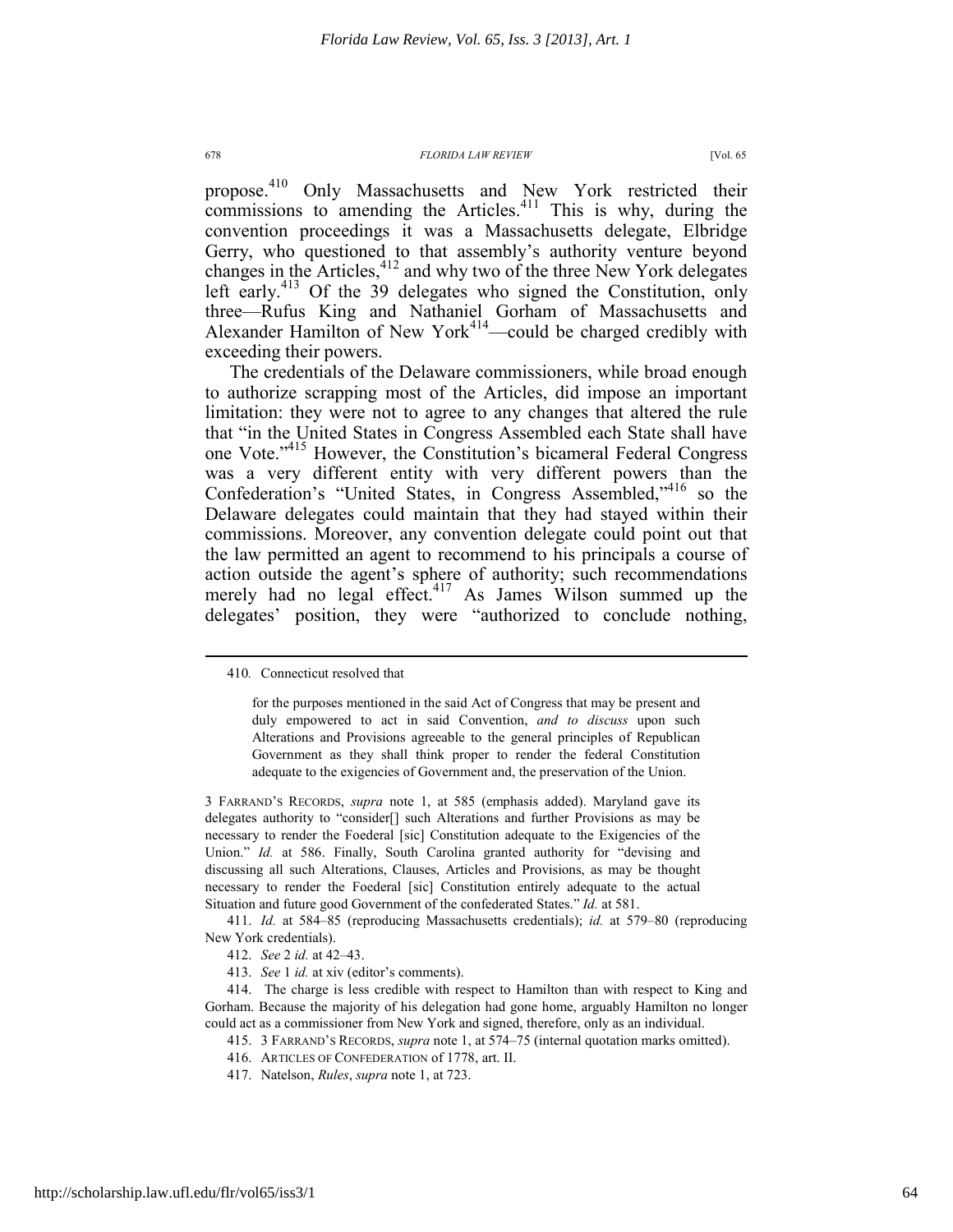propose.[410] Only Massachusetts and New York restricted their commissions to amending the Articles.[411] This is why, during the convention proceedings it was a Massachusetts delegate, Elbridge Gerry, who questioned to that assembly's authority venture beyond changes in the Articles,[412] and why two of the three New York delegates left early.[413] Of the 39 delegates who signed the Constitution, only three—Rufus King and Nathaniel Gorham of Massachusetts and Alexander Hamilton of New York[414]—could be charged credibly with exceeding their powers.

The credentials of the Delaware commissioners, while broad enough to authorize scrapping most of the Articles, did impose an important limitation: they were not to agree to any changes that altered the rule that "in the United States in Congress Assembled each State shall have one Vote."[415] However, the Constitution's bicameral Federal Congress was a very different entity with very different powers than the Confederation's "United States, in Congress Assembled,"[416] so the Delaware delegates could maintain that they had stayed within their commissions. Moreover, any convention delegate could point out that the law permitted an agent to recommend to his principals a course of action outside the agent's sphere of authority; such recommendations merely had no legal effect.[417] As James Wilson summed up the delegates' position, they were "authorized to conclude nothing,

---

410. Connecticut resolved that

> for the purposes mentioned in the said Act of Congress that may be present and duly empowered to act in said Convention, *and to discuss* upon such Alterations and Provisions agreeable to the general principles of Republican Government as they shall think proper to render the federal Constitution adequate to the exigencies of Government and, the preservation of the Union.

3 FARRAND'S RECORDS, *supra* note 1, at 585 (emphasis added). Maryland gave its delegates authority to "consider[] such Alterations and further Provisions as may be necessary to render the Foederal [sic] Constitution adequate to the Exigencies of the Union." *Id.* at 586. Finally, South Carolina granted authority for "devising and discussing all such Alterations, Clauses, Articles and Provisions, as may be thought necessary to render the Foederal [sic] Constitution entirely adequate to the actual Situation and future good Government of the confederated States." *Id.* at 581.

411. *Id.* at 584–85 (reproducing Massachusetts credentials); *id.* at 579–80 (reproducing New York credentials).

412. *See* 2 *id.* at 42–43.

413. *See* 1 *id.* at xiv (editor's comments).

414. The charge is less credible with respect to Hamilton than with respect to King and Gorham. Because the majority of his delegation had gone home, arguably Hamilton no longer could act as a commissioner from New York and signed, therefore, only as an individual.

415. 3 FARRAND'S RECORDS, *supra* note 1, at 574–75 (internal quotation marks omitted).

416. ARTICLES OF CONFEDERATION of 1778, art. II.

417. Natelson, *Rules*, *supra* note 1, at 723.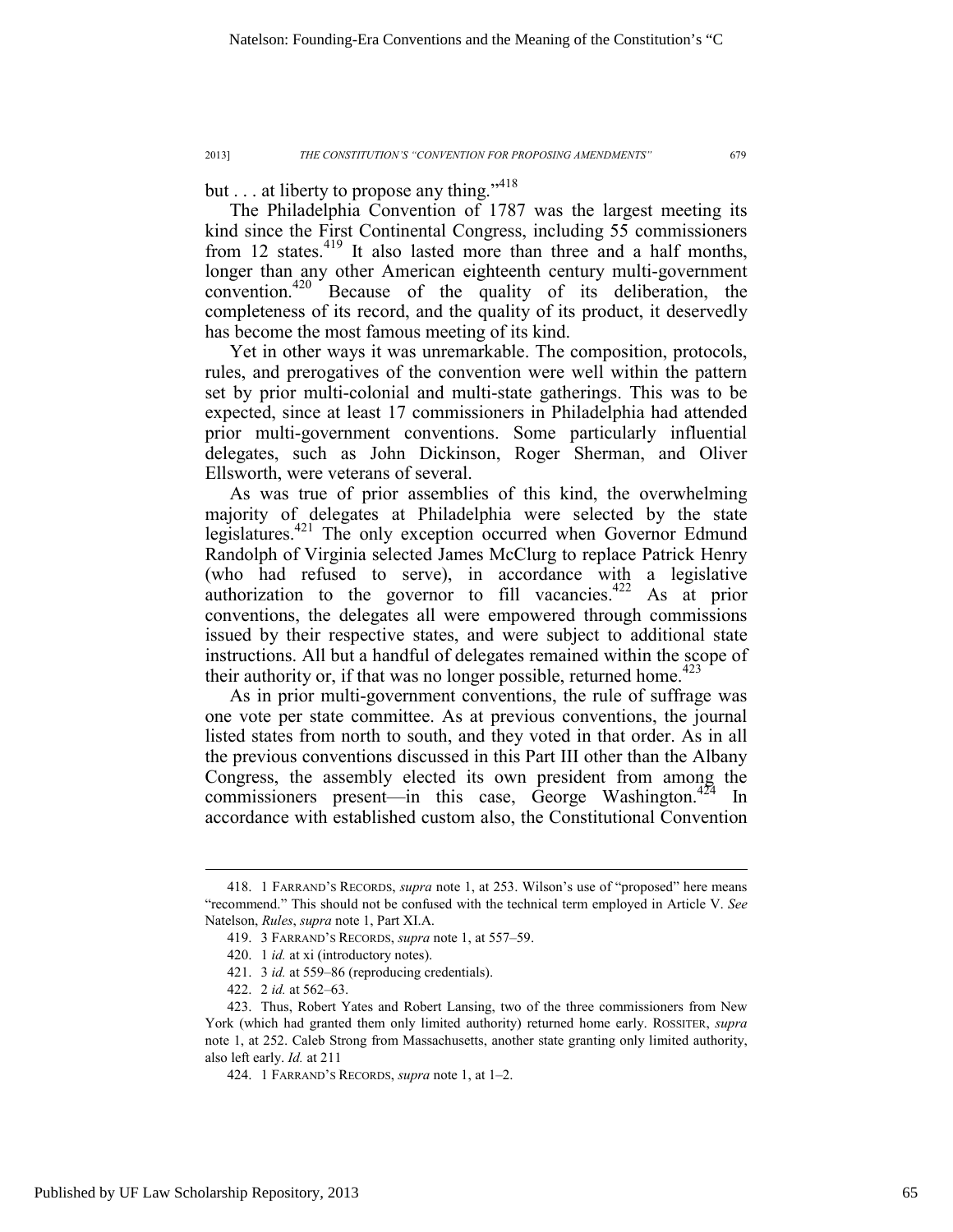but . . . at liberty to propose any thing."[418]

The Philadelphia Convention of 1787 was the largest meeting its kind since the First Continental Congress, including 55 commissioners from 12 states.[419] It also lasted more than three and a half months, longer than any other American eighteenth century multi-government convention.[420] Because of the quality of its deliberation, the completeness of its record, and the quality of its product, it deservedly has become the most famous meeting of its kind.

Yet in other ways it was unremarkable. The composition, protocols, rules, and prerogatives of the convention were well within the pattern set by prior multi-colonial and multi-state gatherings. This was to be expected, since at least 17 commissioners in Philadelphia had attended prior multi-government conventions. Some particularly influential delegates, such as John Dickinson, Roger Sherman, and Oliver Ellsworth, were veterans of several.

As was true of prior assemblies of this kind, the overwhelming majority of delegates at Philadelphia were selected by the state legislatures.[421] The only exception occurred when Governor Edmund Randolph of Virginia selected James McClurg to replace Patrick Henry (who had refused to serve), in accordance with a legislative authorization to the governor to fill vacancies.[422] As at prior conventions, the delegates all were empowered through commissions issued by their respective states, and were subject to additional state instructions. All but a handful of delegates remained within the scope of their authority or, if that was no longer possible, returned home.[423]

As in prior multi-government conventions, the rule of suffrage was one vote per state committee. As at previous conventions, the journal listed states from north to south, and they voted in that order. As in all the previous conventions discussed in this Part III other than the Albany Congress, the assembly elected its own president from among the commissioners present—in this case, George Washington.[424] In accordance with established custom also, the Constitutional Convention

---

418. 1 FARRAND'S RECORDS, *supra* note 1, at 253. Wilson's use of "proposed" here means "recommend." This should not be confused with the technical term employed in Article V. *See* Natelson, *Rules*, *supra* note 1, Part XI.A.

419. 3 FARRAND'S RECORDS, *supra* note 1, at 557–59.

420. 1 *id.* at xi (introductory notes).

421. 3 *id.* at 559–86 (reproducing credentials).

422. 2 *id.* at 562–63.

423. Thus, Robert Yates and Robert Lansing, two of the three commissioners from New York (which had granted them only limited authority) returned home early. ROSSITER, *supra* note 1, at 252. Caleb Strong from Massachusetts, another state granting only limited authority, also left early. *Id.* at 211

424. 1 FARRAND'S RECORDS, *supra* note 1, at 1–2.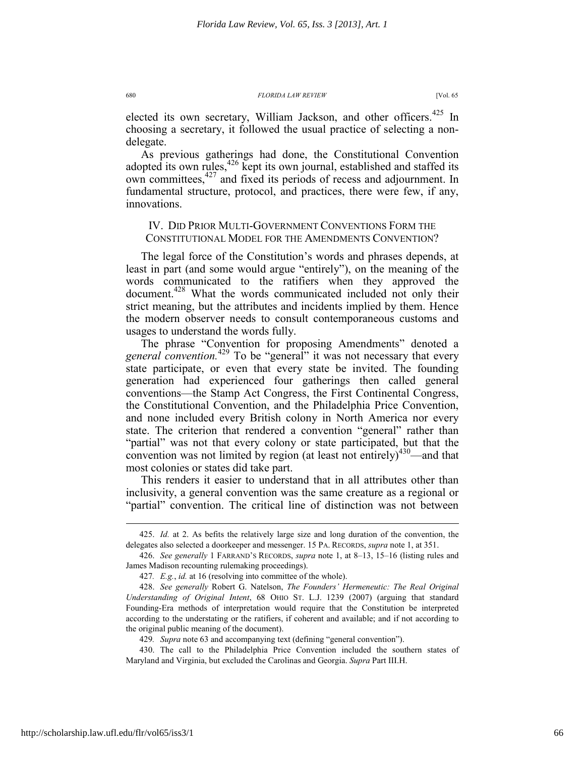elected its own secretary, William Jackson, and other officers.[425] In choosing a secretary, it followed the usual practice of selecting a non-delegate.

As previous gatherings had done, the Constitutional Convention adopted its own rules,[426] kept its own journal, established and staffed its own committees,[427] and fixed its periods of recess and adjournment. In fundamental structure, protocol, and practices, there were few, if any, innovations.

## IV. DID PRIOR MULTI-GOVERNMENT CONVENTIONS FORM THE CONSTITUTIONAL MODEL FOR THE AMENDMENTS CONVENTION?

The legal force of the Constitution's words and phrases depends, at least in part (and some would argue "entirely"), on the meaning of the words communicated to the ratifiers when they approved the document.[428] What the words communicated included not only their strict meaning, but the attributes and incidents implied by them. Hence the modern observer needs to consult contemporaneous customs and usages to understand the words fully.

The phrase "Convention for proposing Amendments" denoted a *general convention.*[429] To be "general" it was not necessary that every state participate, or even that every state be invited. The founding generation had experienced four gatherings then called general conventions—the Stamp Act Congress, the First Continental Congress, the Constitutional Convention, and the Philadelphia Price Convention, and none included every British colony in North America nor every state. The criterion that rendered a convention "general" rather than "partial" was not that every colony or state participated, but that the convention was not limited by region (at least not entirely)[430]—and that most colonies or states did take part.

This renders it easier to understand that in all attributes other than inclusivity, a general convention was the same creature as a regional or "partial" convention. The critical line of distinction was not between

---

425. *Id.* at 2. As befits the relatively large size and long duration of the convention, the delegates also selected a doorkeeper and messenger. 15 PA. RECORDS, *supra* note 1, at 351.

426. *See generally* 1 FARRAND'S RECORDS, *supra* note 1, at 8–13, 15–16 (listing rules and James Madison recounting rulemaking proceedings).

427. *E.g.*, *id.* at 16 (resolving into committee of the whole).

428. *See generally* Robert G. Natelson, *The Founders' Hermeneutic: The Real Original Understanding of Original Intent*, 68 OHIO ST. L.J. 1239 (2007) (arguing that standard Founding-Era methods of interpretation would require that the Constitution be interpreted according to the understating or the ratifiers, if coherent and available; and if not according to the original public meaning of the document).

429. *Supra* note 63 and accompanying text (defining "general convention").

430. The call to the Philadelphia Price Convention included the southern states of Maryland and Virginia, but excluded the Carolinas and Georgia. *Supra* Part III.H.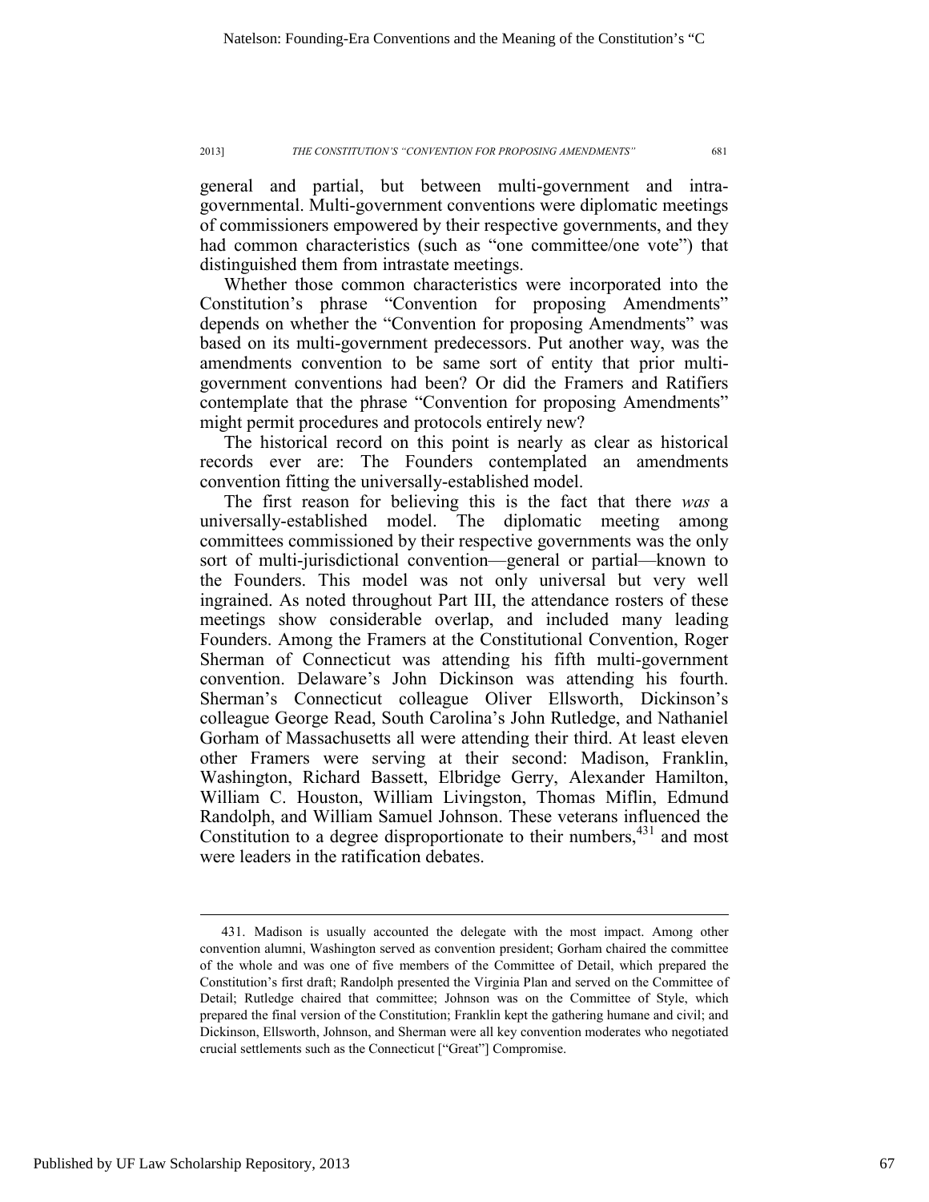general and partial, but between multi-government and intra-governmental. Multi-government conventions were diplomatic meetings of commissioners empowered by their respective governments, and they had common characteristics (such as "one committee/one vote") that distinguished them from intrastate meetings.

Whether those common characteristics were incorporated into the Constitution's phrase "Convention for proposing Amendments" depends on whether the "Convention for proposing Amendments" was based on its multi-government predecessors. Put another way, was the amendments convention to be same sort of entity that prior multi-government conventions had been? Or did the Framers and Ratifiers contemplate that the phrase "Convention for proposing Amendments" might permit procedures and protocols entirely new?

The historical record on this point is nearly as clear as historical records ever are: The Founders contemplated an amendments convention fitting the universally-established model.

The first reason for believing this is the fact that there *was* a universally-established model. The diplomatic meeting among committees commissioned by their respective governments was the only sort of multi-jurisdictional convention—general or partial—known to the Founders. This model was not only universal but very well ingrained. As noted throughout Part III, the attendance rosters of these meetings show considerable overlap, and included many leading Founders. Among the Framers at the Constitutional Convention, Roger Sherman of Connecticut was attending his fifth multi-government convention. Delaware's John Dickinson was attending his fourth. Sherman's Connecticut colleague Oliver Ellsworth, Dickinson's colleague George Read, South Carolina's John Rutledge, and Nathaniel Gorham of Massachusetts all were attending their third. At least eleven other Framers were serving at their second: Madison, Franklin, Washington, Richard Bassett, Elbridge Gerry, Alexander Hamilton, William C. Houston, William Livingston, Thomas Miflin, Edmund Randolph, and William Samuel Johnson. These veterans influenced the Constitution to a degree disproportionate to their numbers,[431] and most were leaders in the ratification debates.

---

431. Madison is usually accounted the delegate with the most impact. Among other convention alumni, Washington served as convention president; Gorham chaired the committee of the whole and was one of five members of the Committee of Detail, which prepared the Constitution's first draft; Randolph presented the Virginia Plan and served on the Committee of Detail; Rutledge chaired that committee; Johnson was on the Committee of Style, which prepared the final version of the Constitution; Franklin kept the gathering humane and civil; and Dickinson, Ellsworth, Johnson, and Sherman were all key convention moderates who negotiated crucial settlements such as the Connecticut ["Great"] Compromise.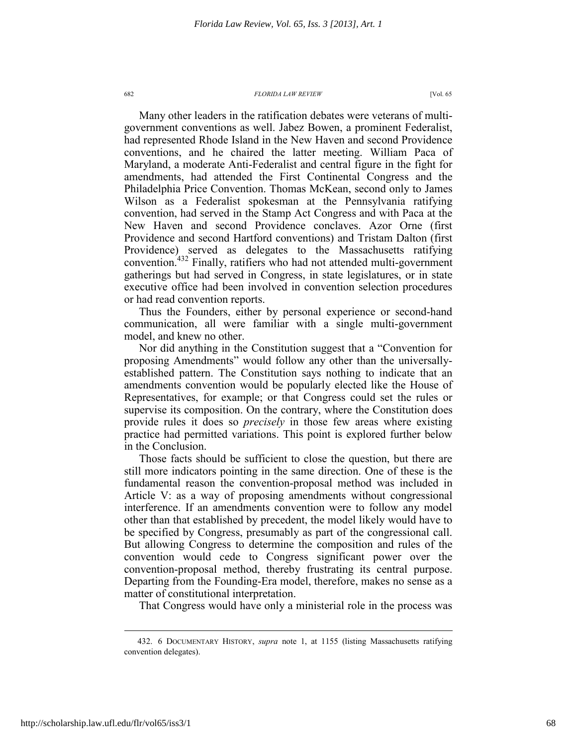Many other leaders in the ratification debates were veterans of multi-government conventions as well. Jabez Bowen, a prominent Federalist, had represented Rhode Island in the New Haven and second Providence conventions, and he chaired the latter meeting. William Paca of Maryland, a moderate Anti-Federalist and central figure in the fight for amendments, had attended the First Continental Congress and the Philadelphia Price Convention. Thomas McKean, second only to James Wilson as a Federalist spokesman at the Pennsylvania ratifying convention, had served in the Stamp Act Congress and with Paca at the New Haven and second Providence conclaves. Azor Orne (first Providence and second Hartford conventions) and Tristam Dalton (first Providence) served as delegates to the Massachusetts ratifying convention.[432] Finally, ratifiers who had not attended multi-government gatherings but had served in Congress, in state legislatures, or in state executive office had been involved in convention selection procedures or had read convention reports.

Thus the Founders, either by personal experience or second-hand communication, all were familiar with a single multi-government model, and knew no other.

Nor did anything in the Constitution suggest that a "Convention for proposing Amendments" would follow any other than the universally-established pattern. The Constitution says nothing to indicate that an amendments convention would be popularly elected like the House of Representatives, for example; or that Congress could set the rules or supervise its composition. On the contrary, where the Constitution does provide rules it does so *precisely* in those few areas where existing practice had permitted variations. This point is explored further below in the Conclusion.

Those facts should be sufficient to close the question, but there are still more indicators pointing in the same direction. One of these is the fundamental reason the convention-proposal method was included in Article V: as a way of proposing amendments without congressional interference. If an amendments convention were to follow any model other than that established by precedent, the model likely would have to be specified by Congress, presumably as part of the congressional call. But allowing Congress to determine the composition and rules of the convention would cede to Congress significant power over the convention-proposal method, thereby frustrating its central purpose. Departing from the Founding-Era model, therefore, makes no sense as a matter of constitutional interpretation.

That Congress would have only a ministerial role in the process was

---

432. 6 DOCUMENTARY HISTORY, *supra* note 1, at 1155 (listing Massachusetts ratifying convention delegates).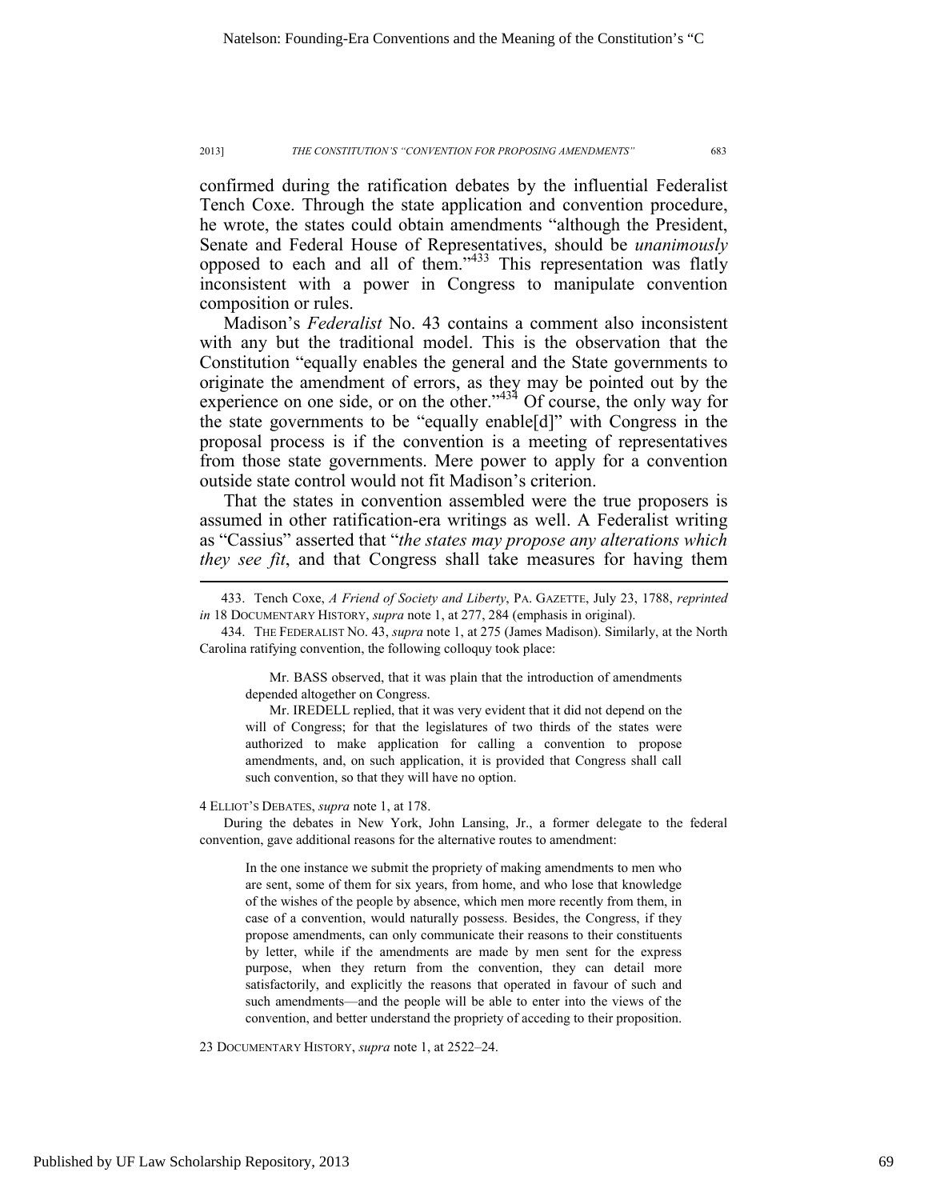confirmed during the ratification debates by the influential Federalist Tench Coxe. Through the state application and convention procedure, he wrote, the states could obtain amendments "although the President, Senate and Federal House of Representatives, should be *unanimously* opposed to each and all of them."[433] This representation was flatly inconsistent with a power in Congress to manipulate convention composition or rules.

Madison's *Federalist* No. 43 contains a comment also inconsistent with any but the traditional model. This is the observation that the Constitution "equally enables the general and the State governments to originate the amendment of errors, as they may be pointed out by the experience on one side, or on the other."[434] Of course, the only way for the state governments to be "equally enable[d]" with Congress in the proposal process is if the convention is a meeting of representatives from those state governments. Mere power to apply for a convention outside state control would not fit Madison's criterion.

That the states in convention assembled were the true proposers is assumed in other ratification-era writings as well. A Federalist writing as "Cassius" asserted that "*the states may propose any alterations which they see fit*, and that Congress shall take measures for having them

---

433. Tench Coxe, *A Friend of Society and Liberty*, PA. GAZETTE, July 23, 1788, *reprinted in* 18 DOCUMENTARY HISTORY, *supra* note 1, at 277, 284 (emphasis in original).

434. THE FEDERALIST NO. 43, *supra* note 1, at 275 (James Madison). Similarly, at the North Carolina ratifying convention, the following colloquy took place:

> Mr. BASS observed, that it was plain that the introduction of amendments depended altogether on Congress.
>
> Mr. IREDELL replied, that it was very evident that it did not depend on the will of Congress; for that the legislatures of two thirds of the states were authorized to make application for calling a convention to propose amendments, and, on such application, it is provided that Congress shall call such convention, so that they will have no option.

4 ELLIOT'S DEBATES, *supra* note 1, at 178.

During the debates in New York, John Lansing, Jr., a former delegate to the federal convention, gave additional reasons for the alternative routes to amendment:

> In the one instance we submit the propriety of making amendments to men who are sent, some of them for six years, from home, and who lose that knowledge of the wishes of the people by absence, which men more recently from them, in case of a convention, would naturally possess. Besides, the Congress, if they propose amendments, can only communicate their reasons to their constituents by letter, while if the amendments are made by men sent for the express purpose, when they return from the convention, they can detail more satisfactorily, and explicitly the reasons that operated in favour of such and such amendments—and the people will be able to enter into the views of the convention, and better understand the propriety of acceding to their proposition.

23 DOCUMENTARY HISTORY, *supra* note 1, at 2522–24.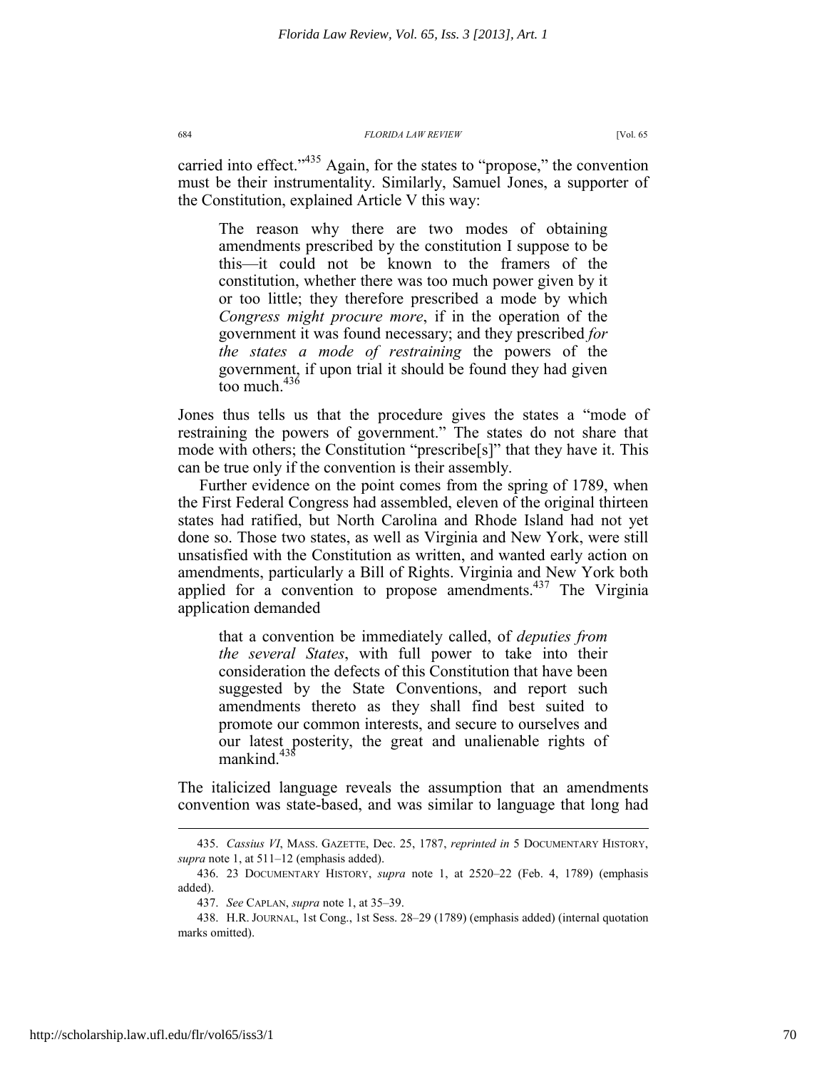carried into effect."[435] Again, for the states to "propose," the convention must be their instrumentality. Similarly, Samuel Jones, a supporter of the Constitution, explained Article V this way:

> The reason why there are two modes of obtaining amendments prescribed by the constitution I suppose to be this—it could not be known to the framers of the constitution, whether there was too much power given by it or too little; they therefore prescribed a mode by which *Congress might procure more*, if in the operation of the government it was found necessary; and they prescribed *for the states a mode of restraining* the powers of the government, if upon trial it should be found they had given too much.[436]

Jones thus tells us that the procedure gives the states a "mode of restraining the powers of government." The states do not share that mode with others; the Constitution "prescribe[s]" that they have it. This can be true only if the convention is their assembly.

Further evidence on the point comes from the spring of 1789, when the First Federal Congress had assembled, eleven of the original thirteen states had ratified, but North Carolina and Rhode Island had not yet done so. Those two states, as well as Virginia and New York, were still unsatisfied with the Constitution as written, and wanted early action on amendments, particularly a Bill of Rights. Virginia and New York both applied for a convention to propose amendments.[437] The Virginia application demanded

> that a convention be immediately called, of *deputies from the several States*, with full power to take into their consideration the defects of this Constitution that have been suggested by the State Conventions, and report such amendments thereto as they shall find best suited to promote our common interests, and secure to ourselves and our latest posterity, the great and unalienable rights of mankind.[438]

The italicized language reveals the assumption that an amendments convention was state-based, and was similar to language that long had

---

435. *Cassius VI*, MASS. GAZETTE, Dec. 25, 1787, *reprinted in* 5 DOCUMENTARY HISTORY, *supra* note 1, at 511–12 (emphasis added).

436. 23 DOCUMENTARY HISTORY, *supra* note 1, at 2520–22 (Feb. 4, 1789) (emphasis added).

437. *See* CAPLAN, *supra* note 1, at 35–39.

438. H.R. JOURNAL, 1st Cong., 1st Sess. 28–29 (1789) (emphasis added) (internal quotation marks omitted).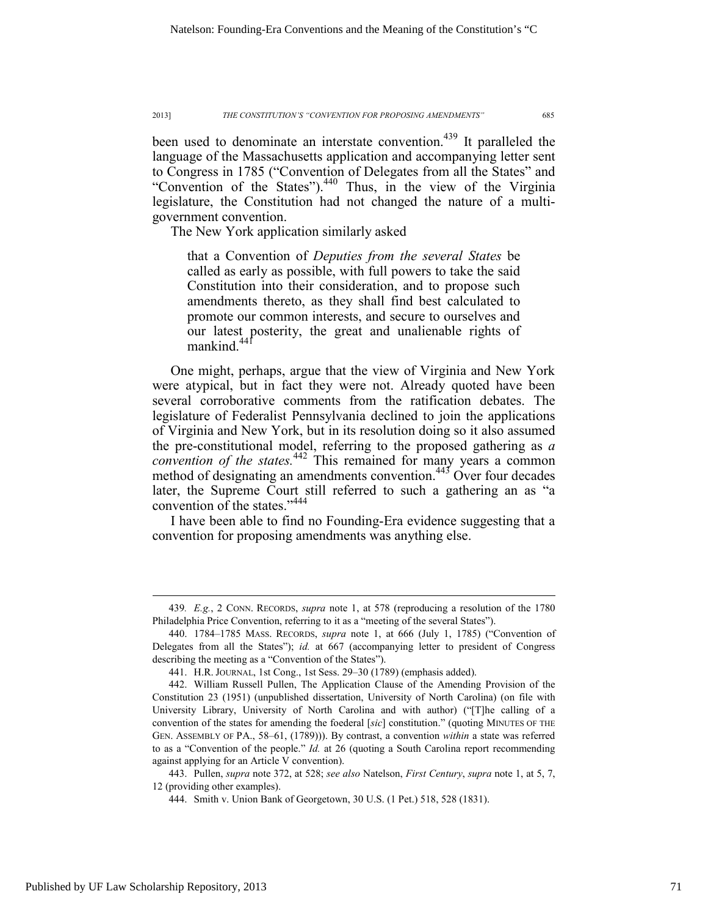been used to denominate an interstate convention.[439] It paralleled the language of the Massachusetts application and accompanying letter sent to Congress in 1785 ("Convention of Delegates from all the States" and "Convention of the States").[440] Thus, in the view of the Virginia legislature, the Constitution had not changed the nature of a multi-government convention.

The New York application similarly asked

> that a Convention of *Deputies from the several States* be called as early as possible, with full powers to take the said Constitution into their consideration, and to propose such amendments thereto, as they shall find best calculated to promote our common interests, and secure to ourselves and our latest posterity, the great and unalienable rights of mankind.[441]

One might, perhaps, argue that the view of Virginia and New York were atypical, but in fact they were not. Already quoted have been several corroborative comments from the ratification debates. The legislature of Federalist Pennsylvania declined to join the applications of Virginia and New York, but in its resolution doing so it also assumed the pre-constitutional model, referring to the proposed gathering as *a convention of the states.*[442] This remained for many years a common method of designating an amendments convention.[443] Over four decades later, the Supreme Court still referred to such a gathering an as "a convention of the states."[444]

I have been able to find no Founding-Era evidence suggesting that a convention for proposing amendments was anything else.

---

439. *E.g.*, 2 CONN. RECORDS, *supra* note 1, at 578 (reproducing a resolution of the 1780 Philadelphia Price Convention, referring to it as a "meeting of the several States").

440. 1784–1785 MASS. RECORDS, *supra* note 1, at 666 (July 1, 1785) ("Convention of Delegates from all the States"); *id.* at 667 (accompanying letter to president of Congress describing the meeting as a "Convention of the States").

441. H.R. JOURNAL, 1st Cong., 1st Sess. 29–30 (1789) (emphasis added).

442. William Russell Pullen, The Application Clause of the Amending Provision of the Constitution 23 (1951) (unpublished dissertation, University of North Carolina) (on file with University Library, University of North Carolina and with author) ("[T]he calling of a convention of the states for amending the foederal [*sic*] constitution." (quoting MINUTES OF THE GEN. ASSEMBLY OF PA., 58–61, (1789))). By contrast, a convention *within* a state was referred to as a "Convention of the people." *Id.* at 26 (quoting a South Carolina report recommending against applying for an Article V convention).

443. Pullen, *supra* note 372, at 528; *see also* Natelson, *First Century*, *supra* note 1, at 5, 7, 12 (providing other examples).

444. Smith v. Union Bank of Georgetown, 30 U.S. (1 Pet.) 518, 528 (1831).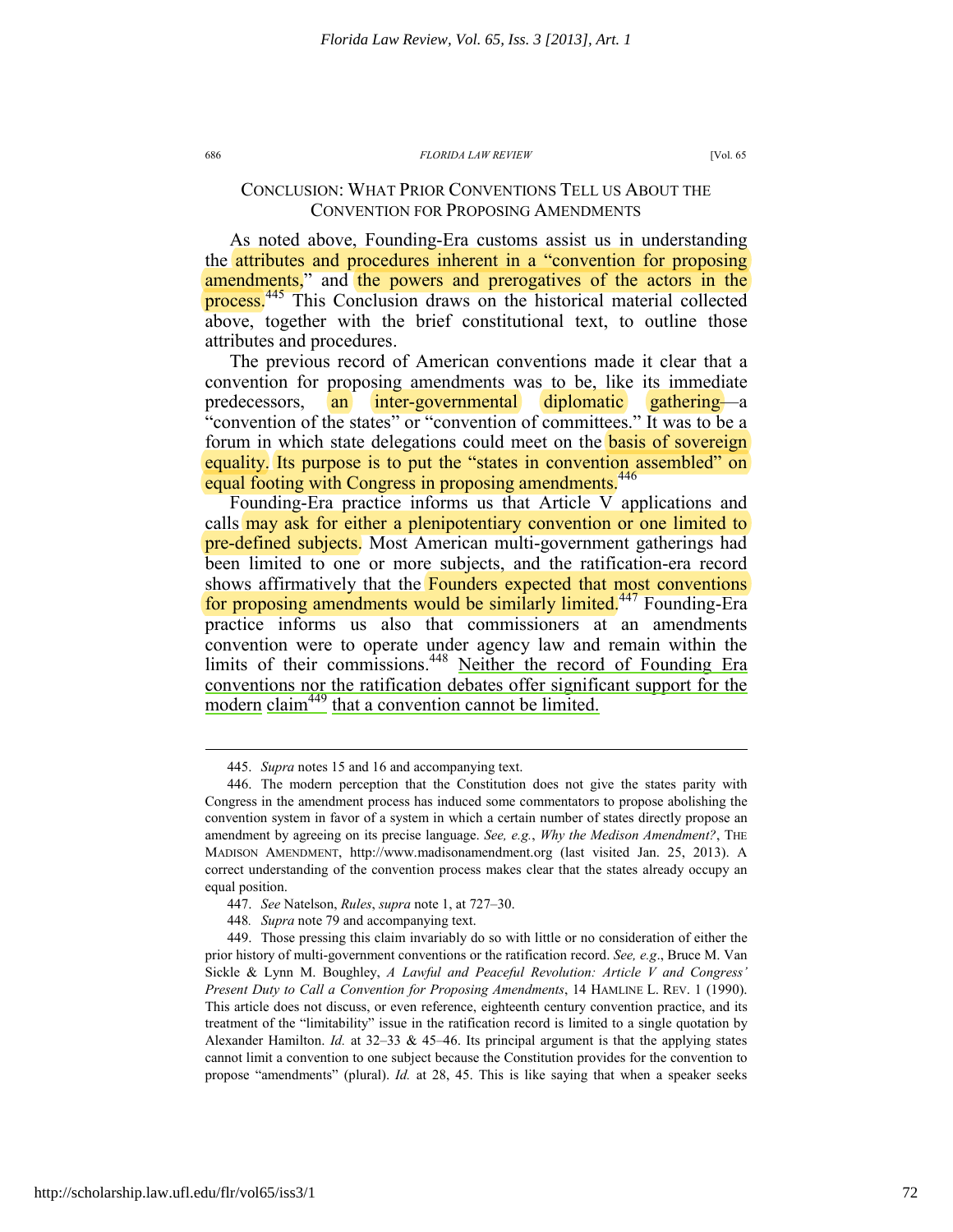## CONCLUSION: WHAT PRIOR CONVENTIONS TELL US ABOUT THE CONVENTION FOR PROPOSING AMENDMENTS

As noted above, Founding-Era customs assist us in understanding the attributes and procedures inherent in a "convention for proposing amendments," and the powers and prerogatives of the actors in the process.[445] This Conclusion draws on the historical material collected above, together with the brief constitutional text, to outline those attributes and procedures.

The previous record of American conventions made it clear that a convention for proposing amendments was to be, like its immediate predecessors, an inter-governmental diplomatic gathering—a "convention of the states" or "convention of committees." It was to be a forum in which state delegations could meet on the basis of sovereign equality. Its purpose is to put the "states in convention assembled" on equal footing with Congress in proposing amendments.[446]

Founding-Era practice informs us that Article V applications and calls may ask for either a plenipotentiary convention or one limited to pre-defined subjects. Most American multi-government gatherings had been limited to one or more subjects, and the ratification-era record shows affirmatively that the Founders expected that most conventions for proposing amendments would be similarly limited.[447] Founding-Era practice informs us also that commissioners at an amendments convention were to operate under agency law and remain within the limits of their commissions.[448] Neither the record of Founding Era conventions nor the ratification debates offer significant support for the modern claim[449] that a convention cannot be limited.

---

445. *Supra* notes 15 and 16 and accompanying text.

446. The modern perception that the Constitution does not give the states parity with Congress in the amendment process has induced some commentators to propose abolishing the convention system in favor of a system in which a certain number of states directly propose an amendment by agreeing on its precise language. *See, e.g.*, *Why the Medison Amendment?*, THE MADISON AMENDMENT, http://www.madisonamendment.org (last visited Jan. 25, 2013). A correct understanding of the convention process makes clear that the states already occupy an equal position.

447. *See* Natelson, *Rules*, *supra* note 1, at 727–30.

448. *Supra* note 79 and accompanying text.

449. Those pressing this claim invariably do so with little or no consideration of either the prior history of multi-government conventions or the ratification record. *See, e.g*., Bruce M. Van Sickle & Lynn M. Boughley, *A Lawful and Peaceful Revolution: Article V and Congress' Present Duty to Call a Convention for Proposing Amendments*, 14 HAMLINE L. REV. 1 (1990). This article does not discuss, or even reference, eighteenth century convention practice, and its treatment of the "limitability" issue in the ratification record is limited to a single quotation by Alexander Hamilton. *Id.* at 32–33 & 45–46. Its principal argument is that the applying states cannot limit a convention to one subject because the Constitution provides for the convention to propose "amendments" (plural). *Id.* at 28, 45. This is like saying that when a speaker seeks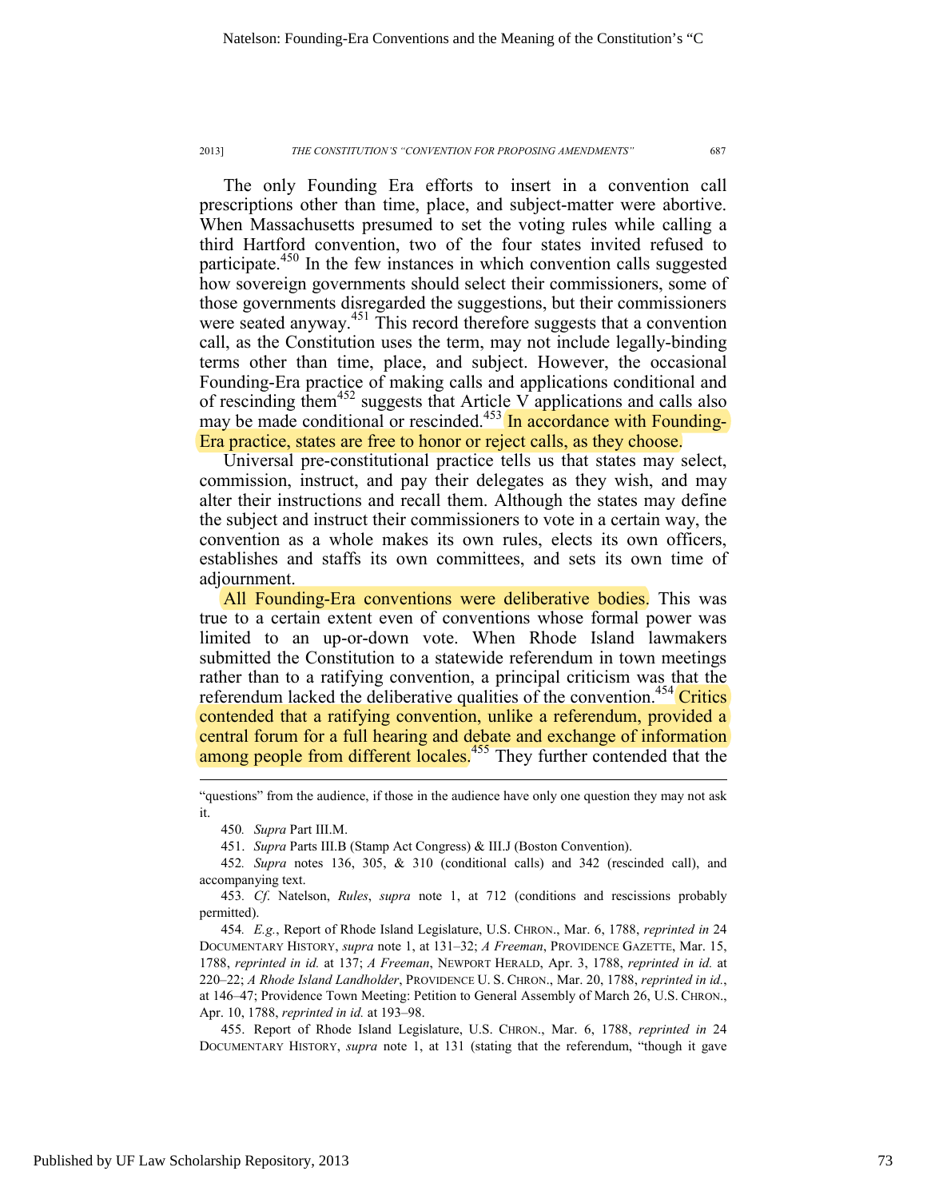The only Founding Era efforts to insert in a convention call prescriptions other than time, place, and subject-matter were abortive. When Massachusetts presumed to set the voting rules while calling a third Hartford convention, two of the four states invited refused to participate.[450] In the few instances in which convention calls suggested how sovereign governments should select their commissioners, some of those governments disregarded the suggestions, but their commissioners were seated anyway.[451] This record therefore suggests that a convention call, as the Constitution uses the term, may not include legally-binding terms other than time, place, and subject. However, the occasional Founding-Era practice of making calls and applications conditional and of rescinding them[452] suggests that Article V applications and calls also may be made conditional or rescinded.[453] In accordance with Founding-Era practice, states are free to honor or reject calls, as they choose.

Universal pre-constitutional practice tells us that states may select, commission, instruct, and pay their delegates as they wish, and may alter their instructions and recall them. Although the states may define the subject and instruct their commissioners to vote in a certain way, the convention as a whole makes its own rules, elects its own officers, establishes and staffs its own committees, and sets its own time of adjournment.

All Founding-Era conventions were deliberative bodies. This was true to a certain extent even of conventions whose formal power was limited to an up-or-down vote. When Rhode Island lawmakers submitted the Constitution to a statewide referendum in town meetings rather than to a ratifying convention, a principal criticism was that the referendum lacked the deliberative qualities of the convention.[454] Critics contended that a ratifying convention, unlike a referendum, provided a central forum for a full hearing and debate and exchange of information among people from different locales.[455] They further contended that the

---

"questions" from the audience, if those in the audience have only one question they may not ask it.

450. *Supra* Part III.M.

451. *Supra* Parts III.B (Stamp Act Congress) & III.J (Boston Convention).

452. *Supra* notes 136, 305, & 310 (conditional calls) and 342 (rescinded call), and accompanying text.

453. *Cf*. Natelson, *Rules*, *supra* note 1, at 712 (conditions and rescissions probably permitted).

454. *E.g.*, Report of Rhode Island Legislature, U.S. CHRON., Mar. 6, 1788, *reprinted in* 24 DOCUMENTARY HISTORY, *supra* note 1, at 131–32; *A Freeman*, PROVIDENCE GAZETTE, Mar. 15, 1788, *reprinted in id.* at 137; *A Freeman*, NEWPORT HERALD, Apr. 3, 1788, *reprinted in id.* at 220–22; *A Rhode Island Landholder*, PROVIDENCE U. S. CHRON., Mar. 20, 1788, *reprinted in id.*, at 146–47; Providence Town Meeting: Petition to General Assembly of March 26, U.S. CHRON., Apr. 10, 1788, *reprinted in id.* at 193–98.

455. Report of Rhode Island Legislature, U.S. CHRON., Mar. 6, 1788, *reprinted in* 24 DOCUMENTARY HISTORY, *supra* note 1, at 131 (stating that the referendum, "though it gave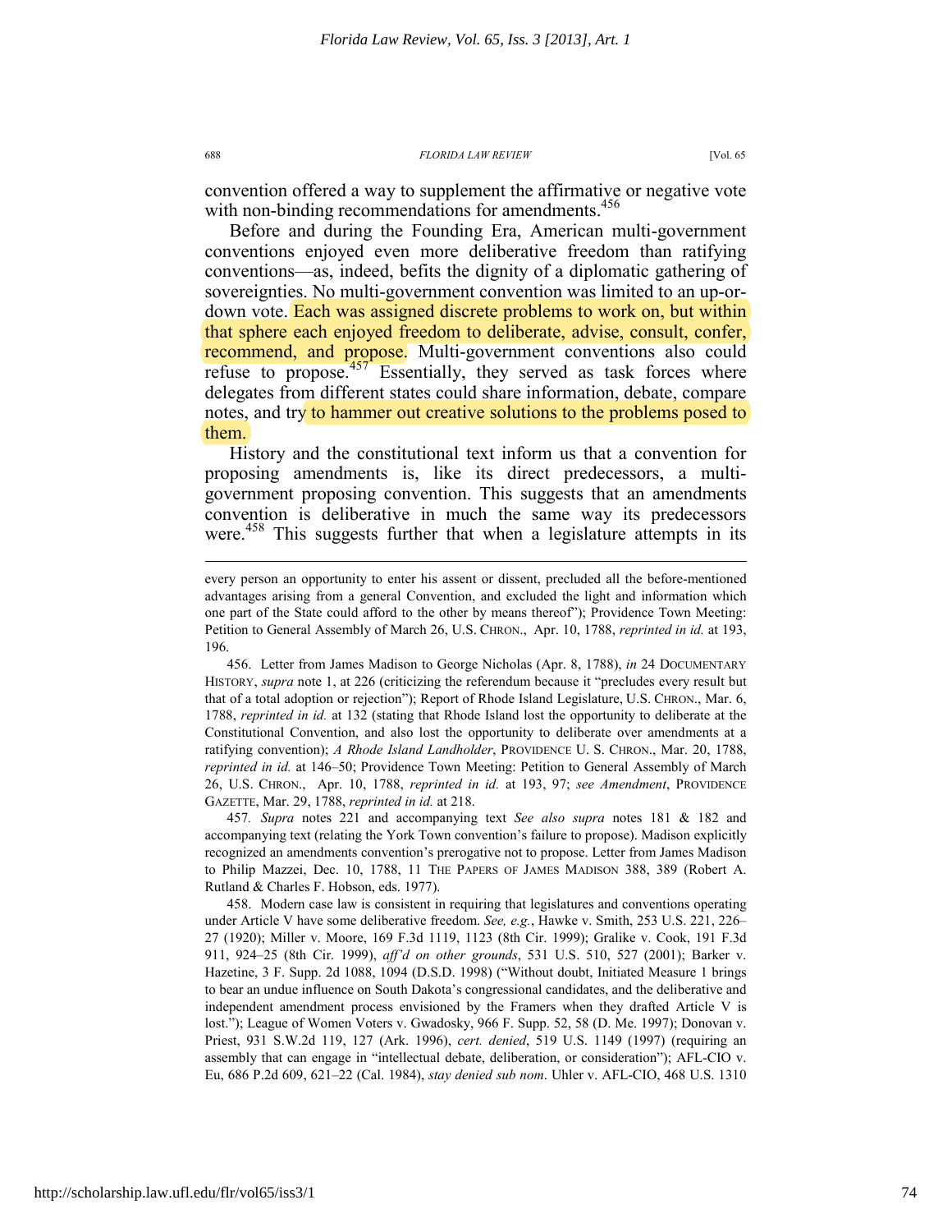convention offered a way to supplement the affirmative or negative vote with non-binding recommendations for amendments.[456]

Before and during the Founding Era, American multi-government conventions enjoyed even more deliberative freedom than ratifying conventions—as, indeed, befits the dignity of a diplomatic gathering of sovereignties. No multi-government convention was limited to an up-or-down vote. Each was assigned discrete problems to work on, but within that sphere each enjoyed freedom to deliberate, advise, consult, confer, recommend, and propose. Multi-government conventions also could refuse to propose.[457] Essentially, they served as task forces where delegates from different states could share information, debate, compare notes, and try to hammer out creative solutions to the problems posed to them.

History and the constitutional text inform us that a convention for proposing amendments is, like its direct predecessors, a multi-government proposing convention. This suggests that an amendments convention is deliberative in much the same way its predecessors were.[458] This suggests further that when a legislature attempts in its

---

every person an opportunity to enter his assent or dissent, precluded all the before-mentioned advantages arising from a general Convention, and excluded the light and information which one part of the State could afford to the other by means thereof"); Providence Town Meeting: Petition to General Assembly of March 26, U.S. CHRON., Apr. 10, 1788, *reprinted in id.* at 193, 196.

456. Letter from James Madison to George Nicholas (Apr. 8, 1788), *in* 24 DOCUMENTARY HISTORY, *supra* note 1, at 226 (criticizing the referendum because it "precludes every result but that of a total adoption or rejection"); Report of Rhode Island Legislature, U.S. CHRON., Mar. 6, 1788, *reprinted in id.* at 132 (stating that Rhode Island lost the opportunity to deliberate at the Constitutional Convention, and also lost the opportunity to deliberate over amendments at a ratifying convention); *A Rhode Island Landholder*, PROVIDENCE U. S. CHRON., Mar. 20, 1788, *reprinted in id.* at 146–50; Providence Town Meeting: Petition to General Assembly of March 26, U.S. CHRON., Apr. 10, 1788, *reprinted in id.* at 193, 97; *see Amendment*, PROVIDENCE GAZETTE, Mar. 29, 1788, *reprinted in id.* at 218.

457. *Supra* notes 221 and accompanying text *See also supra* notes 181 & 182 and accompanying text (relating the York Town convention's failure to propose). Madison explicitly recognized an amendments convention's prerogative not to propose. Letter from James Madison to Philip Mazzei, Dec. 10, 1788, 11 THE PAPERS OF JAMES MADISON 388, 389 (Robert A. Rutland & Charles F. Hobson, eds. 1977).

458. Modern case law is consistent in requiring that legislatures and conventions operating under Article V have some deliberative freedom. *See, e.g.*, Hawke v. Smith, 253 U.S. 221, 226–27 (1920); Miller v. Moore, 169 F.3d 1119, 1123 (8th Cir. 1999); Gralike v. Cook, 191 F.3d 911, 924–25 (8th Cir. 1999), *aff'd on other grounds*, 531 U.S. 510, 527 (2001); Barker v. Hazetine, 3 F. Supp. 2d 1088, 1094 (D.S.D. 1998) ("Without doubt, Initiated Measure 1 brings to bear an undue influence on South Dakota's congressional candidates, and the deliberative and independent amendment process envisioned by the Framers when they drafted Article V is lost."); League of Women Voters v. Gwadosky, 966 F. Supp. 52, 58 (D. Me. 1997); Donovan v. Priest, 931 S.W.2d 119, 127 (Ark. 1996), *cert. denied*, 519 U.S. 1149 (1997) (requiring an assembly that can engage in "intellectual debate, deliberation, or consideration"); AFL-CIO v. Eu, 686 P.2d 609, 621–22 (Cal. 1984), *stay denied sub nom*. Uhler v. AFL-CIO, 468 U.S. 1310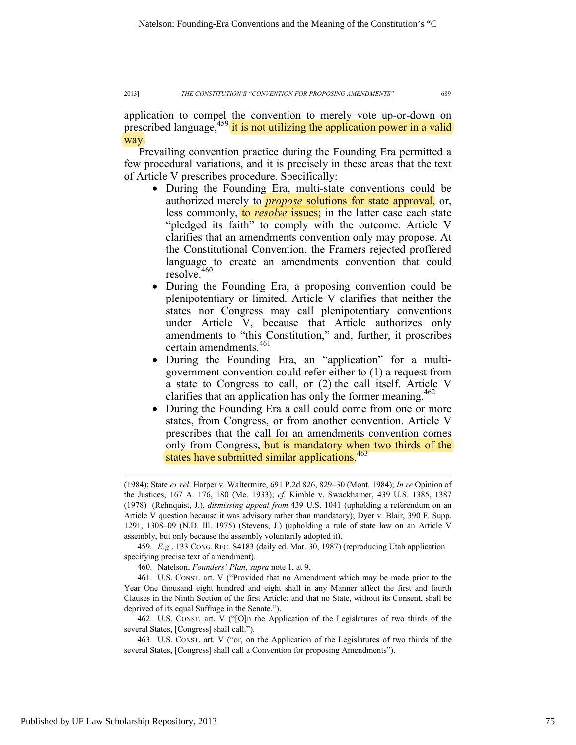application to compel the convention to merely vote up-or-down on prescribed language,[459] it is not utilizing the application power in a valid way.

Prevailing convention practice during the Founding Era permitted a few procedural variations, and it is precisely in these areas that the text of Article V prescribes procedure. Specifically:

- During the Founding Era, multi-state conventions could be authorized merely to *propose* solutions for state approval, or, less commonly, to *resolve* issues; in the latter case each state "pledged its faith" to comply with the outcome. Article V clarifies that an amendments convention only may propose. At the Constitutional Convention, the Framers rejected proffered language to create an amendments convention that could resolve.[460]
- During the Founding Era, a proposing convention could be plenipotentiary or limited. Article V clarifies that neither the states nor Congress may call plenipotentiary conventions under Article V, because that Article authorizes only amendments to "this Constitution," and, further, it proscribes certain amendments.[461]
- During the Founding Era, an "application" for a multi-government convention could refer either to (1) a request from a state to Congress to call, or (2) the call itself. Article V clarifies that an application has only the former meaning.[462]
- During the Founding Era a call could come from one or more states, from Congress, or from another convention. Article V prescribes that the call for an amendments convention comes only from Congress, but is mandatory when two thirds of the states have submitted similar applications.[463]

---

(1984); State *ex rel*. Harper v. Waltermire, 691 P.2d 826, 829–30 (Mont. 1984); *In re* Opinion of the Justices, 167 A. 176, 180 (Me. 1933); *cf.* Kimble v. Swackhamer, 439 U.S. 1385, 1387 (1978) (Rehnquist, J.), *dismissing appeal from* 439 U.S. 1041 (upholding a referendum on an Article V question because it was advisory rather than mandatory); Dyer v. Blair, 390 F. Supp. 1291, 1308–09 (N.D. Ill. 1975) (Stevens, J.) (upholding a rule of state law on an Article V assembly, but only because the assembly voluntarily adopted it).

459. *E.g.*, 133 CONG. REC. S4183 (daily ed. Mar. 30, 1987) (reproducing Utah application specifying precise text of amendment).

460. Natelson, *Founders' Plan*, *supra* note 1, at 9.

461. U.S. CONST. art. V ("Provided that no Amendment which may be made prior to the Year One thousand eight hundred and eight shall in any Manner affect the first and fourth Clauses in the Ninth Section of the first Article; and that no State, without its Consent, shall be deprived of its equal Suffrage in the Senate.").

462. U.S. CONST. art. V ("[O]n the Application of the Legislatures of two thirds of the several States, [Congress] shall call.").

463. U.S. CONST. art. V ("or, on the Application of the Legislatures of two thirds of the several States, [Congress] shall call a Convention for proposing Amendments").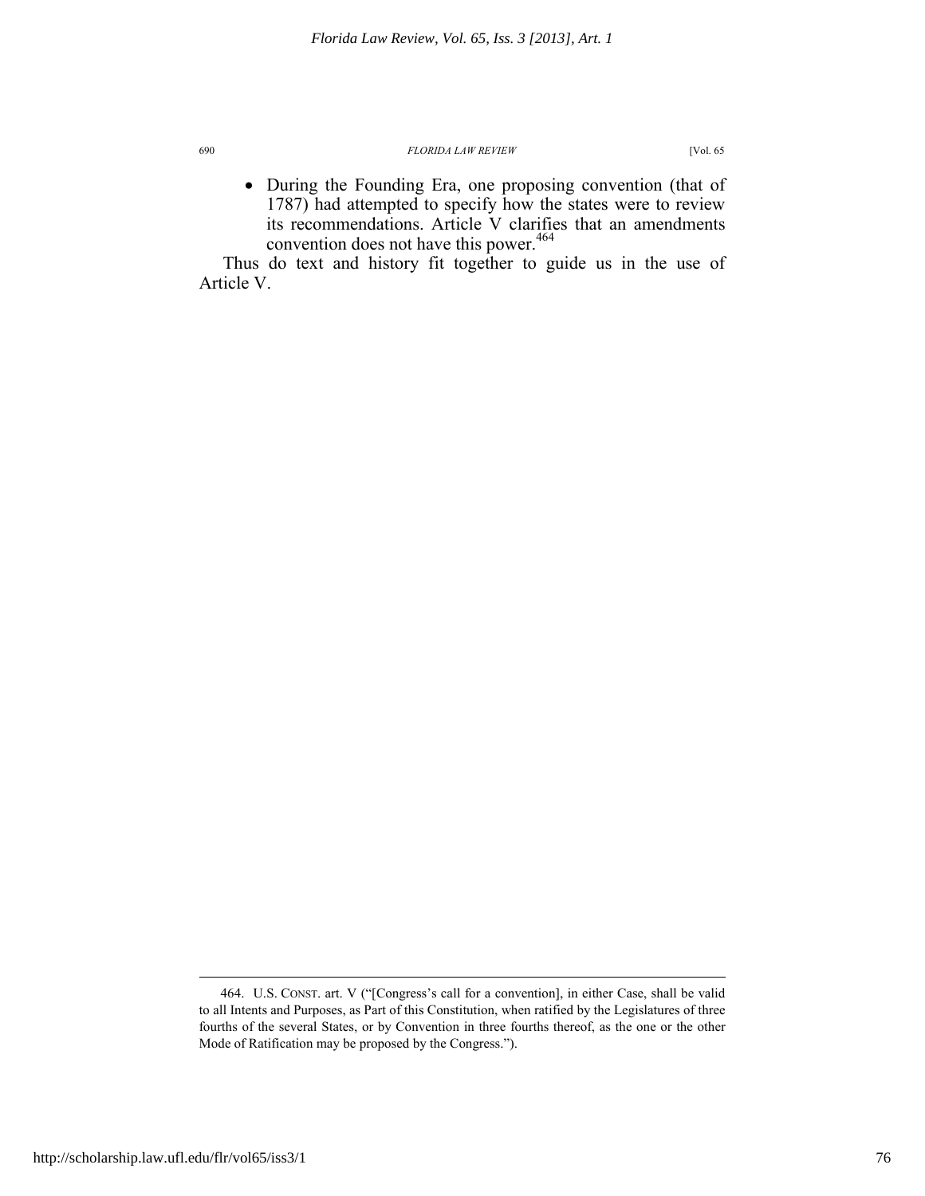- During the Founding Era, one proposing convention (that of 1787) had attempted to specify how the states were to review its recommendations. Article V clarifies that an amendments convention does not have this power.[464]

Thus do text and history fit together to guide us in the use of Article V.

---

464. U.S. CONST. art. V ("[Congress's call for a convention], in either Case, shall be valid to all Intents and Purposes, as Part of this Constitution, when ratified by the Legislatures of three fourths of the several States, or by Convention in three fourths thereof, as the one or the other Mode of Ratification may be proposed by the Congress.").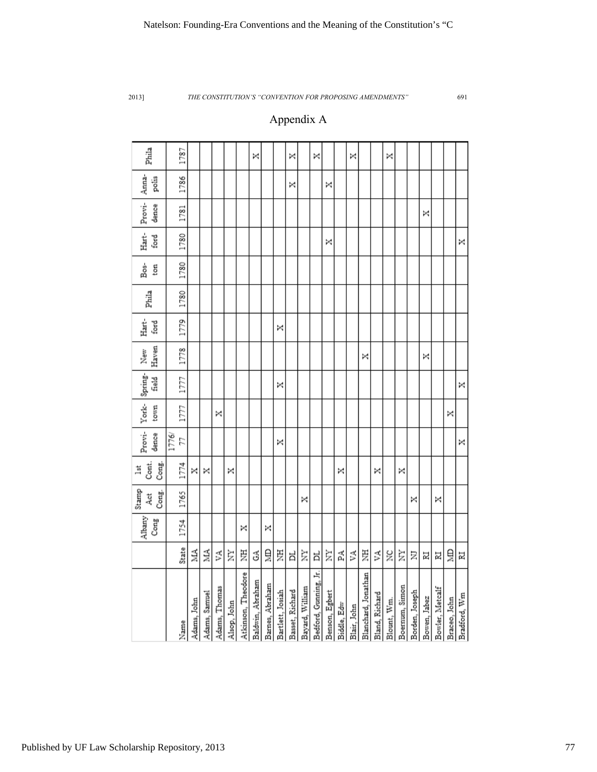## Appendix A

| | | Albany Cong | Stamp Act Cong. | 1st Cont. Cong. | Providence | York-town | Spring-field | New Haven | Hart-ford | Phila | Bos-ton | Hart-ford | Providence | Anna-polis | Phila |
|---|---|---|---|---|---|---|---|---|---|---|---|---|---|---|---|
| Name | State | 1754 | 1765 | 1774 | 1776/77 | 1777 | 1777 | 1778 | 1779 | 1780 | 1780 | 1780 | 1781 | 1786 | 1787 |
| Adams, John | MA | | | X | | | | | | | | | | | |
| Adams, Samuel | MA | | | X | | | | | | | | | | | |
| Adams, Thomas | VA | | | | | X | | | | | | | | | |
| Alsop, John | NY | | | X | | | | | | | | | | | |
| Atkinson, Theodore | NH | X | | | | | | | | | | | | | |
| Baldwin, Abraham | GA | | | | | | | | | | | | | | X |
| Barnes, Abraham | MD | X | | | | | | | | | | | | | |
| Bartlett, Josiah | NH | | | | X | | X | | X | | | | | | |
| Basset, Richard | DL | | | | | | | | | | | | | X | X |
| Bayard, William | NY | | X | | | | | | | | | | | | |
| Bedford, Gunning, Jr. | DL | | | | | | | | | | | | | | X |
| Benson, Egbert | NY | | | | | | | | | | | X | | X | |
| Biddle, Edw | PA | | | X | | | | | | | | | | | |
| Blair, John | VA | | | | | | | | | | | | | | X |
| Blanchard, Jonathan | NH | | | | | | | X | | | | | | | |
| Bland, Richard | VA | | | X | | | | | | | | | | | |
| Blount, Wm. | NC | | | | | | | | | | | | | | X |
| Boernum, Simon | NY | | | X | | | | | | | | | | | |
| Borden, Joseph | NJ | | X | | | | | | | | | | | | |
| Bowen, Jabez | RI | | | | | | | X | | | | | X | | |
| Bowler, Metcalf | RI | | X | | | | | | | | | | | | |
| Braceo, John | MD | | | | | X | | | | | | | | | |
| Bradford, Wm | RI | | | | X | | X | | | | | X | | | |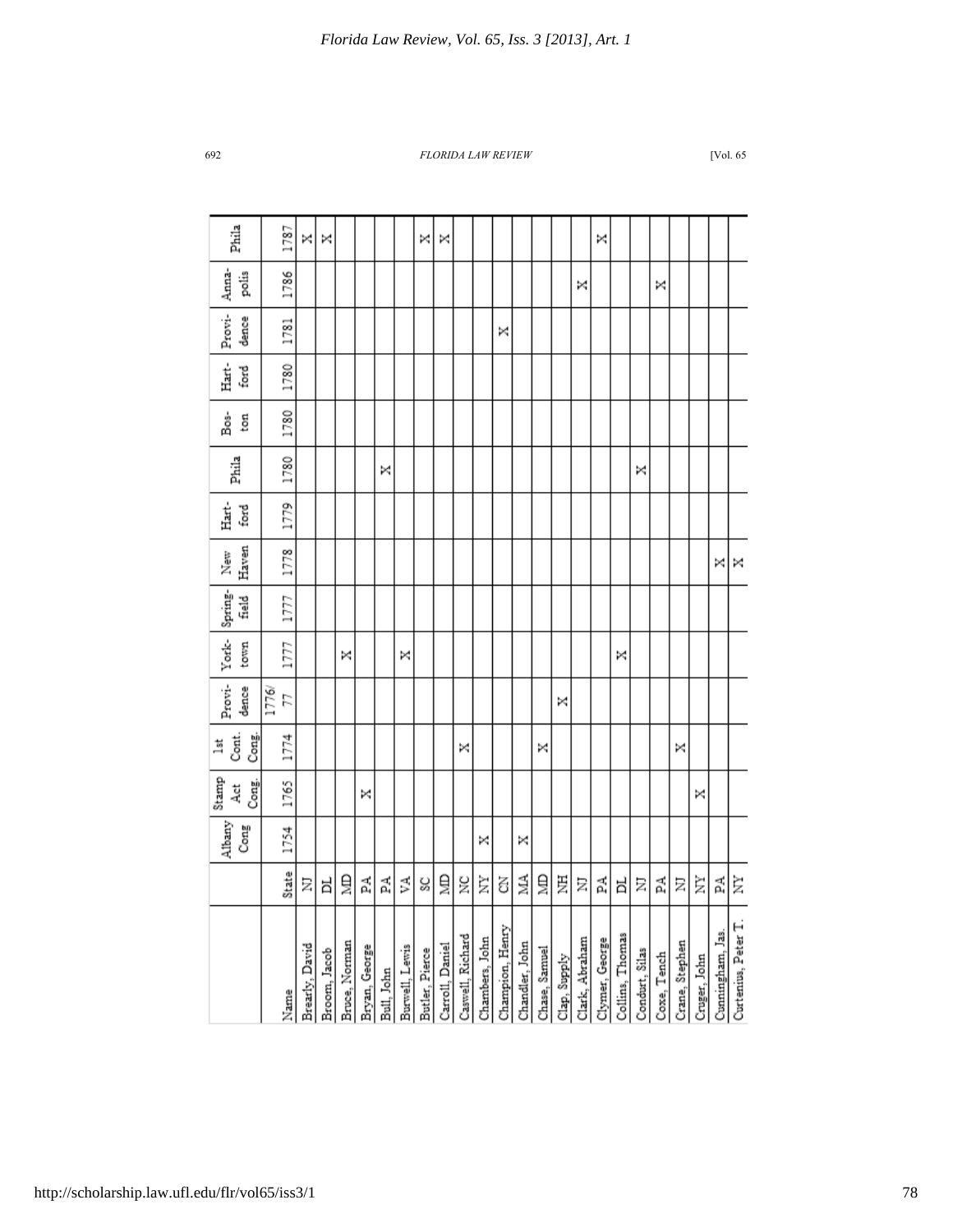| | | Albany Cong | Stamp Act Cong. | 1st Cont. Cong. | Providence | York-town | Spring-field | New Haven | Hart-ford | Phila | Bos-ton | Hart-ford | Provi-dence | Anna-polis | Phila |
|---|---|---|---|---|---|---|---|---|---|---|---|---|---|---|---|
| Name | State | 1754 | 1765 | 1774 | 1776/77 | 1777 | 1777 | 1778 | 1779 | 1780 | 1780 | 1780 | 1781 | 1786 | 1787 |
| Brearly, David | NJ | | | | | | | | | | | | | | X |
| Broom, Jacob | DL | | | | | | | | | | | | | | X |
| Bruce, Norman | MD | | | | | X | | | | | | | | | |
| Bryan, George | PA | | X | | | | | | | | | | | | |
| Bull, John | PA | | | | | | | | | X | | | | | |
| Burwell, Lewis | VA | | | | | X | | | | | | | | | |
| Butler, Pierce | SC | | | | | | | | | | | | | | X |
| Carroll, Daniel | MD | | | | | | | | | | | | | | X |
| Caswell, Richard | NC | | | X | | | | | | | | | | | |
| Chambers, John | NY | X | | | | | | | | | | | | | |
| Champion, Henry | CN | | | | | | | | | | | | X | | |
| Chandler, John | MA | X | | | | | | | | | | | | | |
| Chase, Samuel | MD | | | X | | | | | | | | | | | |
| Clap, Supply | NH | | | | X | | | | | | | | | | |
| Clark, Abraham | NJ | | | | | | | | | | | | | X | |
| Clymer, George | PA | | | | | | | | | | | | | | X |
| Collins, Thomas | DL | | | | | X | | | | | | | | | |
| Condurt, Silas | NJ | | | | | | | | | X | | | | | |
| Coxe, Tench | PA | | | | | | | | | | | | | X | |
| Crane, Stephen | NJ | | | X | | | | | | | | | | | |
| Cruger, John | NY | | X | | | | | | | | | | | | |
| Cunningham, Jas. | PA | | | | | | | X | | | | | | | |
| Curtenius, Peter T. | NY | | | | | | | X | | | | | | | |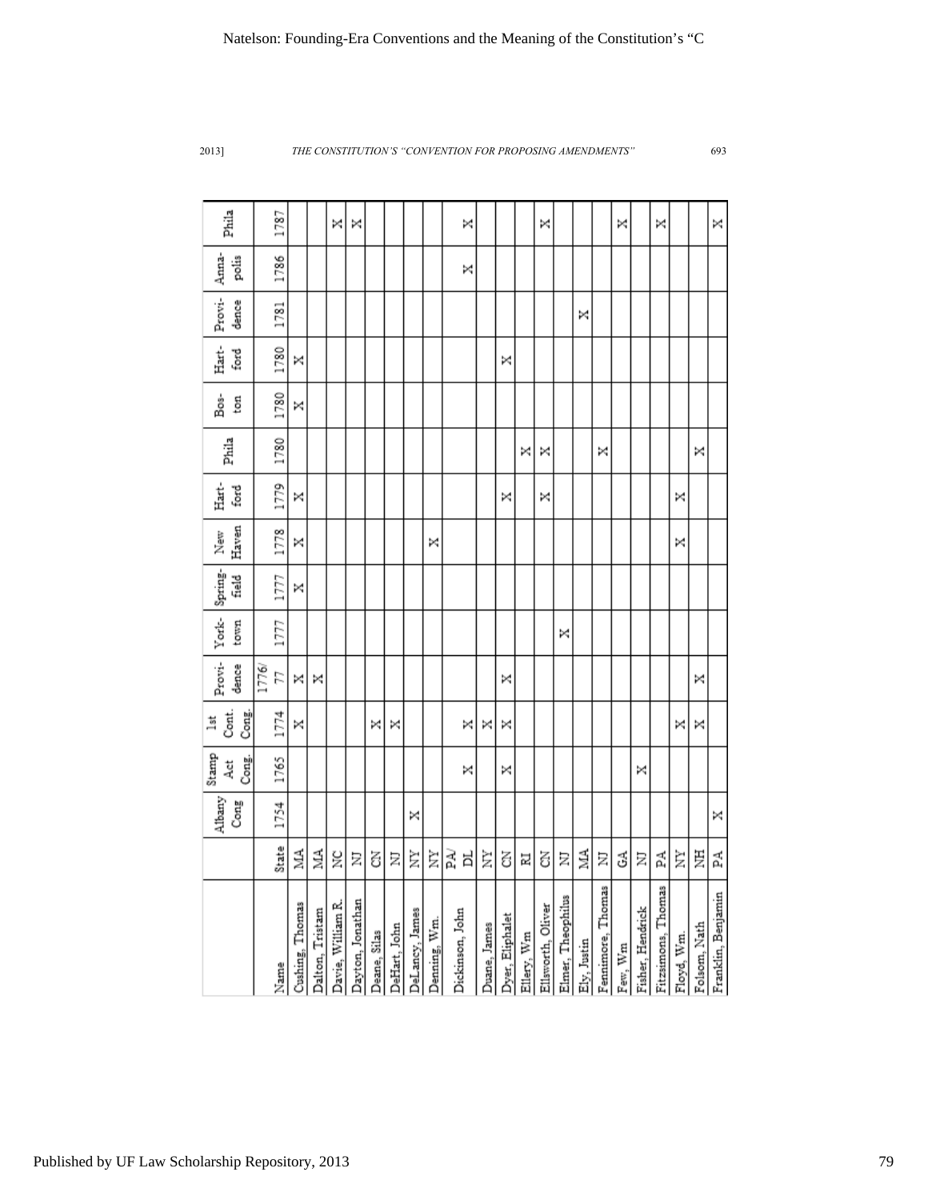| Name | State | Albany Cong | Stamp Act Cong. | 1st Cont. Cong. | Providence | Yorktown | Springfield | New Haven | Hartford | Phila | Boston | Hartford | Providence | Annapolis | Phila |
|---|---|---|---|---|---|---|---|---|---|---|---|---|---|---|---|
| | | 1754 | 1765 | 1774 | 1776/77 | 1777 | 1777 | 1778 | 1779 | 1780 | 1780 | 1780 | 1781 | 1786 | 1787 |
| Cushing, Thomas | MA | | | X | X | | X | X | X | | X | X | | | |
| Dalton, Tristam | MA | | | | X | | | | | | | | | | |
| Davie, William R. | NC | | | | | | | | | | | | | | X |
| Dayton, Jonathan | NJ | | | | | | | | | | | | | | X |
| Deane, Silas | CN | | | X | | | | | | | | | | | |
| DeHart, John | NJ | | | X | | | | | | | | | | | |
| DeLancy, James | NY | X | | | | | | | | | | | | | |
| Denning, Wm. | NY | | | | | | | X | | | | | | | |
| Dickinson, John | PA/DL | | X | X | | | | | | | | | | X | X |
| Duane, James | NY | | | X | | | | | | | | | | | |
| Dyer, Eliphalet | CN | | X | X | X | | | | X | | | X | | | |
| Ellery, Wm | RI | | | | | | | | | X | | | | | |
| Ellsworth, Oliver | CN | | | | | | | | X | X | | | | | X |
| Elmer, Theophilus | NJ | | | | | X | | | | | | | | | |
| Ely, Justin | MA | | | | | | | | | | | | X | | |
| Fennimore, Thomas | NJ | | | | | | | | | X | | | | | |
| Few, Wm | GA | | | | | | | | | | | | | | X |
| Fisher, Hendrick | NJ | | X | | | | | | | | | | | | |
| Fitzsimons, Thomas | PA | | | | | | | | | | | | | | X |
| Floyd, Wm. | NY | | | X | | | | X | X | | | | | | |
| Folsom, Nath | NH | | | X | X | | | | | X | | | | | |
| Franklin, Benjamin | PA | X | | | | | | | | | | | | | X |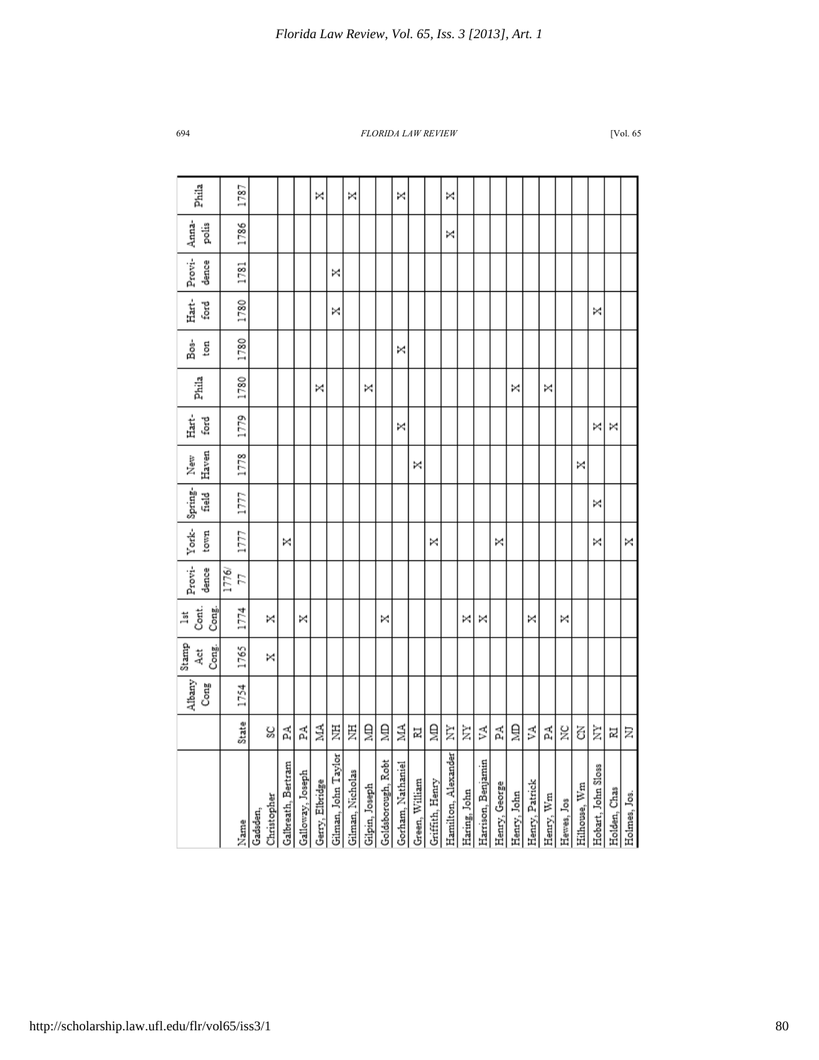| Name | State | Albany Cong | Stamp Act Cong. | 1st Cont. Cong. | Provi-dence | York-town | Spring-field | New Haven | Hart-ford | Phila | Bos-ton | Hart-ford | Provi-dence | Anna-polis | Phila |
|---|---|---|---|---|---|---|---|---|---|---|---|---|---|---|---|
| | | 1754 | 1765 | 1774 | 1776/77 | 1777 | 1777 | 1778 | 1779 | 1780 | 1780 | 1780 | 1781 | 1786 | 1787 |
| Gadsden, Christopher | SC | | X | X | | | | | | | | | | | |
| Galbreath, Bertram | PA | | | | | X | | | | | | | | | |
| Galloway, Joseph | PA | | | X | | | | | | | | | | | |
| Gerry, Elbridge | MA | | | | | | | | | X | | | | | X |
| Gilman, John Taylor | NH | | | | | | | | | | | X | X | | |
| Gilman, Nicholas | NH | | | | | | | | | | | | | | X |
| Gilpin, Joseph | MD | | | | | | | | | X | | | | | |
| Goldsborough, Robt | MD | | | X | | | | | | | | | | | |
| Gorham, Nathaniel | MA | | | | | | | | X | | X | | | | X |
| Green, William | RI | | | | | | | X | | | | | | | |
| Griffith, Henry | MD | | | | | X | | | | | | | | | |
| Hamilton, Alexander | NY | | | | | | | | | | | | | X | X |
| Haring, John | NY | | | X | | | | | | | | | | | |
| Harrison, Benjamin | VA | | | X | | | | | | | | | | | |
| Henry, George | PA | | | | | X | | | | | | | | | |
| Henry, John | MD | | | | | | | | | X | | | | | |
| Henry, Patrick | VA | | | X | | | | | | | | | | | |
| Henry, Wm | PA | | | | | | | | | X | | | | | |
| Hewes, Jos | NC | | | X | | | | | | | | | | | |
| Hilhouse, Wm | CN | | | | | | | X | | | | | | | |
| Hobart, John Sloss | NY | | | | | X | X | | X | | | X | | | |
| Holden, Chas | RI | | | | | | | | X | | | | | | |
| Holmes, Jos. | NJ | | | | | X | | | | | | | | | |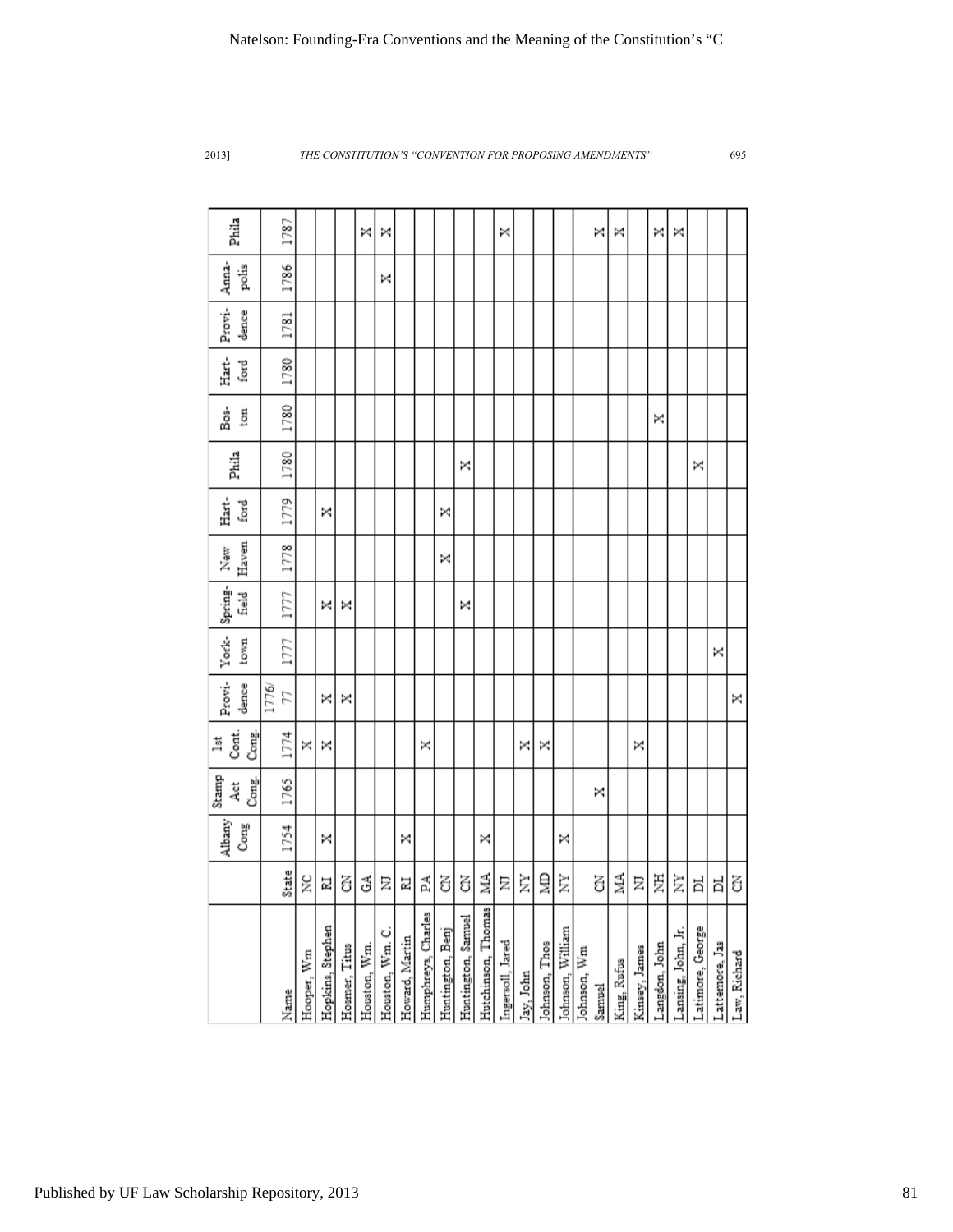| | | Albany Cong | Stamp Act Cong. | 1st Cont. Cong. | Provi-dence | York-town | Spring-field | New Haven | Hart-ford | Phila | Bos-ton | Hart-ford | Provi-dence | Anna-polis | Phila |
|---|---|---|---|---|---|---|---|---|---|---|---|---|---|---|---|
| Name | State | 1754 | 1765 | 1774 | 1776/77 | 1777 | 1777 | 1778 | 1779 | 1780 | 1780 | 1780 | 1781 | 1786 | 1787 |
| Hooper, Wm | NC | | | X | | | | | | | | | | | |
| Hopkins, Stephen | RI | X | | X | X | | X | | X | | | | | | |
| Hosmer, Titus | CN | | | | X | | X | | | | | | | | |
| Houston, Wm. | GA | | | | | | | | | | | | | | X |
| Houston, Wm. C. | NJ | | | | | | | | | | | | | X | X |
| Howard, Martin | RI | X | | | | | | | | | | | | | |
| Humphreys, Charles | PA | | | X | | | | | | | | | | | |
| Huntington, Benj | CN | | | | | | | X | X | | | | | | |
| Huntington, Samuel | CN | | | | | | X | | | X | | | | | |
| Hutchinson, Thomas | MA | X | | | | | | | | | | | | | |
| Ingersoll, Jared | NJ | | | | | | | | | | | | | | X |
| Jay, John | NY | | | X | | | | | | | | | | | |
| Johnson, Thos | MD | | | X | | | | | | | | | | | |
| Johnson, William | NY | X | | | | | | | | | | | | | |
| Johnson, Wm Samuel | CN | | X | | | | | | | | | | | | X |
| King, Rufus | MA | | | | | | | | | | | | | | X |
| Kinsey, James | NJ | | | X | | | | | | | | | | | |
| Langdon, John | NH | | | | | | | | | | X | | | | X |
| Lansing, John, Jr. | NY | | | | | | | | | | | | | | X |
| Latimore, George | DL | | | | | | | | | X | | | | | |
| Lattemore, Jas | DL | | | | | X | | | | | | | | | |
| Law, Richard | CN | | | | X | | | | | | | | | | |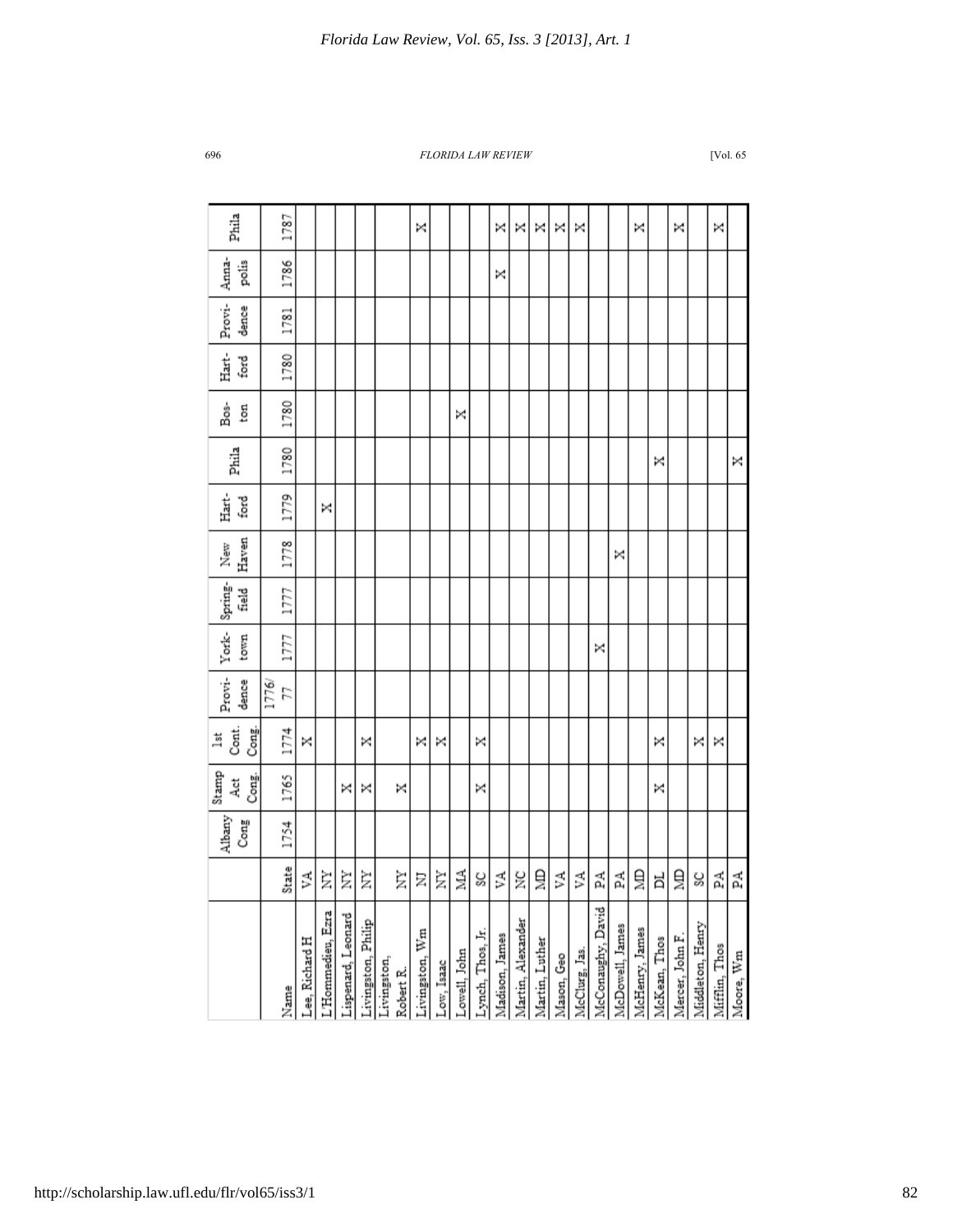| Name | State | Albany Cong | Stamp Act Cong. | 1st Cont. Cong. | Provi-dence | York-town | Spring-field | New Haven | Hart-ford | Phila | Bos-ton | Hart-ford | Provi-dence | Anna-polis | Phila |
|---|---|---|---|---|---|---|---|---|---|---|---|---|---|---|---|
| Name | State | 1754 | 1765 | 1774 | 1776/77 | 1777 | 1777 | 1778 | 1779 | 1780 | 1780 | 1780 | 1781 | 1786 | 1787 |
| Lee, Richard H | VA | | | X | | | | | | | | | | | |
| L'Hommedieu, Ezra | NY | | | | | | | | X | | | | | | |
| Lispenard, Leonard | NY | | X | | | | | | | | | | | | |
| Livingston, Philip | NY | | X | X | | | | | | | | | | | |
| Livingston, Robert R. | NY | | X | | | | | | | | | | | | |
| Livingston, Wm | NJ | | | X | | | | | | | | | | | X |
| Low, Isaac | NY | | | X | | | | | | | | | | | |
| Lowell, John | MA | | | | | | | | | | X | | | | |
| Lynch, Thos, Jr. | SC | | X | X | | | | | | | | | | | |
| Madison, James | VA | | | | | | | | | | | | | X | X |
| Martin, Alexander | NC | | | | | | | | | | | | | | X |
| Martin, Luther | MD | | | | | | | | | | | | | | X |
| Mason, Geo | VA | | | | | | | | | | | | | | X |
| McClurg, Jas. | VA | | | | | | | | | | | | | | X |
| McConaughy, David | PA | | | | | X | | | | | | | | | |
| McDowell, James | PA | | | | | | | X | | | | | | | |
| McHenry, James | MD | | | | | | | | | | | | | | X |
| McKean, Thos | DL | | X | X | | | | | | X | | | | | |
| Mercer, John F. | MD | | | | | | | | | | | | | | X |
| Middleton, Henry | SC | | | X | | | | | | | | | | | |
| Mifflin, Thos | PA | | | X | | | | | | | | | | | X |
| Moore, Wm | PA | | | | | | | | | X | | | | | |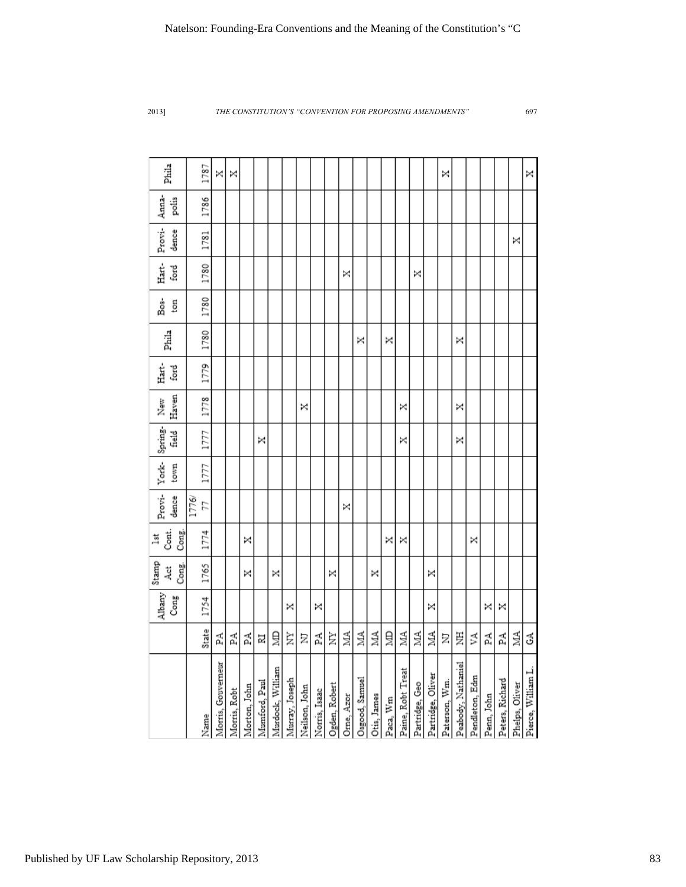| Name | State | Albany Cong 1754 | Stamp Act Cong. 1765 | 1st Cont. Cong. 1774 | Providence 1776/77 | York-town 1777 | Spring-field 1777 | New Haven 1778 | Hart-ford 1779 | Phila 1780 | Bos-ton 1780 | Hart-ford 1780 | Providence 1781 | Anna-polis 1786 | Phila 1787 |
|---|---|---|---|---|---|---|---|---|---|---|---|---|---|---|---|
| Morris, Gouverneur | PA | | | | | | | | | | | | | | X |
| Morris, Robt | PA | | | | | | | | | | | | | | X |
| Morton, John | PA | | X | X | | | | | | | | | | | |
| Mumford, Paul | RI | | | | | | X | | | | | | | | |
| Murdock, William | MD | | X | | | | | | | | | | | | |
| Murray, Joseph | NY | X | | | | | | | | | | | | | |
| Neilson, John | NJ | | | | | | | X | | | | | | | |
| Norris, Isaac | PA | X | | | | | | | | | | | | | |
| Ogden, Robert | NY | | X | | | | | | | | | | | | |
| Orne, Azor | MA | | | | X | | | | | | | X | | | |
| Osgood, Samuel | MA | | | | | | | | | X | | | | | |
| Otis, James | MA | | X | | | | | | | | | | | | |
| Paca, Wm | MD | | | X | | | | | | X | | | | | |
| Paine, Robt Treat | MA | | | X | | | X | X | | | | | | | |
| Partridge, Geo | MA | | | | | | | | | | | X | | | |
| Partridge, Oliver | MA | X | X | | | | | | | | | | | | |
| Paterson, Wm. | NJ | | | | | | | | | | | | | | X |
| Peabody, Nathaniel | NH | | | | | | X | X | | X | | | | | |
| Pendleton, Edm | VA | | | X | | | | | | | | | | | |
| Penn, John | PA | X | | | | | | | | | | | | | |
| Peters, Richard | PA | X | | | | | | | | | | | | | |
| Phelps, Oliver | MA | | | | | | | | | | | | X | | |
| Pierce, William L. | GA | | | | | | | | | | | | | | X |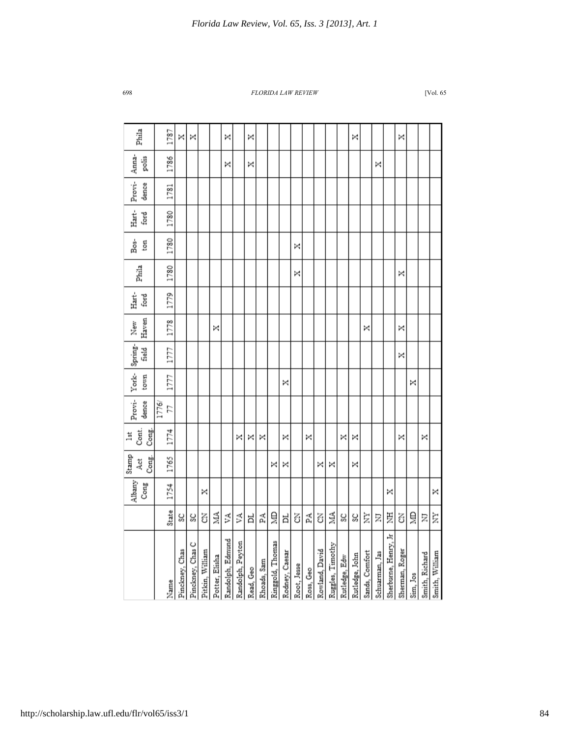| | | Albany Cong | Stamp Act Cong | 1st Cont. Cong | Providence | York-town | Spring-field | New Haven | Hart-ford | Phila | Bos-ton | Hart-ford | Provi-dence | Anna-polis | Phila |
|---|---|---|---|---|---|---|---|---|---|---|---|---|---|---|---|
| Name | State | 1754 | 1765 | 1774 | 1776/77 | 1777 | 1777 | 1778 | 1779 | 1780 | 1780 | 1780 | 1781 | 1786 | 1787 |
| Pinckney, Chas | SC | | | | | | | | | | | | | | X |
| Pinckney, Chas C | SC | | | | | | | | | | | | | | X |
| Pitkin, William | CN | X | | | | | | | | | | | | | |
| Potter, Elisha | MA | | | | | | | X | | | | | | | |
| Randolph, Edmund | VA | | | | | | | | | | | | | X | X |
| Randolph, Peyton | VA | | | X | | | | | | | | | | | |
| Read, Geo | DL | | | X | | | | | | | | | | X | X |
| Rhoads, Sam | PA | | | X | | | | | | | | | | | |
| Ringgold, Thomas | MD | | X | | | | | | | | | | | | |
| Rodney, Caesar | DL | | X | X | | X | | | | | | | | | |
| Root, Jesse | CN | | | | | | | | | X | X | | | | |
| Ross, Geo | PA | | | X | | | | | | | | | | | |
| Rowland, David | CN | | X | | | | | | | | | | | | |
| Ruggles, Timothy | MA | | X | | | | | | | | | | | | |
| Rutledge, Edw | SC | | | X | | | | | | | | | | | |
| Rutledge, John | SC | | X | X | | | | | | | | | | | X |
| Sands, Comfort | NY | | | | | | | X | | | | | | | |
| Schuarman, Jas | NJ | | | | | | | | | | | | | X | |
| Sherburne, Henry, Jr | NH | X | | | | | | | | | | | | | |
| Sherman, Roger | CN | | | X | | | X | X | | X | | | | | X |
| Sim, Jos | MD | | | | | X | | | | | | | | | |
| Smith, Richard | NJ | | | X | | | | | | | | | | | |
| Smith, William | NY | X | | | | | | | | | | | | | |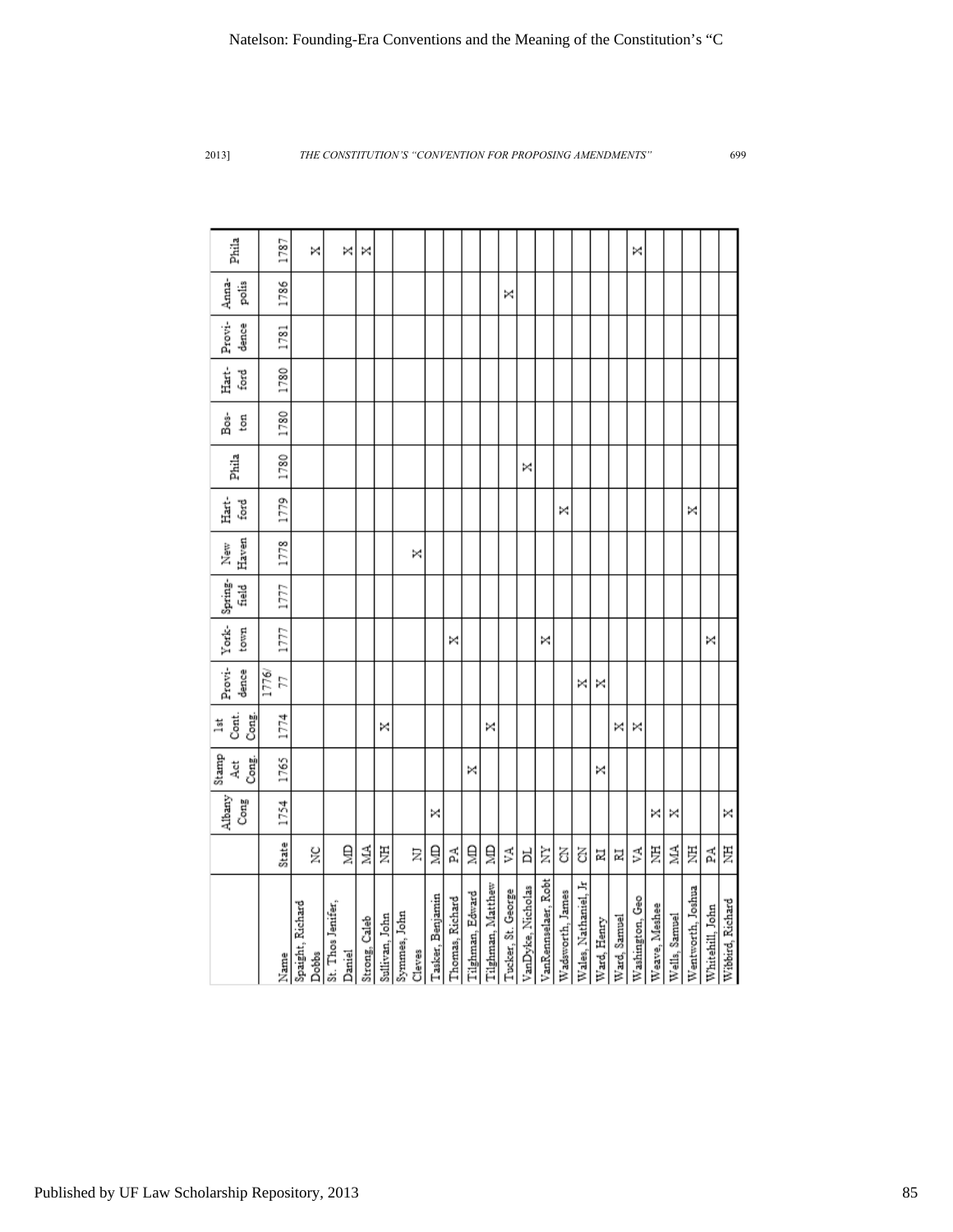| Name | State | Albany Cong | Stamp Act Cong. | 1st Cont. Cong. | Provi-dence | York-town | Spring-field | New Haven | Hart-ford | Phila | Bos-ton | Hart-ford | Provi-dence | Anna-polis | Phila |
|---|---|---|---|---|---|---|---|---|---|---|---|---|---|---|---|
| | | 1754 | 1765 | 1774 | 1776/77 | 1777 | 1777 | 1778 | 1779 | 1780 | 1780 | 1780 | 1781 | 1786 | 1787 |
| Spaight, Richard Dobbs | NC | | | | | | | | | | | | | | X |
| St. Thos Jenifer, Daniel | MD | | | | | | | | | | | | | | X |
| Strong, Caleb | MA | | | | | | | | | | | | | | X |
| Sullivan, John | NH | | | X | | | | | | | | | | | |
| Symmes, John Cleves | NJ | | | | | | | X | | | | | | | |
| Tasker, Benjamin | MD | X | | | | | | | | | | | | | |
| Thomas, Richard | PA | | | | | X | | | | | | | | | |
| Tilghman, Edward | MD | | X | | | | | | | | | | | | |
| Tilghman, Matthew | MD | | | X | | | | | | | | | | | |
| Tucker, St. George | VA | | | | | | | | | | | | | X | |
| VanDyke, Nicholas | DL | | | | | | | | | X | | | | | |
| VanRennselaer, Robt | NY | | | | | X | | | | | | | | | |
| Wadsworth, James | CN | | | | | | | | X | | | | | | |
| Wales, Nathaniel, Jr | CN | | | | X | | | | | | | | | | |
| Ward, Henry | RI | | X | | X | | | | | | | | | | |
| Ward, Samuel | RI | | | X | | | | | | | | | | | |
| Washington, Geo | VA | | | X | | | | | | | | | | | X |
| Weave, Meshee | NH | X | | | | | | | | | | | | | |
| Wells, Samuel | MA | X | | | | | | | | | | | | | |
| Wentworth, Joshua | NH | | | | | | | | X | | | | | | |
| Whitehill, John | PA | | | | | X | | | | | | | | | |
| Wibbird, Richard | NH | X | | | | | | | | | | | | | |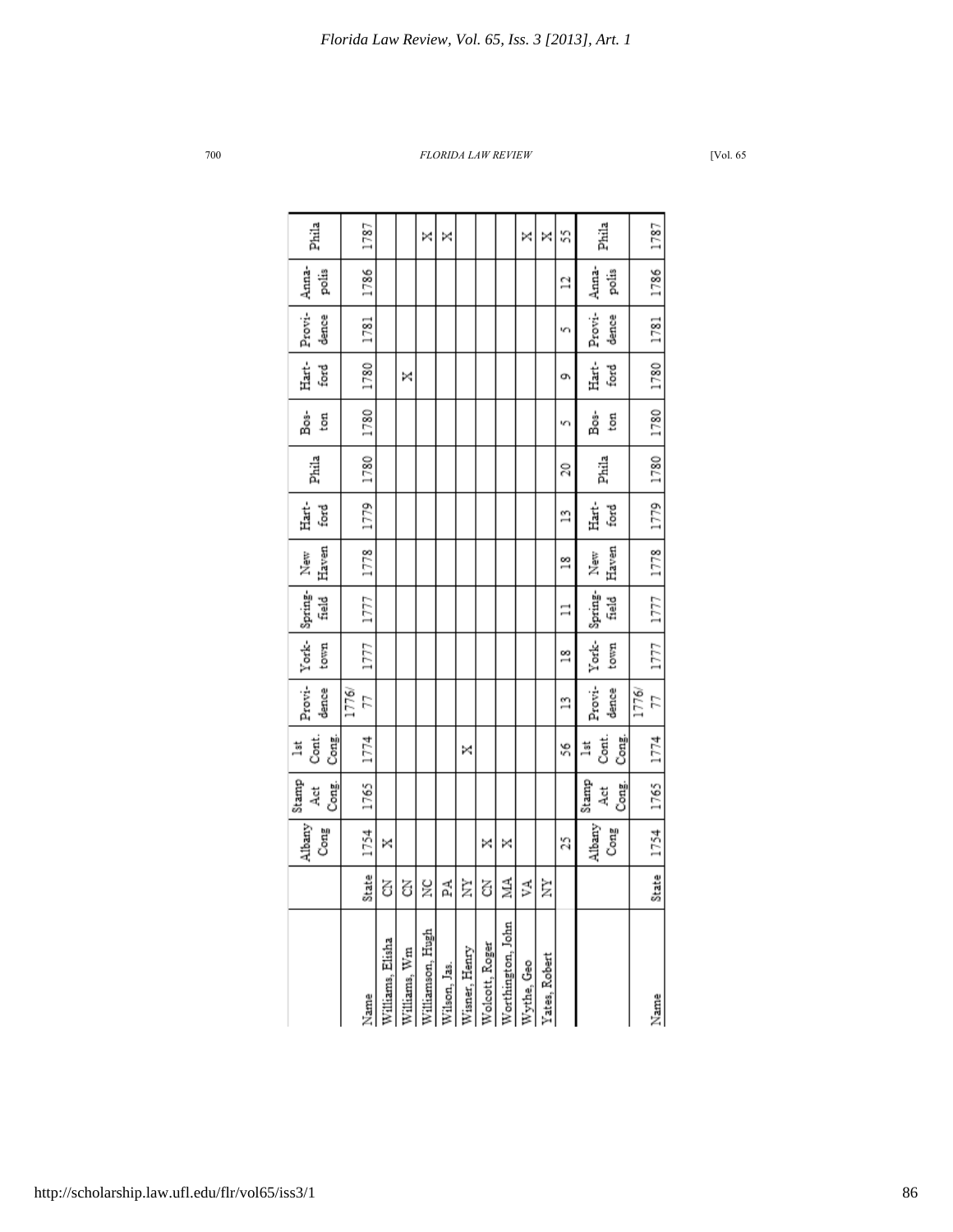| | | Albany Cong | Stamp Act Cong. | 1st Cont. Cong. | Provi-dence | York-town | Spring-field | New Haven | Hart-ford | Phila | Bos-ton | Hart-ford | Provi-dence | Anna-polis | Phila |
|---|---|---|---|---|---|---|---|---|---|---|---|---|---|---|---|
| Name | State | 1754 | 1765 | 1774 | 1776/77 | 1777 | 1777 | 1778 | 1779 | 1780 | 1780 | 1780 | 1781 | 1786 | 1787 |
| Williams, Elisha | CN | X | | | | | | | | | | | | | |
| Williams, Wm | CN | | | | | | | | | | | X | | | |
| Williamson, Hugh | NC | | | | | | | | | | | | | | X |
| Wilson, Jas. | PA | | | | | | | | | | | | | | X |
| Wisner, Henry | NY | | | X | | | | | | | | | | | |
| Wolcott, Roger | CN | X | | | | | | | | | | | | | |
| Worthington, John | MA | X | | | | | | | | | | | | | |
| Wythe, Geo | VA | | | | | | | | | | | | | | X |
| Yates, Robert | NY | | | | | | | | | | | | | | X |
| | | 25 | | 56 | 13 | 18 | 11 | 18 | 13 | 20 | 5 | 9 | 5 | 12 | 55 |
| | | Albany Cong | Stamp Act Cong. | 1st Cont. Cong. | Provi-dence | York-town | Spring-field | New Haven | Hart-ford | Phila | Bos-ton | Hart-ford | Provi-dence | Anna-polis | Phila |
| Name | State | 1754 | 1765 | 1774 | 1776/77 | 1777 | 1777 | 1778 | 1779 | 1780 | 1780 | 1780 | 1781 | 1786 | 1787 |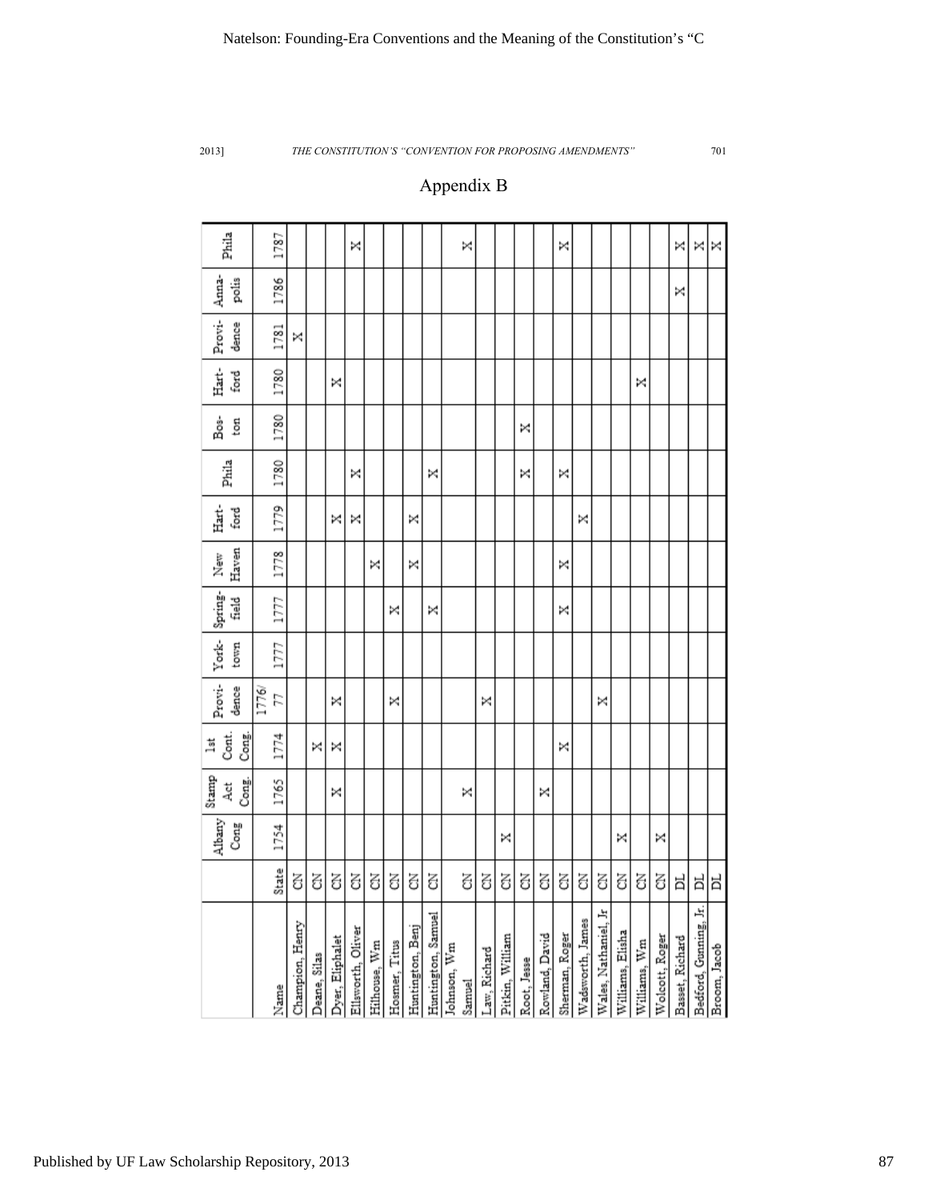## Appendix B

| Name | State | Albany Cong | Stamp Act Cong. | 1st Cont. Cong. | Provi-dence | York-town | Spring-field | New Haven | Hart-ford | Phila | Bos-ton | Hart-ford | Provi-dence | Anna-polis | Phila |
|---|---|---|---|---|---|---|---|---|---|---|---|---|---|---|---|
| | | 1754 | 1765 | 1774 | 1776/77 | 1777 | 1777 | 1778 | 1779 | 1780 | 1780 | 1780 | 1781 | 1786 | 1787 |
| Champion, Henry | CN | | | | | | | | | | | | X | | |
| Deane, Silas | CN | | | X | | | | | | | | | | | |
| Dyer, Eliphalet | CN | | X | X | X | | | | X | | | X | | | |
| Ellsworth, Oliver | CN | | | | | | | | X | X | | | | | X |
| Hillhouse, Wm | CN | | | | | | | X | | | | | | | |
| Hosmer, Titus | CN | | | | X | | X | | | | | | | | |
| Huntington, Benj | CN | | | | | | | X | X | | | | | | |
| Huntington, Samuel | CN | | | | | | X | | | X | | | | | |
| Johnson, Wm Samuel | CN | | X | | | | | | | | | | | | X |
| Law, Richard | CN | | | | X | | | | | | | | | | |
| Pitkin, William | CN | X | | | | | | | | | | | | | |
| Root, Jesse | CN | | | | | | | | | X | X | | | | |
| Rowland, David | CN | | X | | | | | | | | | | | | |
| Sherman, Roger | CN | | | X | | | X | X | | X | | | | | X |
| Wadsworth, James | CN | | | | | | | | X | | | | | | |
| Wales, Nathaniel, Jr | CN | | | | X | | | | | | | | | | |
| Williams, Elisha | CN | X | | | | | | | | | | | | | |
| Williams, Wm | CN | | | | | | | | | | | X | | | |
| Wolcott, Roger | CN | X | | | | | | | | | | | | | |
| Basset, Richard | DL | | | | | | | | | | | | | X | X |
| Bedford, Gunning, Jr. | DL | | | | | | | | | | | | | | X |
| Broom, Jacob | DL | | | | | | | | | | | | | | X |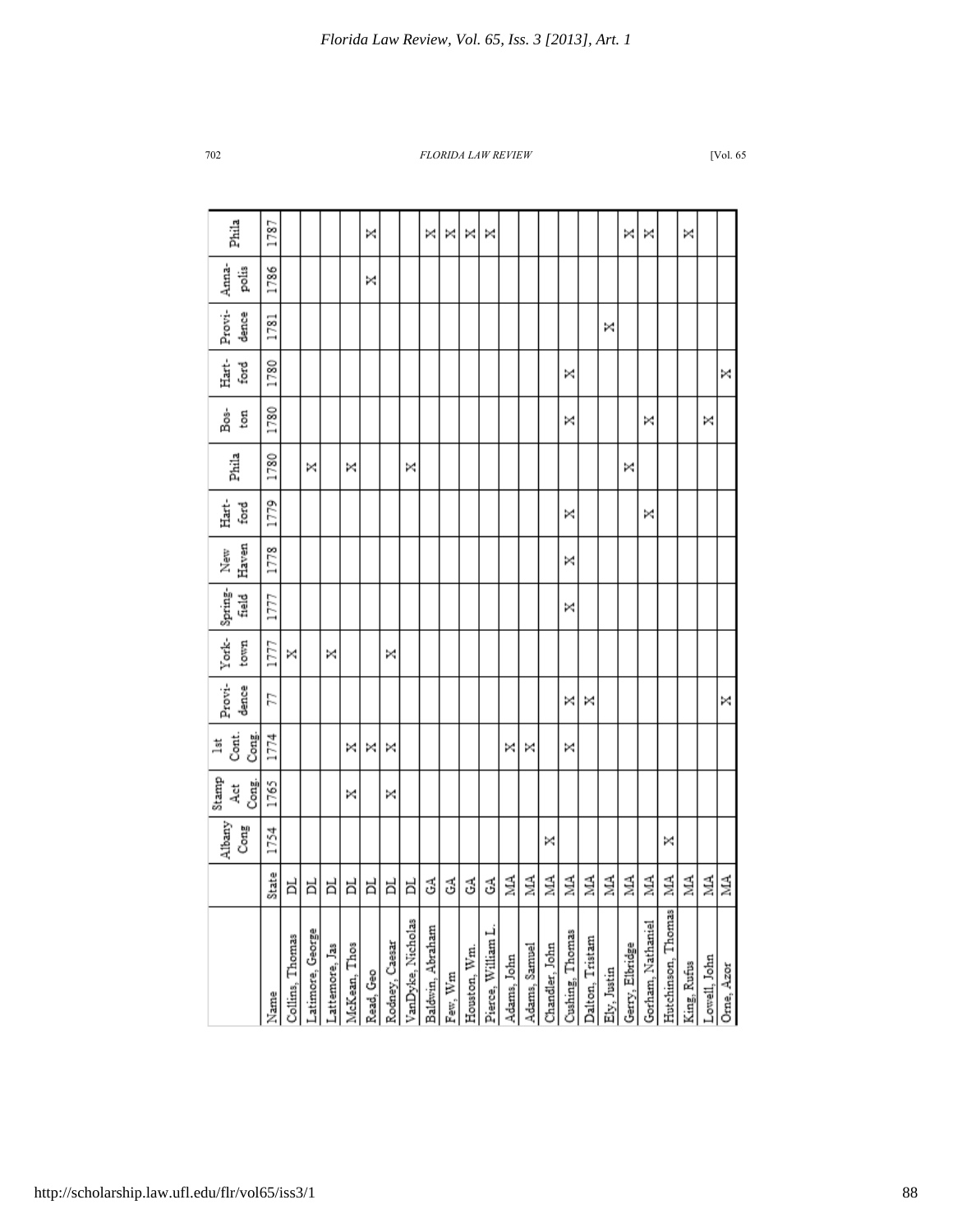| | | Albany Cong | Stamp Act Cong. | 1st Cont. Cong. | Provi-dence | York-town | Spring-field | New Haven | Hart-ford | Phila | Bos-ton | Hart-ford | Provi-dence | Anna-polis | Phila |
|---|---|---|---|---|---|---|---|---|---|---|---|---|---|---|---|
| Name | State | 1754 | 1765 | 1774 | 77 | 1777 | 1777 | 1778 | 1779 | 1780 | 1780 | 1780 | 1781 | 1786 | 1787 |
| Collins, Thomas | DL | | | | | X | | | | | | | | | |
| Latimore, George | DL | | | | | | | | | X | | | | | |
| Lattemore, Jas | DL | | | | | X | | | | | | | | | |
| McKean, Thos | DL | | X | X | | | | | | X | | | | | |
| Read, Geo | DL | | | X | | | | | | | | | | X | X |
| Rodney, Caesar | DL | | X | X | | X | | | | | | | | | |
| VanDyke, Nicholas | DL | | | | | | | | | X | | | | | |
| Baldwin, Abraham | GA | | | | | | | | | | | | | | X |
| Few, Wm | GA | | | | | | | | | | | | | | X |
| Houston, Wm. | GA | | | | | | | | | | | | | | X |
| Pierce, William L. | GA | | | | | | | | | | | | | | X |
| Adams, John | MA | | | X | | | | | | | | | | | |
| Adams, Samuel | MA | | | X | | | | | | | | | | | |
| Chandler, John | MA | X | | | | | | | | | | | | | |
| Cushing, Thomas | MA | | | X | X | | X | X | X | | X | X | | | |
| Dalton, Tristam | MA | | | | X | | | | | | | | | | |
| Ely, Justin | MA | | | | | | | | | | | | X | | |
| Gerry, Elbridge | MA | | | | | | | | | X | | | | | X |
| Gorham, Nathaniel | MA | | | | | | | | X | | X | | | | X |
| Hutchinson, Thomas | MA | X | | | | | | | | | | | | | |
| King, Rufus | MA | | | | | | | | | | | | | | X |
| Lowell, John | MA | | | | | | | | | | X | | | | |
| Orne, Azor | MA | | | | X | | | | | | | X | | | |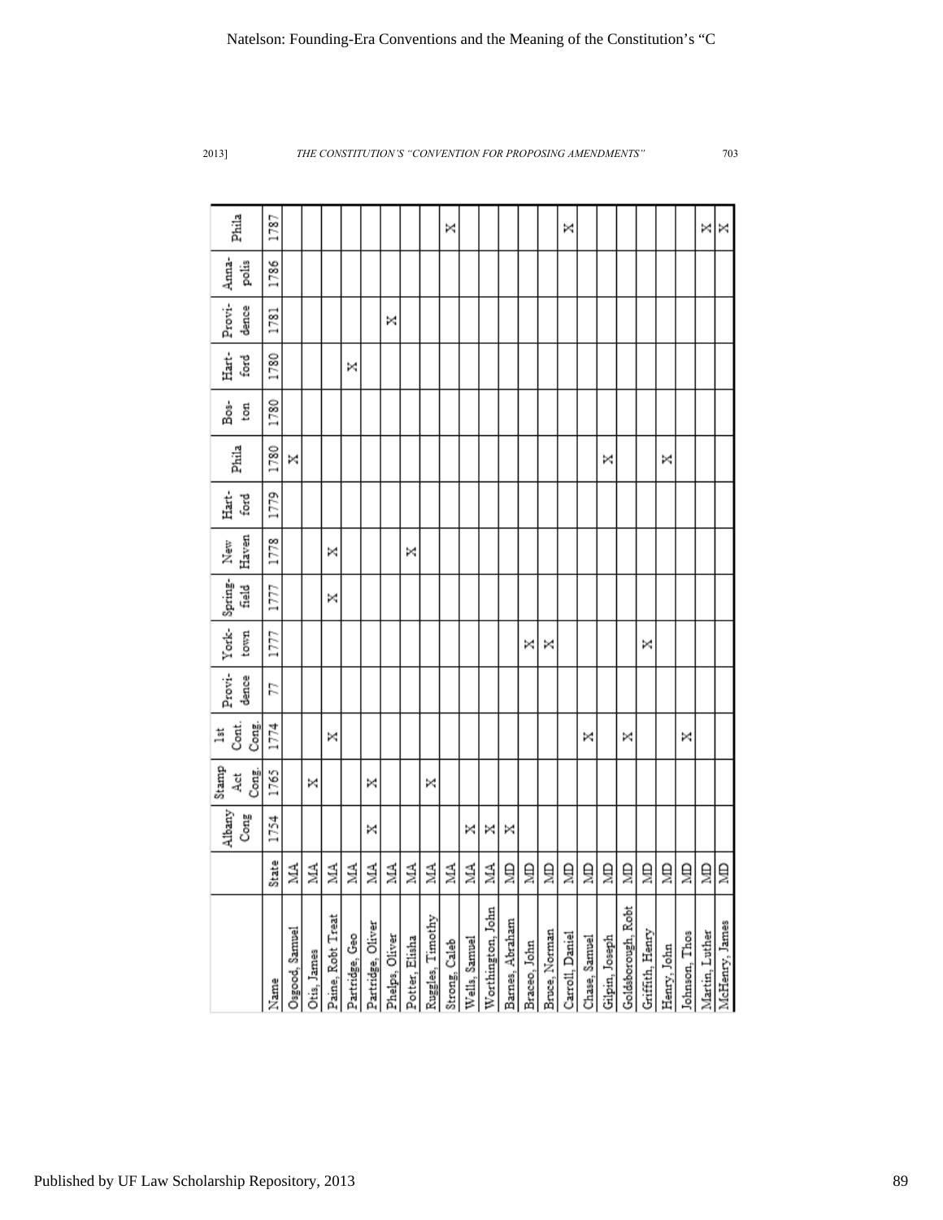| | | Albany Cong | Stamp Act Cong. | 1st Cont. Cong. | Provi-dence | York-town | Spring-field | New Haven | Hart-ford | Phila | Bos-ton | Hart-ford | Provi-dence | Anna-polis | Phila |
|---|---|---|---|---|---|---|---|---|---|---|---|---|---|---|---|
| Name | State | 1754 | 1765 | 1774 | 77 | 1777 | 1777 | 1778 | 1779 | 1780 | 1780 | 1780 | 1781 | 1786 | 1787 |
| Osgood, Samuel | MA | | | | | | | | | X | | | | | |
| Otis, James | MA | | X | | | | | | | | | | | | |
| Paine, Robt Treat | MA | | | X | | | X | X | | | | | | | |
| Partridge, Geo | MA | | | | | | | | | | | X | | | |
| Partridge, Oliver | MA | X | X | | | | | | | | | | | | |
| Phelps, Oliver | MA | | | | | | | | | | | | X | | |
| Potter, Elisha | MA | | | | | | | X | | | | | | | |
| Ruggles, Timothy | MA | | X | | | | | | | | | | | | |
| Strong, Caleb | MA | | | | | | | | | | | | | | X |
| Wells, Samuel | MA | X | | | | | | | | | | | | | |
| Worthington, John | MA | X | | | | | | | | | | | | | |
| Barnes, Abraham | MD | X | | | | | | | | | | | | | |
| Bracco, John | MD | | | | | X | | | | | | | | | |
| Bruce, Norman | MD | | | | | X | | | | | | | | | |
| Carroll, Daniel | MD | | | | | | | | | | | | | | X |
| Chase, Samuel | MD | | | X | | | | | | | | | | | |
| Gilpin, Joseph | MD | | | | | | | | | X | | | | | |
| Goldsborough, Robt | MD | | | X | | | | | | | | | | | |
| Griffith, Henry | MD | | | | | X | | | | | | | | | |
| Henry, John | MD | | | | | | | | | X | | | | | |
| Johnson, Thos | MD | | | X | | | | | | | | | | | |
| Martin, Luther | MD | | | | | | | | | | | | | | X |
| McHenry, James | MD | | | | | | | | | | | | | | X |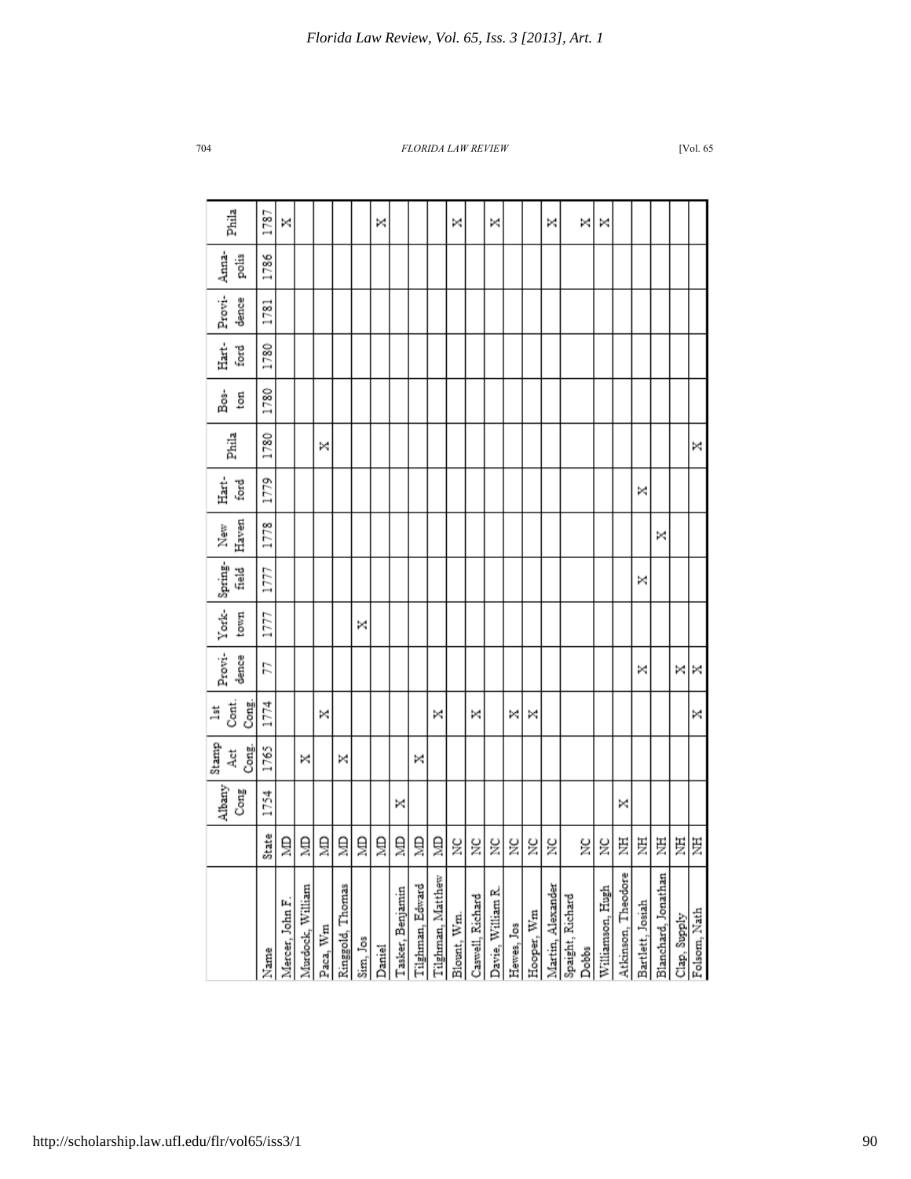| | | Albany Cong | Stamp Act Cong. | 1st Cont. Cong. | Provi-dence | York-town | Spring-field | New Haven | Hart-ford | Phila | Bos-ton | Hart-ford | Provi-dence | Anna-polis | Phila |
|---|---|---|---|---|---|---|---|---|---|---|---|---|---|---|---|
| Name | State | 1754 | 1765 | 1774 | 77 | 1777 | 1777 | 1778 | 1779 | 1780 | 1780 | 1780 | 1781 | 1786 | 1787 |
| Mercer, John F. | MD | | | | | | | | | | | | | | X |
| Murdock, William | MD | | X | | | | | | | | | | | | |
| Paca, Wm | MD | | | X | | | | | | X | | | | | |
| Ringgold, Thomas | MD | | X | | | | | | | | | | | | |
| Sim, Jos | MD | | | | | X | | | | | | | | | |
| Daniel | MD | | | | | | | | | | | | | | X |
| Tasker, Benjamin | MD | X | | | | | | | | | | | | | |
| Tilghman, Edward | MD | | X | | | | | | | | | | | | |
| Tilghman, Matthew | MD | | | X | | | | | | | | | | | |
| Blount, Wm. | NC | | | | | | | | | | | | | | X |
| Caswell, Richard | NC | | | X | | | | | | | | | | | |
| Davie, William R. | NC | | | | | | | | | | | | | | X |
| Hewes, Jos | NC | | | X | | | | | | | | | | | |
| Hooper, Wm | NC | | | X | | | | | | | | | | | |
| Martin, Alexander | NC | | | | | | | | | | | | | | X |
| Spaight, Richard Dobbs | NC | | | | | | | | | | | | | | X |
| Williamson, Hugh | NC | | | | | | | | | | | | | | X |
| Atkinson, Theodore | NH | X | | | | | | | | | | | | | |
| Bartlett, Josiah | NH | | | | X | | X | | X | | | | | | |
| Blanchard, Jonathan | NH | | | | | | | X | | | | | | | |
| Clap, Supply | NH | | | | X | | | | | | | | | | |
| Folsom, Nath | NH | | | X | X | | | | | X | | | | | |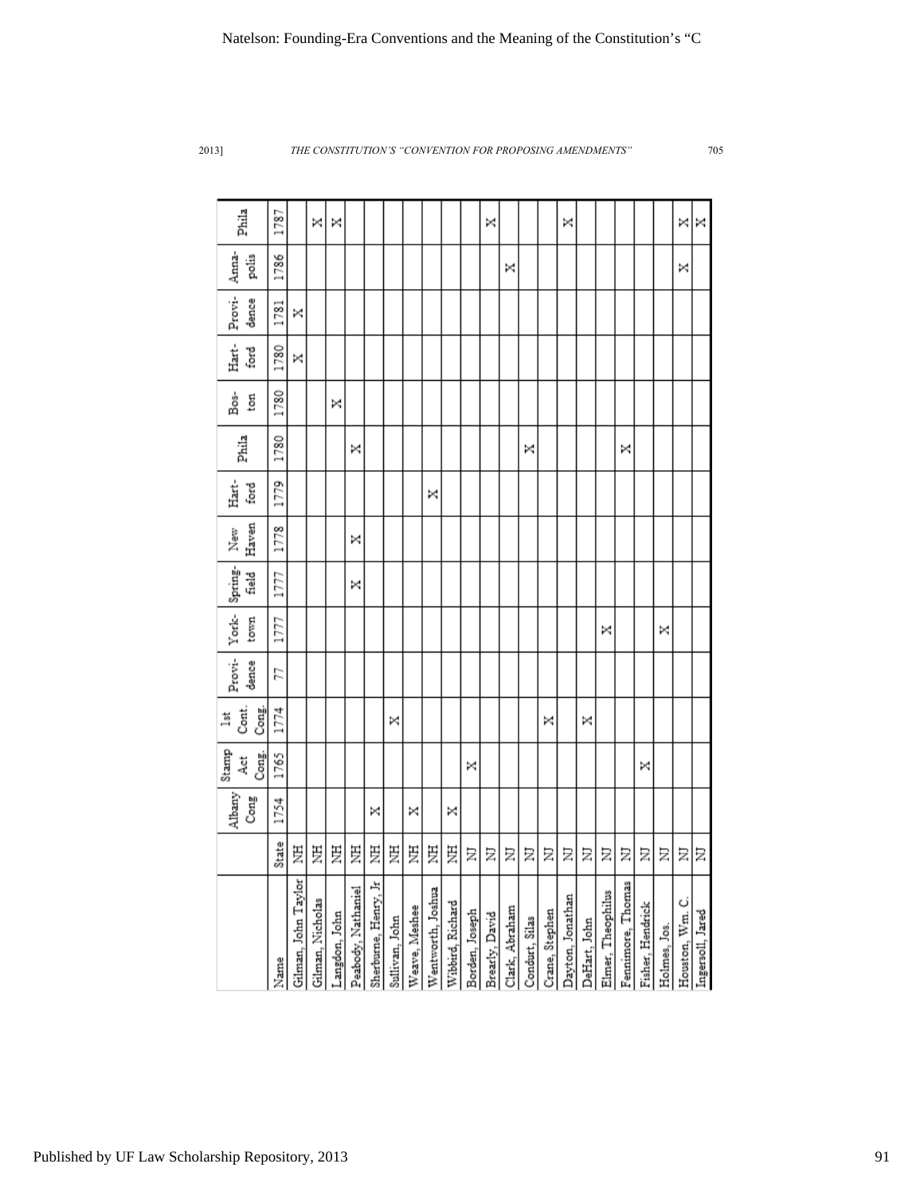| | | Albany Cong | Stamp Act Cong. | 1st Cont. Cong. | Provi-dence | York-town | Spring-field | New Haven | Hart-ford | Phila | Bos-ton | Hart-ford | Provi-dence | Anna-polis | Phila |
|---|---|---|---|---|---|---|---|---|---|---|---|---|---|---|---|
| Name | State | 1754 | 1765 | 1774 | 77 | 1777 | 1777 | 1778 | 1779 | 1780 | 1780 | 1780 | 1781 | 1786 | 1787 |
| Gilman, John Taylor | NH | | | | | | | | | | | X | X | | |
| Gilman, Nicholas | NH | | | | | | | | | | | | | | X |
| Langdon, John | NH | | | | | | | | | | X | | | | X |
| Peabody, Nathaniel | NH | | | | | | X | X | | X | | | | | |
| Sherburne, Henry, Jr | NH | X | | | | | | | | | | | | | |
| Sullivan, John | NH | | | X | | | | | | | | | | | |
| Weave, Meshee | NH | X | | | | | | | | | | | | | |
| Wentworth, Joshua | NH | | | | | | | | X | | | | | | |
| Wibbird, Richard | NH | X | | | | | | | | | | | | | |
| Borden, Joseph | NJ | | X | | | | | | | | | | | | |
| Brearly, David | NJ | | | | | | | | | | | | | | X |
| Clark, Abraham | NJ | | | | | | | | | | | | | X | |
| Condurt, Silas | NJ | | | | | | | | | X | | | | | |
| Crane, Stephen | NJ | | | X | | | | | | | | | | | |
| Dayton, Jonathan | NJ | | | | | | | | | | | | | | X |
| DeHart, John | NJ | | | X | | | | | | | | | | | |
| Elmer, Theophilus | NJ | | | | | X | | | | | | | | | |
| Fennimore, Thomas | NJ | | | | | | | | | X | | | | | |
| Fisher, Hendrick | NJ | | X | | | | | | | | | | | | |
| Holmes, Jos. | NJ | | | | | X | | | | | | | | | |
| Houston, Wm. C. | NJ | | | | | | | | | | | | | X | X |
| Ingersoll, Jared | NJ | | | | | | | | | | | | | | X |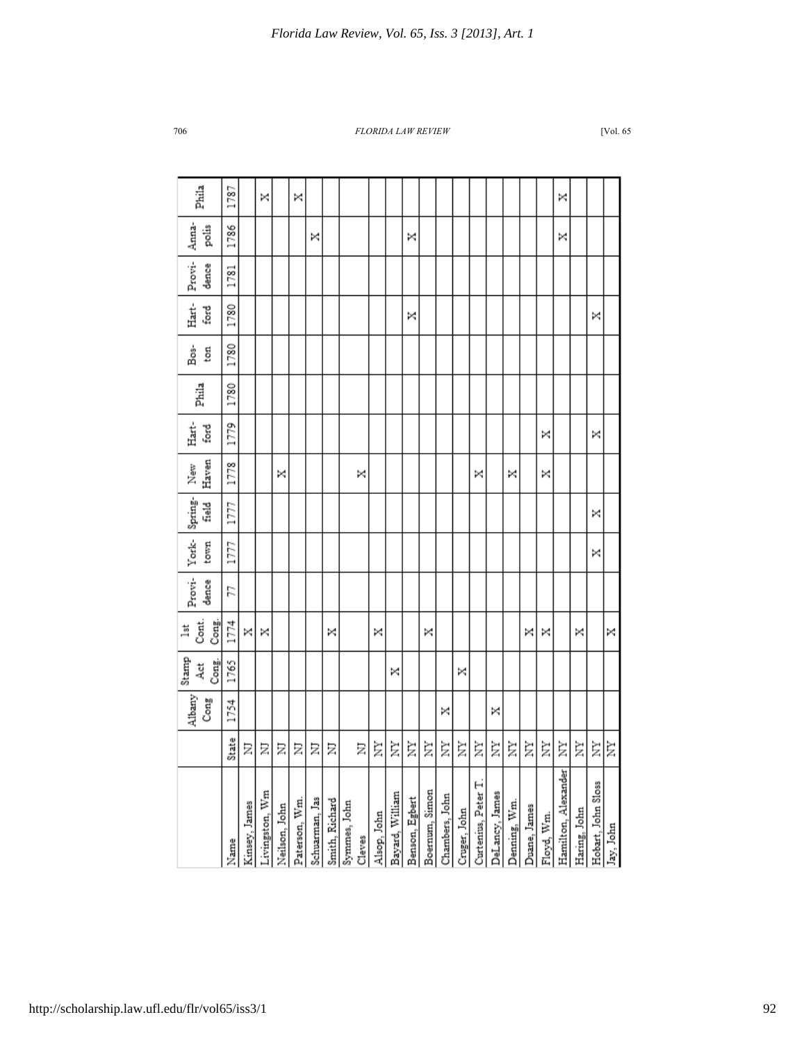| | | Albany Cong | Stamp Act Cong. | 1st Cont. Cong. | Provi-dence | York-town | Spring-field | New Haven | Hart-ford | Phila | Bos-ton | Hart-ford | Provi-dence | Anna-polis | Phila |
|---|---|---|---|---|---|---|---|---|---|---|---|---|---|---|---|
| Name | State | 1754 | 1765 | 1774 | 77 | 1777 | 1777 | 1778 | 1779 | 1780 | 1780 | 1780 | 1781 | 1786 | 1787 |
| Kinsey, James | NJ | | | X | | | | | | | | | | | |
| Livingston, Wm | NJ | | | X | | | | | | | | | | | X |
| Neilson, John | NJ | | | | | | | X | | | | | | | |
| Paterson, Wm. | NJ | | | | | | | | | | | | | | X |
| Schuarman, Jas | NJ | | | | | | | | | | | | | X | |
| Smith, Richard | NJ | | | X | | | | | | | | | | | |
| Symmes, John Cleves | NJ | | | | | | | X | | | | | | | |
| Alsop, John | NY | | | X | | | | | | | | | | | |
| Bayard, William | NY | | X | | | | | | | | | | | | |
| Benson, Egbert | NY | | | | | | | | | | | X | | X | |
| Boerum, Simon | NY | | | X | | | | | | | | | | | |
| Chambers, John | NY | X | | | | | | | | | | | | | |
| Cruger, John | NY | | X | | | | | | | | | | | | |
| Curtenius, Peter T. | NY | | | | | | | X | | | | | | | |
| DeLancy, James | NY | X | | | | | | | | | | | | | |
| Denning, Wm. | NY | | | | | | | X | | | | | | | |
| Duane, James | NY | | | X | | | | | | | | | | | |
| Floyd, Wm. | NY | | | X | | | | X | X | | | | | | |
| Hamilton, Alexander | NY | | | | | | | | | | | | | X | X |
| Haring, John | NY | | | X | | | | | | | | | | | |
| Hobart, John Sloss | NY | | | | | X | X | | X | | | X | | | |
| Jay, John | NY | | | X | | | | | | | | | | | |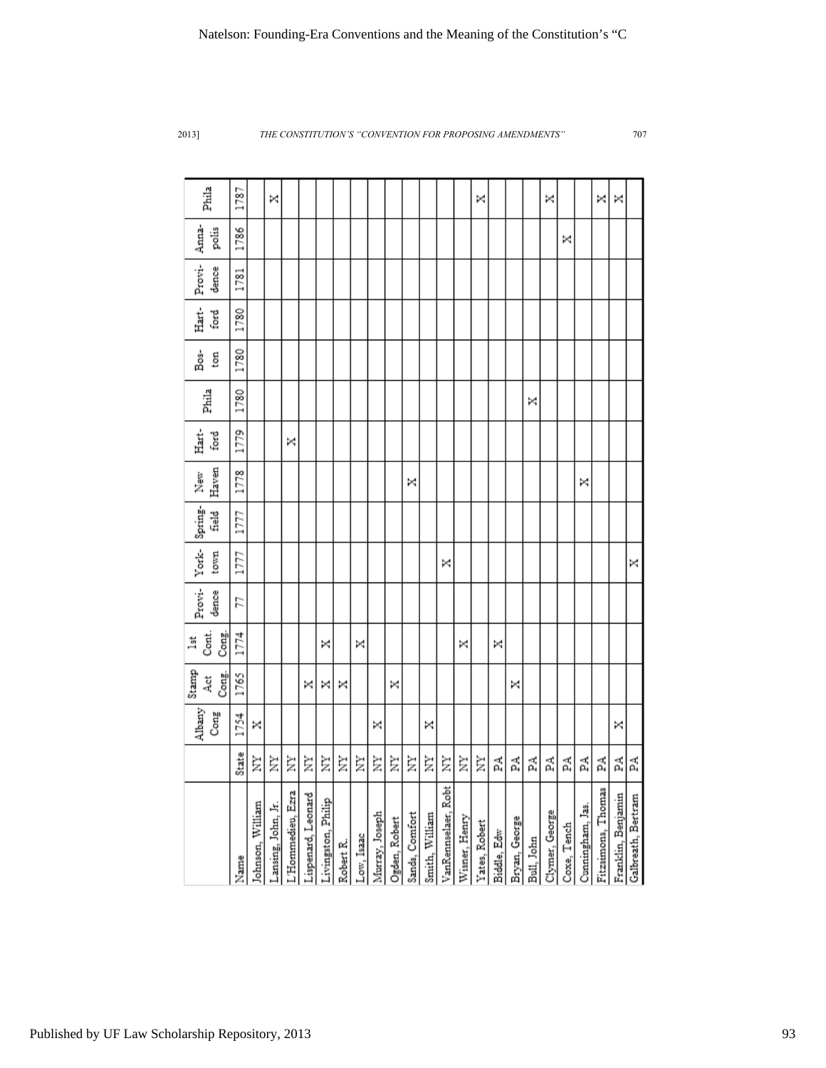| | | Albany Cong | Stamp Act Cong. | 1st Cont. Cong. | Provi-dence | York-town | Spring-field | New Haven | Hart-ford | Phila | Bos-ton | Hart-ford | Provi-dence | Anna-polis | Phila |
|---|---|---|---|---|---|---|---|---|---|---|---|---|---|---|---|
| Name | State | 1754 | 1765 | 1774 | 77 | 1777 | 1777 | 1778 | 1779 | 1780 | 1780 | 1780 | 1781 | 1786 | 1787 |
| Johnson, William | NY | X | | | | | | | | | | | | | |
| Lansing, John, Jr. | NY | | | | | | | | | | | | | | X |
| L'Hommedieu, Ezra | NY | | | | | | | | X | | | | | | |
| Lispenard, Leonard | NY | | X | | | | | | | | | | | | |
| Livingston, Philip | NY | | X | X | | | | | | | | | | | |
| Robert R. | NY | | X | | | | | | | | | | | | |
| Low, Isaac | NY | | | X | | | | | | | | | | | |
| Murray, Joseph | NY | X | | | | | | | | | | | | | |
| Ogden, Robert | NY | | X | | | | | | | | | | | | |
| Sands, Comfort | NY | | | | | | | X | | | | | | | |
| Smith, William | NY | X | | | | | | | | | | | | | |
| VanRensselaer, Robt | NY | | | | | X | | | | | | | | | |
| Wisner, Henry | NY | | | X | | | | | | | | | | | |
| Yates, Robert | NY | | | | | | | | | | | | | | X |
| Biddle, Edw | PA | | | X | | | | | | | | | | | |
| Bryan, George | PA | | X | | | | | | | | | | | | |
| Bull, John | PA | | | | | | | | | X | | | | | |
| Clymer, George | PA | | | | | | | | | | | | | | X |
| Coxe, Tench | PA | | | | | | | | | | | | | X | |
| Cunningham, Jas. | PA | | | | | | | X | | | | | | | |
| Fitzsimons, Thomas | PA | | | | | | | | | | | | | | X |
| Franklin, Benjamin | PA | X | | | | | | | | | | | | | X |
| Galbreath, Bertram | PA | | | | | X | | | | | | | | | |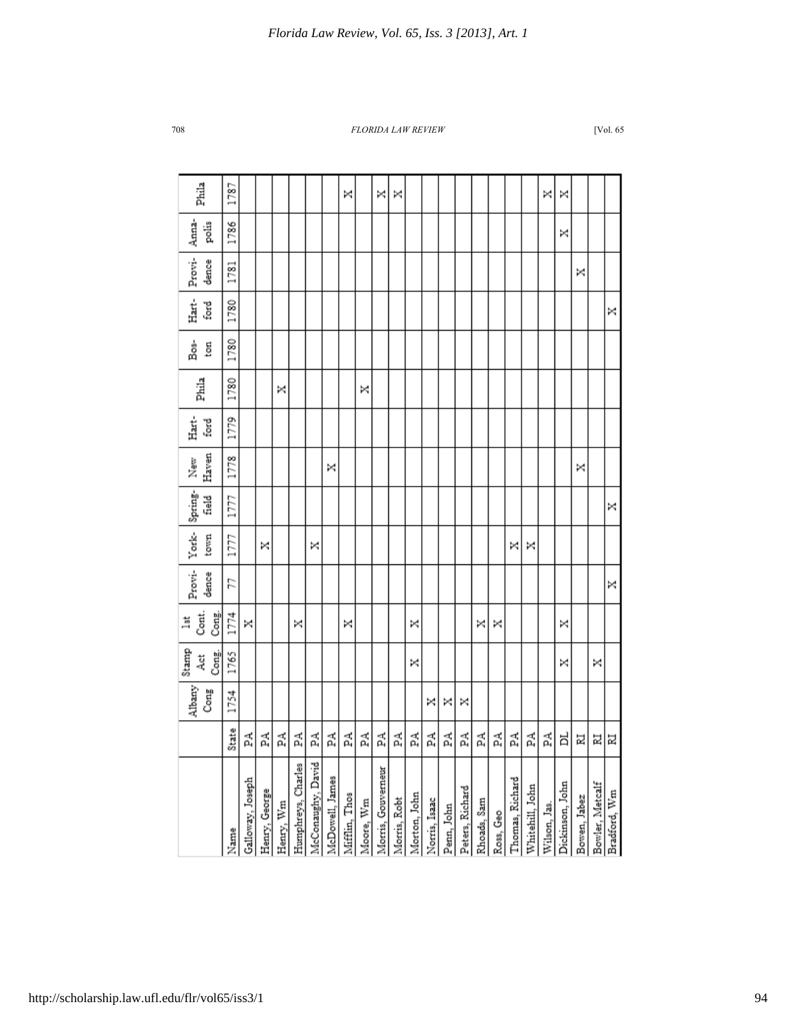| Name | State | Albany Cong | Stamp Act Cong. | 1st Cont. Cong. | Provi-dence | York-town | Spring-field | New Haven | Hart-ford | Phila | Bos-ton | Hart-ford | Provi-dence | Anna-polis | Phila |
|---|---|---|---|---|---|---|---|---|---|---|---|---|---|---|---|
| | | 1754 | 1765 | 1774 | 77 | 1777 | 1777 | 1778 | 1779 | 1780 | 1780 | 1780 | 1781 | 1786 | 1787 |
| Galloway, Joseph | PA | | | X | | | | | | | | | | | |
| Henry, George | PA | | | | | X | | | | | | | | | |
| Henry, Wm | PA | | | | | | | | | X | | | | | |
| Humphreys, Charles | PA | | | X | | | | | | | | | | | |
| McConaughy, David | PA | | | | | X | | | | | | | | | |
| McDowell, James | PA | | | | | | | X | | | | | | | |
| Mifflin, Thos | PA | | | X | | | | | | | | | | | X |
| Moore, Wm | PA | | | | | | | | | X | | | | | |
| Morris, Gouverneur | PA | | | | | | | | | | | | | | X |
| Morris, Robt | PA | | | | | | | | | | | | | | X |
| Morton, John | PA | | X | X | | | | | | | | | | | |
| Norris, Isaac | PA | X | | | | | | | | | | | | | |
| Penn, John | PA | X | | | | | | | | | | | | | |
| Peters, Richard | PA | X | | | | | | | | | | | | | |
| Rhoads, Sam | PA | | | X | | | | | | | | | | | |
| Ross, Geo | PA | | | X | | | | | | | | | | | |
| Thomas, Richard | PA | | | | | X | | | | | | | | | |
| Whitehill, John | PA | | | | | X | | | | | | | | | |
| Wilson, Jas. | PA | | | | | | | | | | | | | | X |
| Dickinson, John | DL | | X | X | | | | | | | | | | X | X |
| Bowen, Jabez | RI | | | | | | | X | | | | | X | | |
| Bowler, Metcalf | RI | | X | | | | | | | | | | | | |
| Bradford, Wm | RI | | | | X | | X | | | | | X | | | |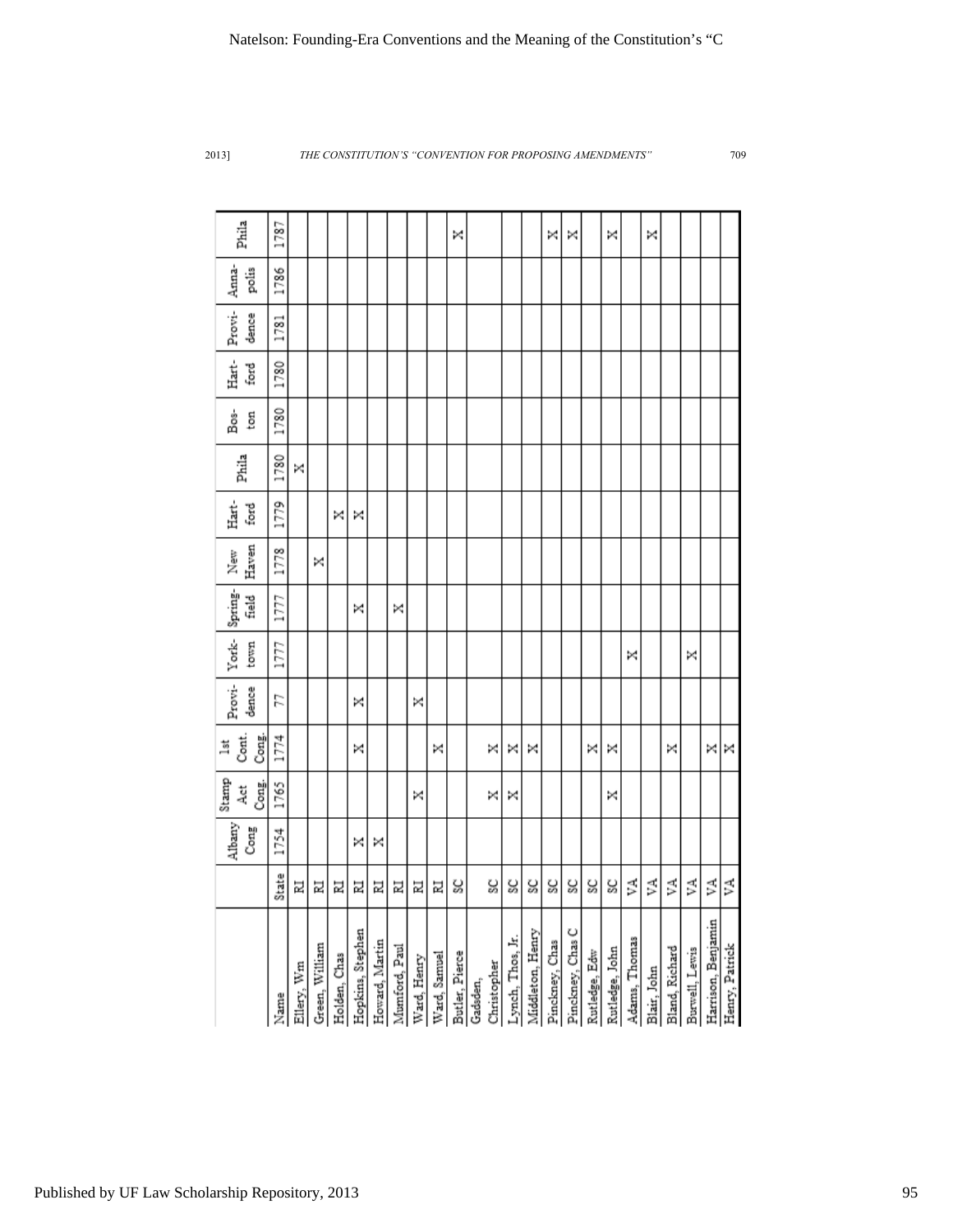| Name | State | Albany Cong | Stamp Act Cong. | 1st Cont. Cong. | Provi-dence | York-town | Spring-field | New Haven | Hart-ford | Phila | Bos-ton | Hart-ford | Provi-dence | Anna-polis | Phila |
|---|---|---|---|---|---|---|---|---|---|---|---|---|---|---|---|
| | State | 1754 | 1765 | 1774 | 77 | 1777 | 1777 | 1778 | 1779 | 1780 | 1780 | 1780 | 1781 | 1786 | 1787 |
| Ellery, Wm | RI | | | | | | | | | X | | | | | |
| Green, William | RI | | | | | | | X | | | | | | | |
| Holden, Chas | RI | | | | | | | | X | | | | | | |
| Hopkins, Stephen | RI | X | | X | X | | X | | X | | | | | | |
| Howard, Martin | RI | X | | | | | | | | | | | | | |
| Mumford, Paul | RI | | | | | | X | | | | | | | | |
| Ward, Henry | RI | | X | | X | | | | | | | | | | |
| Ward, Samuel | RI | | | X | | | | | | | | | | | |
| Butler, Pierce | SC | | | | | | | | | | | | | | X |
| Gadsden, Christopher | SC | | X | X | | | | | | | | | | | |
| Lynch, Thos, Jr. | SC | | X | X | | | | | | | | | | | |
| Middleton, Henry | SC | | | X | | | | | | | | | | | |
| Pinckney, Chas | SC | | | | | | | | | | | | | | X |
| Pinckney, Chas C | SC | | | | | | | | | | | | | | X |
| Rutledge, Edw | SC | | | X | | | | | | | | | | | |
| Rutledge, John | SC | | X | X | | | | | | | | | | | X |
| Adams, Thomas | VA | | | | | X | | | | | | | | | |
| Blair, John | VA | | | | | | | | | | | | | | X |
| Bland, Richard | VA | | | X | | | | | | | | | | | |
| Burwell, Lewis | VA | | | | | X | | | | | | | | | |
| Harrison, Benjamin | VA | | | X | | | | | | | | | | | |
| Henry, Patrick | VA | | | X | | | | | | | | | | | |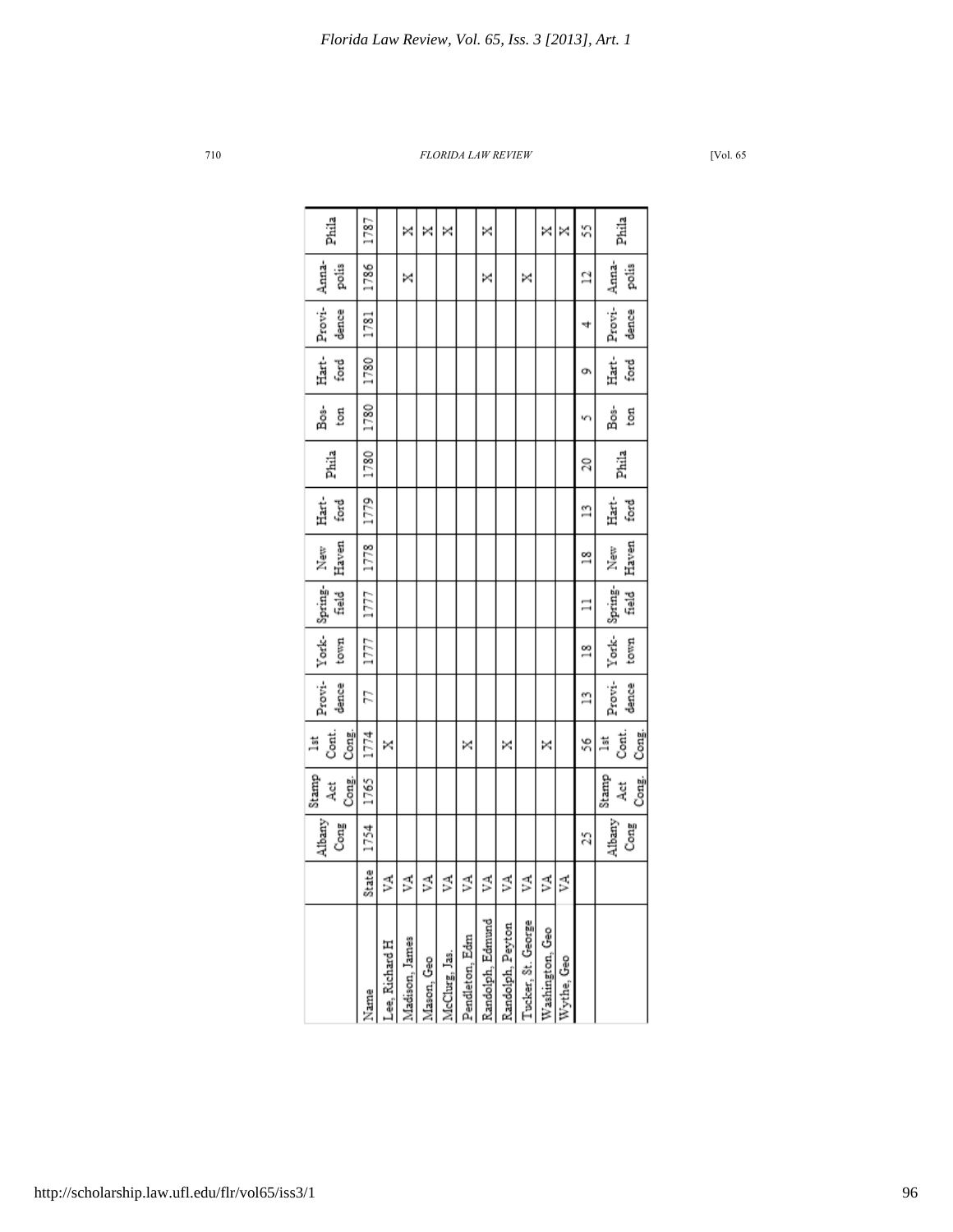| | | Albany Cong | Stamp Act Cong. | 1st Cont. Cong. | Provi-dence | York-town | Spring-field | New Haven | Hart-ford | Phila | Bos-ton | Hart-ford | Provi-dence | Anna-polis | Phila |
|---|---|---|---|---|---|---|---|---|---|---|---|---|---|---|---|
| Name | State | 1754 | 1765 | 1774 | 77 | 1777 | 1777 | 1778 | 1779 | 1780 | 1780 | 1780 | 1781 | 1786 | 1787 |
| Lee, Richard H | VA | | | X | | | | | | | | | | | |
| Madison, James | VA | | | | | | | | | | | | | X | X |
| Mason, Geo | VA | | | | | | | | | | | | | | X |
| McClurg, Jas. | VA | | | | | | | | | | | | | | X |
| Pendleton, Edm | VA | | | X | | | | | | | | | | | |
| Randolph, Edmund | VA | | | | | | | | | | | | | X | X |
| Randolph, Peyton | VA | | | X | | | | | | | | | | | |
| Tucker, St. George | VA | | | | | | | | | | | | | X | |
| Washington, Geo | VA | | | X | | | | | | | | | | | X |
| Wythe, Geo | VA | | | | | | | | | | | | | | X |
| | | 25 | | 56 | 13 | 18 | 11 | 18 | 13 | 20 | 5 | 9 | 4 | 12 | 55 |
| | | Albany Cong | Stamp Act Cong. | 1st Cont. Cong. | Provi-dence | York-town | Spring-field | New Haven | Hart-ford | Phila | Bos-ton | Hart-ford | Provi-dence | Anna-polis | Phila |